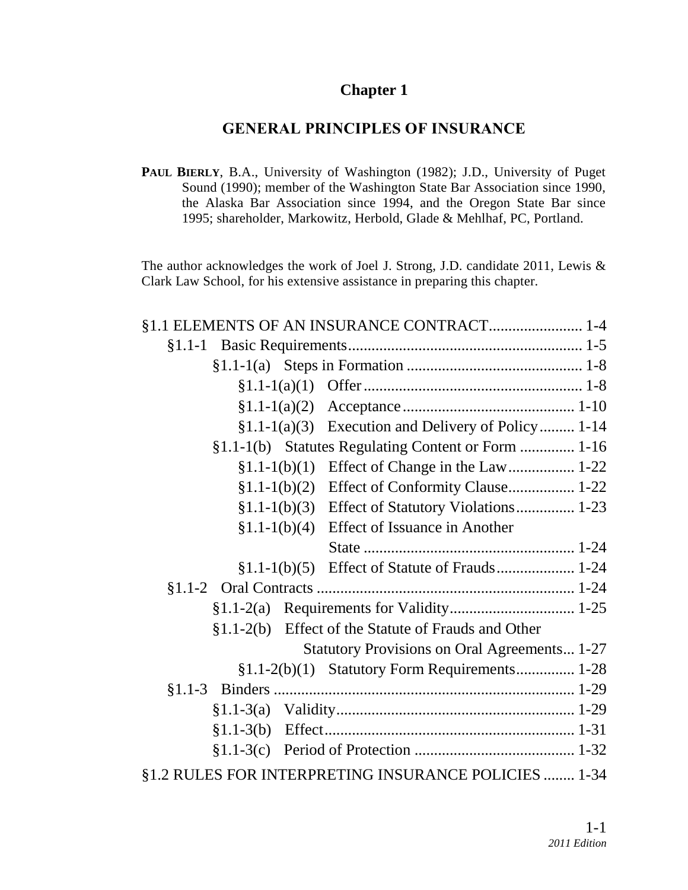# Chapter 1

## GENERAL PRINCIPLES OF INSURANCE

**PAUL BIERLY**, B.A., University of Washington (1982); J.D., University of Puget Sound (1990); member of the Washington State Bar Association since 1990, the Alaska Bar Association since 1994, and the Oregon State Bar since 1995; shareholder, Markowitz, Herbold, Glade & Mehlhaf, PC, Portland.

The author acknowledges the work of Joel J. Strong, J.D. candidate 2011, Lewis & Clark Law School, for his extensive assistance in preparing this chapter.

- §1.1 ELEMENTS OF AN INSURANCE CONTRACT........................ 1-4
  - §1.1-1 Basic Requirements............................................................ 1-5
    - §1.1-1(a) Steps in Formation ............................................. 1-8
      - §1.1-1(a)(1) Offer........................................................ 1-8
      - §1.1-1(a)(2) Acceptance............................................ 1-10
      - §1.1-1(a)(3) Execution and Delivery of Policy......... 1-14
    - §1.1-1(b) Statutes Regulating Content or Form .............. 1-16
      - §1.1-1(b)(1) Effect of Change in the Law................. 1-22
      - §1.1-1(b)(2) Effect of Conformity Clause................. 1-22
      - §1.1-1(b)(3) Effect of Statutory Violations............... 1-23
      - §1.1-1(b)(4) Effect of Issuance in Another State ...................................................... 1-24
      - §1.1-1(b)(5) Effect of Statute of Frauds.................... 1-24
  - §1.1-2 Oral Contracts ................................................................. 1-24
    - §1.1-2(a) Requirements for Validity................................ 1-25
    - §1.1-2(b) Effect of the Statute of Frauds and Other Statutory Provisions on Oral Agreements... 1-27
      - §1.1-2(b)(1) Statutory Form Requirements............... 1-28
  - §1.1-3 Binders ............................................................................ 1-29
    - §1.1-3(a) Validity............................................................ 1-29
    - §1.1-3(b) Effect................................................................ 1-31
    - §1.1-3(c) Period of Protection ......................................... 1-32
- §1.2 RULES FOR INTERPRETING INSURANCE POLICIES ........ 1-34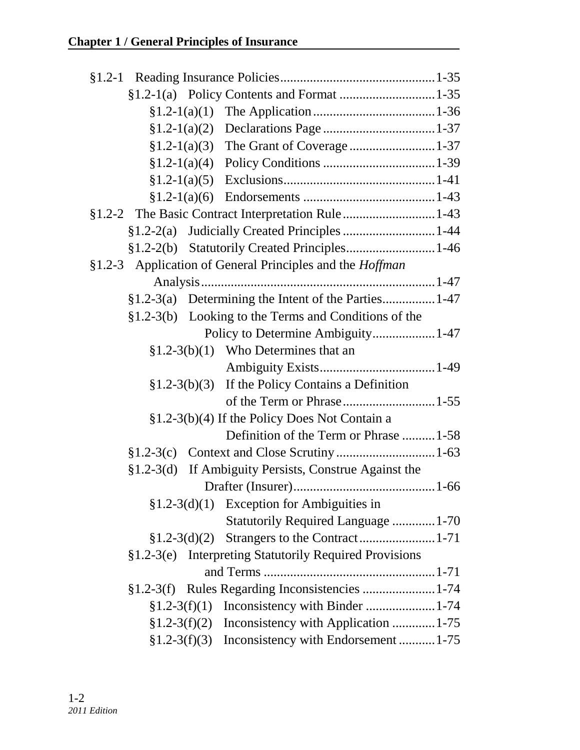§1.2-1 Reading Insurance Policies .............................................. 1-35

- §1.2-1(a) Policy Contents and Format ............................ 1-35
  - §1.2-1(a)(1) The Application ..................................... 1-36
  - §1.2-1(a)(2) Declarations Page .................................. 1-37
  - §1.2-1(a)(3) The Grant of Coverage .......................... 1-37
  - §1.2-1(a)(4) Policy Conditions .................................. 1-39
  - §1.2-1(a)(5) Exclusions............................................. 1-41
  - §1.2-1(a)(6) Endorsements ........................................ 1-43

§1.2-2 The Basic Contract Interpretation Rule ............................ 1-43

- §1.2-2(a) Judicially Created Principles ............................ 1-44
- §1.2-2(b) Statutorily Created Principles........................... 1-46

§1.2-3 Application of General Principles and the *Hoffman* Analysis...................................................................... 1-47

- §1.2-3(a) Determining the Intent of the Parties................ 1-47
- §1.2-3(b) Looking to the Terms and Conditions of the Policy to Determine Ambiguity................... 1-47
  - §1.2-3(b)(1) Who Determines that an Ambiguity Exists................................... 1-49
  - §1.2-3(b)(3) If the Policy Contains a Definition of the Term or Phrase ............................ 1-55
  - §1.2-3(b)(4) If the Policy Does Not Contain a Definition of the Term or Phrase .......... 1-58
- §1.2-3(c) Context and Close Scrutiny .............................. 1-63
- §1.2-3(d) If Ambiguity Persists, Construe Against the Drafter (Insurer)........................................... 1-66
  - §1.2-3(d)(1) Exception for Ambiguities in Statutorily Required Language ............. 1-70
  - §1.2-3(d)(2) Strangers to the Contract....................... 1-71
- §1.2-3(e) Interpreting Statutorily Required Provisions and Terms .................................................... 1-71
- §1.2-3(f) Rules Regarding Inconsistencies ...................... 1-74
  - §1.2-3(f)(1) Inconsistency with Binder ..................... 1-74
  - §1.2-3(f)(2) Inconsistency with Application ............. 1-75
  - §1.2-3(f)(3) Inconsistency with Endorsement ........... 1-75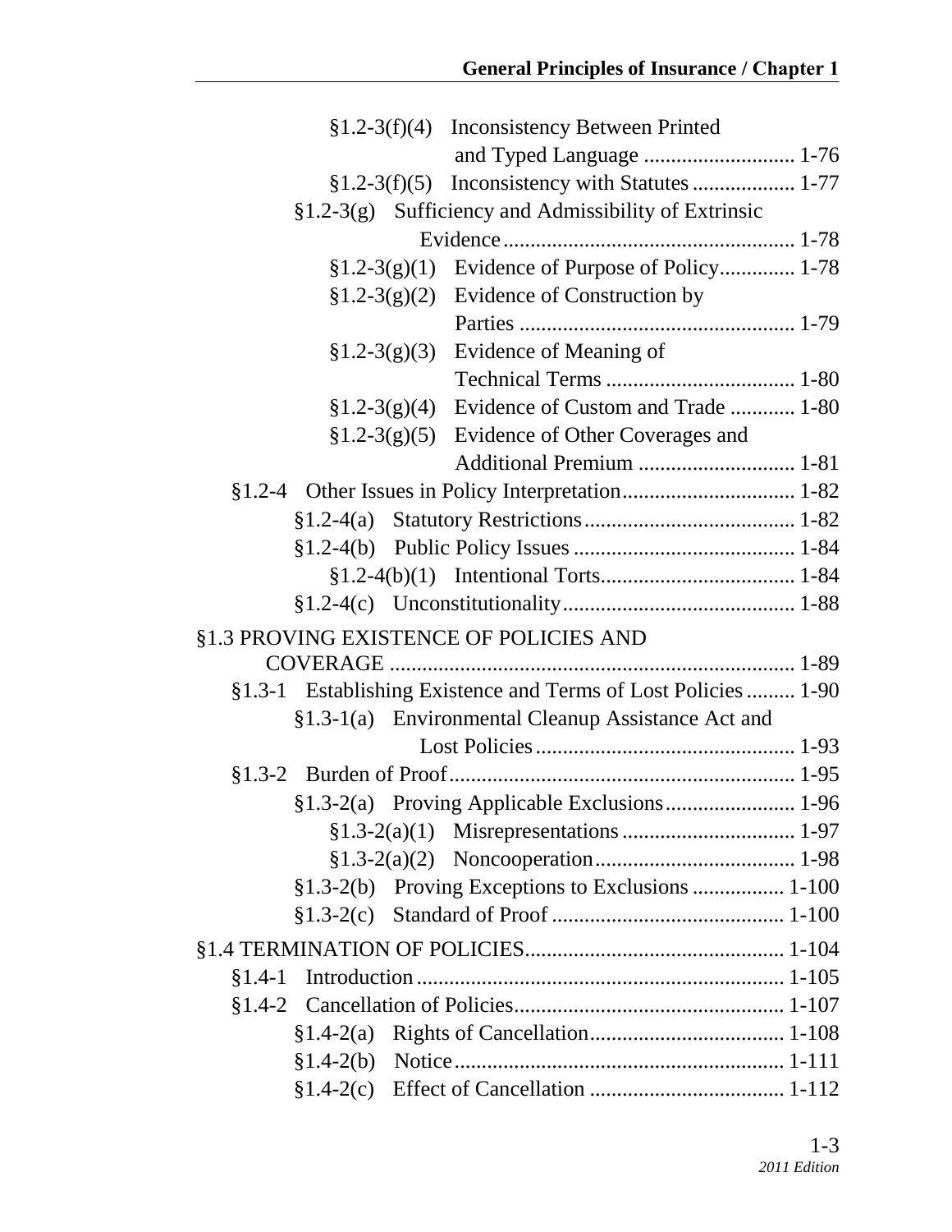§1.2-3(f)(4) Inconsistency Between Printed and Typed Language ............................ 1-76

§1.2-3(f)(5) Inconsistency with Statutes ................... 1-77

§1.2-3(g) Sufficiency and Admissibility of Extrinsic Evidence ...................................................... 1-78

§1.2-3(g)(1) Evidence of Purpose of Policy.............. 1-78

§1.2-3(g)(2) Evidence of Construction by Parties .................................................. 1-79

§1.2-3(g)(3) Evidence of Meaning of Technical Terms ................................... 1-80

§1.2-3(g)(4) Evidence of Custom and Trade ............ 1-80

§1.2-3(g)(5) Evidence of Other Coverages and Additional Premium ............................. 1-81

§1.2-4 Other Issues in Policy Interpretation................................ 1-82

§1.2-4(a) Statutory Restrictions....................................... 1-82

§1.2-4(b) Public Policy Issues ......................................... 1-84

§1.2-4(b)(1) Intentional Torts.................................... 1-84

§1.2-4(c) Unconstitutionality........................................... 1-88

§1.3 PROVING EXISTENCE OF POLICIES AND COVERAGE .......................................................................... 1-89

§1.3-1 Establishing Existence and Terms of Lost Policies ......... 1-90

§1.3-1(a) Environmental Cleanup Assistance Act and Lost Policies ................................................ 1-93

§1.3-2 Burden of Proof................................................................ 1-95

§1.3-2(a) Proving Applicable Exclusions......................... 1-96

§1.3-2(a)(1) Misrepresentations ................................ 1-97

§1.3-2(a)(2) Noncooperation..................................... 1-98

§1.3-2(b) Proving Exceptions to Exclusions ................. 1-100

§1.3-2(c) Standard of Proof ........................................... 1-100

§1.4 TERMINATION OF POLICIES................................................ 1-104

§1.4-1 Introduction .................................................................... 1-105

§1.4-2 Cancellation of Policies.................................................. 1-107

§1.4-2(a) Rights of Cancellation.................................... 1-108

§1.4-2(b) Notice ............................................................. 1-111

§1.4-2(c) Effect of Cancellation .................................... 1-112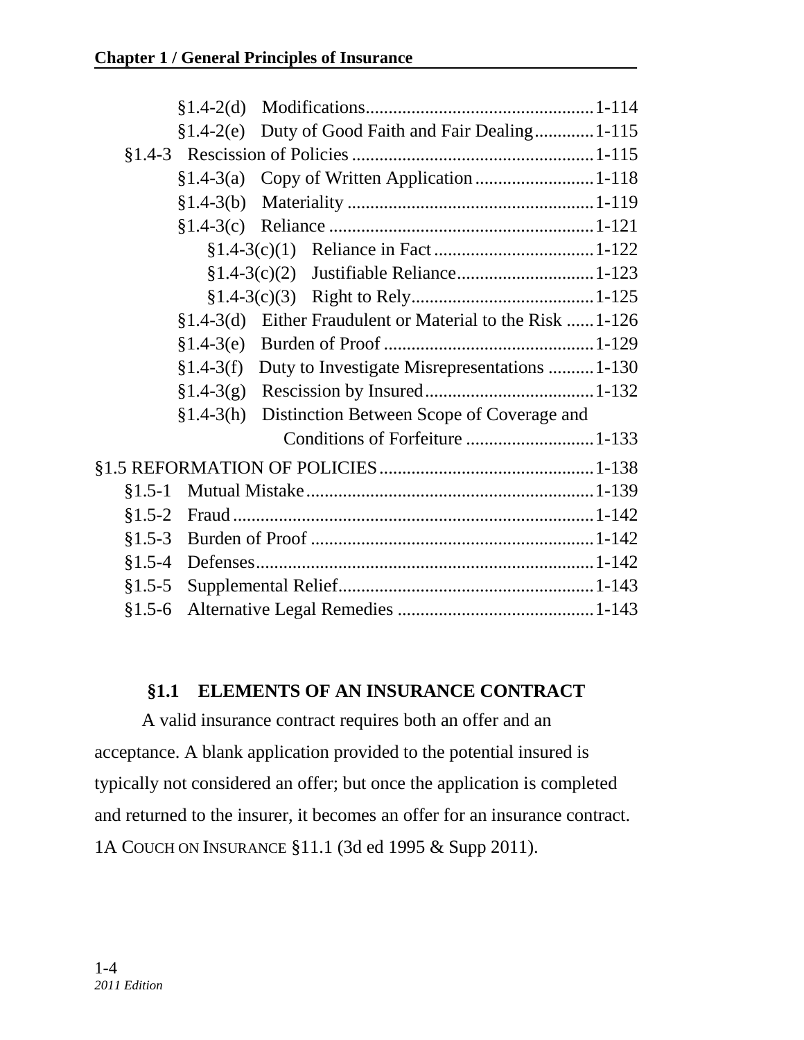§1.4-2(d) Modifications.................................................1-114
§1.4-2(e) Duty of Good Faith and Fair Dealing............1-115
§1.4-3 Rescission of Policies....................................................1-115
§1.4-3(a) Copy of Written Application..........................1-118
§1.4-3(b) Materiality......................................................1-119
§1.4-3(c) Reliance..........................................................1-121
§1.4-3(c)(1) Reliance in Fact..................................1-122
§1.4-3(c)(2) Justifiable Reliance.............................1-123
§1.4-3(c)(3) Right to Rely.......................................1-125
§1.4-3(d) Either Fraudulent or Material to the Risk......1-126
§1.4-3(e) Burden of Proof..............................................1-129
§1.4-3(f) Duty to Investigate Misrepresentations..........1-130
§1.4-3(g) Rescission by Insured.....................................1-132
§1.4-3(h) Distinction Between Scope of Coverage and Conditions of Forfeiture............................1-133

§1.5 REFORMATION OF POLICIES..............................................1-138
§1.5-1 Mutual Mistake..............................................................1-139
§1.5-2 Fraud.............................................................................1-142
§1.5-3 Burden of Proof.............................................................1-142
§1.5-4 Defenses.........................................................................1-142
§1.5-5 Supplemental Relief.......................................................1-143
§1.5-6 Alternative Legal Remedies...........................................1-143

## §1.1 ELEMENTS OF AN INSURANCE CONTRACT

A valid insurance contract requires both an offer and an acceptance. A blank application provided to the potential insured is typically not considered an offer; but once the application is completed and returned to the insurer, it becomes an offer for an insurance contract. 1A COUCH ON INSURANCE §11.1 (3d ed 1995 & Supp 2011).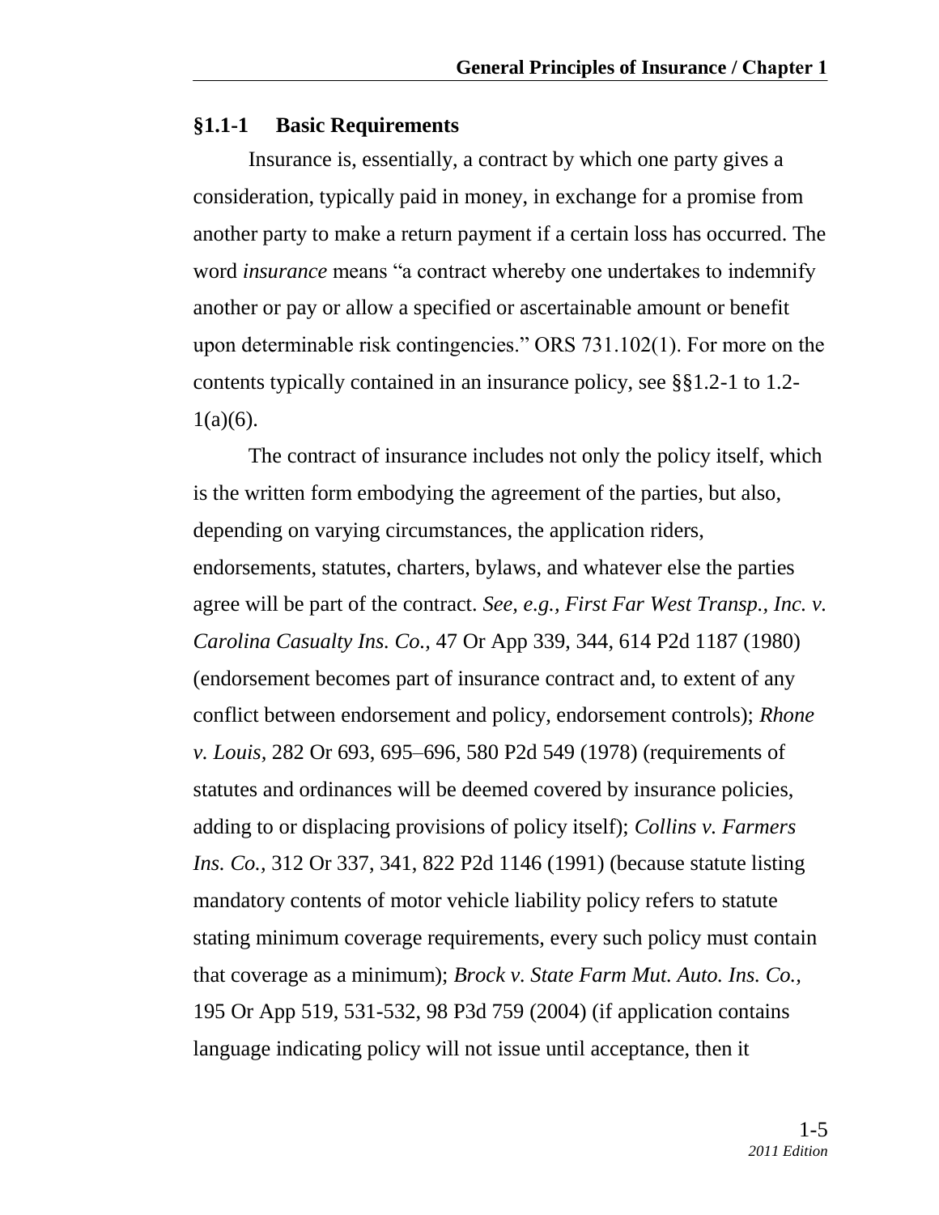### §1.1-1 Basic Requirements

Insurance is, essentially, a contract by which one party gives a consideration, typically paid in money, in exchange for a promise from another party to make a return payment if a certain loss has occurred. The word *insurance* means "a contract whereby one undertakes to indemnify another or pay or allow a specified or ascertainable amount or benefit upon determinable risk contingencies." ORS 731.102(1). For more on the contents typically contained in an insurance policy, see §§1.2-1 to 1.2-1(a)(6).

The contract of insurance includes not only the policy itself, which is the written form embodying the agreement of the parties, but also, depending on varying circumstances, the application riders, endorsements, statutes, charters, bylaws, and whatever else the parties agree will be part of the contract. *See, e.g., First Far West Transp., Inc. v. Carolina Casualty Ins. Co.*, 47 Or App 339, 344, 614 P2d 1187 (1980) (endorsement becomes part of insurance contract and, to extent of any conflict between endorsement and policy, endorsement controls); *Rhone v. Louis*, 282 Or 693, 695–696, 580 P2d 549 (1978) (requirements of statutes and ordinances will be deemed covered by insurance policies, adding to or displacing provisions of policy itself); *Collins v. Farmers Ins. Co.*, 312 Or 337, 341, 822 P2d 1146 (1991) (because statute listing mandatory contents of motor vehicle liability policy refers to statute stating minimum coverage requirements, every such policy must contain that coverage as a minimum); *Brock v. State Farm Mut. Auto. Ins. Co.*, 195 Or App 519, 531-532, 98 P3d 759 (2004) (if application contains language indicating policy will not issue until acceptance, then it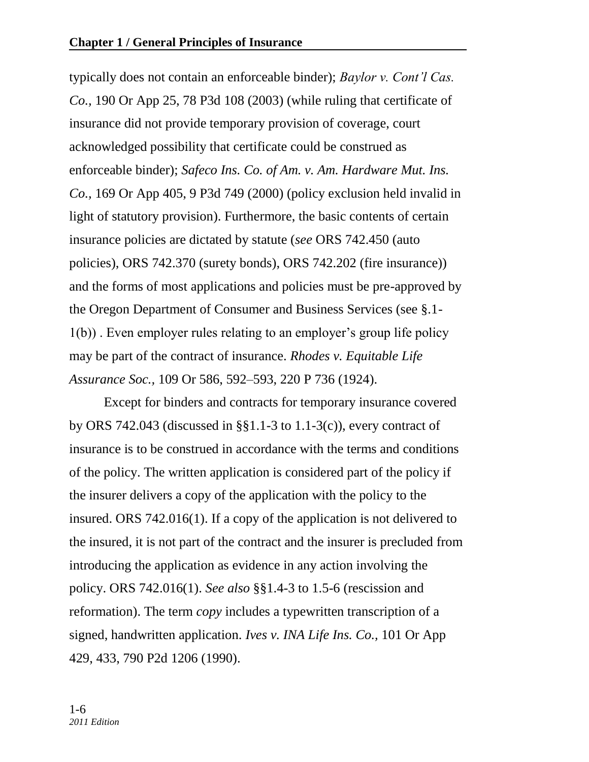typically does not contain an enforceable binder); *Baylor v. Cont'l Cas. Co.*, 190 Or App 25, 78 P3d 108 (2003) (while ruling that certificate of insurance did not provide temporary provision of coverage, court acknowledged possibility that certificate could be construed as enforceable binder); *Safeco Ins. Co. of Am. v. Am. Hardware Mut. Ins. Co.*, 169 Or App 405, 9 P3d 749 (2000) (policy exclusion held invalid in light of statutory provision). Furthermore, the basic contents of certain insurance policies are dictated by statute (*see* ORS 742.450 (auto policies), ORS 742.370 (surety bonds), ORS 742.202 (fire insurance)) and the forms of most applications and policies must be pre-approved by the Oregon Department of Consumer and Business Services (see §.1-1(b)) . Even employer rules relating to an employer's group life policy may be part of the contract of insurance. *Rhodes v. Equitable Life Assurance Soc.*, 109 Or 586, 592–593, 220 P 736 (1924).

Except for binders and contracts for temporary insurance covered by ORS 742.043 (discussed in §§1.1-3 to 1.1-3(c)), every contract of insurance is to be construed in accordance with the terms and conditions of the policy. The written application is considered part of the policy if the insurer delivers a copy of the application with the policy to the insured. ORS 742.016(1). If a copy of the application is not delivered to the insured, it is not part of the contract and the insurer is precluded from introducing the application as evidence in any action involving the policy. ORS 742.016(1). *See also* §§1.4-3 to 1.5-6 (rescission and reformation). The term *copy* includes a typewritten transcription of a signed, handwritten application. *Ives v. INA Life Ins. Co.*, 101 Or App 429, 433, 790 P2d 1206 (1990).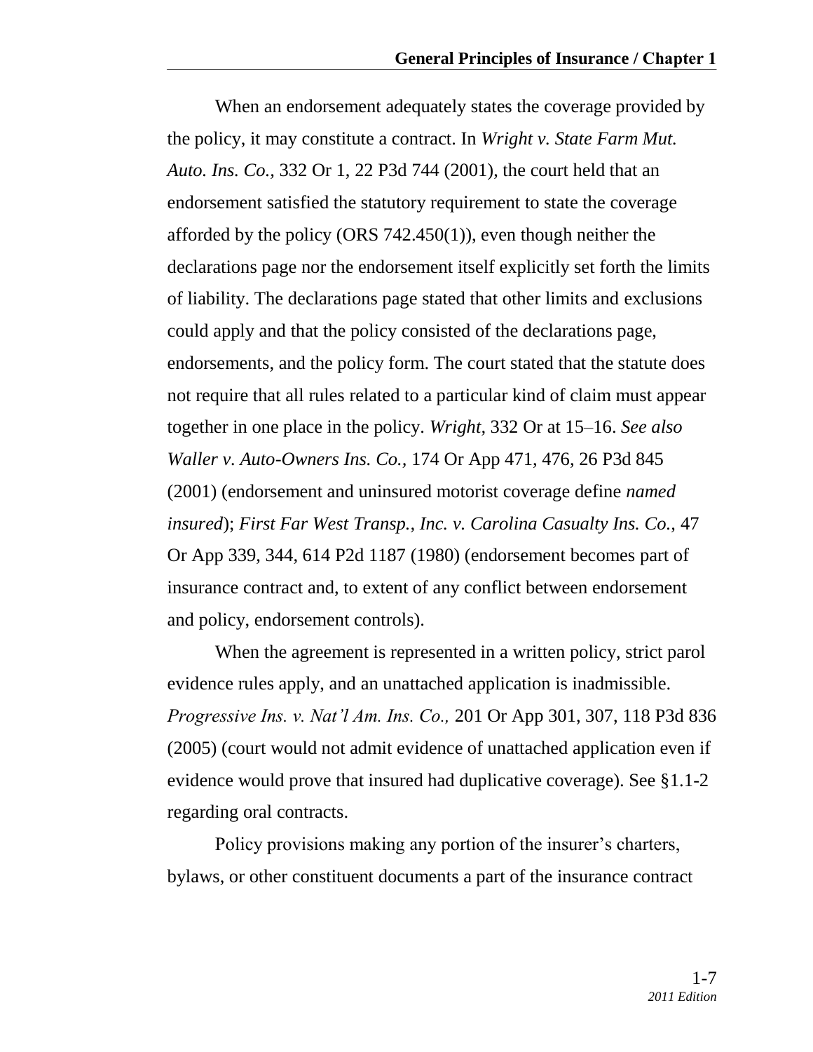When an endorsement adequately states the coverage provided by the policy, it may constitute a contract. In *Wright v. State Farm Mut. Auto. Ins. Co.,* 332 Or 1, 22 P3d 744 (2001), the court held that an endorsement satisfied the statutory requirement to state the coverage afforded by the policy (ORS 742.450(1)), even though neither the declarations page nor the endorsement itself explicitly set forth the limits of liability. The declarations page stated that other limits and exclusions could apply and that the policy consisted of the declarations page, endorsements, and the policy form. The court stated that the statute does not require that all rules related to a particular kind of claim must appear together in one place in the policy. *Wright,* 332 Or at 15–16. *See also Waller v. Auto-Owners Ins. Co.,* 174 Or App 471, 476, 26 P3d 845 (2001) (endorsement and uninsured motorist coverage define *named insured*); *First Far West Transp., Inc. v. Carolina Casualty Ins. Co.,* 47 Or App 339, 344, 614 P2d 1187 (1980) (endorsement becomes part of insurance contract and, to extent of any conflict between endorsement and policy, endorsement controls).

When the agreement is represented in a written policy, strict parol evidence rules apply, and an unattached application is inadmissible. *Progressive Ins. v. Nat'l Am. Ins. Co.,* 201 Or App 301, 307, 118 P3d 836 (2005) (court would not admit evidence of unattached application even if evidence would prove that insured had duplicative coverage). See §1.1-2 regarding oral contracts.

Policy provisions making any portion of the insurer's charters, bylaws, or other constituent documents a part of the insurance contract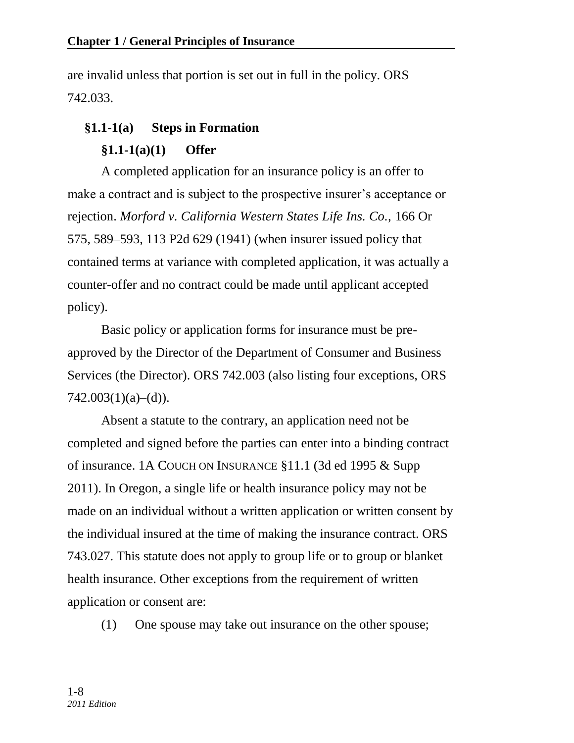are invalid unless that portion is set out in full in the policy. ORS 742.033.

## §1.1-1(a) Steps in Formation

### §1.1-1(a)(1) Offer

A completed application for an insurance policy is an offer to make a contract and is subject to the prospective insurer's acceptance or rejection. *Morford v. California Western States Life Ins. Co.*, 166 Or 575, 589–593, 113 P2d 629 (1941) (when insurer issued policy that contained terms at variance with completed application, it was actually a counter-offer and no contract could be made until applicant accepted policy).

Basic policy or application forms for insurance must be pre-approved by the Director of the Department of Consumer and Business Services (the Director). ORS 742.003 (also listing four exceptions, ORS 742.003(1)(a)–(d)).

Absent a statute to the contrary, an application need not be completed and signed before the parties can enter into a binding contract of insurance. 1A COUCH ON INSURANCE §11.1 (3d ed 1995 & Supp 2011). In Oregon, a single life or health insurance policy may not be made on an individual without a written application or written consent by the individual insured at the time of making the insurance contract. ORS 743.027. This statute does not apply to group life or to group or blanket health insurance. Other exceptions from the requirement of written application or consent are:

(1) One spouse may take out insurance on the other spouse;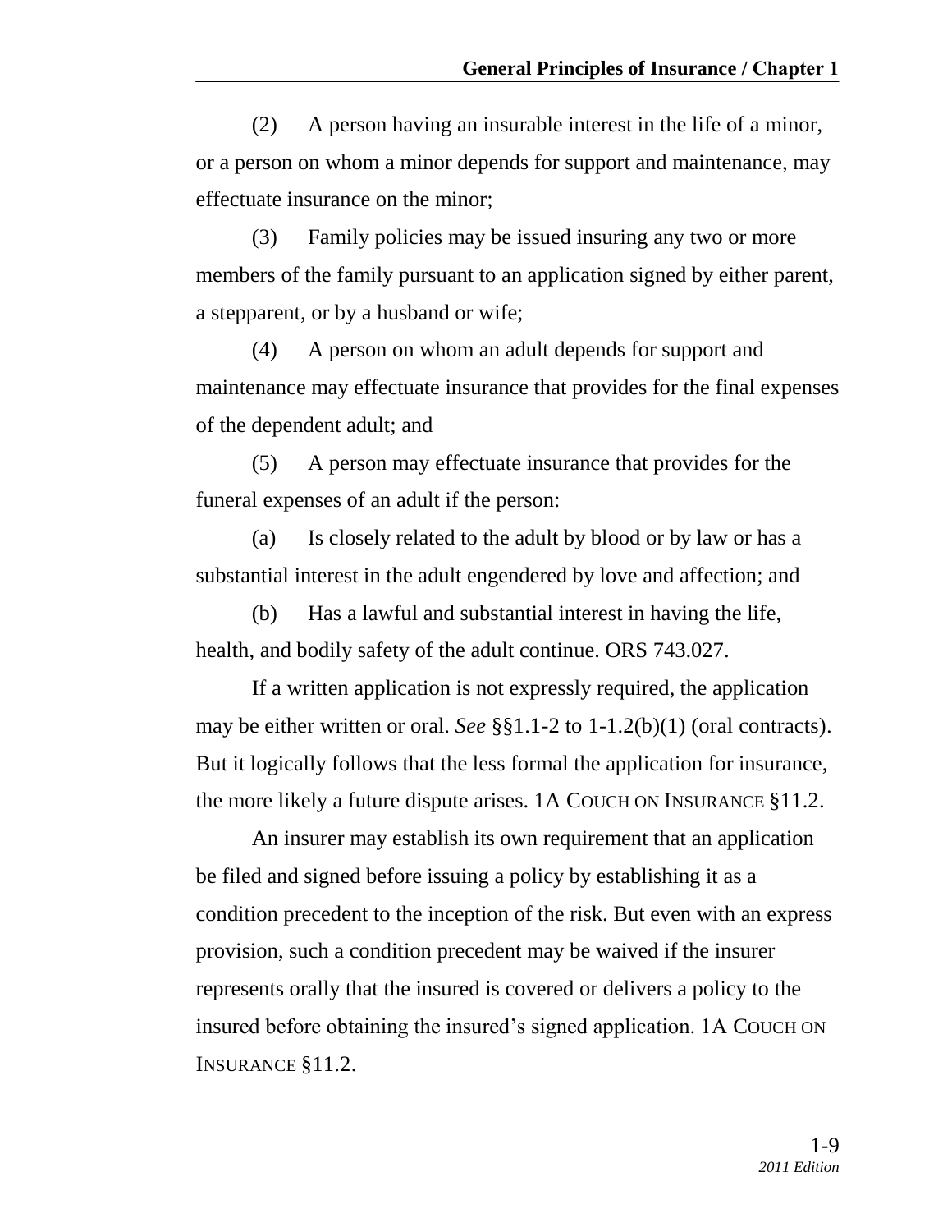(2) A person having an insurable interest in the life of a minor, or a person on whom a minor depends for support and maintenance, may effectuate insurance on the minor;

(3) Family policies may be issued insuring any two or more members of the family pursuant to an application signed by either parent, a stepparent, or by a husband or wife;

(4) A person on whom an adult depends for support and maintenance may effectuate insurance that provides for the final expenses of the dependent adult; and

(5) A person may effectuate insurance that provides for the funeral expenses of an adult if the person:

(a) Is closely related to the adult by blood or by law or has a substantial interest in the adult engendered by love and affection; and

(b) Has a lawful and substantial interest in having the life, health, and bodily safety of the adult continue. ORS 743.027.

If a written application is not expressly required, the application may be either written or oral. *See* §§1.1-2 to 1-1.2(b)(1) (oral contracts). But it logically follows that the less formal the application for insurance, the more likely a future dispute arises. 1A COUCH ON INSURANCE §11.2.

An insurer may establish its own requirement that an application be filed and signed before issuing a policy by establishing it as a condition precedent to the inception of the risk. But even with an express provision, such a condition precedent may be waived if the insurer represents orally that the insured is covered or delivers a policy to the insured before obtaining the insured's signed application. 1A COUCH ON INSURANCE §11.2.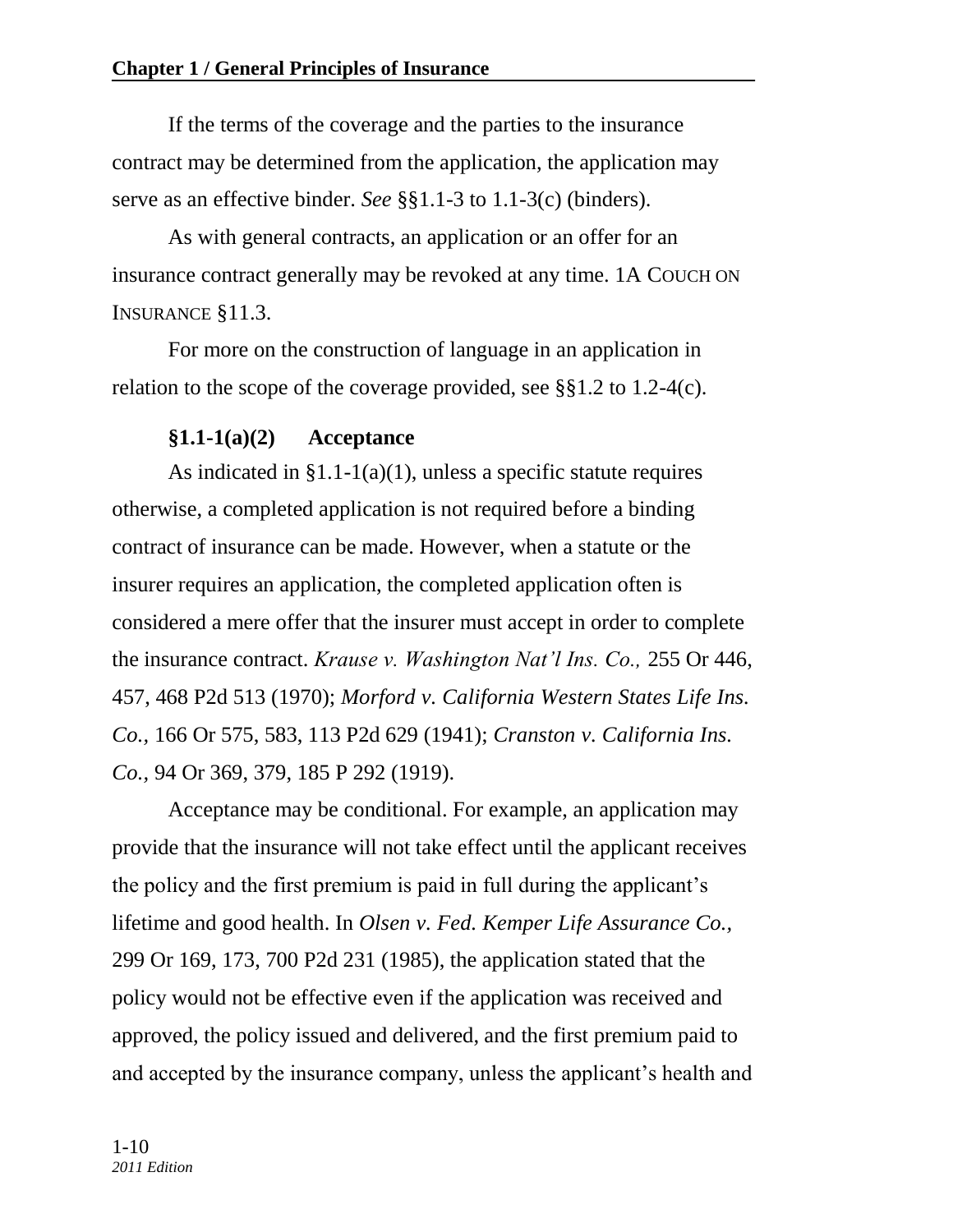If the terms of the coverage and the parties to the insurance contract may be determined from the application, the application may serve as an effective binder. *See* §§1.1-3 to 1.1-3(c) (binders).

As with general contracts, an application or an offer for an insurance contract generally may be revoked at any time. 1A COUCH ON INSURANCE §11.3.

For more on the construction of language in an application in relation to the scope of the coverage provided, see §§1.2 to 1.2-4(c).

#### §1.1-1(a)(2) Acceptance

As indicated in §1.1-1(a)(1), unless a specific statute requires otherwise, a completed application is not required before a binding contract of insurance can be made. However, when a statute or the insurer requires an application, the completed application often is considered a mere offer that the insurer must accept in order to complete the insurance contract. *Krause v. Washington Nat'l Ins. Co.,* 255 Or 446, 457, 468 P2d 513 (1970); *Morford v. California Western States Life Ins. Co.,* 166 Or 575, 583, 113 P2d 629 (1941); *Cranston v. California Ins. Co.*, 94 Or 369, 379, 185 P 292 (1919).

Acceptance may be conditional. For example, an application may provide that the insurance will not take effect until the applicant receives the policy and the first premium is paid in full during the applicant's lifetime and good health. In *Olsen v. Fed. Kemper Life Assurance Co.,* 299 Or 169, 173, 700 P2d 231 (1985), the application stated that the policy would not be effective even if the application was received and approved, the policy issued and delivered, and the first premium paid to and accepted by the insurance company, unless the applicant's health and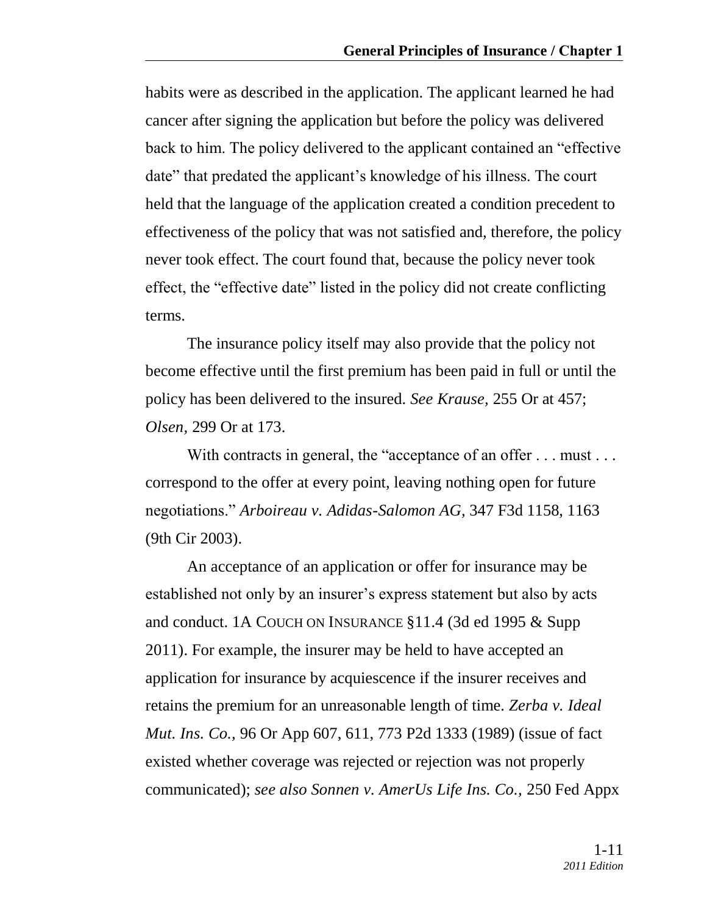habits were as described in the application. The applicant learned he had cancer after signing the application but before the policy was delivered back to him. The policy delivered to the applicant contained an "effective date" that predated the applicant's knowledge of his illness. The court held that the language of the application created a condition precedent to effectiveness of the policy that was not satisfied and, therefore, the policy never took effect. The court found that, because the policy never took effect, the "effective date" listed in the policy did not create conflicting terms.

The insurance policy itself may also provide that the policy not become effective until the first premium has been paid in full or until the policy has been delivered to the insured. *See Krause,* 255 Or at 457; *Olsen,* 299 Or at 173.

With contracts in general, the "acceptance of an offer . . . must . . . correspond to the offer at every point, leaving nothing open for future negotiations." *Arboireau v. Adidas-Salomon AG,* 347 F3d 1158, 1163 (9th Cir 2003).

An acceptance of an application or offer for insurance may be established not only by an insurer's express statement but also by acts and conduct. 1A COUCH ON INSURANCE §11.4 (3d ed 1995 & Supp 2011). For example, the insurer may be held to have accepted an application for insurance by acquiescence if the insurer receives and retains the premium for an unreasonable length of time. *Zerba v. Ideal Mut. Ins. Co.,* 96 Or App 607, 611, 773 P2d 1333 (1989) (issue of fact existed whether coverage was rejected or rejection was not properly communicated); *see also Sonnen v. AmerUs Life Ins. Co.,* 250 Fed Appx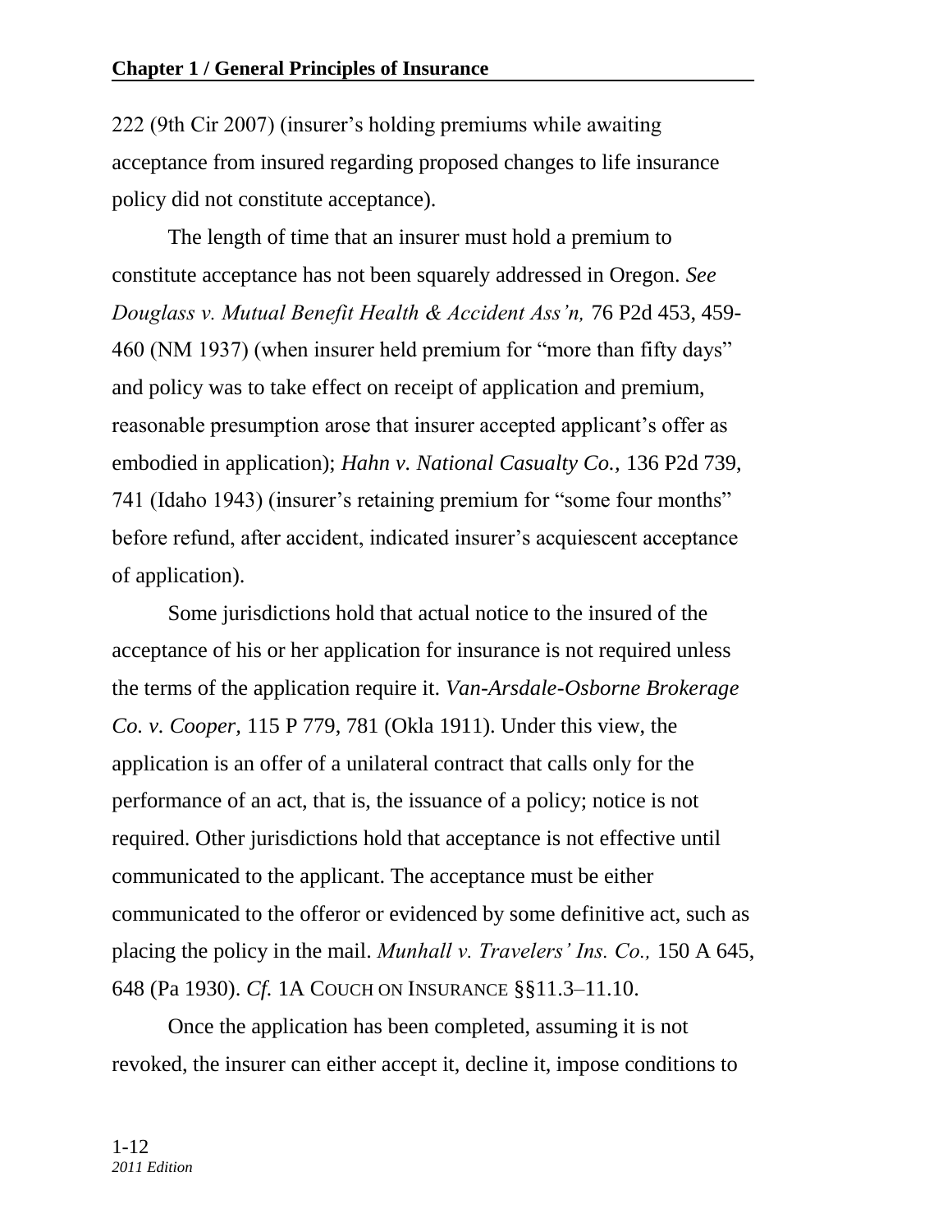222 (9th Cir 2007) (insurer's holding premiums while awaiting acceptance from insured regarding proposed changes to life insurance policy did not constitute acceptance).

The length of time that an insurer must hold a premium to constitute acceptance has not been squarely addressed in Oregon. *See Douglass v. Mutual Benefit Health & Accident Ass'n,* 76 P2d 453, 459-460 (NM 1937) (when insurer held premium for "more than fifty days" and policy was to take effect on receipt of application and premium, reasonable presumption arose that insurer accepted applicant's offer as embodied in application); *Hahn v. National Casualty Co.,* 136 P2d 739, 741 (Idaho 1943) (insurer's retaining premium for "some four months" before refund, after accident, indicated insurer's acquiescent acceptance of application).

Some jurisdictions hold that actual notice to the insured of the acceptance of his or her application for insurance is not required unless the terms of the application require it. *Van-Arsdale-Osborne Brokerage Co. v. Cooper,* 115 P 779, 781 (Okla 1911). Under this view, the application is an offer of a unilateral contract that calls only for the performance of an act, that is, the issuance of a policy; notice is not required. Other jurisdictions hold that acceptance is not effective until communicated to the applicant. The acceptance must be either communicated to the offeror or evidenced by some definitive act, such as placing the policy in the mail. *Munhall v. Travelers' Ins. Co.,* 150 A 645, 648 (Pa 1930). *Cf.* 1A COUCH ON INSURANCE §§11.3–11.10.

Once the application has been completed, assuming it is not revoked, the insurer can either accept it, decline it, impose conditions to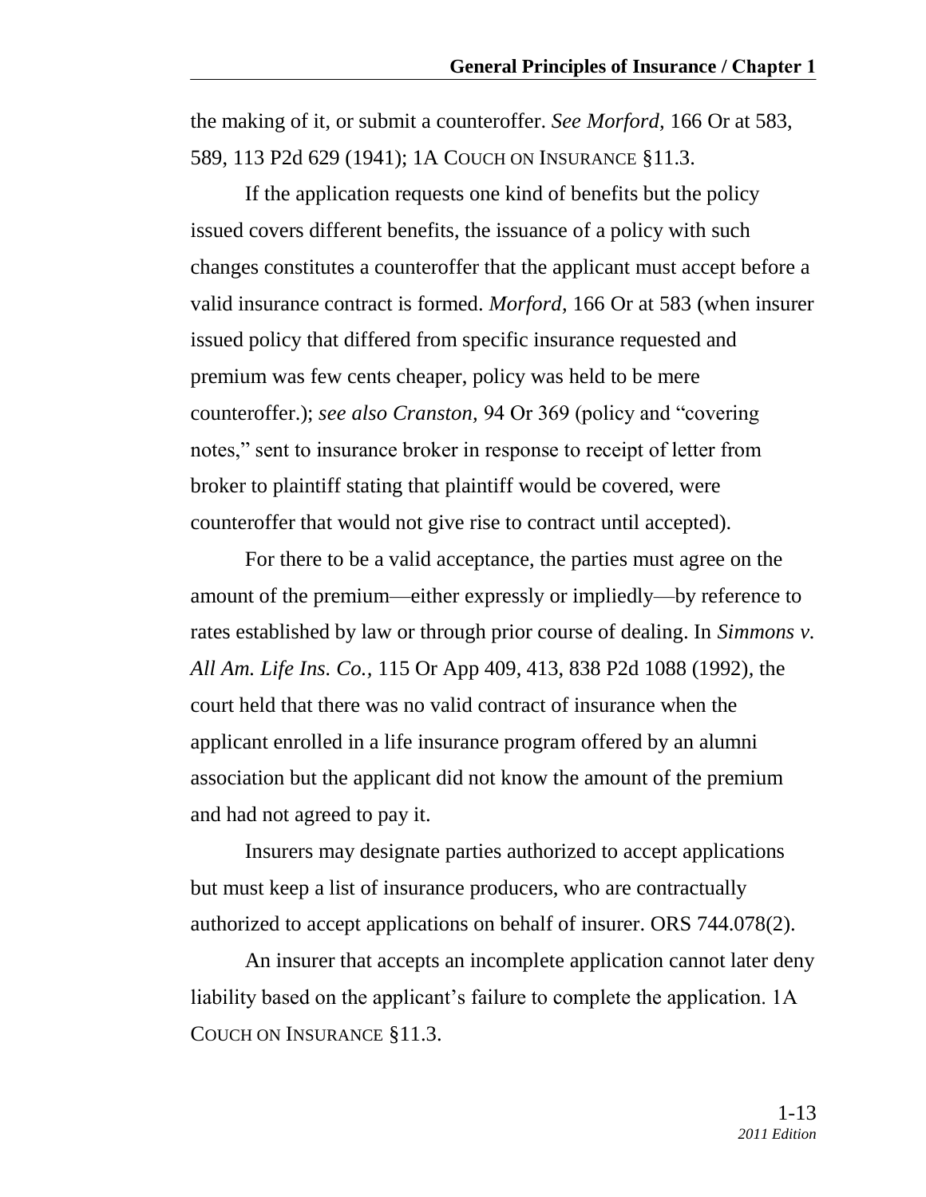the making of it, or submit a counteroffer. *See Morford*, 166 Or at 583, 589, 113 P2d 629 (1941); 1A COUCH ON INSURANCE §11.3.

If the application requests one kind of benefits but the policy issued covers different benefits, the issuance of a policy with such changes constitutes a counteroffer that the applicant must accept before a valid insurance contract is formed. *Morford*, 166 Or at 583 (when insurer issued policy that differed from specific insurance requested and premium was few cents cheaper, policy was held to be mere counteroffer.); *see also Cranston*, 94 Or 369 (policy and "covering notes," sent to insurance broker in response to receipt of letter from broker to plaintiff stating that plaintiff would be covered, were counteroffer that would not give rise to contract until accepted).

For there to be a valid acceptance, the parties must agree on the amount of the premium—either expressly or impliedly—by reference to rates established by law or through prior course of dealing. In *Simmons v. All Am. Life Ins. Co.*, 115 Or App 409, 413, 838 P2d 1088 (1992), the court held that there was no valid contract of insurance when the applicant enrolled in a life insurance program offered by an alumni association but the applicant did not know the amount of the premium and had not agreed to pay it.

Insurers may designate parties authorized to accept applications but must keep a list of insurance producers, who are contractually authorized to accept applications on behalf of insurer. ORS 744.078(2).

An insurer that accepts an incomplete application cannot later deny liability based on the applicant's failure to complete the application. 1A COUCH ON INSURANCE §11.3.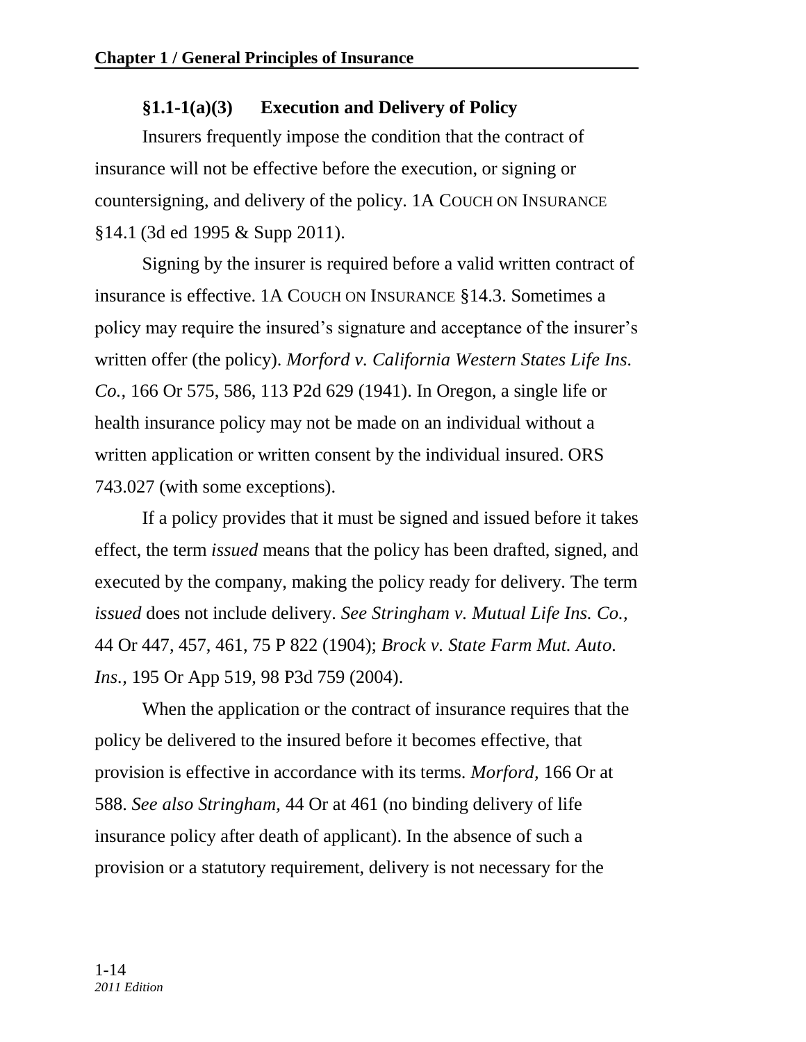### §1.1-1(a)(3) Execution and Delivery of Policy

Insurers frequently impose the condition that the contract of insurance will not be effective before the execution, or signing or countersigning, and delivery of the policy. 1A COUCH ON INSURANCE §14.1 (3d ed 1995 & Supp 2011).

Signing by the insurer is required before a valid written contract of insurance is effective. 1A COUCH ON INSURANCE §14.3. Sometimes a policy may require the insured's signature and acceptance of the insurer's written offer (the policy). *Morford v. California Western States Life Ins. Co.,* 166 Or 575, 586, 113 P2d 629 (1941). In Oregon, a single life or health insurance policy may not be made on an individual without a written application or written consent by the individual insured. ORS 743.027 (with some exceptions).

If a policy provides that it must be signed and issued before it takes effect, the term *issued* means that the policy has been drafted, signed, and executed by the company, making the policy ready for delivery. The term *issued* does not include delivery. *See Stringham v. Mutual Life Ins. Co.,* 44 Or 447, 457, 461, 75 P 822 (1904); *Brock v. State Farm Mut. Auto. Ins.,* 195 Or App 519, 98 P3d 759 (2004).

When the application or the contract of insurance requires that the policy be delivered to the insured before it becomes effective, that provision is effective in accordance with its terms. *Morford,* 166 Or at 588. *See also Stringham,* 44 Or at 461 (no binding delivery of life insurance policy after death of applicant). In the absence of such a provision or a statutory requirement, delivery is not necessary for the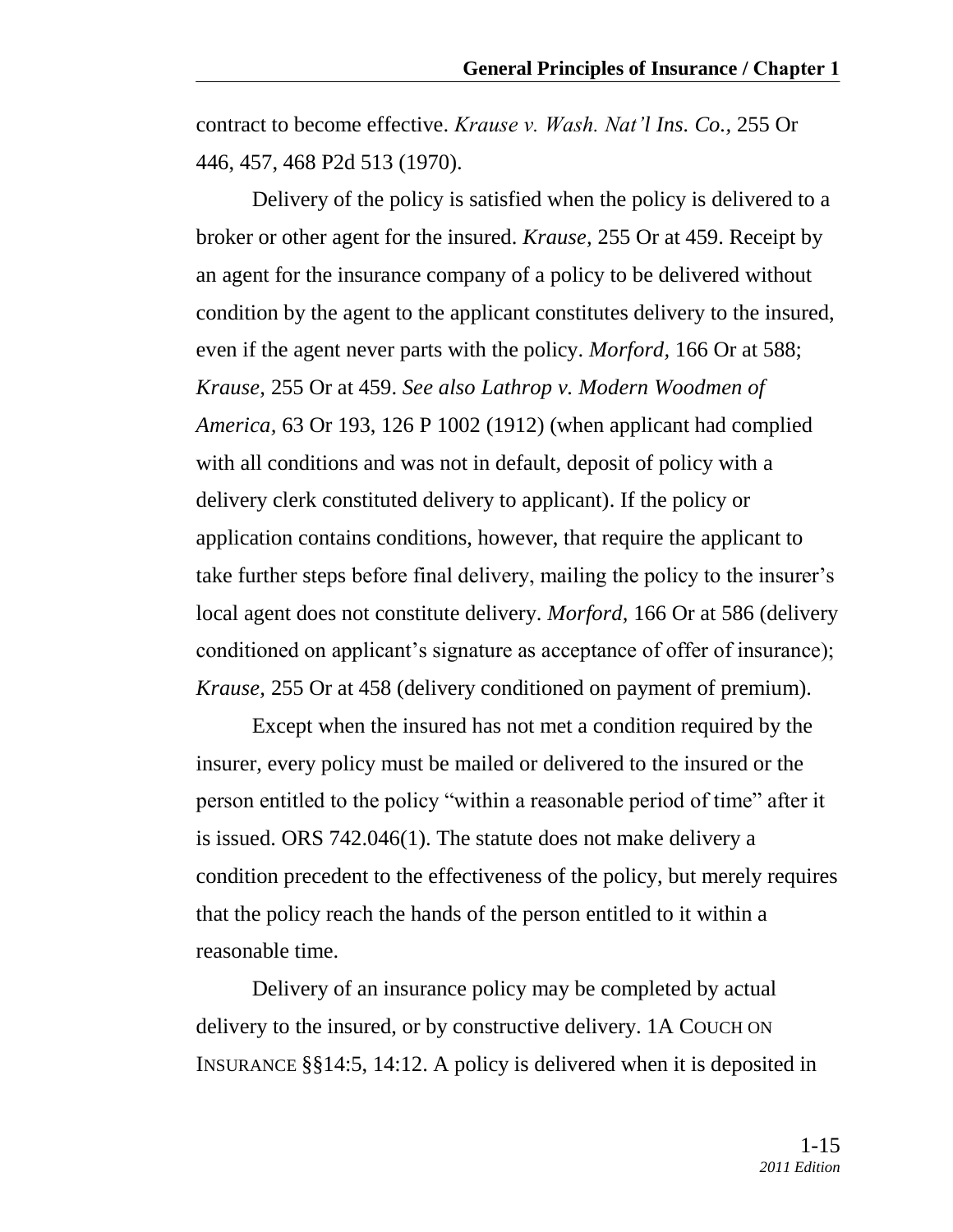contract to become effective. *Krause v. Wash. Nat'l Ins. Co.*, 255 Or 446, 457, 468 P2d 513 (1970).

Delivery of the policy is satisfied when the policy is delivered to a broker or other agent for the insured. *Krause*, 255 Or at 459. Receipt by an agent for the insurance company of a policy to be delivered without condition by the agent to the applicant constitutes delivery to the insured, even if the agent never parts with the policy. *Morford*, 166 Or at 588; *Krause*, 255 Or at 459. *See also Lathrop v. Modern Woodmen of America*, 63 Or 193, 126 P 1002 (1912) (when applicant had complied with all conditions and was not in default, deposit of policy with a delivery clerk constituted delivery to applicant). If the policy or application contains conditions, however, that require the applicant to take further steps before final delivery, mailing the policy to the insurer's local agent does not constitute delivery. *Morford*, 166 Or at 586 (delivery conditioned on applicant's signature as acceptance of offer of insurance); *Krause*, 255 Or at 458 (delivery conditioned on payment of premium).

Except when the insured has not met a condition required by the insurer, every policy must be mailed or delivered to the insured or the person entitled to the policy "within a reasonable period of time" after it is issued. ORS 742.046(1). The statute does not make delivery a condition precedent to the effectiveness of the policy, but merely requires that the policy reach the hands of the person entitled to it within a reasonable time.

Delivery of an insurance policy may be completed by actual delivery to the insured, or by constructive delivery. 1A COUCH ON INSURANCE §§14:5, 14:12. A policy is delivered when it is deposited in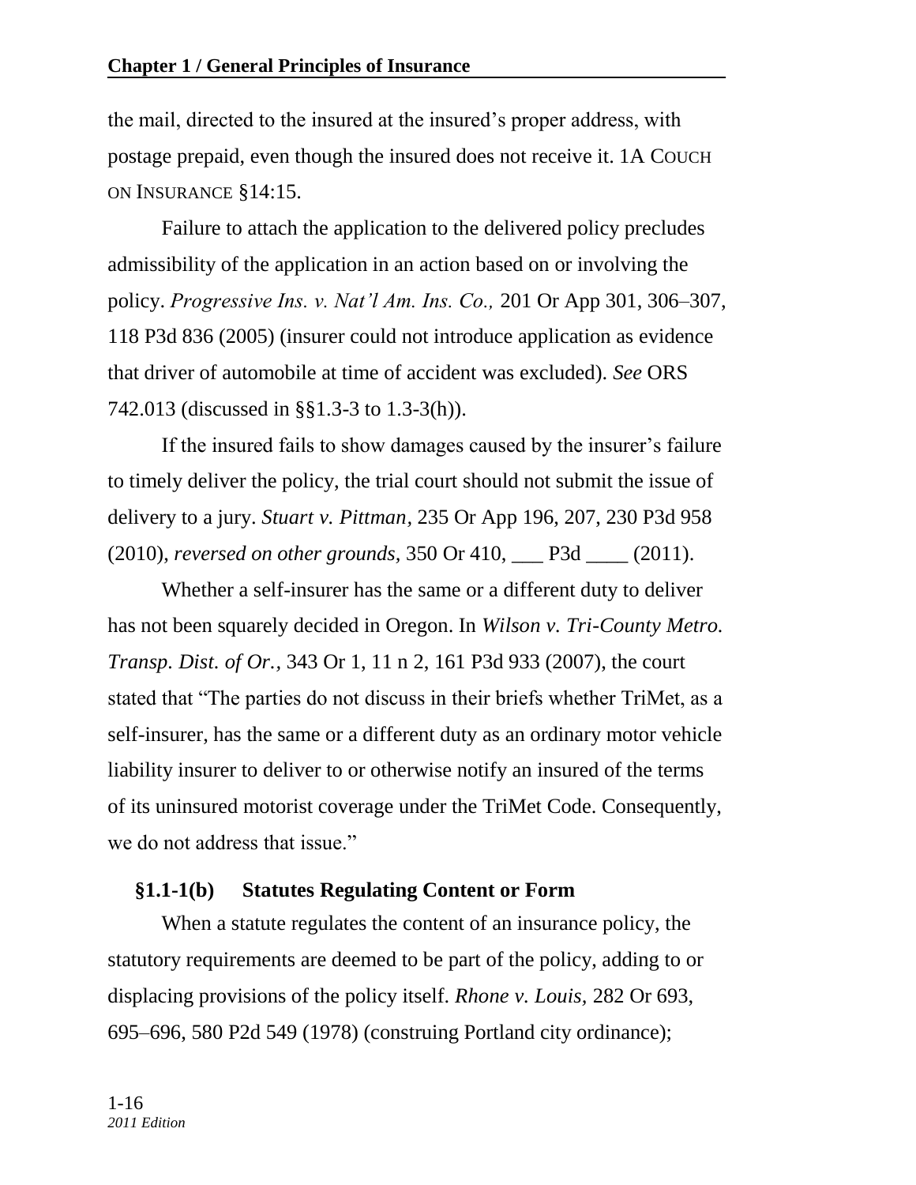the mail, directed to the insured at the insured's proper address, with postage prepaid, even though the insured does not receive it. 1A COUCH ON INSURANCE §14:15.

Failure to attach the application to the delivered policy precludes admissibility of the application in an action based on or involving the policy. *Progressive Ins. v. Nat'l Am. Ins. Co.,* 201 Or App 301, 306–307, 118 P3d 836 (2005) (insurer could not introduce application as evidence that driver of automobile at time of accident was excluded). *See* ORS 742.013 (discussed in §§1.3-3 to 1.3-3(h)).

If the insured fails to show damages caused by the insurer's failure to timely deliver the policy, the trial court should not submit the issue of delivery to a jury. *Stuart v. Pittman,* 235 Or App 196, 207, 230 P3d 958 (2010), *reversed on other grounds,* 350 Or 410, ___ P3d ____ (2011).

Whether a self-insurer has the same or a different duty to deliver has not been squarely decided in Oregon. In *Wilson v. Tri-County Metro. Transp. Dist. of Or.,* 343 Or 1, 11 n 2, 161 P3d 933 (2007), the court stated that "The parties do not discuss in their briefs whether TriMet, as a self-insurer, has the same or a different duty as an ordinary motor vehicle liability insurer to deliver to or otherwise notify an insured of the terms of its uninsured motorist coverage under the TriMet Code. Consequently, we do not address that issue."

### §1.1-1(b) Statutes Regulating Content or Form

When a statute regulates the content of an insurance policy, the statutory requirements are deemed to be part of the policy, adding to or displacing provisions of the policy itself. *Rhone v. Louis,* 282 Or 693, 695–696, 580 P2d 549 (1978) (construing Portland city ordinance);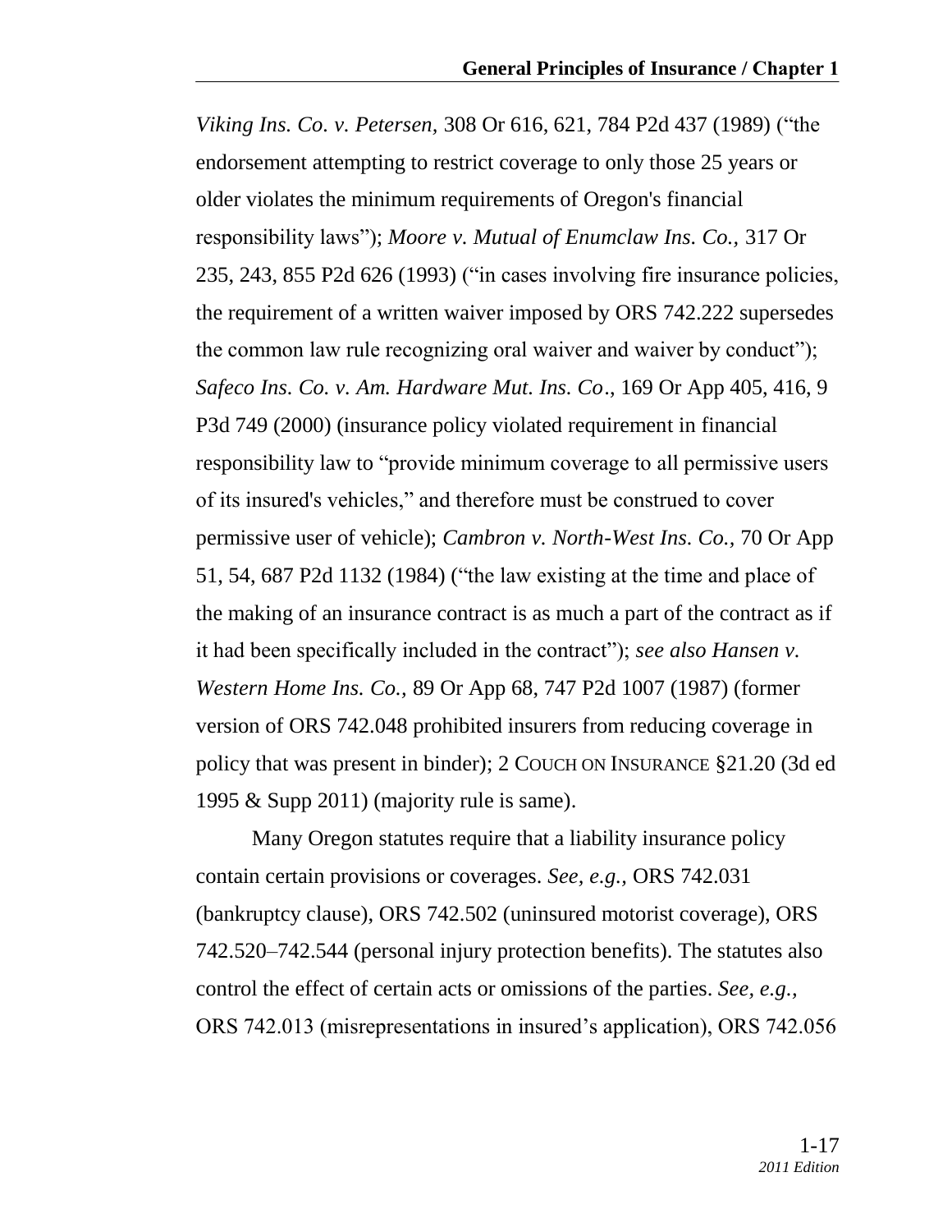*Viking Ins. Co. v. Petersen,* 308 Or 616, 621, 784 P2d 437 (1989) ("the endorsement attempting to restrict coverage to only those 25 years or older violates the minimum requirements of Oregon's financial responsibility laws"); *Moore v. Mutual of Enumclaw Ins. Co.,* 317 Or 235, 243, 855 P2d 626 (1993) ("in cases involving fire insurance policies, the requirement of a written waiver imposed by ORS 742.222 supersedes the common law rule recognizing oral waiver and waiver by conduct"); *Safeco Ins. Co. v. Am. Hardware Mut. Ins. Co*., 169 Or App 405, 416, 9 P3d 749 (2000) (insurance policy violated requirement in financial responsibility law to "provide minimum coverage to all permissive users of its insured's vehicles," and therefore must be construed to cover permissive user of vehicle); *Cambron v. North-West Ins. Co.,* 70 Or App 51, 54, 687 P2d 1132 (1984) ("the law existing at the time and place of the making of an insurance contract is as much a part of the contract as if it had been specifically included in the contract"); *see also Hansen v. Western Home Ins. Co.,* 89 Or App 68, 747 P2d 1007 (1987) (former version of ORS 742.048 prohibited insurers from reducing coverage in policy that was present in binder); 2 COUCH ON INSURANCE §21.20 (3d ed 1995 & Supp 2011) (majority rule is same).

Many Oregon statutes require that a liability insurance policy contain certain provisions or coverages. *See, e.g.,* ORS 742.031 (bankruptcy clause), ORS 742.502 (uninsured motorist coverage), ORS 742.520–742.544 (personal injury protection benefits). The statutes also control the effect of certain acts or omissions of the parties. *See, e.g.,* ORS 742.013 (misrepresentations in insured's application), ORS 742.056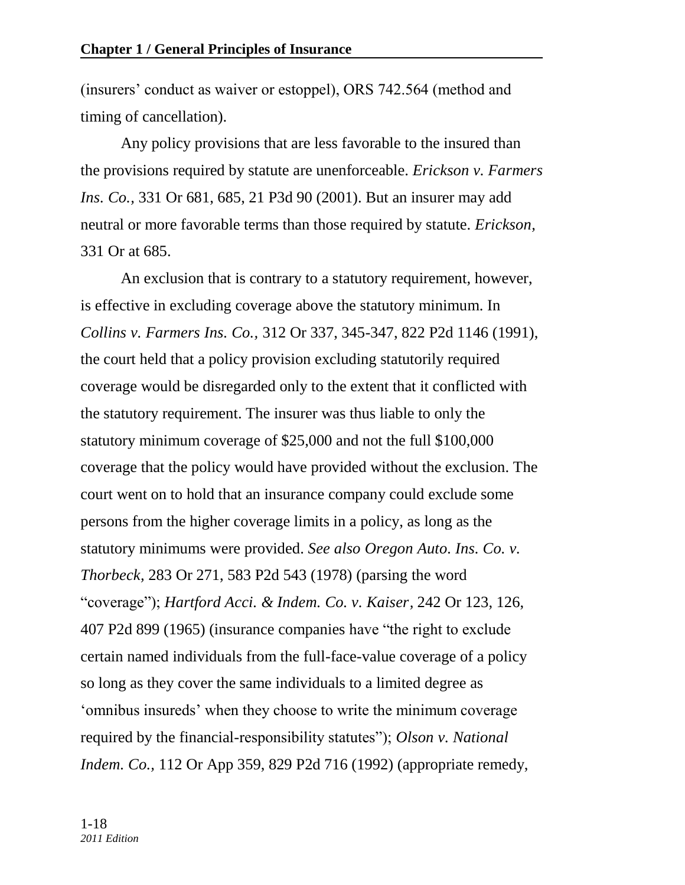(insurers' conduct as waiver or estoppel), ORS 742.564 (method and timing of cancellation).

Any policy provisions that are less favorable to the insured than the provisions required by statute are unenforceable. *Erickson v. Farmers Ins. Co.,* 331 Or 681, 685, 21 P3d 90 (2001). But an insurer may add neutral or more favorable terms than those required by statute. *Erickson,* 331 Or at 685.

An exclusion that is contrary to a statutory requirement, however, is effective in excluding coverage above the statutory minimum. In *Collins v. Farmers Ins. Co.,* 312 Or 337, 345-347, 822 P2d 1146 (1991), the court held that a policy provision excluding statutorily required coverage would be disregarded only to the extent that it conflicted with the statutory requirement. The insurer was thus liable to only the statutory minimum coverage of $25,000 and not the full $100,000 coverage that the policy would have provided without the exclusion. The court went on to hold that an insurance company could exclude some persons from the higher coverage limits in a policy, as long as the statutory minimums were provided. *See also Oregon Auto. Ins. Co. v. Thorbeck*, 283 Or 271, 583 P2d 543 (1978) (parsing the word "coverage"); *Hartford Acci. & Indem. Co. v. Kaiser,* 242 Or 123, 126, 407 P2d 899 (1965) (insurance companies have "the right to exclude certain named individuals from the full-face-value coverage of a policy so long as they cover the same individuals to a limited degree as 'omnibus insureds' when they choose to write the minimum coverage required by the financial-responsibility statutes"); *Olson v. National Indem. Co.,* 112 Or App 359, 829 P2d 716 (1992) (appropriate remedy,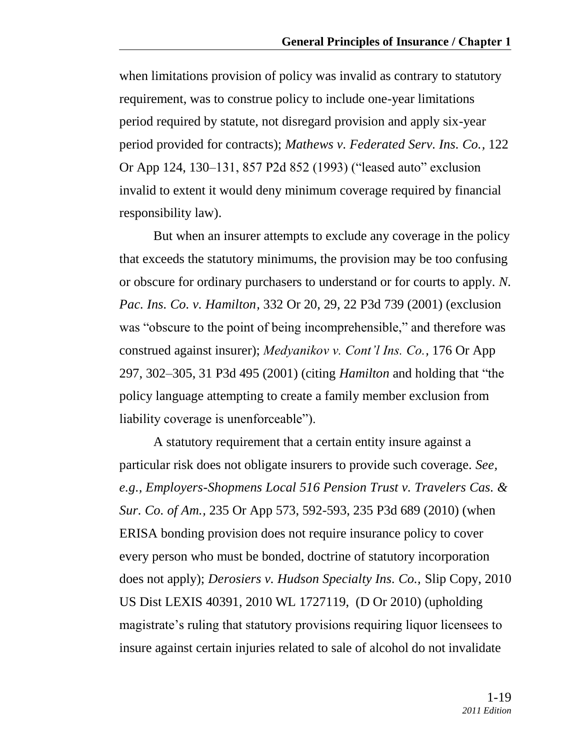when limitations provision of policy was invalid as contrary to statutory requirement, was to construe policy to include one-year limitations period required by statute, not disregard provision and apply six-year period provided for contracts); *Mathews v. Federated Serv. Ins. Co.*, 122 Or App 124, 130–131, 857 P2d 852 (1993) ("leased auto" exclusion invalid to extent it would deny minimum coverage required by financial responsibility law).

But when an insurer attempts to exclude any coverage in the policy that exceeds the statutory minimums, the provision may be too confusing or obscure for ordinary purchasers to understand or for courts to apply. *N. Pac. Ins. Co. v. Hamilton*, 332 Or 20, 29, 22 P3d 739 (2001) (exclusion was "obscure to the point of being incomprehensible," and therefore was construed against insurer); *Medyanikov v. Cont'l Ins. Co.*, 176 Or App 297, 302–305, 31 P3d 495 (2001) (citing *Hamilton* and holding that "the policy language attempting to create a family member exclusion from liability coverage is unenforceable").

A statutory requirement that a certain entity insure against a particular risk does not obligate insurers to provide such coverage. *See, e.g.*, *Employers-Shopmens Local 516 Pension Trust v. Travelers Cas. & Sur. Co. of Am.*, 235 Or App 573, 592-593, 235 P3d 689 (2010) (when ERISA bonding provision does not require insurance policy to cover every person who must be bonded, doctrine of statutory incorporation does not apply); *Derosiers v. Hudson Specialty Ins. Co.,* Slip Copy, 2010 US Dist LEXIS 40391, 2010 WL 1727119, (D Or 2010) (upholding magistrate's ruling that statutory provisions requiring liquor licensees to insure against certain injuries related to sale of alcohol do not invalidate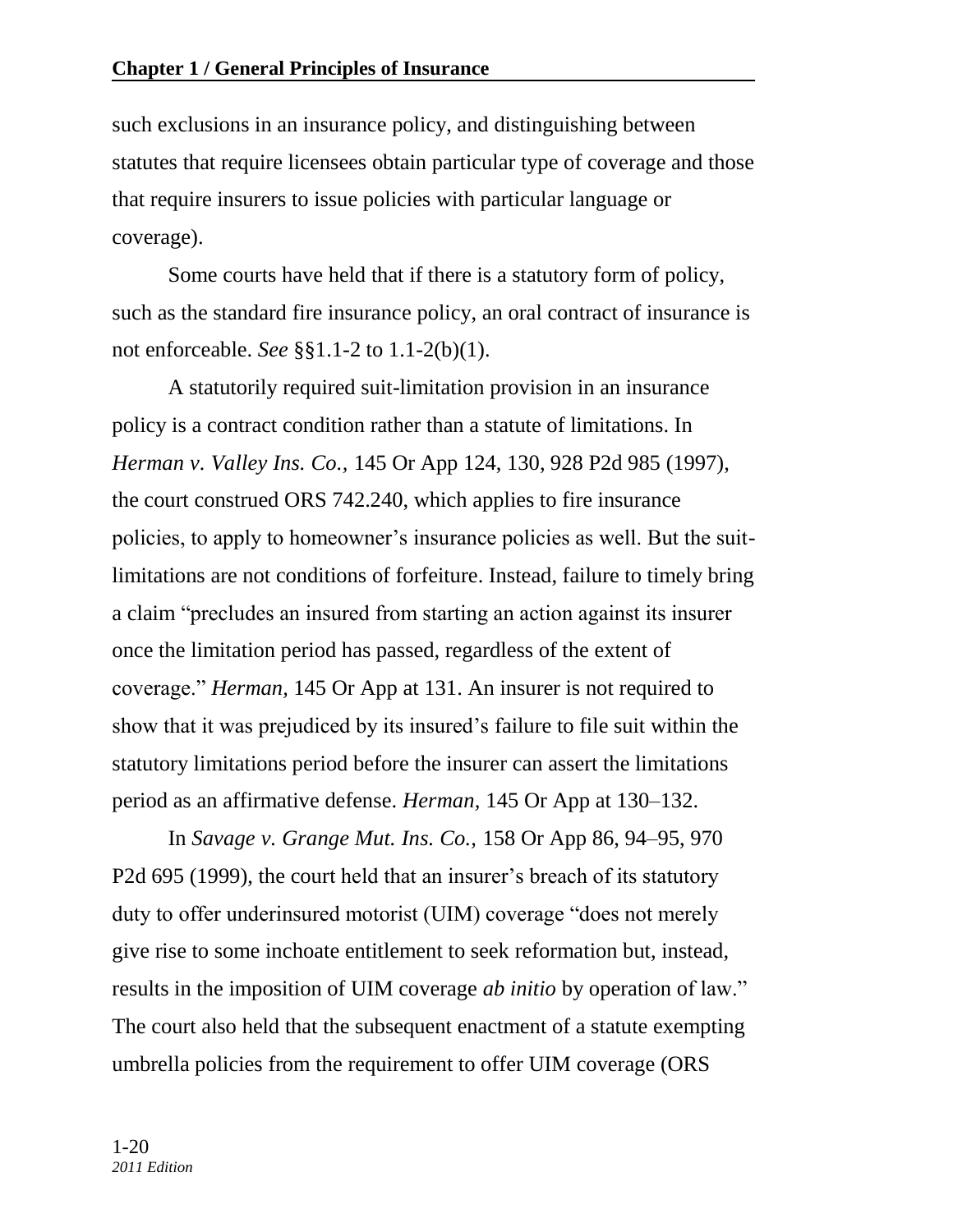such exclusions in an insurance policy, and distinguishing between statutes that require licensees obtain particular type of coverage and those that require insurers to issue policies with particular language or coverage).

Some courts have held that if there is a statutory form of policy, such as the standard fire insurance policy, an oral contract of insurance is not enforceable. *See* §§1.1-2 to 1.1-2(b)(1).

A statutorily required suit-limitation provision in an insurance policy is a contract condition rather than a statute of limitations. In *Herman v. Valley Ins. Co.*, 145 Or App 124, 130, 928 P2d 985 (1997), the court construed ORS 742.240, which applies to fire insurance policies, to apply to homeowner's insurance policies as well. But the suit-limitations are not conditions of forfeiture. Instead, failure to timely bring a claim "precludes an insured from starting an action against its insurer once the limitation period has passed, regardless of the extent of coverage." *Herman,* 145 Or App at 131. An insurer is not required to show that it was prejudiced by its insured's failure to file suit within the statutory limitations period before the insurer can assert the limitations period as an affirmative defense. *Herman,* 145 Or App at 130–132.

In *Savage v. Grange Mut. Ins. Co.,* 158 Or App 86, 94–95, 970 P2d 695 (1999), the court held that an insurer's breach of its statutory duty to offer underinsured motorist (UIM) coverage "does not merely give rise to some inchoate entitlement to seek reformation but, instead, results in the imposition of UIM coverage *ab initio* by operation of law." The court also held that the subsequent enactment of a statute exempting umbrella policies from the requirement to offer UIM coverage (ORS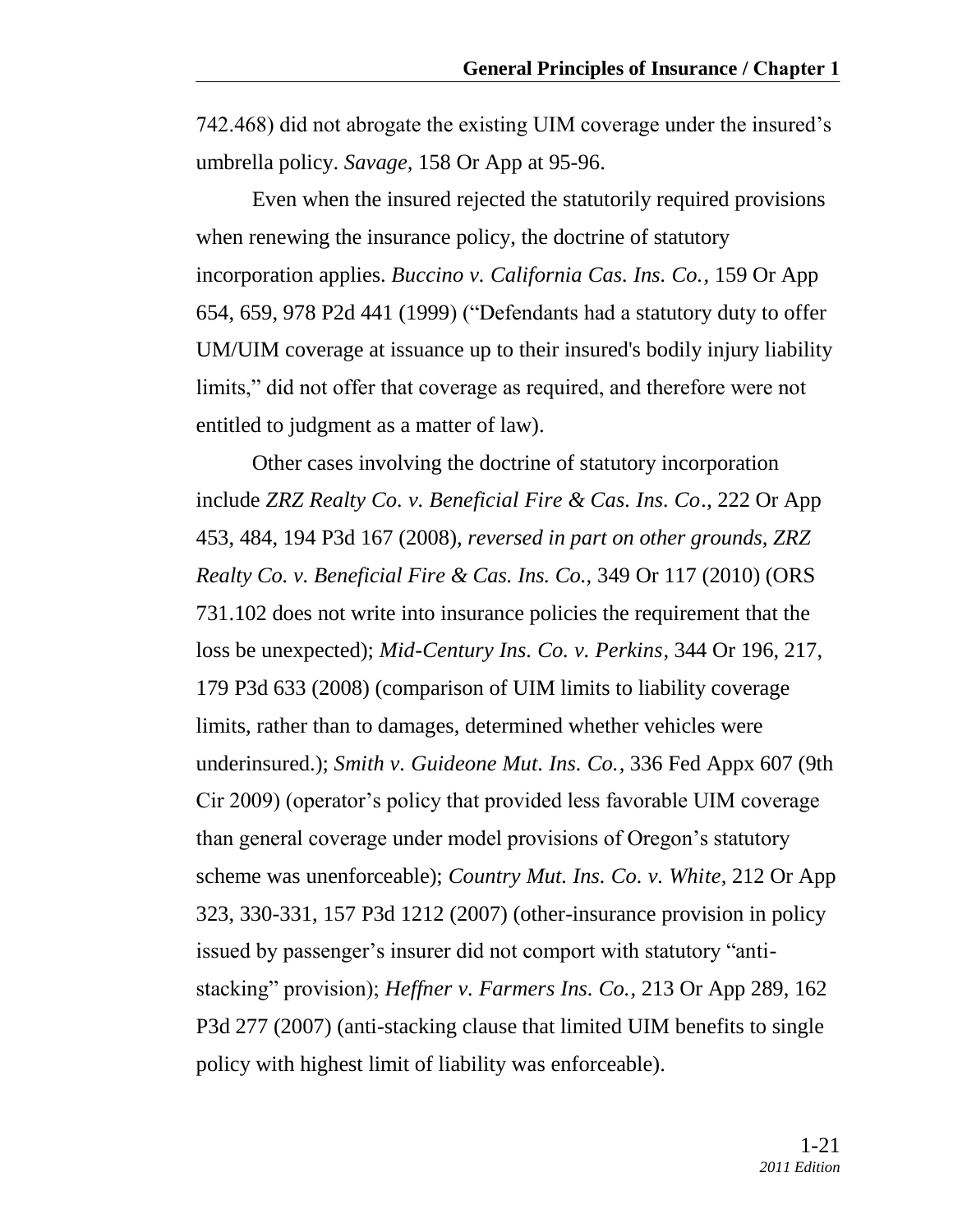742.468) did not abrogate the existing UIM coverage under the insured's umbrella policy. *Savage*, 158 Or App at 95-96.

Even when the insured rejected the statutorily required provisions when renewing the insurance policy, the doctrine of statutory incorporation applies. *Buccino v. California Cas. Ins. Co.*, 159 Or App 654, 659, 978 P2d 441 (1999) ("Defendants had a statutory duty to offer UM/UIM coverage at issuance up to their insured's bodily injury liability limits," did not offer that coverage as required, and therefore were not entitled to judgment as a matter of law).

Other cases involving the doctrine of statutory incorporation include *ZRZ Realty Co. v. Beneficial Fire & Cas. Ins. Co*., 222 Or App 453, 484, 194 P3d 167 (2008), *reversed in part on other grounds, ZRZ Realty Co. v. Beneficial Fire & Cas. Ins. Co.*, 349 Or 117 (2010) (ORS 731.102 does not write into insurance policies the requirement that the loss be unexpected); *Mid-Century Ins. Co. v. Perkins*, 344 Or 196, 217, 179 P3d 633 (2008) (comparison of UIM limits to liability coverage limits, rather than to damages, determined whether vehicles were underinsured.); *Smith v. Guideone Mut. Ins. Co.*, 336 Fed Appx 607 (9th Cir 2009) (operator's policy that provided less favorable UIM coverage than general coverage under model provisions of Oregon's statutory scheme was unenforceable); *Country Mut. Ins. Co. v. White*, 212 Or App 323, 330-331, 157 P3d 1212 (2007) (other-insurance provision in policy issued by passenger's insurer did not comport with statutory "anti-stacking" provision); *Heffner v. Farmers Ins. Co.*, 213 Or App 289, 162 P3d 277 (2007) (anti-stacking clause that limited UIM benefits to single policy with highest limit of liability was enforceable).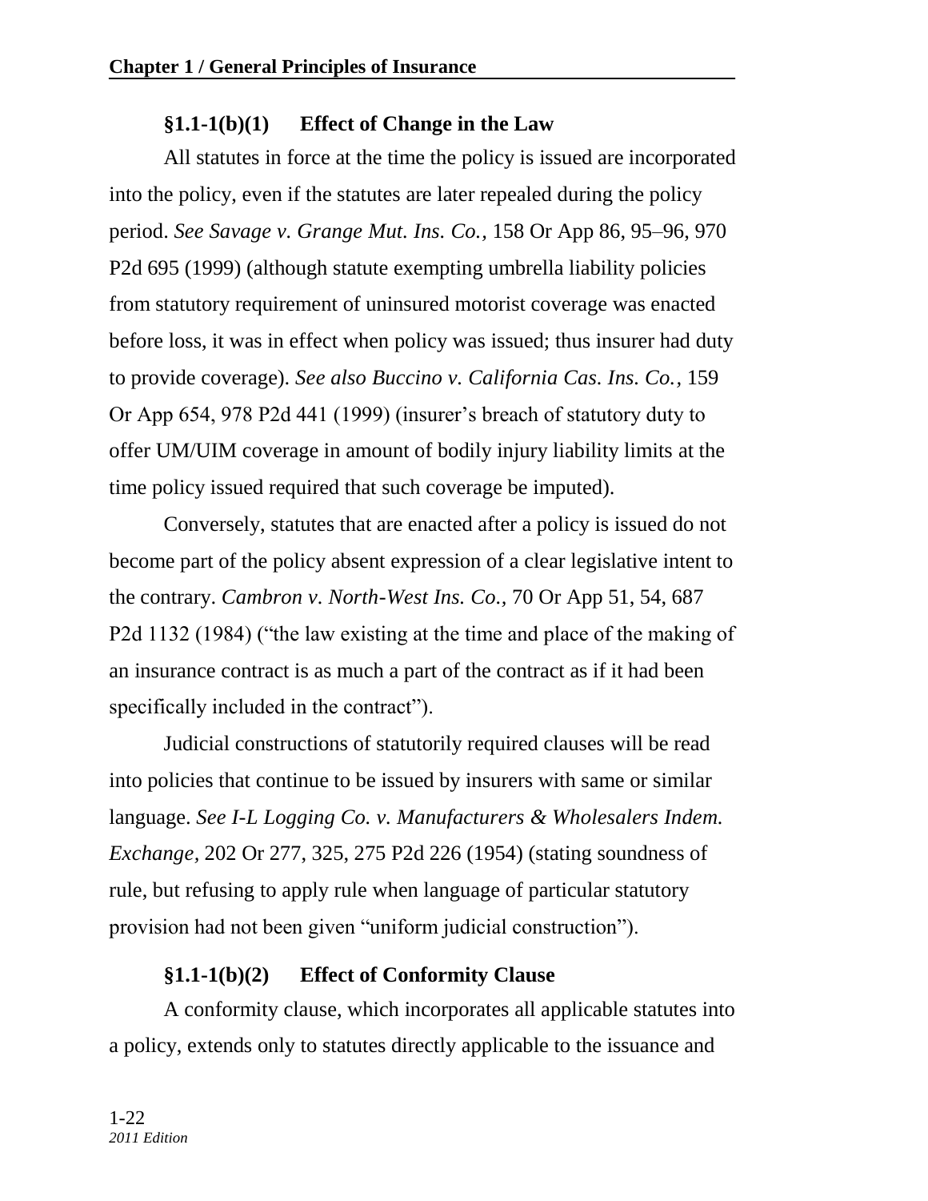### §1.1-1(b)(1) Effect of Change in the Law

All statutes in force at the time the policy is issued are incorporated into the policy, even if the statutes are later repealed during the policy period. *See Savage v. Grange Mut. Ins. Co.*, 158 Or App 86, 95–96, 970 P2d 695 (1999) (although statute exempting umbrella liability policies from statutory requirement of uninsured motorist coverage was enacted before loss, it was in effect when policy was issued; thus insurer had duty to provide coverage). *See also Buccino v. California Cas. Ins. Co.*, 159 Or App 654, 978 P2d 441 (1999) (insurer's breach of statutory duty to offer UM/UIM coverage in amount of bodily injury liability limits at the time policy issued required that such coverage be imputed).

Conversely, statutes that are enacted after a policy is issued do not become part of the policy absent expression of a clear legislative intent to the contrary. *Cambron v. North-West Ins. Co.*, 70 Or App 51, 54, 687 P2d 1132 (1984) ("the law existing at the time and place of the making of an insurance contract is as much a part of the contract as if it had been specifically included in the contract").

Judicial constructions of statutorily required clauses will be read into policies that continue to be issued by insurers with same or similar language. *See I-L Logging Co. v. Manufacturers & Wholesalers Indem. Exchange*, 202 Or 277, 325, 275 P2d 226 (1954) (stating soundness of rule, but refusing to apply rule when language of particular statutory provision had not been given "uniform judicial construction").

### §1.1-1(b)(2) Effect of Conformity Clause

A conformity clause, which incorporates all applicable statutes into a policy, extends only to statutes directly applicable to the issuance and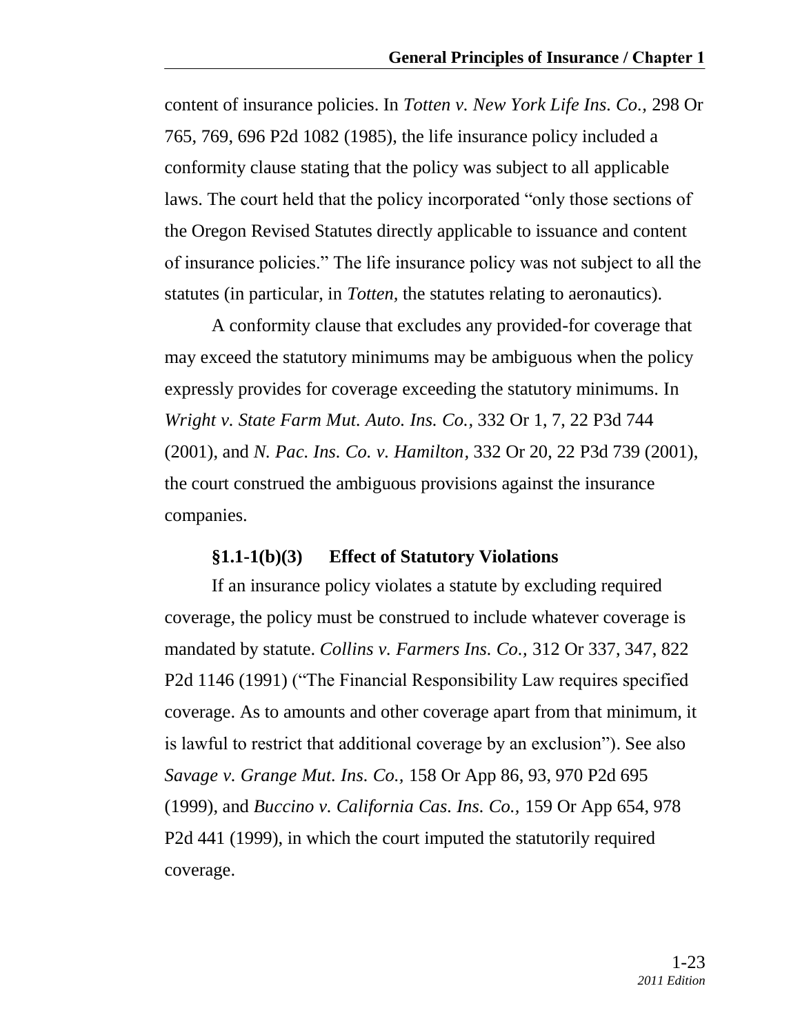content of insurance policies. In *Totten v. New York Life Ins. Co.,* 298 Or 765, 769, 696 P2d 1082 (1985), the life insurance policy included a conformity clause stating that the policy was subject to all applicable laws. The court held that the policy incorporated "only those sections of the Oregon Revised Statutes directly applicable to issuance and content of insurance policies." The life insurance policy was not subject to all the statutes (in particular, in *Totten,* the statutes relating to aeronautics).

A conformity clause that excludes any provided-for coverage that may exceed the statutory minimums may be ambiguous when the policy expressly provides for coverage exceeding the statutory minimums. In *Wright v. State Farm Mut. Auto. Ins. Co.,* 332 Or 1, 7, 22 P3d 744 (2001), and *N. Pac. Ins. Co. v. Hamilton*, 332 Or 20, 22 P3d 739 (2001), the court construed the ambiguous provisions against the insurance companies.

#### §1.1-1(b)(3) Effect of Statutory Violations

If an insurance policy violates a statute by excluding required coverage, the policy must be construed to include whatever coverage is mandated by statute. *Collins v. Farmers Ins. Co.,* 312 Or 337, 347, 822 P2d 1146 (1991) ("The Financial Responsibility Law requires specified coverage. As to amounts and other coverage apart from that minimum, it is lawful to restrict that additional coverage by an exclusion"). See also *Savage v. Grange Mut. Ins. Co.,* 158 Or App 86, 93, 970 P2d 695 (1999), and *Buccino v. California Cas. Ins. Co.,* 159 Or App 654, 978 P2d 441 (1999), in which the court imputed the statutorily required coverage.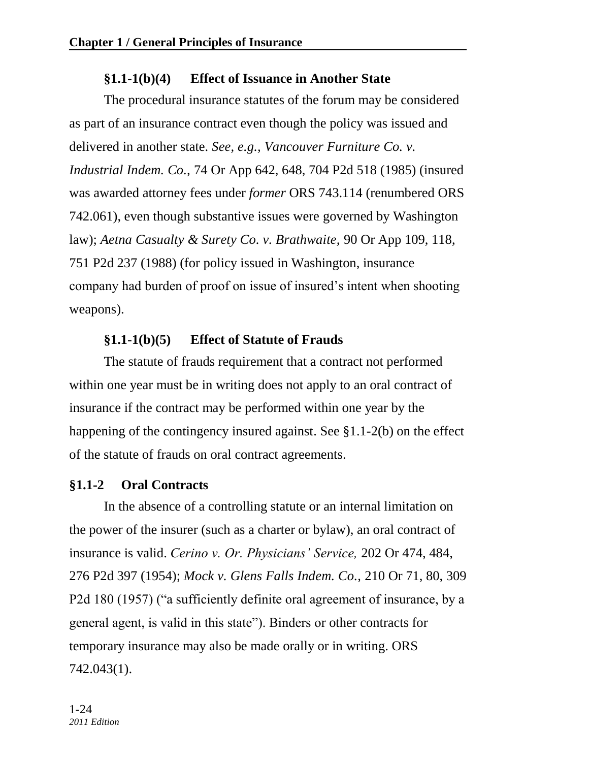#### §1.1-1(b)(4) Effect of Issuance in Another State

The procedural insurance statutes of the forum may be considered as part of an insurance contract even though the policy was issued and delivered in another state. *See, e.g., Vancouver Furniture Co. v. Industrial Indem. Co.,* 74 Or App 642, 648, 704 P2d 518 (1985) (insured was awarded attorney fees under *former* ORS 743.114 (renumbered ORS 742.061), even though substantive issues were governed by Washington law); *Aetna Casualty & Surety Co. v. Brathwaite,* 90 Or App 109, 118, 751 P2d 237 (1988) (for policy issued in Washington, insurance company had burden of proof on issue of insured's intent when shooting weapons).

#### §1.1-1(b)(5) Effect of Statute of Frauds

The statute of frauds requirement that a contract not performed within one year must be in writing does not apply to an oral contract of insurance if the contract may be performed within one year by the happening of the contingency insured against. See §1.1-2(b) on the effect of the statute of frauds on oral contract agreements.

### §1.1-2 Oral Contracts

In the absence of a controlling statute or an internal limitation on the power of the insurer (such as a charter or bylaw), an oral contract of insurance is valid. *Cerino v. Or. Physicians' Service,* 202 Or 474, 484, 276 P2d 397 (1954); *Mock v. Glens Falls Indem. Co.,* 210 Or 71, 80, 309 P2d 180 (1957) ("a sufficiently definite oral agreement of insurance, by a general agent, is valid in this state"). Binders or other contracts for temporary insurance may also be made orally or in writing. ORS 742.043(1).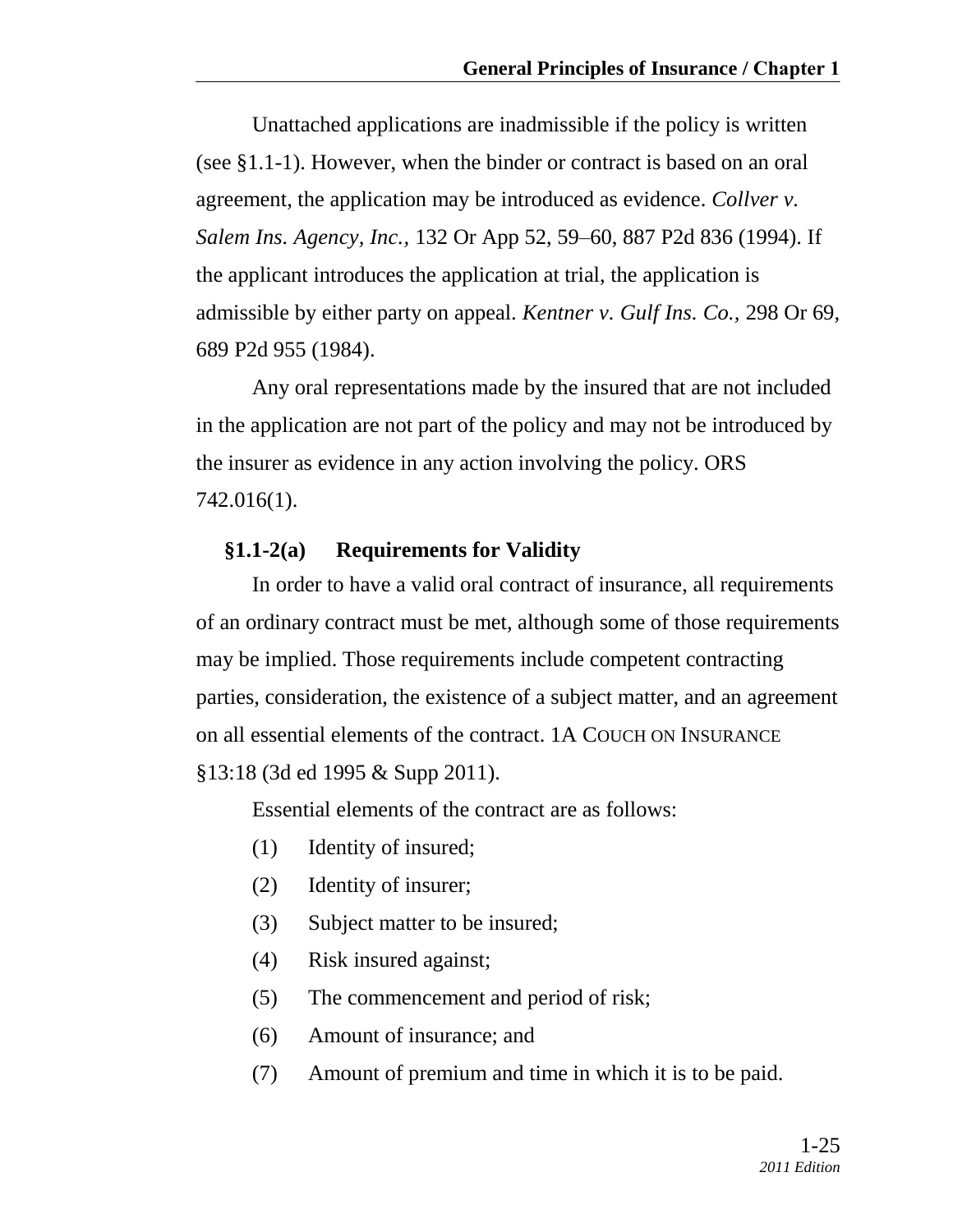Unattached applications are inadmissible if the policy is written (see §1.1-1). However, when the binder or contract is based on an oral agreement, the application may be introduced as evidence. *Collver v. Salem Ins. Agency, Inc.*, 132 Or App 52, 59–60, 887 P2d 836 (1994). If the applicant introduces the application at trial, the application is admissible by either party on appeal. *Kentner v. Gulf Ins. Co.*, 298 Or 69, 689 P2d 955 (1984).

Any oral representations made by the insured that are not included in the application are not part of the policy and may not be introduced by the insurer as evidence in any action involving the policy. ORS 742.016(1).

### §1.1-2(a) Requirements for Validity

In order to have a valid oral contract of insurance, all requirements of an ordinary contract must be met, although some of those requirements may be implied. Those requirements include competent contracting parties, consideration, the existence of a subject matter, and an agreement on all essential elements of the contract. 1A COUCH ON INSURANCE §13:18 (3d ed 1995 & Supp 2011).

Essential elements of the contract are as follows:

(1) Identity of insured;

(2) Identity of insurer;

(3) Subject matter to be insured;

(4) Risk insured against;

(5) The commencement and period of risk;

(6) Amount of insurance; and

(7) Amount of premium and time in which it is to be paid.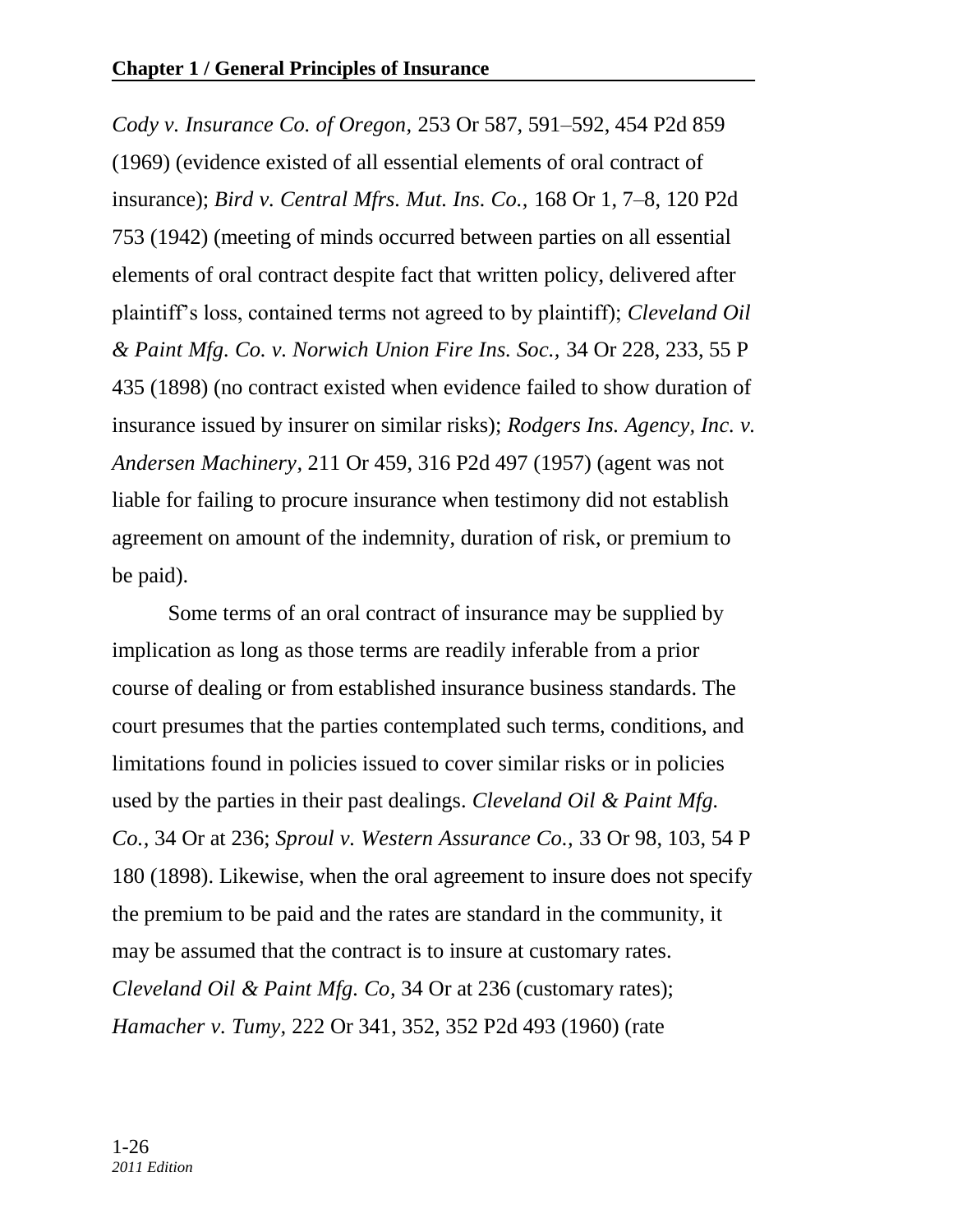*Cody v. Insurance Co. of Oregon,* 253 Or 587, 591–592, 454 P2d 859 (1969) (evidence existed of all essential elements of oral contract of insurance); *Bird v. Central Mfrs. Mut. Ins. Co.,* 168 Or 1, 7–8, 120 P2d 753 (1942) (meeting of minds occurred between parties on all essential elements of oral contract despite fact that written policy, delivered after plaintiff's loss, contained terms not agreed to by plaintiff); *Cleveland Oil & Paint Mfg. Co. v. Norwich Union Fire Ins. Soc.,* 34 Or 228, 233, 55 P 435 (1898) (no contract existed when evidence failed to show duration of insurance issued by insurer on similar risks); *Rodgers Ins. Agency, Inc. v. Andersen Machinery,* 211 Or 459, 316 P2d 497 (1957) (agent was not liable for failing to procure insurance when testimony did not establish agreement on amount of the indemnity, duration of risk, or premium to be paid).

Some terms of an oral contract of insurance may be supplied by implication as long as those terms are readily inferable from a prior course of dealing or from established insurance business standards. The court presumes that the parties contemplated such terms, conditions, and limitations found in policies issued to cover similar risks or in policies used by the parties in their past dealings. *Cleveland Oil & Paint Mfg. Co.,* 34 Or at 236; *Sproul v. Western Assurance Co.,* 33 Or 98, 103, 54 P 180 (1898). Likewise, when the oral agreement to insure does not specify the premium to be paid and the rates are standard in the community, it may be assumed that the contract is to insure at customary rates. *Cleveland Oil & Paint Mfg. Co,* 34 Or at 236 (customary rates); *Hamacher v. Tumy,* 222 Or 341, 352, 352 P2d 493 (1960) (rate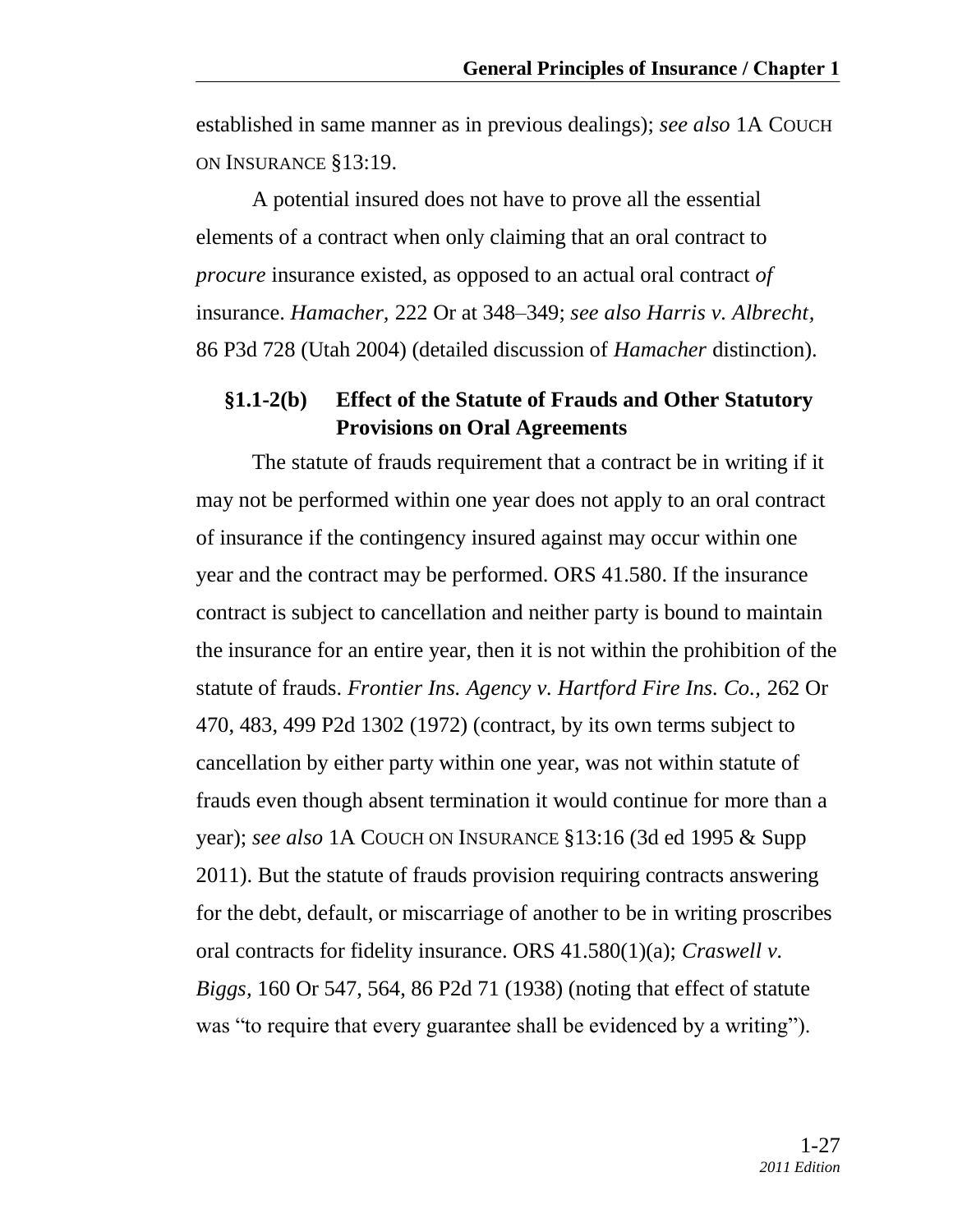established in same manner as in previous dealings); *see also* 1A COUCH ON INSURANCE §13:19.

A potential insured does not have to prove all the essential elements of a contract when only claiming that an oral contract to *procure* insurance existed, as opposed to an actual oral contract *of* insurance. *Hamacher*, 222 Or at 348–349; *see also Harris v. Albrecht*, 86 P3d 728 (Utah 2004) (detailed discussion of *Hamacher* distinction).

### §1.1-2(b) Effect of the Statute of Frauds and Other Statutory Provisions on Oral Agreements

The statute of frauds requirement that a contract be in writing if it may not be performed within one year does not apply to an oral contract of insurance if the contingency insured against may occur within one year and the contract may be performed. ORS 41.580. If the insurance contract is subject to cancellation and neither party is bound to maintain the insurance for an entire year, then it is not within the prohibition of the statute of frauds. *Frontier Ins. Agency v. Hartford Fire Ins. Co.,* 262 Or 470, 483, 499 P2d 1302 (1972) (contract, by its own terms subject to cancellation by either party within one year, was not within statute of frauds even though absent termination it would continue for more than a year); *see also* 1A COUCH ON INSURANCE §13:16 (3d ed 1995 & Supp 2011). But the statute of frauds provision requiring contracts answering for the debt, default, or miscarriage of another to be in writing proscribes oral contracts for fidelity insurance. ORS 41.580(1)(a); *Craswell v. Biggs*, 160 Or 547, 564, 86 P2d 71 (1938) (noting that effect of statute was "to require that every guarantee shall be evidenced by a writing").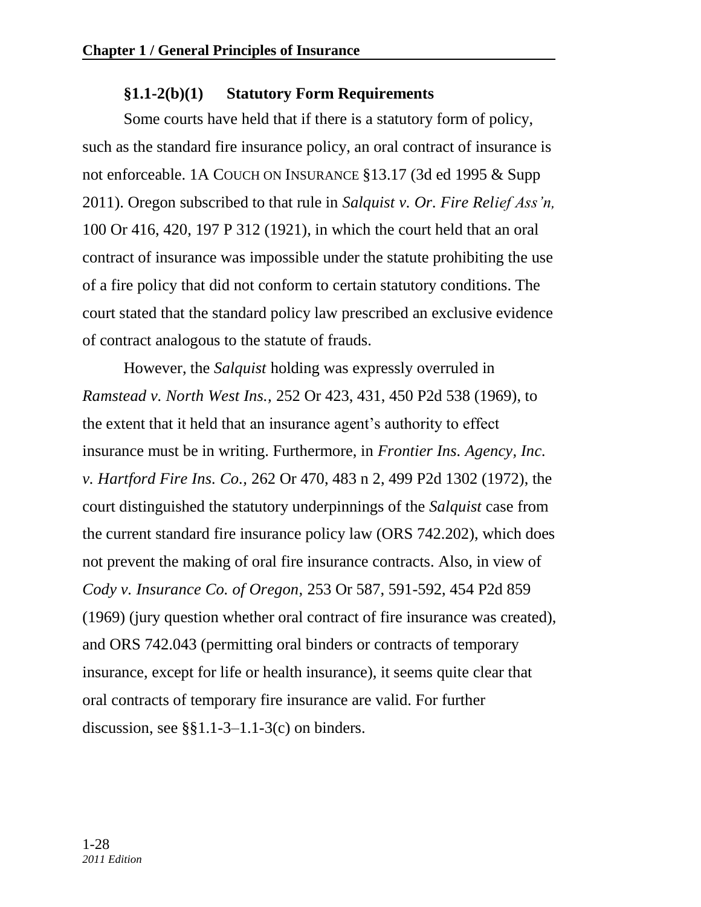### §1.1-2(b)(1) Statutory Form Requirements

Some courts have held that if there is a statutory form of policy, such as the standard fire insurance policy, an oral contract of insurance is not enforceable. 1A COUCH ON INSURANCE §13.17 (3d ed 1995 & Supp 2011). Oregon subscribed to that rule in *Salquist v. Or. Fire Relief Ass'n,* 100 Or 416, 420, 197 P 312 (1921), in which the court held that an oral contract of insurance was impossible under the statute prohibiting the use of a fire policy that did not conform to certain statutory conditions. The court stated that the standard policy law prescribed an exclusive evidence of contract analogous to the statute of frauds.

However, the *Salquist* holding was expressly overruled in *Ramstead v. North West Ins.*, 252 Or 423, 431, 450 P2d 538 (1969), to the extent that it held that an insurance agent's authority to effect insurance must be in writing. Furthermore, in *Frontier Ins. Agency, Inc. v. Hartford Fire Ins. Co.*, 262 Or 470, 483 n 2, 499 P2d 1302 (1972), the court distinguished the statutory underpinnings of the *Salquist* case from the current standard fire insurance policy law (ORS 742.202), which does not prevent the making of oral fire insurance contracts. Also, in view of *Cody v. Insurance Co. of Oregon,* 253 Or 587, 591-592, 454 P2d 859 (1969) (jury question whether oral contract of fire insurance was created), and ORS 742.043 (permitting oral binders or contracts of temporary insurance, except for life or health insurance), it seems quite clear that oral contracts of temporary fire insurance are valid. For further discussion, see §§1.1-3–1.1-3(c) on binders.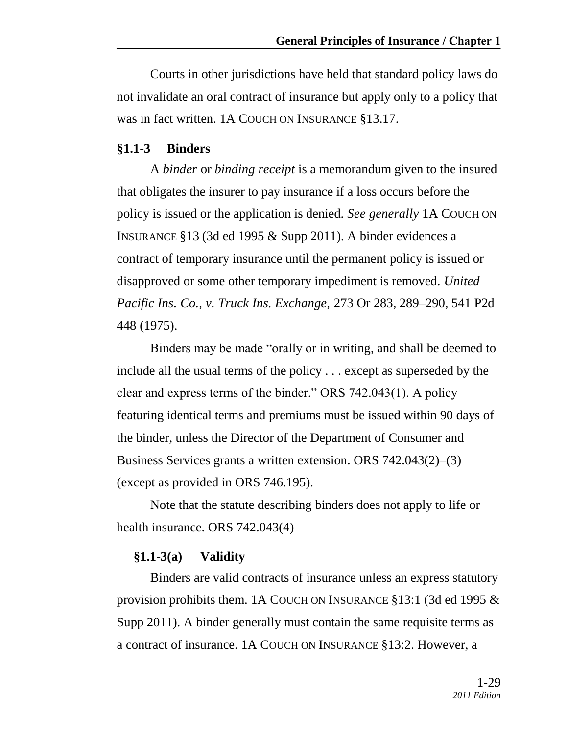Courts in other jurisdictions have held that standard policy laws do not invalidate an oral contract of insurance but apply only to a policy that was in fact written. 1A Couch on Insurance §13.17.

### §1.1-3 Binders

A *binder* or *binding receipt* is a memorandum given to the insured that obligates the insurer to pay insurance if a loss occurs before the policy is issued or the application is denied. *See generally* 1A Couch on Insurance §13 (3d ed 1995 & Supp 2011). A binder evidences a contract of temporary insurance until the permanent policy is issued or disapproved or some other temporary impediment is removed. *United Pacific Ins. Co., v. Truck Ins. Exchange,* 273 Or 283, 289–290, 541 P2d 448 (1975).

Binders may be made "orally or in writing, and shall be deemed to include all the usual terms of the policy . . . except as superseded by the clear and express terms of the binder." ORS 742.043(1). A policy featuring identical terms and premiums must be issued within 90 days of the binder, unless the Director of the Department of Consumer and Business Services grants a written extension. ORS 742.043(2)–(3) (except as provided in ORS 746.195).

Note that the statute describing binders does not apply to life or health insurance. ORS 742.043(4)

#### §1.1-3(a) Validity

Binders are valid contracts of insurance unless an express statutory provision prohibits them. 1A Couch on Insurance §13:1 (3d ed 1995 & Supp 2011). A binder generally must contain the same requisite terms as a contract of insurance. 1A Couch on Insurance §13:2. However, a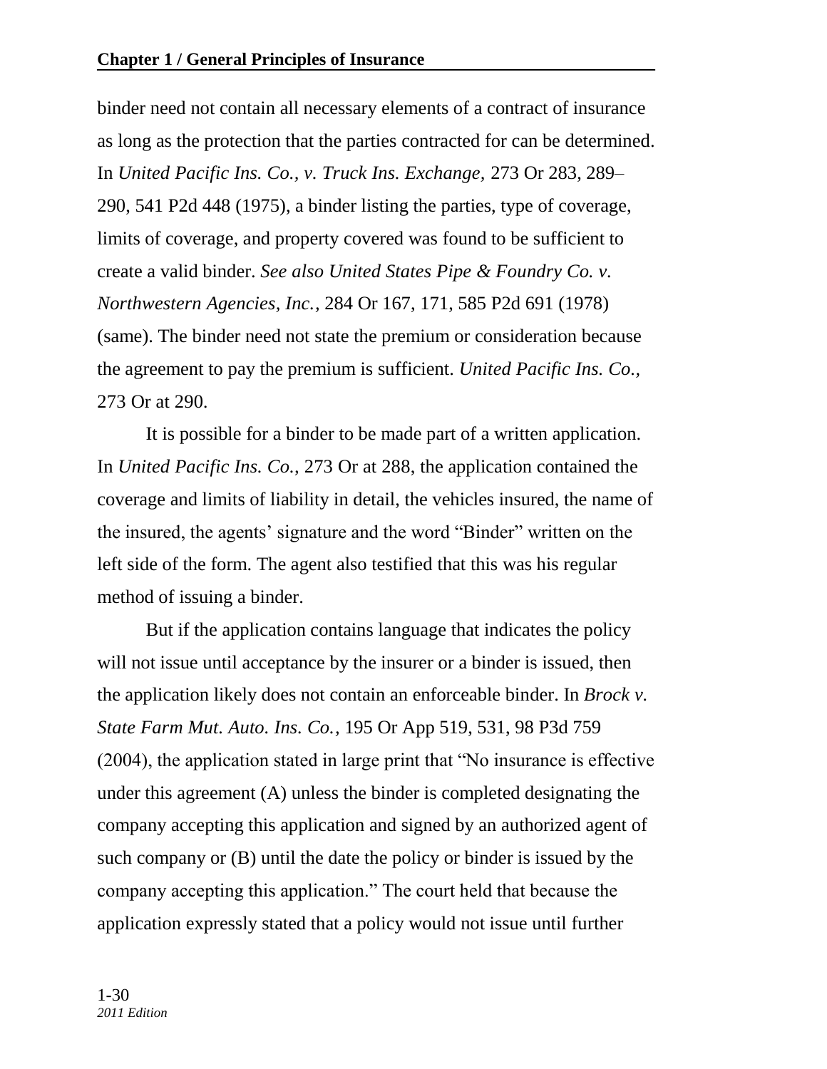binder need not contain all necessary elements of a contract of insurance as long as the protection that the parties contracted for can be determined. In *United Pacific Ins. Co., v. Truck Ins. Exchange,* 273 Or 283, 289–290, 541 P2d 448 (1975), a binder listing the parties, type of coverage, limits of coverage, and property covered was found to be sufficient to create a valid binder. *See also United States Pipe & Foundry Co. v. Northwestern Agencies, Inc.,* 284 Or 167, 171, 585 P2d 691 (1978) (same). The binder need not state the premium or consideration because the agreement to pay the premium is sufficient. *United Pacific Ins. Co.,* 273 Or at 290.

It is possible for a binder to be made part of a written application. In *United Pacific Ins. Co.,* 273 Or at 288, the application contained the coverage and limits of liability in detail, the vehicles insured, the name of the insured, the agents' signature and the word "Binder" written on the left side of the form. The agent also testified that this was his regular method of issuing a binder.

But if the application contains language that indicates the policy will not issue until acceptance by the insurer or a binder is issued, then the application likely does not contain an enforceable binder. In *Brock v. State Farm Mut. Auto. Ins. Co.,* 195 Or App 519, 531, 98 P3d 759 (2004), the application stated in large print that "No insurance is effective under this agreement (A) unless the binder is completed designating the company accepting this application and signed by an authorized agent of such company or (B) until the date the policy or binder is issued by the company accepting this application." The court held that because the application expressly stated that a policy would not issue until further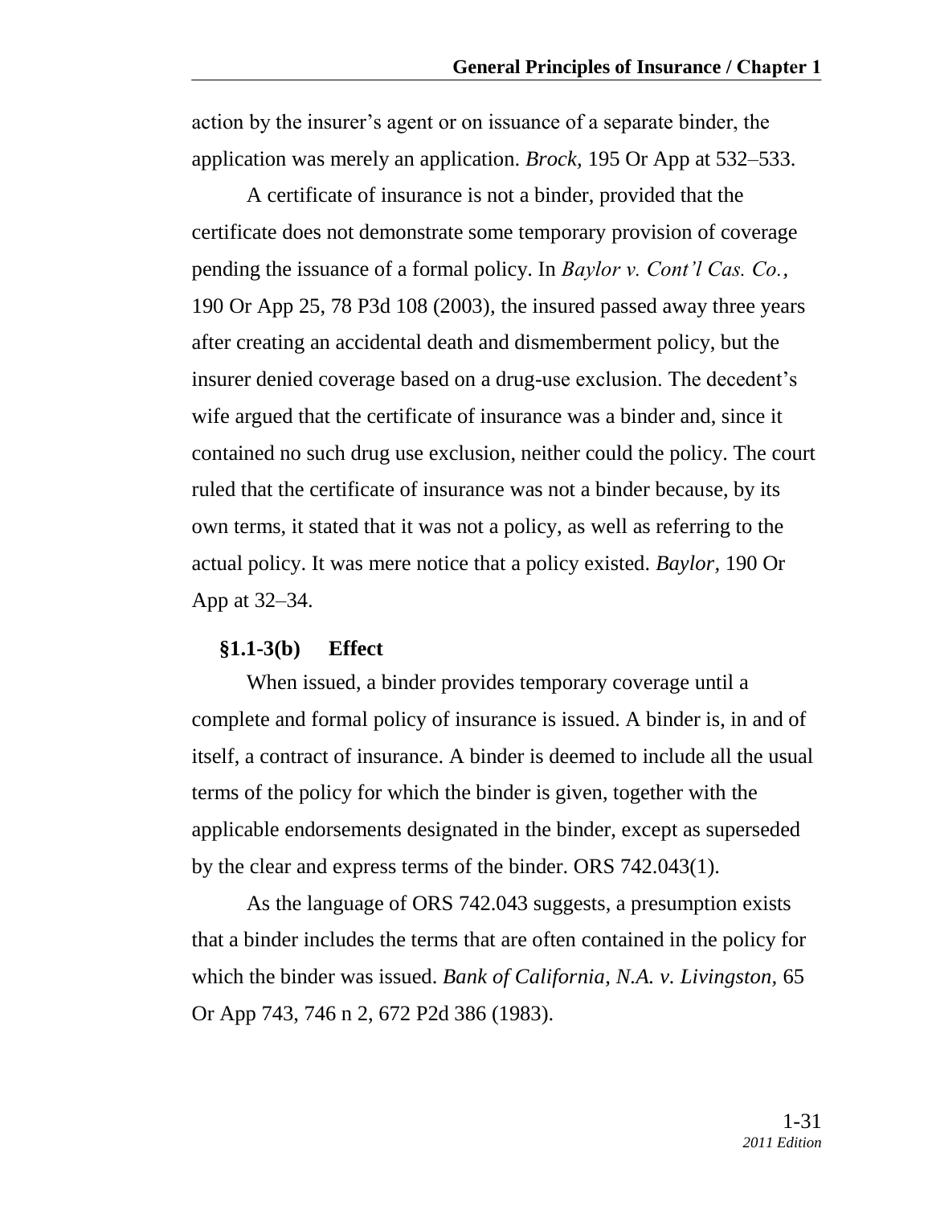action by the insurer's agent or on issuance of a separate binder, the application was merely an application. *Brock,* 195 Or App at 532–533.

A certificate of insurance is not a binder, provided that the certificate does not demonstrate some temporary provision of coverage pending the issuance of a formal policy. In *Baylor v. Cont'l Cas. Co.,* 190 Or App 25, 78 P3d 108 (2003), the insured passed away three years after creating an accidental death and dismemberment policy, but the insurer denied coverage based on a drug-use exclusion. The decedent's wife argued that the certificate of insurance was a binder and, since it contained no such drug use exclusion, neither could the policy. The court ruled that the certificate of insurance was not a binder because, by its own terms, it stated that it was not a policy, as well as referring to the actual policy. It was mere notice that a policy existed. *Baylor,* 190 Or App at 32–34.

### §1.1-3(b) Effect

When issued, a binder provides temporary coverage until a complete and formal policy of insurance is issued. A binder is, in and of itself, a contract of insurance. A binder is deemed to include all the usual terms of the policy for which the binder is given, together with the applicable endorsements designated in the binder, except as superseded by the clear and express terms of the binder. ORS 742.043(1).

As the language of ORS 742.043 suggests, a presumption exists that a binder includes the terms that are often contained in the policy for which the binder was issued. *Bank of California, N.A. v. Livingston,* 65 Or App 743, 746 n 2, 672 P2d 386 (1983).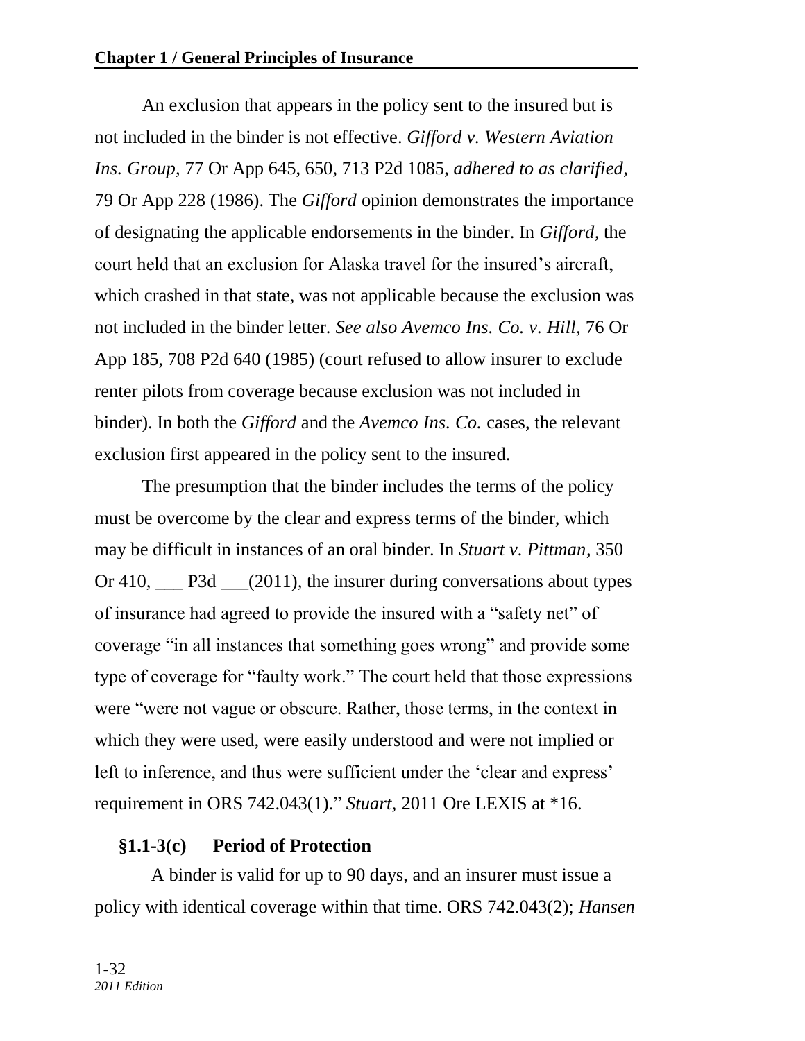An exclusion that appears in the policy sent to the insured but is not included in the binder is not effective. *Gifford v. Western Aviation Ins. Group,* 77 Or App 645, 650, 713 P2d 1085, *adhered to as clarified,* 79 Or App 228 (1986). The *Gifford* opinion demonstrates the importance of designating the applicable endorsements in the binder. In *Gifford,* the court held that an exclusion for Alaska travel for the insured's aircraft, which crashed in that state, was not applicable because the exclusion was not included in the binder letter. *See also Avemco Ins. Co. v. Hill,* 76 Or App 185, 708 P2d 640 (1985) (court refused to allow insurer to exclude renter pilots from coverage because exclusion was not included in binder). In both the *Gifford* and the *Avemco Ins. Co.* cases, the relevant exclusion first appeared in the policy sent to the insured.

The presumption that the binder includes the terms of the policy must be overcome by the clear and express terms of the binder, which may be difficult in instances of an oral binder. In *Stuart v. Pittman,* 350 Or 410, ___ P3d ___(2011), the insurer during conversations about types of insurance had agreed to provide the insured with a "safety net" of coverage "in all instances that something goes wrong" and provide some type of coverage for "faulty work." The court held that those expressions were "were not vague or obscure. Rather, those terms, in the context in which they were used, were easily understood and were not implied or left to inference, and thus were sufficient under the 'clear and express' requirement in ORS 742.043(1)." *Stuart,* 2011 Ore LEXIS at *16.

### §1.1-3(c) Period of Protection

A binder is valid for up to 90 days, and an insurer must issue a policy with identical coverage within that time. ORS 742.043(2); *Hansen*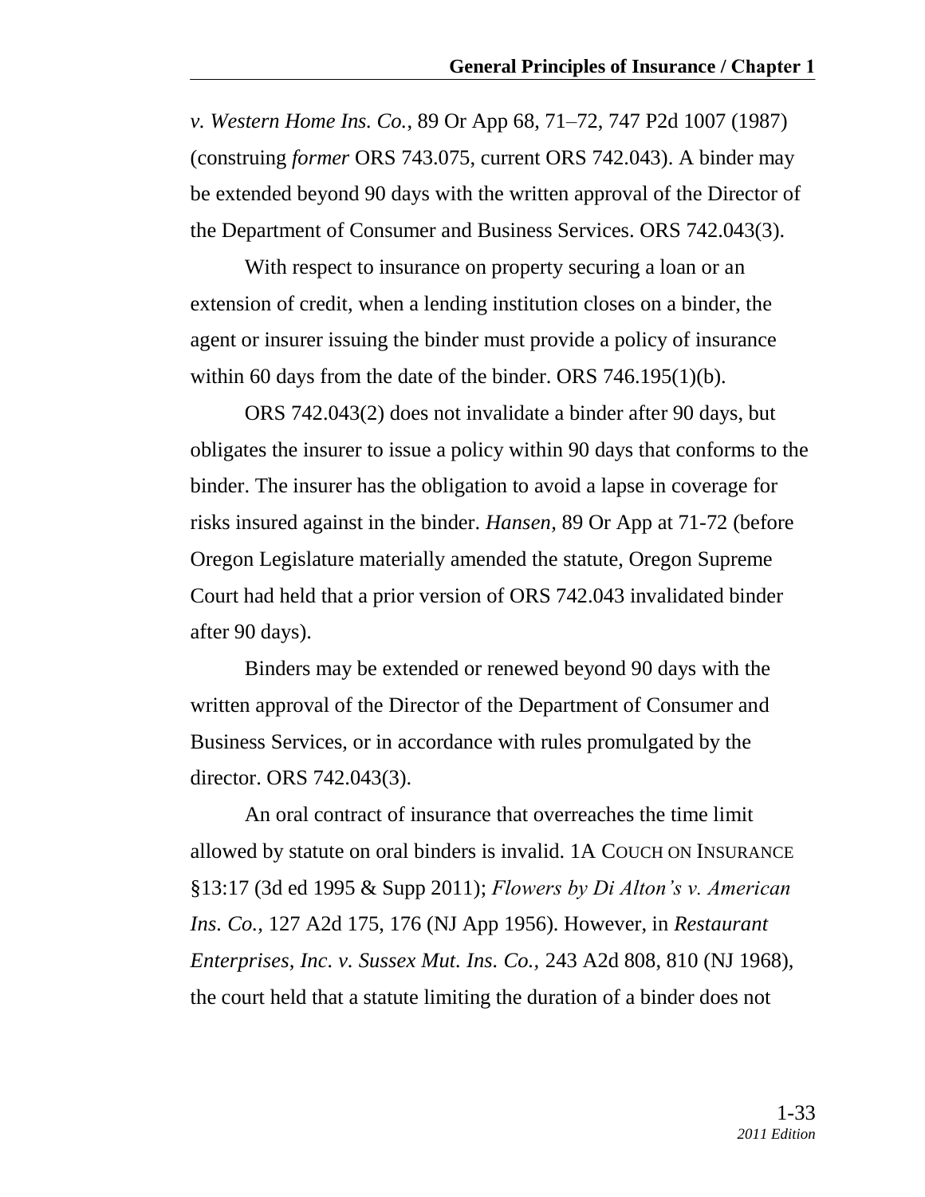*v. Western Home Ins. Co.*, 89 Or App 68, 71–72, 747 P2d 1007 (1987) (construing *former* ORS 743.075, current ORS 742.043). A binder may be extended beyond 90 days with the written approval of the Director of the Department of Consumer and Business Services. ORS 742.043(3).

With respect to insurance on property securing a loan or an extension of credit, when a lending institution closes on a binder, the agent or insurer issuing the binder must provide a policy of insurance within 60 days from the date of the binder. ORS 746.195(1)(b).

ORS 742.043(2) does not invalidate a binder after 90 days, but obligates the insurer to issue a policy within 90 days that conforms to the binder. The insurer has the obligation to avoid a lapse in coverage for risks insured against in the binder. *Hansen,* 89 Or App at 71-72 (before Oregon Legislature materially amended the statute, Oregon Supreme Court had held that a prior version of ORS 742.043 invalidated binder after 90 days).

Binders may be extended or renewed beyond 90 days with the written approval of the Director of the Department of Consumer and Business Services, or in accordance with rules promulgated by the director. ORS 742.043(3).

An oral contract of insurance that overreaches the time limit allowed by statute on oral binders is invalid. 1A COUCH ON INSURANCE §13:17 (3d ed 1995 & Supp 2011); *Flowers by Di Alton's v. American Ins. Co.,* 127 A2d 175, 176 (NJ App 1956). However, in *Restaurant Enterprises, Inc. v. Sussex Mut. Ins. Co.,* 243 A2d 808, 810 (NJ 1968), the court held that a statute limiting the duration of a binder does not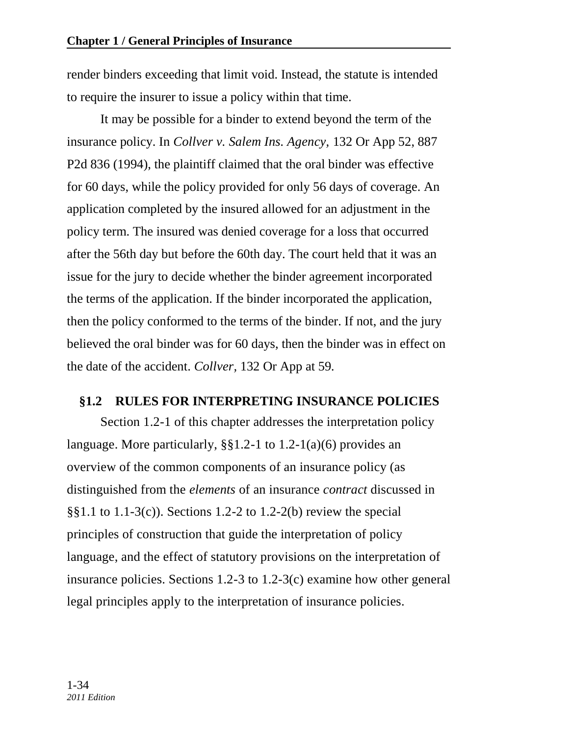render binders exceeding that limit void. Instead, the statute is intended to require the insurer to issue a policy within that time.

It may be possible for a binder to extend beyond the term of the insurance policy. In *Collver v. Salem Ins. Agency*, 132 Or App 52, 887 P2d 836 (1994), the plaintiff claimed that the oral binder was effective for 60 days, while the policy provided for only 56 days of coverage. An application completed by the insured allowed for an adjustment in the policy term. The insured was denied coverage for a loss that occurred after the 56th day but before the 60th day. The court held that it was an issue for the jury to decide whether the binder agreement incorporated the terms of the application. If the binder incorporated the application, then the policy conformed to the terms of the binder. If not, and the jury believed the oral binder was for 60 days, then the binder was in effect on the date of the accident. *Collver*, 132 Or App at 59.

## §1.2 RULES FOR INTERPRETING INSURANCE POLICIES

Section 1.2-1 of this chapter addresses the interpretation policy language. More particularly, §§1.2-1 to 1.2-1(a)(6) provides an overview of the common components of an insurance policy (as distinguished from the *elements* of an insurance *contract* discussed in §§1.1 to 1.1-3(c)). Sections 1.2-2 to 1.2-2(b) review the special principles of construction that guide the interpretation of policy language, and the effect of statutory provisions on the interpretation of insurance policies. Sections 1.2-3 to 1.2-3(c) examine how other general legal principles apply to the interpretation of insurance policies.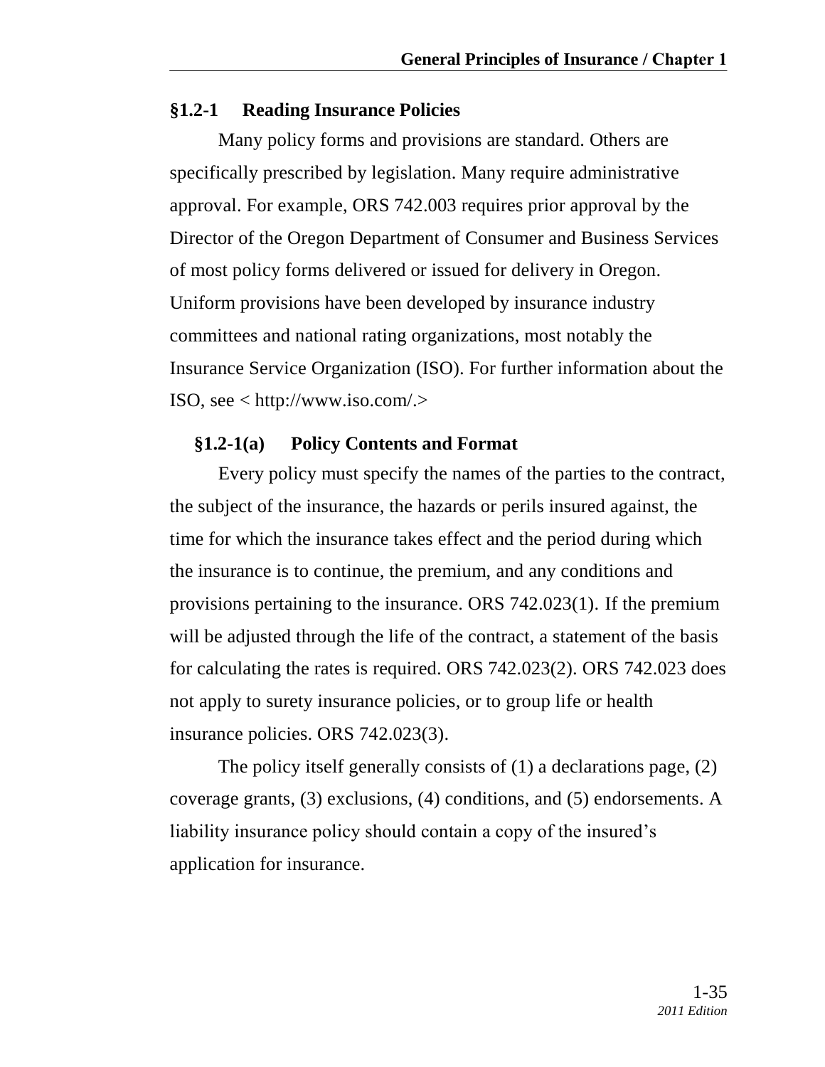### §1.2-1 Reading Insurance Policies

Many policy forms and provisions are standard. Others are specifically prescribed by legislation. Many require administrative approval. For example, ORS 742.003 requires prior approval by the Director of the Oregon Department of Consumer and Business Services of most policy forms delivered or issued for delivery in Oregon. Uniform provisions have been developed by insurance industry committees and national rating organizations, most notably the Insurance Service Organization (ISO). For further information about the ISO, see < http://www.iso.com/.>

#### §1.2-1(a) Policy Contents and Format

Every policy must specify the names of the parties to the contract, the subject of the insurance, the hazards or perils insured against, the time for which the insurance takes effect and the period during which the insurance is to continue, the premium, and any conditions and provisions pertaining to the insurance. ORS 742.023(1). If the premium will be adjusted through the life of the contract, a statement of the basis for calculating the rates is required. ORS 742.023(2). ORS 742.023 does not apply to surety insurance policies, or to group life or health insurance policies. ORS 742.023(3).

The policy itself generally consists of (1) a declarations page, (2) coverage grants, (3) exclusions, (4) conditions, and (5) endorsements. A liability insurance policy should contain a copy of the insured's application for insurance.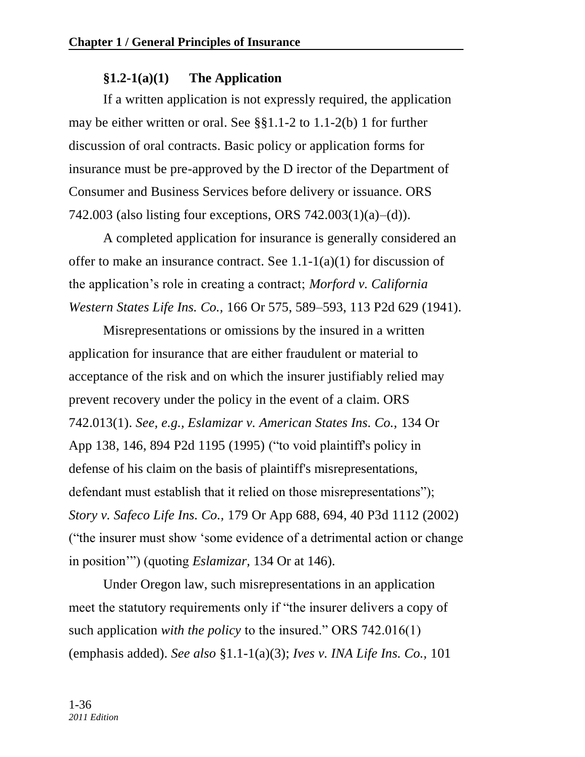### §1.2-1(a)(1) The Application

If a written application is not expressly required, the application may be either written or oral. See §§1.1-2 to 1.1-2(b) 1 for further discussion of oral contracts. Basic policy or application forms for insurance must be pre-approved by the D irector of the Department of Consumer and Business Services before delivery or issuance. ORS 742.003 (also listing four exceptions, ORS 742.003(1)(a)–(d)).

A completed application for insurance is generally considered an offer to make an insurance contract. See 1.1-1(a)(1) for discussion of the application's role in creating a contract; *Morford v. California Western States Life Ins. Co.,* 166 Or 575, 589–593, 113 P2d 629 (1941).

Misrepresentations or omissions by the insured in a written application for insurance that are either fraudulent or material to acceptance of the risk and on which the insurer justifiably relied may prevent recovery under the policy in the event of a claim. ORS 742.013(1). *See, e.g., Eslamizar v. American States Ins. Co.,* 134 Or App 138, 146, 894 P2d 1195 (1995) ("to void plaintiff's policy in defense of his claim on the basis of plaintiff's misrepresentations, defendant must establish that it relied on those misrepresentations"); *Story v. Safeco Life Ins. Co.,* 179 Or App 688, 694, 40 P3d 1112 (2002) ("the insurer must show 'some evidence of a detrimental action or change in position'") (quoting *Eslamizar,* 134 Or at 146).

Under Oregon law, such misrepresentations in an application meet the statutory requirements only if "the insurer delivers a copy of such application *with the policy* to the insured." ORS 742.016(1) (emphasis added). *See also* §1.1-1(a)(3); *Ives v. INA Life Ins. Co.,* 101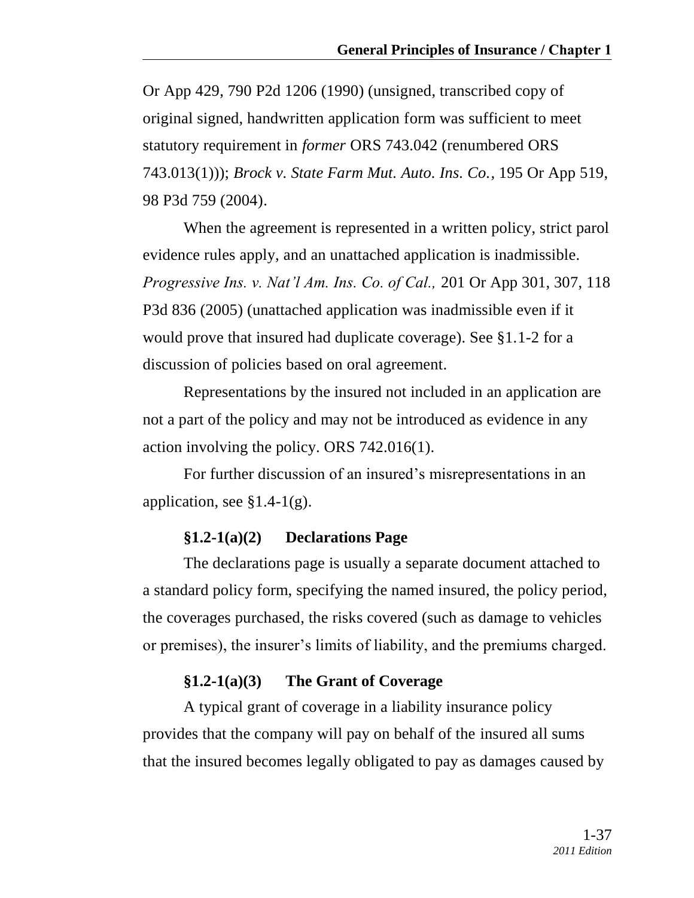Or App 429, 790 P2d 1206 (1990) (unsigned, transcribed copy of original signed, handwritten application form was sufficient to meet statutory requirement in *former* ORS 743.042 (renumbered ORS 743.013(1))); *Brock v. State Farm Mut. Auto. Ins. Co.*, 195 Or App 519, 98 P3d 759 (2004).

When the agreement is represented in a written policy, strict parol evidence rules apply, and an unattached application is inadmissible. *Progressive Ins. v. Nat'l Am. Ins. Co. of Cal.,* 201 Or App 301, 307, 118 P3d 836 (2005) (unattached application was inadmissible even if it would prove that insured had duplicate coverage). See §1.1-2 for a discussion of policies based on oral agreement.

Representations by the insured not included in an application are not a part of the policy and may not be introduced as evidence in any action involving the policy. ORS 742.016(1).

For further discussion of an insured's misrepresentations in an application, see §1.4-1(g).

#### §1.2-1(a)(2) Declarations Page

The declarations page is usually a separate document attached to a standard policy form, specifying the named insured, the policy period, the coverages purchased, the risks covered (such as damage to vehicles or premises), the insurer's limits of liability, and the premiums charged.

#### §1.2-1(a)(3) The Grant of Coverage

A typical grant of coverage in a liability insurance policy provides that the company will pay on behalf of the insured all sums that the insured becomes legally obligated to pay as damages caused by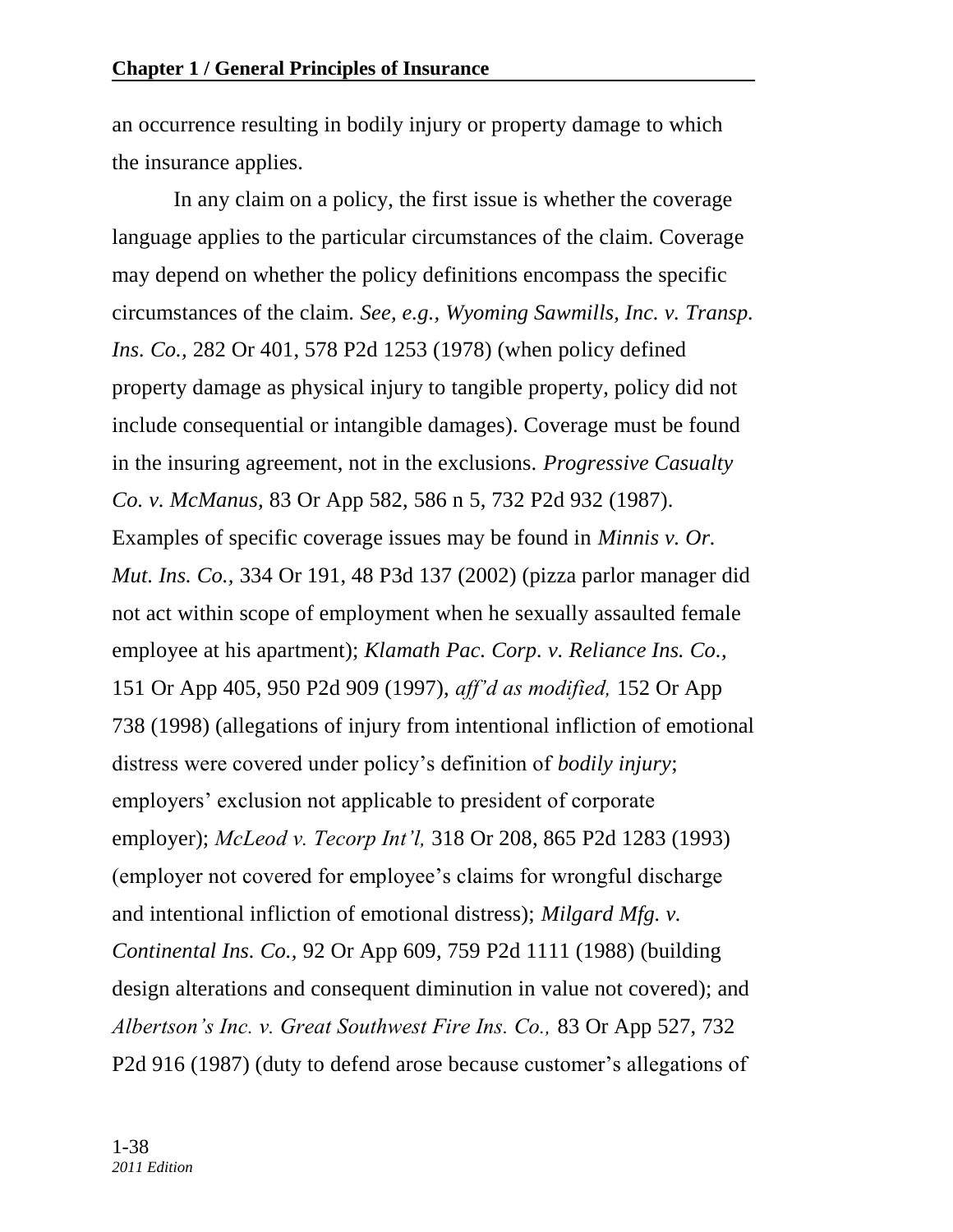an occurrence resulting in bodily injury or property damage to which the insurance applies.

In any claim on a policy, the first issue is whether the coverage language applies to the particular circumstances of the claim. Coverage may depend on whether the policy definitions encompass the specific circumstances of the claim. *See, e.g., Wyoming Sawmills, Inc. v. Transp. Ins. Co.,* 282 Or 401, 578 P2d 1253 (1978) (when policy defined property damage as physical injury to tangible property, policy did not include consequential or intangible damages). Coverage must be found in the insuring agreement, not in the exclusions. *Progressive Casualty Co. v. McManus,* 83 Or App 582, 586 n 5, 732 P2d 932 (1987). Examples of specific coverage issues may be found in *Minnis v. Or. Mut. Ins. Co.,* 334 Or 191, 48 P3d 137 (2002) (pizza parlor manager did not act within scope of employment when he sexually assaulted female employee at his apartment); *Klamath Pac. Corp. v. Reliance Ins. Co.,* 151 Or App 405, 950 P2d 909 (1997), *aff'd as modified,* 152 Or App 738 (1998) (allegations of injury from intentional infliction of emotional distress were covered under policy's definition of *bodily injury*; employers' exclusion not applicable to president of corporate employer); *McLeod v. Tecorp Int'l,* 318 Or 208, 865 P2d 1283 (1993) (employer not covered for employee's claims for wrongful discharge and intentional infliction of emotional distress); *Milgard Mfg. v. Continental Ins. Co.,* 92 Or App 609, 759 P2d 1111 (1988) (building design alterations and consequent diminution in value not covered); and *Albertson's Inc. v. Great Southwest Fire Ins. Co.,* 83 Or App 527, 732 P2d 916 (1987) (duty to defend arose because customer's allegations of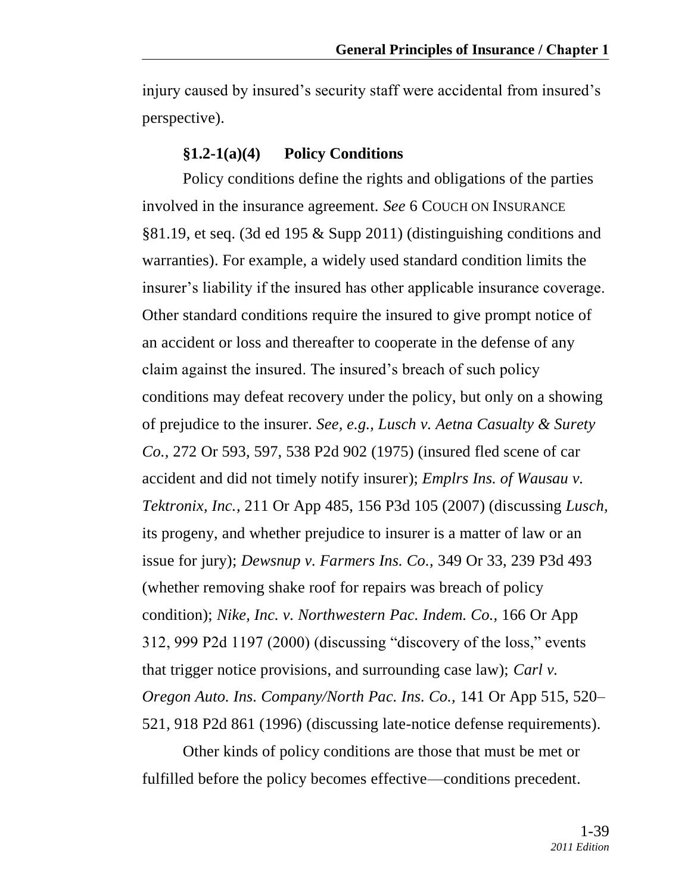injury caused by insured's security staff were accidental from insured's perspective).

#### §1.2-1(a)(4) Policy Conditions

Policy conditions define the rights and obligations of the parties involved in the insurance agreement. *See* 6 COUCH ON INSURANCE §81.19, et seq. (3d ed 195 & Supp 2011) (distinguishing conditions and warranties). For example, a widely used standard condition limits the insurer's liability if the insured has other applicable insurance coverage. Other standard conditions require the insured to give prompt notice of an accident or loss and thereafter to cooperate in the defense of any claim against the insured. The insured's breach of such policy conditions may defeat recovery under the policy, but only on a showing of prejudice to the insurer. *See, e.g., Lusch v. Aetna Casualty & Surety Co.,* 272 Or 593, 597, 538 P2d 902 (1975) (insured fled scene of car accident and did not timely notify insurer); *Emplrs Ins. of Wausau v. Tektronix, Inc.,* 211 Or App 485, 156 P3d 105 (2007) (discussing *Lusch,* its progeny, and whether prejudice to insurer is a matter of law or an issue for jury); *Dewsnup v. Farmers Ins. Co.,* 349 Or 33, 239 P3d 493 (whether removing shake roof for repairs was breach of policy condition); *Nike, Inc. v. Northwestern Pac. Indem. Co.,* 166 Or App 312, 999 P2d 1197 (2000) (discussing "discovery of the loss," events that trigger notice provisions, and surrounding case law); *Carl v. Oregon Auto. Ins. Company/North Pac. Ins. Co.,* 141 Or App 515, 520–521, 918 P2d 861 (1996) (discussing late-notice defense requirements).

Other kinds of policy conditions are those that must be met or fulfilled before the policy becomes effective—conditions precedent.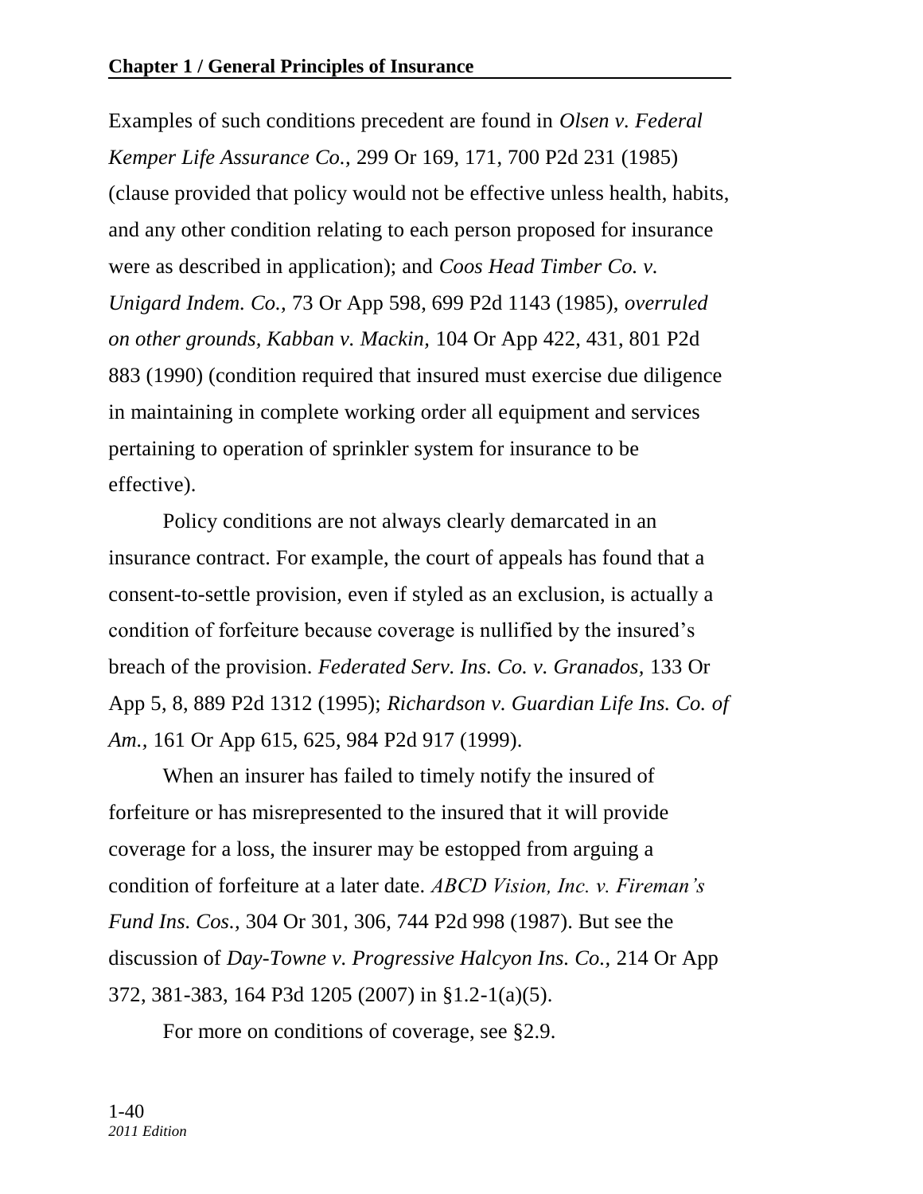Examples of such conditions precedent are found in *Olsen v. Federal Kemper Life Assurance Co.,* 299 Or 169, 171, 700 P2d 231 (1985) (clause provided that policy would not be effective unless health, habits, and any other condition relating to each person proposed for insurance were as described in application); and *Coos Head Timber Co. v. Unigard Indem. Co.,* 73 Or App 598, 699 P2d 1143 (1985), *overruled on other grounds, Kabban v. Mackin,* 104 Or App 422, 431, 801 P2d 883 (1990) (condition required that insured must exercise due diligence in maintaining in complete working order all equipment and services pertaining to operation of sprinkler system for insurance to be effective).

Policy conditions are not always clearly demarcated in an insurance contract. For example, the court of appeals has found that a consent-to-settle provision, even if styled as an exclusion, is actually a condition of forfeiture because coverage is nullified by the insured's breach of the provision. *Federated Serv. Ins. Co. v. Granados,* 133 Or App 5, 8, 889 P2d 1312 (1995); *Richardson v. Guardian Life Ins. Co. of Am.,* 161 Or App 615, 625, 984 P2d 917 (1999).

When an insurer has failed to timely notify the insured of forfeiture or has misrepresented to the insured that it will provide coverage for a loss, the insurer may be estopped from arguing a condition of forfeiture at a later date. *ABCD Vision, Inc. v. Fireman's Fund Ins. Cos.,* 304 Or 301, 306, 744 P2d 998 (1987). But see the discussion of *Day-Towne v. Progressive Halcyon Ins. Co.,* 214 Or App 372, 381-383, 164 P3d 1205 (2007) in §1.2-1(a)(5).

For more on conditions of coverage, see §2.9.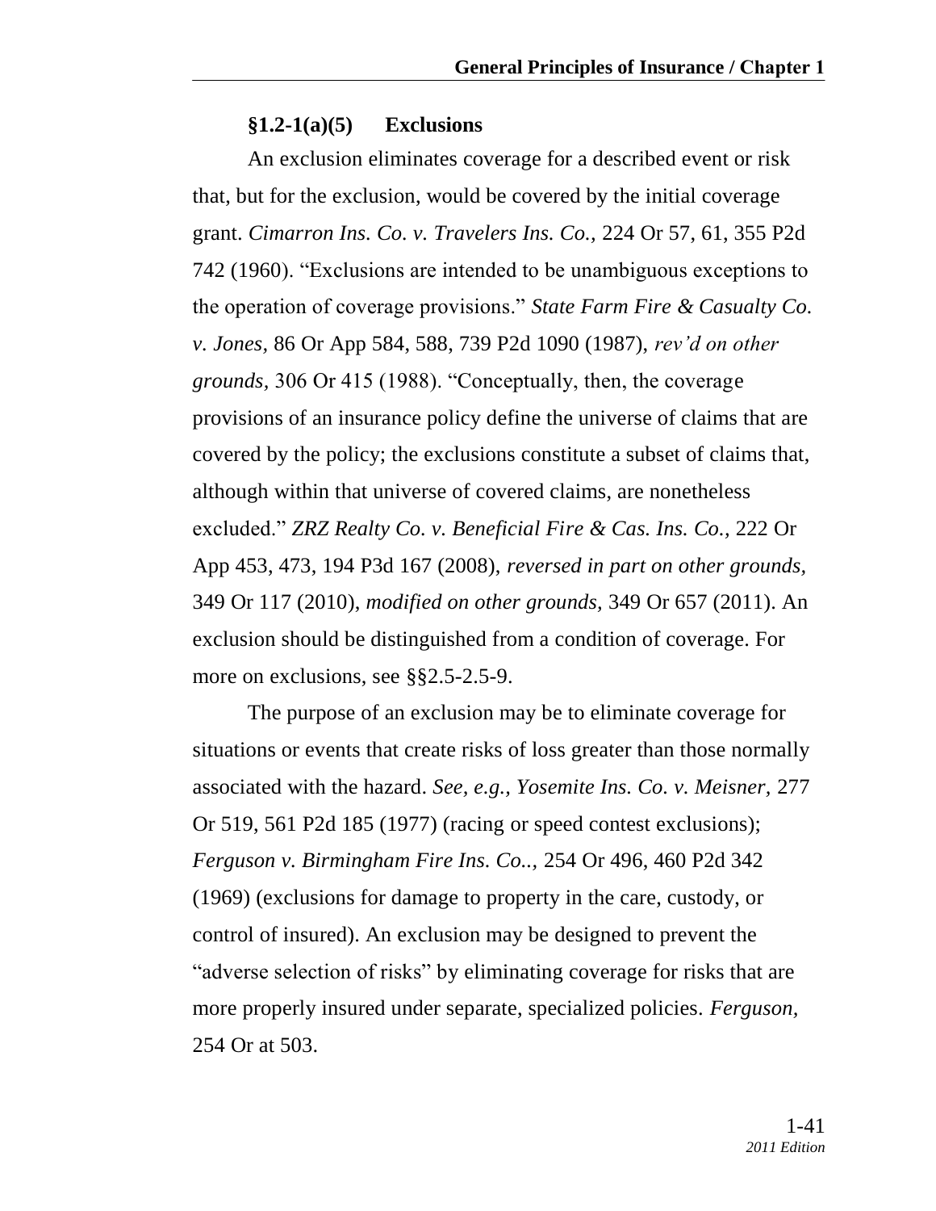### §1.2-1(a)(5) Exclusions

An exclusion eliminates coverage for a described event or risk that, but for the exclusion, would be covered by the initial coverage grant. *Cimarron Ins. Co. v. Travelers Ins. Co.,* 224 Or 57, 61, 355 P2d 742 (1960). "Exclusions are intended to be unambiguous exceptions to the operation of coverage provisions." *State Farm Fire & Casualty Co. v. Jones,* 86 Or App 584, 588, 739 P2d 1090 (1987), *rev'd on other grounds,* 306 Or 415 (1988). "Conceptually, then, the coverage provisions of an insurance policy define the universe of claims that are covered by the policy; the exclusions constitute a subset of claims that, although within that universe of covered claims, are nonetheless excluded." *ZRZ Realty Co. v. Beneficial Fire & Cas. Ins. Co.,* 222 Or App 453, 473, 194 P3d 167 (2008), *reversed in part on other grounds,* 349 Or 117 (2010), *modified on other grounds,* 349 Or 657 (2011). An exclusion should be distinguished from a condition of coverage. For more on exclusions, see §§2.5-2.5-9.

The purpose of an exclusion may be to eliminate coverage for situations or events that create risks of loss greater than those normally associated with the hazard. *See, e.g., Yosemite Ins. Co. v. Meisner,* 277 Or 519, 561 P2d 185 (1977) (racing or speed contest exclusions); *Ferguson v. Birmingham Fire Ins. Co..,* 254 Or 496, 460 P2d 342 (1969) (exclusions for damage to property in the care, custody, or control of insured). An exclusion may be designed to prevent the "adverse selection of risks" by eliminating coverage for risks that are more properly insured under separate, specialized policies. *Ferguson,* 254 Or at 503.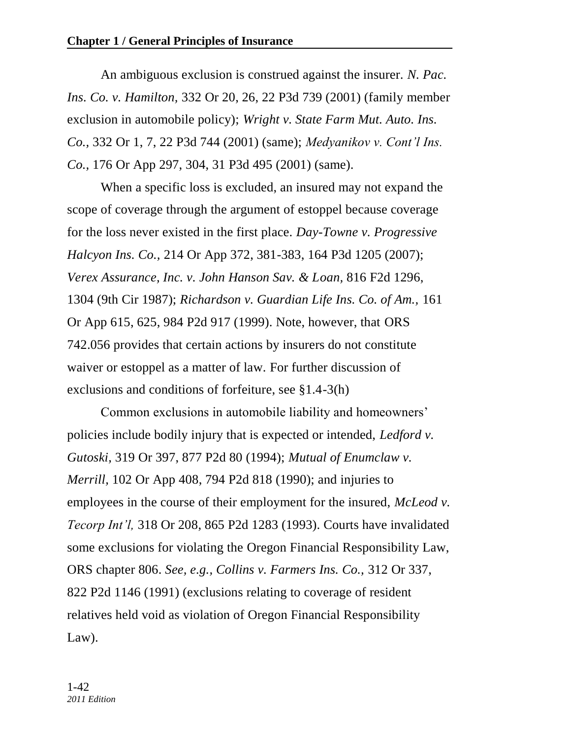An ambiguous exclusion is construed against the insurer. *N. Pac. Ins. Co. v. Hamilton,* 332 Or 20, 26, 22 P3d 739 (2001) (family member exclusion in automobile policy); *Wright v. State Farm Mut. Auto. Ins. Co.,* 332 Or 1, 7, 22 P3d 744 (2001) (same); *Medyanikov v. Cont'l Ins. Co.,* 176 Or App 297, 304, 31 P3d 495 (2001) (same).

When a specific loss is excluded, an insured may not expand the scope of coverage through the argument of estoppel because coverage for the loss never existed in the first place. *Day-Towne v. Progressive Halcyon Ins. Co.,* 214 Or App 372, 381-383, 164 P3d 1205 (2007); *Verex Assurance, Inc. v. John Hanson Sav. & Loan,* 816 F2d 1296, 1304 (9th Cir 1987); *Richardson v. Guardian Life Ins. Co. of Am.,* 161 Or App 615, 625, 984 P2d 917 (1999). Note, however, that ORS 742.056 provides that certain actions by insurers do not constitute waiver or estoppel as a matter of law. For further discussion of exclusions and conditions of forfeiture, see §1.4-3(h)

Common exclusions in automobile liability and homeowners' policies include bodily injury that is expected or intended, *Ledford v. Gutoski,* 319 Or 397, 877 P2d 80 (1994); *Mutual of Enumclaw v. Merrill,* 102 Or App 408, 794 P2d 818 (1990); and injuries to employees in the course of their employment for the insured, *McLeod v. Tecorp Int'l,* 318 Or 208, 865 P2d 1283 (1993). Courts have invalidated some exclusions for violating the Oregon Financial Responsibility Law, ORS chapter 806. *See, e.g., Collins v. Farmers Ins. Co.,* 312 Or 337, 822 P2d 1146 (1991) (exclusions relating to coverage of resident relatives held void as violation of Oregon Financial Responsibility Law).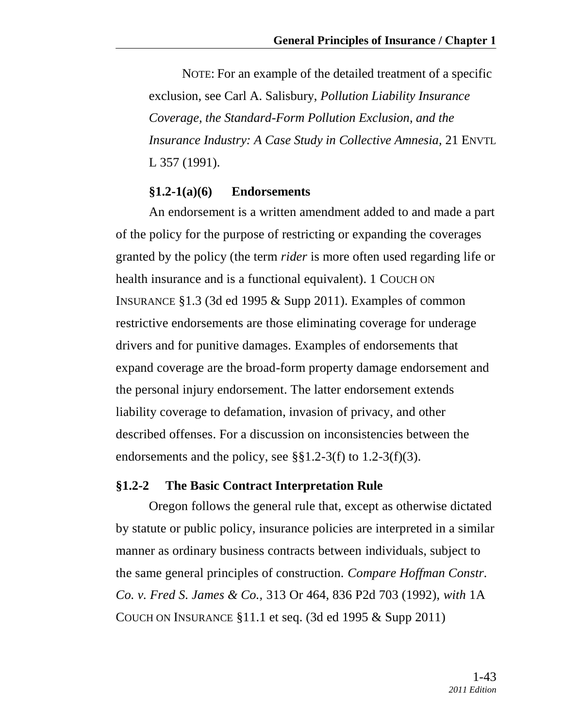NOTE: For an example of the detailed treatment of a specific exclusion, see Carl A. Salisbury, *Pollution Liability Insurance Coverage, the Standard-Form Pollution Exclusion, and the Insurance Industry: A Case Study in Collective Amnesia,* 21 ENVTL L 357 (1991).

#### §1.2-1(a)(6) Endorsements

An endorsement is a written amendment added to and made a part of the policy for the purpose of restricting or expanding the coverages granted by the policy (the term *rider* is more often used regarding life or health insurance and is a functional equivalent). 1 COUCH ON INSURANCE §1.3 (3d ed 1995 & Supp 2011). Examples of common restrictive endorsements are those eliminating coverage for underage drivers and for punitive damages. Examples of endorsements that expand coverage are the broad-form property damage endorsement and the personal injury endorsement. The latter endorsement extends liability coverage to defamation, invasion of privacy, and other described offenses. For a discussion on inconsistencies between the endorsements and the policy, see §§1.2-3(f) to 1.2-3(f)(3).

### §1.2-2 The Basic Contract Interpretation Rule

Oregon follows the general rule that, except as otherwise dictated by statute or public policy, insurance policies are interpreted in a similar manner as ordinary business contracts between individuals, subject to the same general principles of construction. *Compare Hoffman Constr. Co. v. Fred S. James & Co.,* 313 Or 464, 836 P2d 703 (1992), *with* 1A COUCH ON INSURANCE §11.1 et seq. (3d ed 1995 & Supp 2011)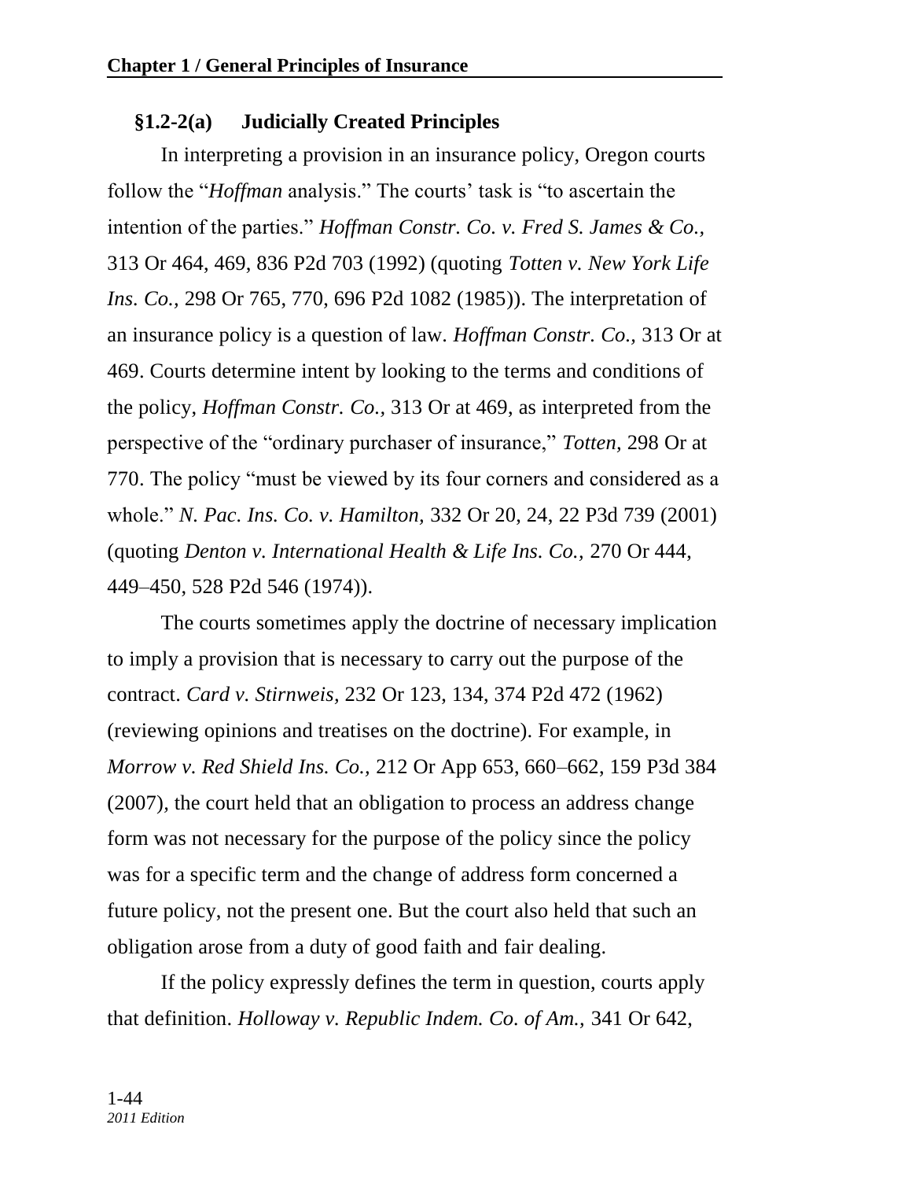### §1.2-2(a) Judicially Created Principles

In interpreting a provision in an insurance policy, Oregon courts follow the "*Hoffman* analysis." The courts' task is "to ascertain the intention of the parties." *Hoffman Constr. Co. v. Fred S. James & Co.,* 313 Or 464, 469, 836 P2d 703 (1992) (quoting *Totten v. New York Life Ins. Co.,* 298 Or 765, 770, 696 P2d 1082 (1985)). The interpretation of an insurance policy is a question of law. *Hoffman Constr. Co.,* 313 Or at 469. Courts determine intent by looking to the terms and conditions of the policy, *Hoffman Constr. Co.,* 313 Or at 469, as interpreted from the perspective of the "ordinary purchaser of insurance," *Totten*, 298 Or at 770. The policy "must be viewed by its four corners and considered as a whole." *N. Pac. Ins. Co. v. Hamilton,* 332 Or 20, 24, 22 P3d 739 (2001) (quoting *Denton v. International Health & Life Ins. Co.,* 270 Or 444, 449–450, 528 P2d 546 (1974)).

The courts sometimes apply the doctrine of necessary implication to imply a provision that is necessary to carry out the purpose of the contract. *Card v. Stirnweis,* 232 Or 123, 134, 374 P2d 472 (1962) (reviewing opinions and treatises on the doctrine). For example, in *Morrow v. Red Shield Ins. Co.,* 212 Or App 653, 660–662, 159 P3d 384 (2007), the court held that an obligation to process an address change form was not necessary for the purpose of the policy since the policy was for a specific term and the change of address form concerned a future policy, not the present one. But the court also held that such an obligation arose from a duty of good faith and fair dealing.

If the policy expressly defines the term in question, courts apply that definition. *Holloway v. Republic Indem. Co. of Am.,* 341 Or 642,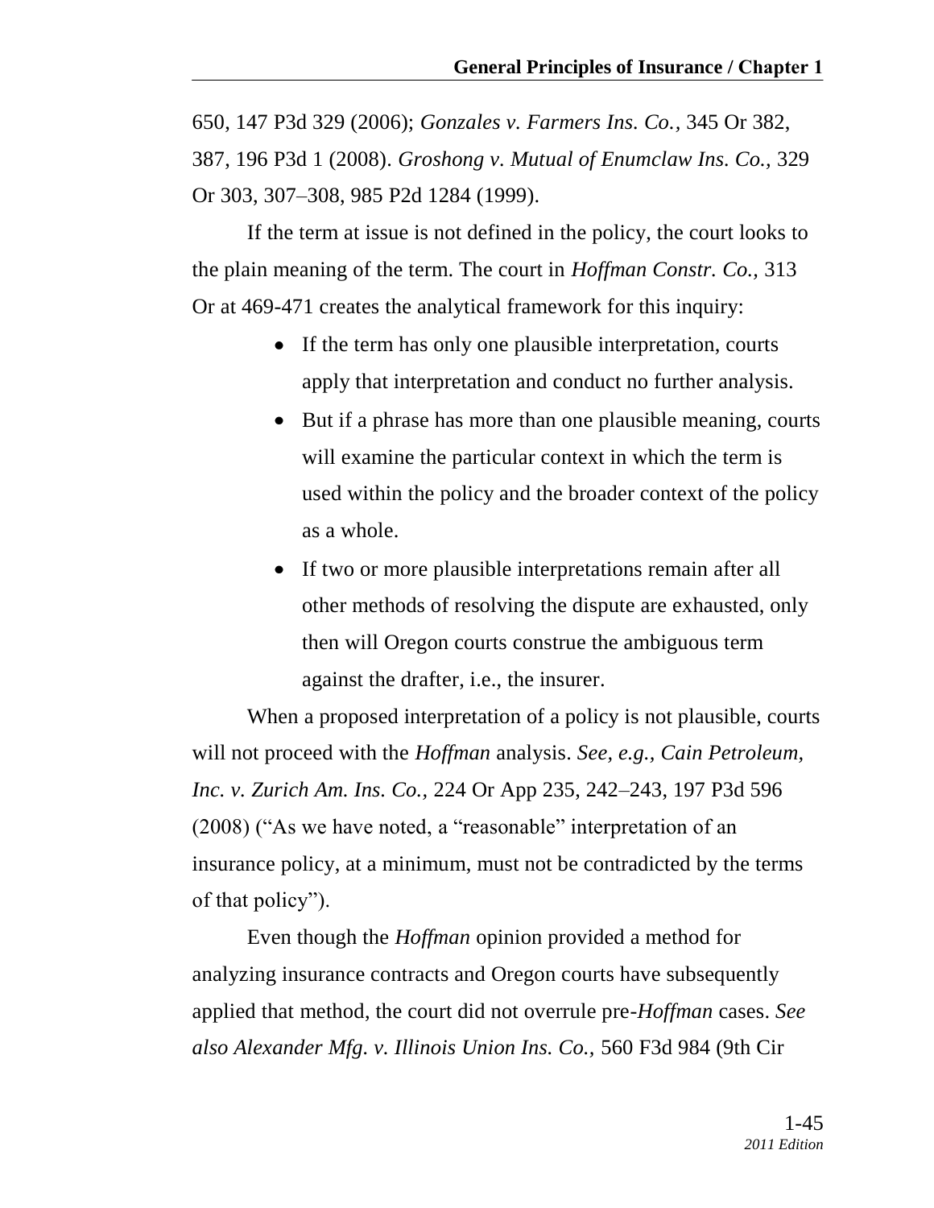650, 147 P3d 329 (2006); *Gonzales v. Farmers Ins. Co.*, 345 Or 382, 387, 196 P3d 1 (2008). *Groshong v. Mutual of Enumclaw Ins. Co.*, 329 Or 303, 307–308, 985 P2d 1284 (1999).

If the term at issue is not defined in the policy, the court looks to the plain meaning of the term. The court in *Hoffman Constr. Co.*, 313 Or at 469-471 creates the analytical framework for this inquiry:

- If the term has only one plausible interpretation, courts apply that interpretation and conduct no further analysis.
- But if a phrase has more than one plausible meaning, courts will examine the particular context in which the term is used within the policy and the broader context of the policy as a whole.
- If two or more plausible interpretations remain after all other methods of resolving the dispute are exhausted, only then will Oregon courts construe the ambiguous term against the drafter, i.e., the insurer.

When a proposed interpretation of a policy is not plausible, courts will not proceed with the *Hoffman* analysis. *See, e.g.*, *Cain Petroleum, Inc. v. Zurich Am. Ins. Co.*, 224 Or App 235, 242–243, 197 P3d 596 (2008) ("As we have noted, a "reasonable" interpretation of an insurance policy, at a minimum, must not be contradicted by the terms of that policy").

Even though the *Hoffman* opinion provided a method for analyzing insurance contracts and Oregon courts have subsequently applied that method, the court did not overrule pre-*Hoffman* cases. *See also Alexander Mfg. v. Illinois Union Ins. Co.*, 560 F3d 984 (9th Cir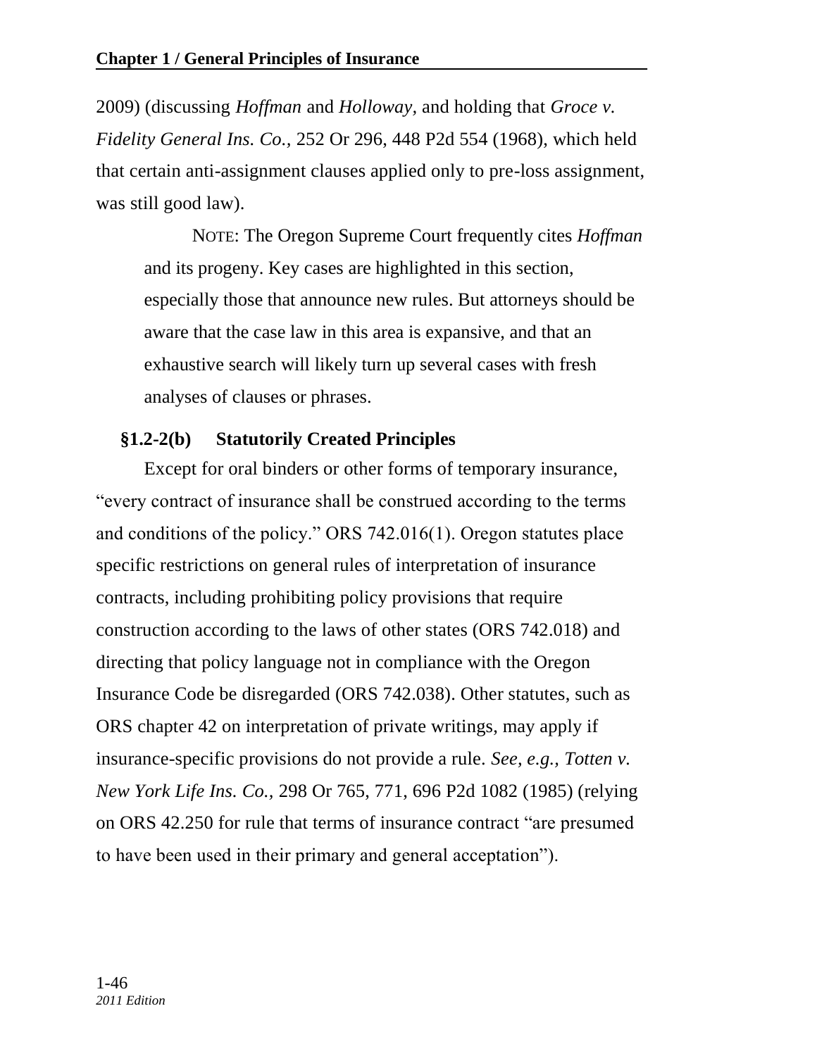2009) (discussing *Hoffman* and *Holloway*, and holding that *Groce v. Fidelity General Ins. Co.*, 252 Or 296, 448 P2d 554 (1968), which held that certain anti-assignment clauses applied only to pre-loss assignment, was still good law).

> NOTE: The Oregon Supreme Court frequently cites *Hoffman* and its progeny. Key cases are highlighted in this section, especially those that announce new rules. But attorneys should be aware that the case law in this area is expansive, and that an exhaustive search will likely turn up several cases with fresh analyses of clauses or phrases.

### §1.2-2(b) Statutorily Created Principles

Except for oral binders or other forms of temporary insurance, "every contract of insurance shall be construed according to the terms and conditions of the policy." ORS 742.016(1). Oregon statutes place specific restrictions on general rules of interpretation of insurance contracts, including prohibiting policy provisions that require construction according to the laws of other states (ORS 742.018) and directing that policy language not in compliance with the Oregon Insurance Code be disregarded (ORS 742.038). Other statutes, such as ORS chapter 42 on interpretation of private writings, may apply if insurance-specific provisions do not provide a rule. *See, e.g.*, *Totten v. New York Life Ins. Co.*, 298 Or 765, 771, 696 P2d 1082 (1985) (relying on ORS 42.250 for rule that terms of insurance contract "are presumed to have been used in their primary and general acceptation").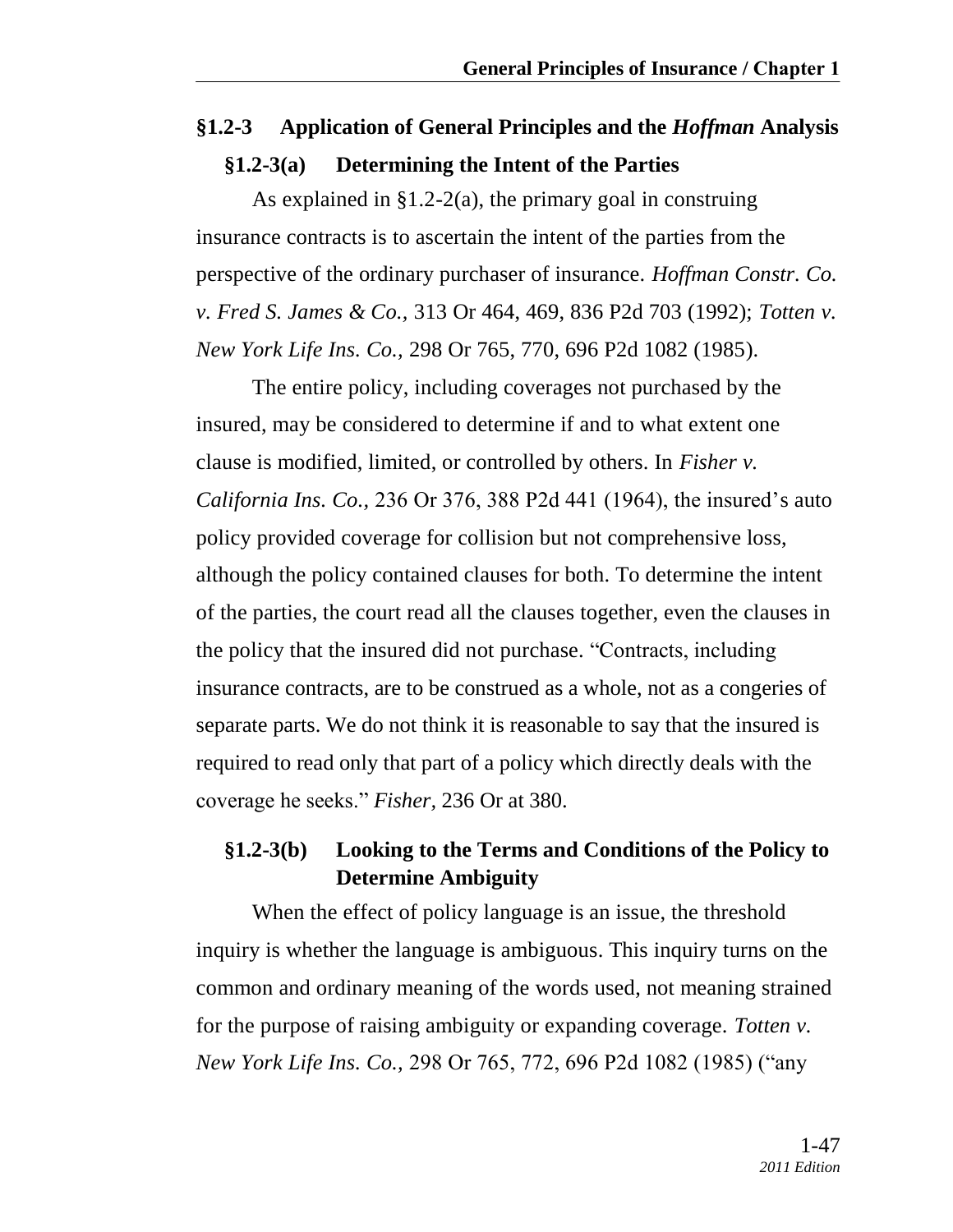## §1.2-3 Application of General Principles and the *Hoffman* Analysis

### §1.2-3(a) Determining the Intent of the Parties

As explained in §1.2-2(a), the primary goal in construing insurance contracts is to ascertain the intent of the parties from the perspective of the ordinary purchaser of insurance. *Hoffman Constr. Co. v. Fred S. James & Co.,* 313 Or 464, 469, 836 P2d 703 (1992); *Totten v. New York Life Ins. Co.,* 298 Or 765, 770, 696 P2d 1082 (1985).

The entire policy, including coverages not purchased by the insured, may be considered to determine if and to what extent one clause is modified, limited, or controlled by others. In *Fisher v. California Ins. Co.,* 236 Or 376, 388 P2d 441 (1964), the insured's auto policy provided coverage for collision but not comprehensive loss, although the policy contained clauses for both. To determine the intent of the parties, the court read all the clauses together, even the clauses in the policy that the insured did not purchase. "Contracts, including insurance contracts, are to be construed as a whole, not as a congeries of separate parts. We do not think it is reasonable to say that the insured is required to read only that part of a policy which directly deals with the coverage he seeks." *Fisher,* 236 Or at 380.

### §1.2-3(b) Looking to the Terms and Conditions of the Policy to Determine Ambiguity

When the effect of policy language is an issue, the threshold inquiry is whether the language is ambiguous. This inquiry turns on the common and ordinary meaning of the words used, not meaning strained for the purpose of raising ambiguity or expanding coverage. *Totten v. New York Life Ins. Co.,* 298 Or 765, 772, 696 P2d 1082 (1985) ("any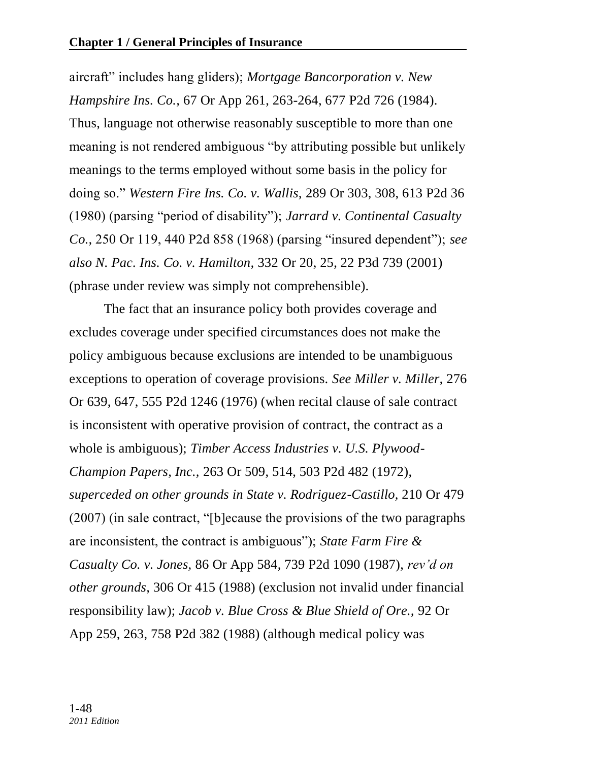aircraft" includes hang gliders); *Mortgage Bancorporation v. New Hampshire Ins. Co.,* 67 Or App 261, 263-264, 677 P2d 726 (1984). Thus, language not otherwise reasonably susceptible to more than one meaning is not rendered ambiguous "by attributing possible but unlikely meanings to the terms employed without some basis in the policy for doing so." *Western Fire Ins. Co. v. Wallis,* 289 Or 303, 308, 613 P2d 36 (1980) (parsing "period of disability"); *Jarrard v. Continental Casualty Co.,* 250 Or 119, 440 P2d 858 (1968) (parsing "insured dependent"); *see also N. Pac. Ins. Co. v. Hamilton,* 332 Or 20, 25, 22 P3d 739 (2001) (phrase under review was simply not comprehensible).

The fact that an insurance policy both provides coverage and excludes coverage under specified circumstances does not make the policy ambiguous because exclusions are intended to be unambiguous exceptions to operation of coverage provisions. *See Miller v. Miller,* 276 Or 639, 647, 555 P2d 1246 (1976) (when recital clause of sale contract is inconsistent with operative provision of contract, the contract as a whole is ambiguous); *Timber Access Industries v. U.S. Plywood-Champion Papers, Inc.,* 263 Or 509, 514, 503 P2d 482 (1972), *superceded on other grounds in State v. Rodriguez-Castillo,* 210 Or 479 (2007) (in sale contract, "[b]ecause the provisions of the two paragraphs are inconsistent, the contract is ambiguous"); *State Farm Fire & Casualty Co. v. Jones,* 86 Or App 584, 739 P2d 1090 (1987), *rev'd on other grounds,* 306 Or 415 (1988) (exclusion not invalid under financial responsibility law); *Jacob v. Blue Cross & Blue Shield of Ore.,* 92 Or App 259, 263, 758 P2d 382 (1988) (although medical policy was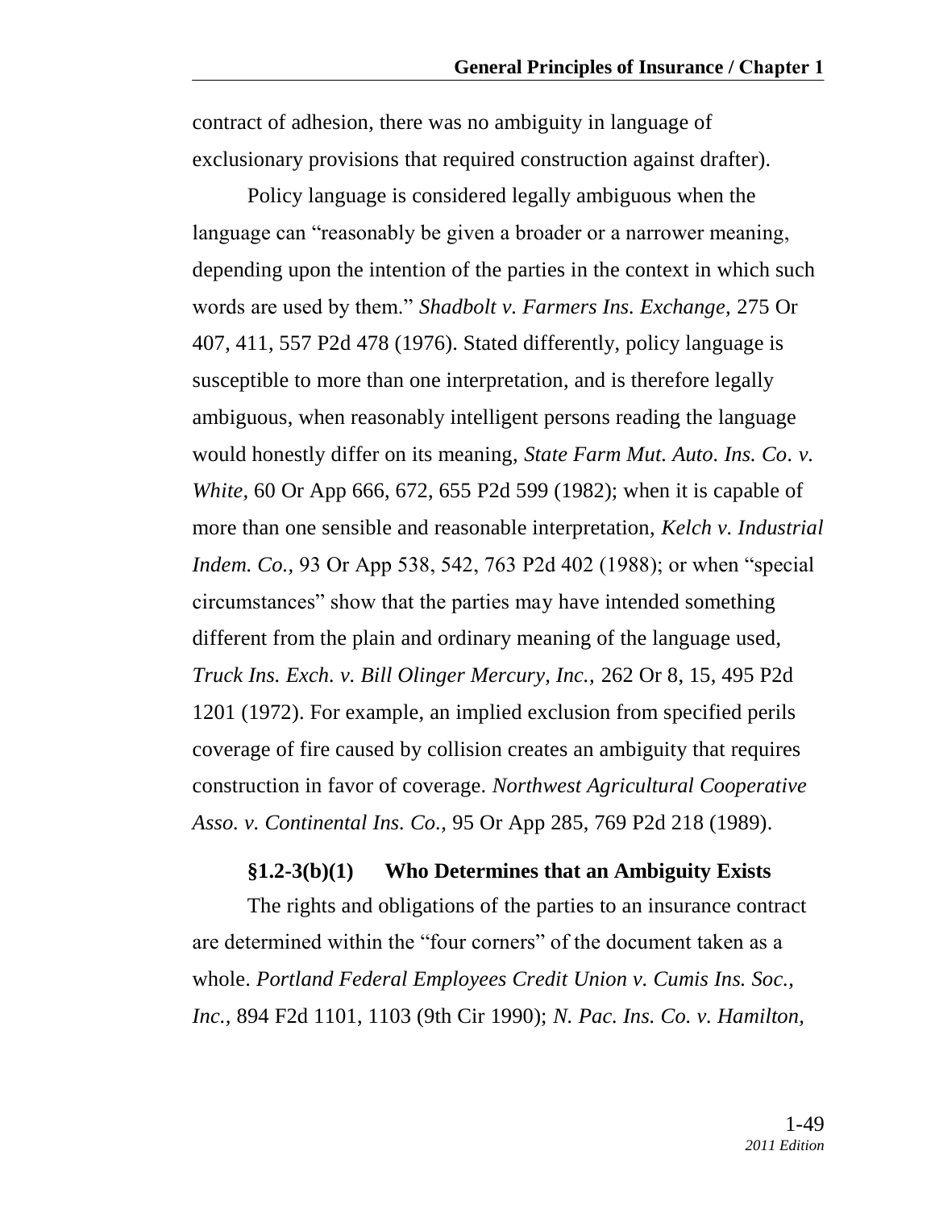contract of adhesion, there was no ambiguity in language of exclusionary provisions that required construction against drafter).

Policy language is considered legally ambiguous when the language can "reasonably be given a broader or a narrower meaning, depending upon the intention of the parties in the context in which such words are used by them." *Shadbolt v. Farmers Ins. Exchange,* 275 Or 407, 411, 557 P2d 478 (1976). Stated differently, policy language is susceptible to more than one interpretation, and is therefore legally ambiguous, when reasonably intelligent persons reading the language would honestly differ on its meaning, *State Farm Mut. Auto. Ins. Co. v. White,* 60 Or App 666, 672, 655 P2d 599 (1982); when it is capable of more than one sensible and reasonable interpretation, *Kelch v. Industrial Indem. Co.,* 93 Or App 538, 542, 763 P2d 402 (1988); or when "special circumstances" show that the parties may have intended something different from the plain and ordinary meaning of the language used, *Truck Ins. Exch. v. Bill Olinger Mercury, Inc.,* 262 Or 8, 15, 495 P2d 1201 (1972). For example, an implied exclusion from specified perils coverage of fire caused by collision creates an ambiguity that requires construction in favor of coverage. *Northwest Agricultural Cooperative Asso. v. Continental Ins. Co.,* 95 Or App 285, 769 P2d 218 (1989).

### §1.2-3(b)(1) Who Determines that an Ambiguity Exists

The rights and obligations of the parties to an insurance contract are determined within the "four corners" of the document taken as a whole. *Portland Federal Employees Credit Union v. Cumis Ins. Soc., Inc.*, 894 F2d 1101, 1103 (9th Cir 1990); *N. Pac. Ins. Co. v. Hamilton,*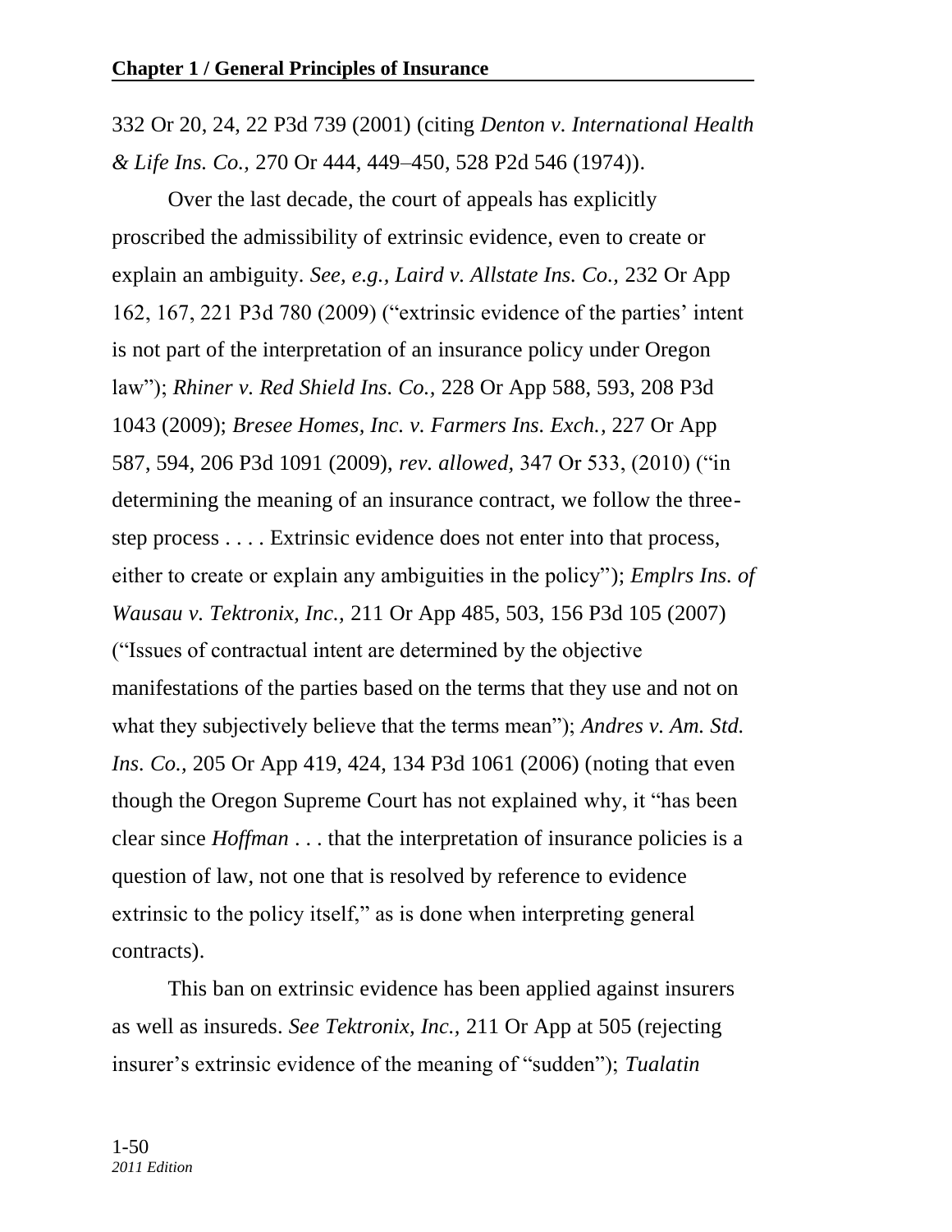332 Or 20, 24, 22 P3d 739 (2001) (citing *Denton v. International Health & Life Ins. Co.,* 270 Or 444, 449–450, 528 P2d 546 (1974)).

Over the last decade, the court of appeals has explicitly proscribed the admissibility of extrinsic evidence, even to create or explain an ambiguity. *See, e.g., Laird v. Allstate Ins. Co.,* 232 Or App 162, 167, 221 P3d 780 (2009) ("extrinsic evidence of the parties' intent is not part of the interpretation of an insurance policy under Oregon law"); *Rhiner v. Red Shield Ins. Co.,* 228 Or App 588, 593, 208 P3d 1043 (2009); *Bresee Homes, Inc. v. Farmers Ins. Exch.,* 227 Or App 587, 594, 206 P3d 1091 (2009), *rev. allowed,* 347 Or 533, (2010) ("in determining the meaning of an insurance contract, we follow the three-step process . . . . Extrinsic evidence does not enter into that process, either to create or explain any ambiguities in the policy"); *Emplrs Ins. of Wausau v. Tektronix, Inc.,* 211 Or App 485, 503, 156 P3d 105 (2007) ("Issues of contractual intent are determined by the objective manifestations of the parties based on the terms that they use and not on what they subjectively believe that the terms mean"); *Andres v. Am. Std. Ins. Co.,* 205 Or App 419, 424, 134 P3d 1061 (2006) (noting that even though the Oregon Supreme Court has not explained why, it "has been clear since *Hoffman* . . . that the interpretation of insurance policies is a question of law, not one that is resolved by reference to evidence extrinsic to the policy itself," as is done when interpreting general contracts).

This ban on extrinsic evidence has been applied against insurers as well as insureds. *See Tektronix, Inc.,* 211 Or App at 505 (rejecting insurer's extrinsic evidence of the meaning of "sudden"); *Tualatin*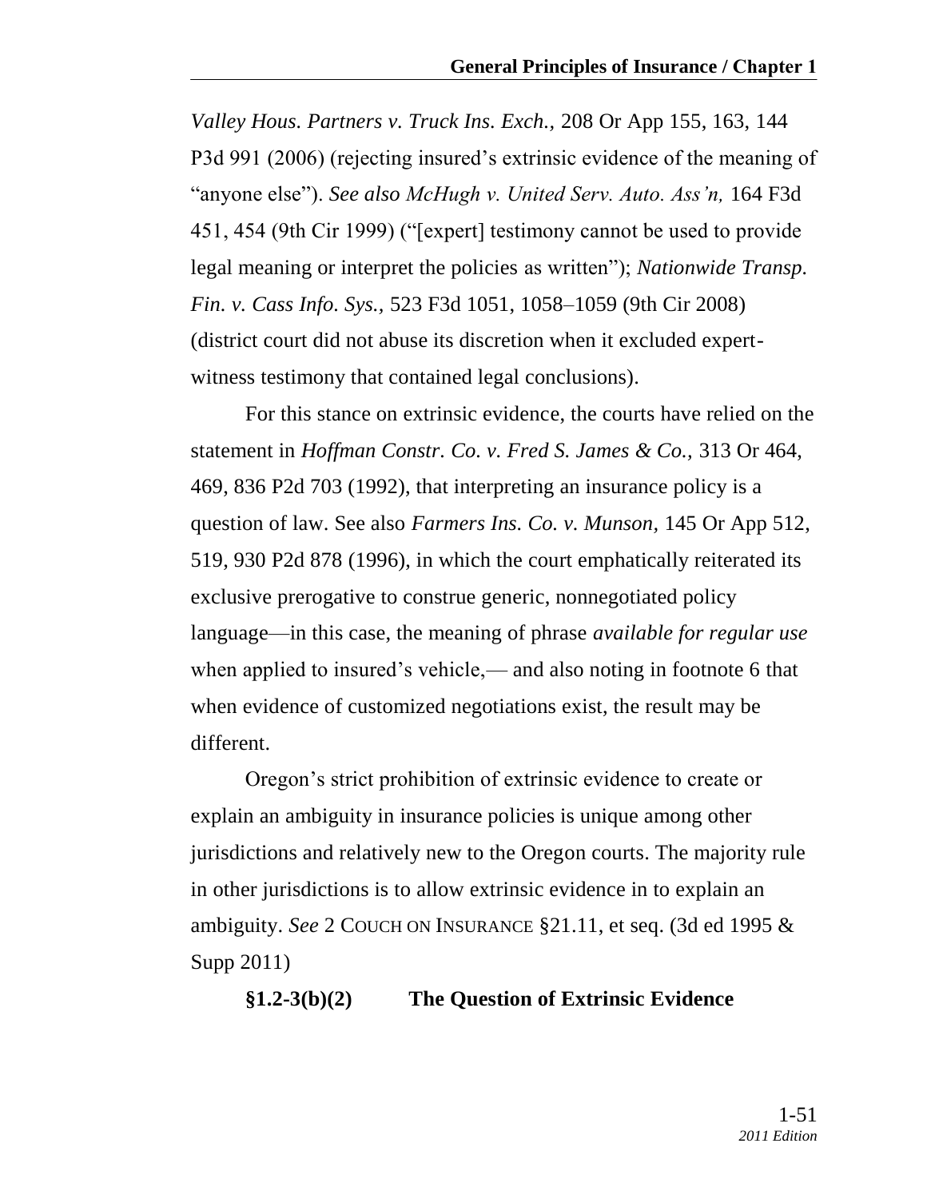*Valley Hous. Partners v. Truck Ins. Exch.,* 208 Or App 155, 163, 144 P3d 991 (2006) (rejecting insured's extrinsic evidence of the meaning of "anyone else"). *See also McHugh v. United Serv. Auto. Ass'n,* 164 F3d 451, 454 (9th Cir 1999) ("[expert] testimony cannot be used to provide legal meaning or interpret the policies as written"); *Nationwide Transp. Fin. v. Cass Info. Sys.,* 523 F3d 1051, 1058–1059 (9th Cir 2008) (district court did not abuse its discretion when it excluded expert-witness testimony that contained legal conclusions).

For this stance on extrinsic evidence, the courts have relied on the statement in *Hoffman Constr. Co. v. Fred S. James & Co.,* 313 Or 464, 469, 836 P2d 703 (1992), that interpreting an insurance policy is a question of law. See also *Farmers Ins. Co. v. Munson,* 145 Or App 512, 519, 930 P2d 878 (1996), in which the court emphatically reiterated its exclusive prerogative to construe generic, nonnegotiated policy language—in this case, the meaning of phrase *available for regular use* when applied to insured's vehicle,— and also noting in footnote 6 that when evidence of customized negotiations exist, the result may be different.

Oregon's strict prohibition of extrinsic evidence to create or explain an ambiguity in insurance policies is unique among other jurisdictions and relatively new to the Oregon courts. The majority rule in other jurisdictions is to allow extrinsic evidence in to explain an ambiguity. *See* 2 COUCH ON INSURANCE §21.11, et seq. (3d ed 1995 & Supp 2011)

**§1.2-3(b)(2) The Question of Extrinsic Evidence**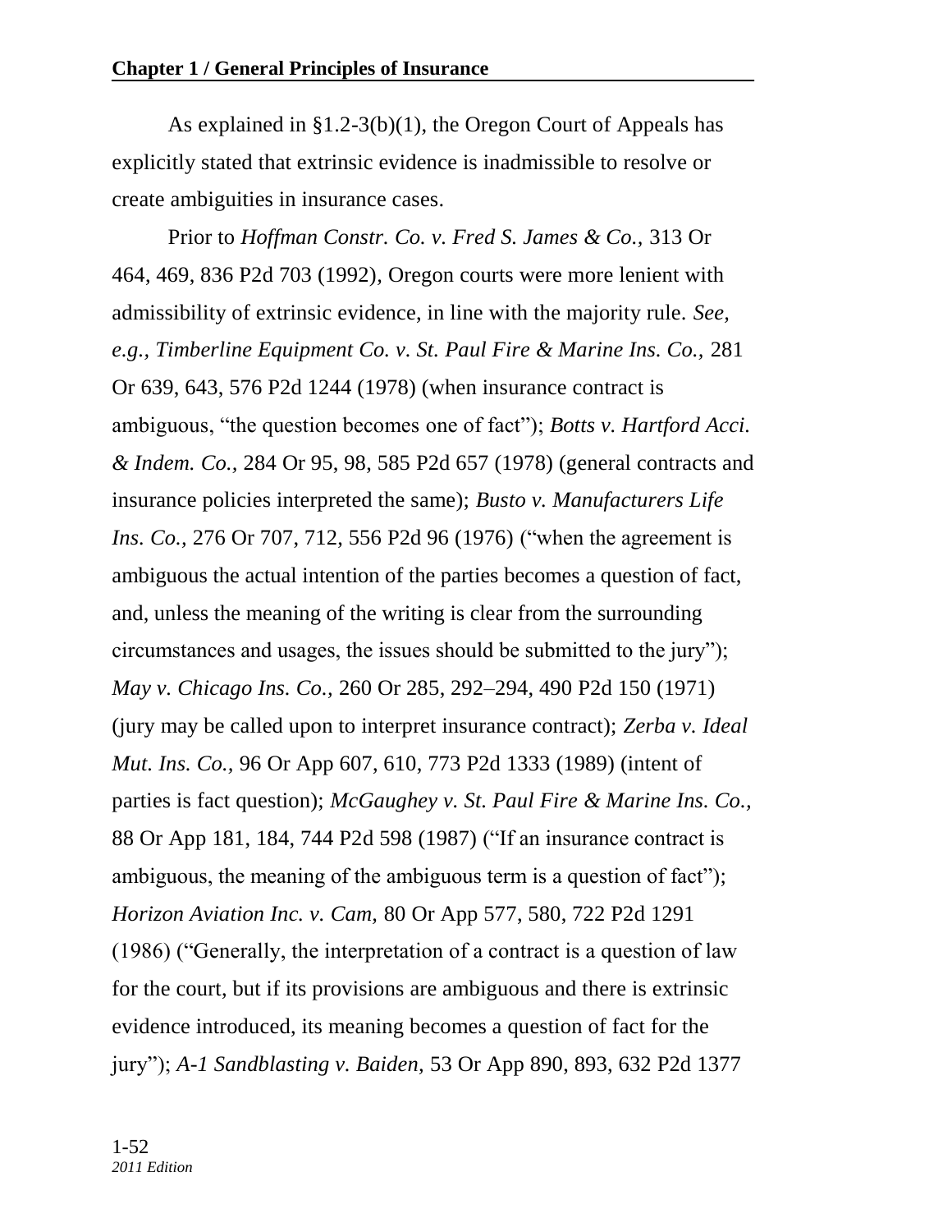As explained in §1.2-3(b)(1), the Oregon Court of Appeals has explicitly stated that extrinsic evidence is inadmissible to resolve or create ambiguities in insurance cases.

Prior to *Hoffman Constr. Co. v. Fred S. James & Co.,* 313 Or 464, 469, 836 P2d 703 (1992), Oregon courts were more lenient with admissibility of extrinsic evidence, in line with the majority rule. *See, e.g., Timberline Equipment Co. v. St. Paul Fire & Marine Ins. Co.,* 281 Or 639, 643, 576 P2d 1244 (1978) (when insurance contract is ambiguous, "the question becomes one of fact"); *Botts v. Hartford Acci. & Indem. Co.,* 284 Or 95, 98, 585 P2d 657 (1978) (general contracts and insurance policies interpreted the same); *Busto v. Manufacturers Life Ins. Co.,* 276 Or 707, 712, 556 P2d 96 (1976) ("when the agreement is ambiguous the actual intention of the parties becomes a question of fact, and, unless the meaning of the writing is clear from the surrounding circumstances and usages, the issues should be submitted to the jury"); *May v. Chicago Ins. Co.,* 260 Or 285, 292–294, 490 P2d 150 (1971) (jury may be called upon to interpret insurance contract); *Zerba v. Ideal Mut. Ins. Co.,* 96 Or App 607, 610, 773 P2d 1333 (1989) (intent of parties is fact question); *McGaughey v. St. Paul Fire & Marine Ins. Co.,* 88 Or App 181, 184, 744 P2d 598 (1987) ("If an insurance contract is ambiguous, the meaning of the ambiguous term is a question of fact"); *Horizon Aviation Inc. v. Cam,* 80 Or App 577, 580, 722 P2d 1291 (1986) ("Generally, the interpretation of a contract is a question of law for the court, but if its provisions are ambiguous and there is extrinsic evidence introduced, its meaning becomes a question of fact for the jury"); *A-1 Sandblasting v. Baiden,* 53 Or App 890, 893, 632 P2d 1377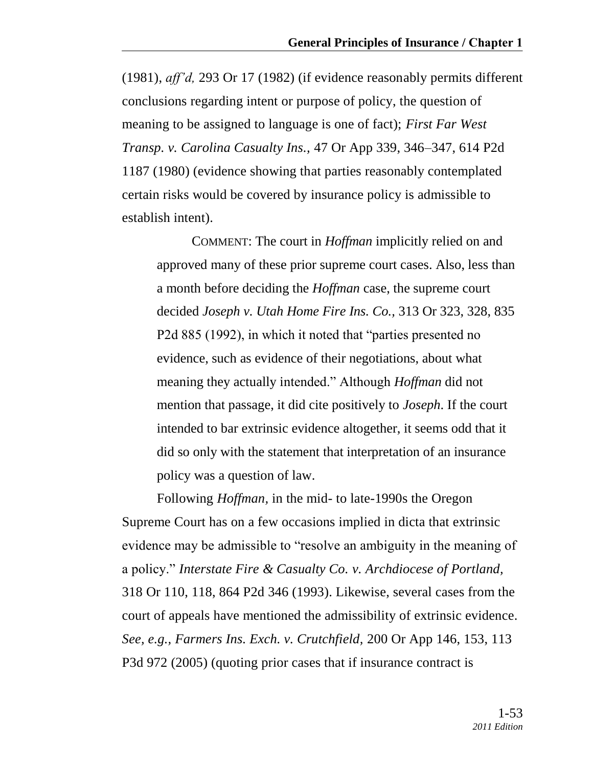(1981), *aff'd,* 293 Or 17 (1982) (if evidence reasonably permits different conclusions regarding intent or purpose of policy, the question of meaning to be assigned to language is one of fact); *First Far West Transp. v. Carolina Casualty Ins.*, 47 Or App 339, 346–347, 614 P2d 1187 (1980) (evidence showing that parties reasonably contemplated certain risks would be covered by insurance policy is admissible to establish intent).

> COMMENT: The court in *Hoffman* implicitly relied on and approved many of these prior supreme court cases. Also, less than a month before deciding the *Hoffman* case, the supreme court decided *Joseph v. Utah Home Fire Ins. Co.,* 313 Or 323, 328, 835 P2d 885 (1992), in which it noted that "parties presented no evidence, such as evidence of their negotiations, about what meaning they actually intended." Although *Hoffman* did not mention that passage, it did cite positively to *Joseph*. If the court intended to bar extrinsic evidence altogether, it seems odd that it did so only with the statement that interpretation of an insurance policy was a question of law.

Following *Hoffman,* in the mid- to late-1990s the Oregon Supreme Court has on a few occasions implied in dicta that extrinsic evidence may be admissible to "resolve an ambiguity in the meaning of a policy." *Interstate Fire & Casualty Co. v. Archdiocese of Portland,* 318 Or 110, 118, 864 P2d 346 (1993). Likewise, several cases from the court of appeals have mentioned the admissibility of extrinsic evidence. *See, e.g., Farmers Ins. Exch. v. Crutchfield*, 200 Or App 146, 153, 113 P3d 972 (2005) (quoting prior cases that if insurance contract is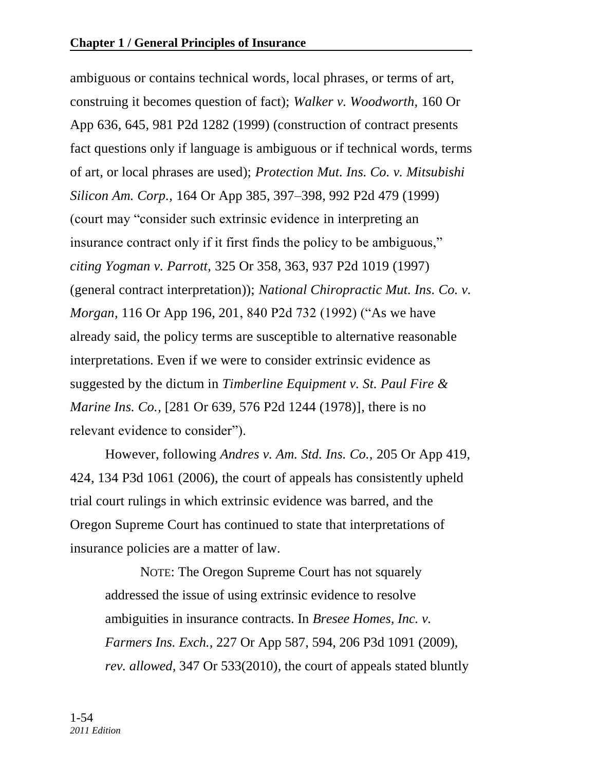ambiguous or contains technical words, local phrases, or terms of art, construing it becomes question of fact); *Walker v. Woodworth,* 160 Or App 636, 645, 981 P2d 1282 (1999) (construction of contract presents fact questions only if language is ambiguous or if technical words, terms of art, or local phrases are used); *Protection Mut. Ins. Co. v. Mitsubishi Silicon Am. Corp.,* 164 Or App 385, 397–398, 992 P2d 479 (1999) (court may "consider such extrinsic evidence in interpreting an insurance contract only if it first finds the policy to be ambiguous," *citing Yogman v. Parrott,* 325 Or 358, 363, 937 P2d 1019 (1997) (general contract interpretation)); *National Chiropractic Mut. Ins. Co. v. Morgan,* 116 Or App 196, 201, 840 P2d 732 (1992) ("As we have already said, the policy terms are susceptible to alternative reasonable interpretations. Even if we were to consider extrinsic evidence as suggested by the dictum in *Timberline Equipment v. St. Paul Fire & Marine Ins. Co.,* [281 Or 639, 576 P2d 1244 (1978)], there is no relevant evidence to consider").

However, following *Andres v. Am. Std. Ins. Co.,* 205 Or App 419, 424, 134 P3d 1061 (2006), the court of appeals has consistently upheld trial court rulings in which extrinsic evidence was barred, and the Oregon Supreme Court has continued to state that interpretations of insurance policies are a matter of law.

> NOTE: The Oregon Supreme Court has not squarely addressed the issue of using extrinsic evidence to resolve ambiguities in insurance contracts. In *Bresee Homes, Inc. v. Farmers Ins. Exch.,* 227 Or App 587, 594, 206 P3d 1091 (2009), *rev. allowed,* 347 Or 533(2010), the court of appeals stated bluntly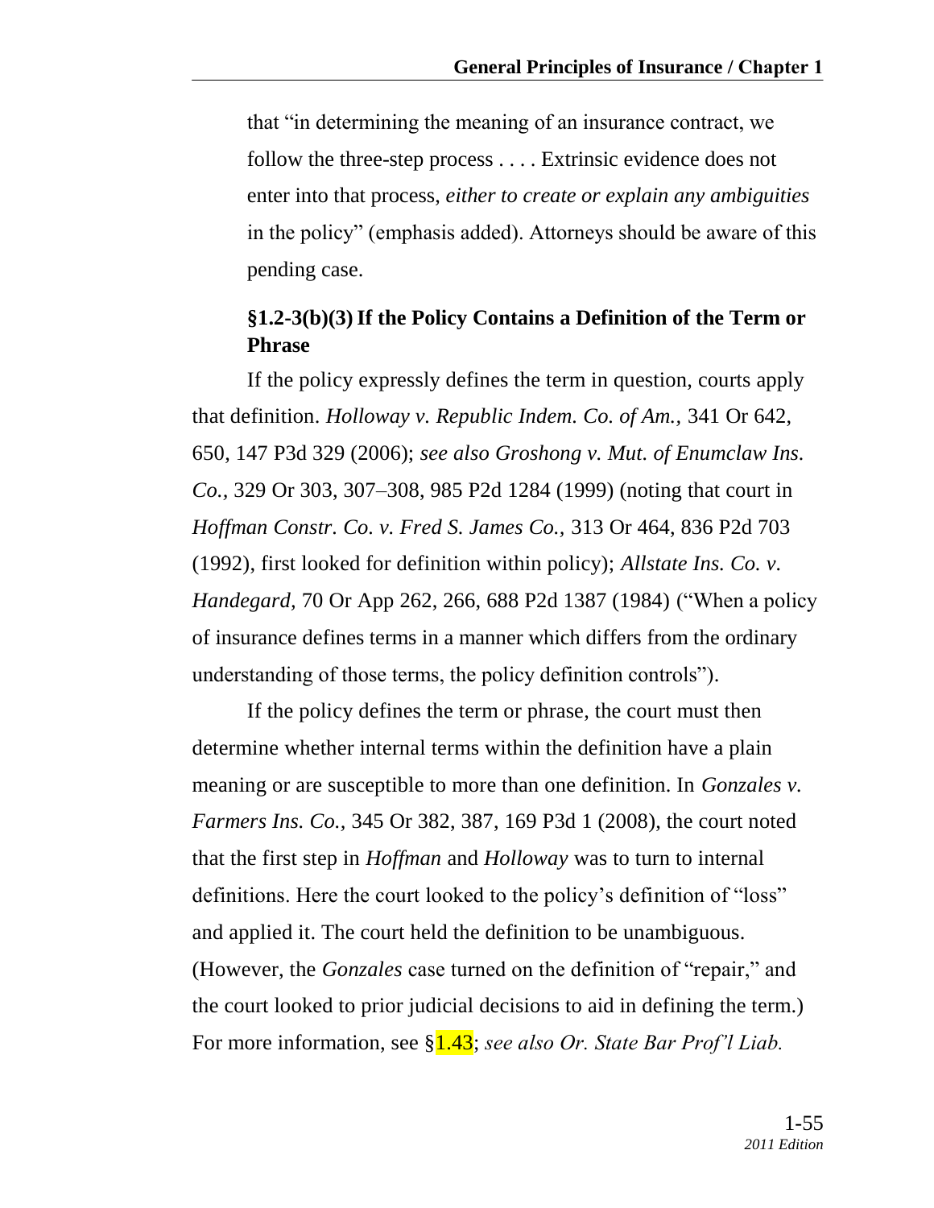that "in determining the meaning of an insurance contract, we follow the three-step process . . . . Extrinsic evidence does not enter into that process, *either to create or explain any ambiguities* in the policy" (emphasis added). Attorneys should be aware of this pending case.

### §1.2-3(b)(3) If the Policy Contains a Definition of the Term or Phrase

If the policy expressly defines the term in question, courts apply that definition. *Holloway v. Republic Indem. Co. of Am.,* 341 Or 642, 650, 147 P3d 329 (2006); *see also Groshong v. Mut. of Enumclaw Ins. Co.,* 329 Or 303, 307–308, 985 P2d 1284 (1999) (noting that court in *Hoffman Constr. Co. v. Fred S. James Co.,* 313 Or 464, 836 P2d 703 (1992), first looked for definition within policy); *Allstate Ins. Co. v. Handegard,* 70 Or App 262, 266, 688 P2d 1387 (1984) ("When a policy of insurance defines terms in a manner which differs from the ordinary understanding of those terms, the policy definition controls").

If the policy defines the term or phrase, the court must then determine whether internal terms within the definition have a plain meaning or are susceptible to more than one definition. In *Gonzales v. Farmers Ins. Co.,* 345 Or 382, 387, 169 P3d 1 (2008), the court noted that the first step in *Hoffman* and *Holloway* was to turn to internal definitions. Here the court looked to the policy's definition of "loss" and applied it. The court held the definition to be unambiguous. (However, the *Gonzales* case turned on the definition of "repair," and the court looked to prior judicial decisions to aid in defining the term.) For more information, see §1.43; *see also Or. State Bar Prof'l Liab.*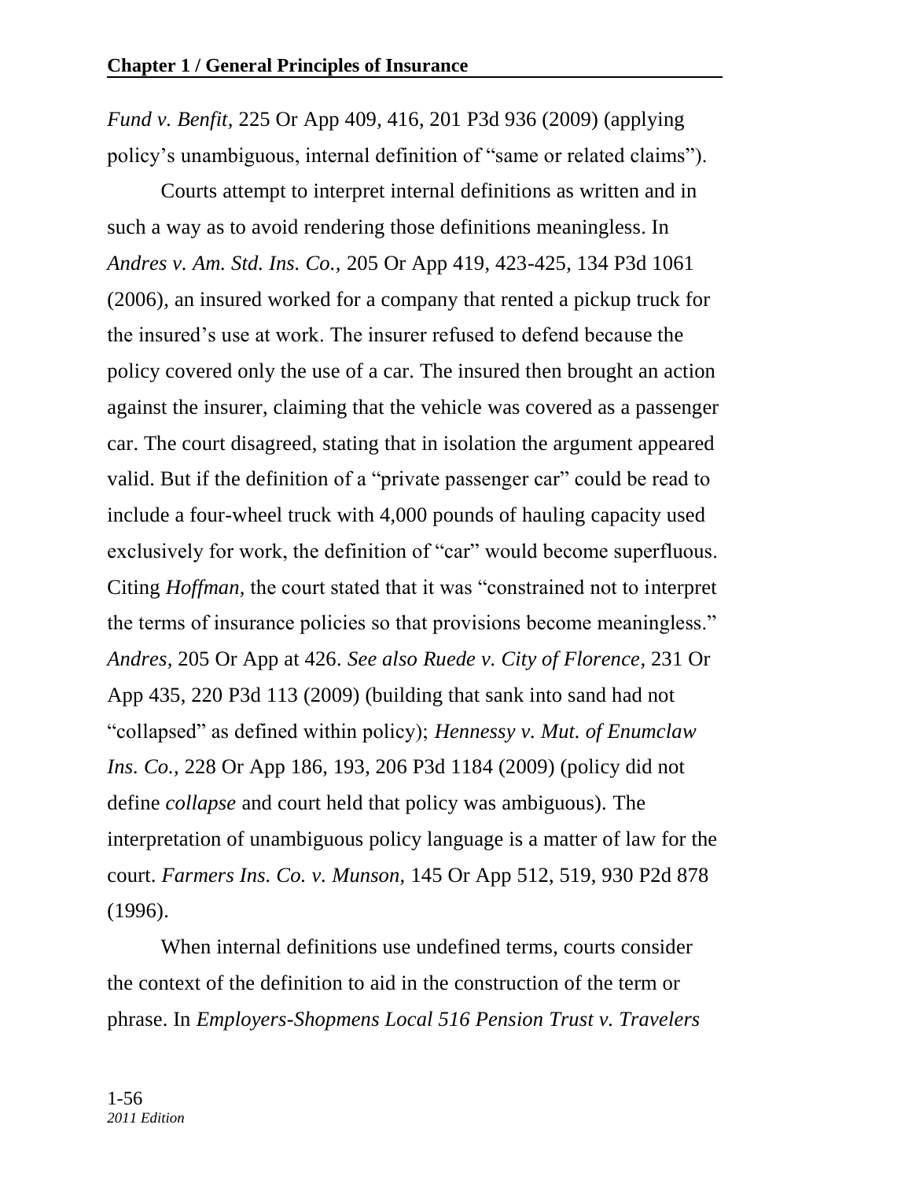*Fund v. Benfit,* 225 Or App 409, 416, 201 P3d 936 (2009) (applying policy's unambiguous, internal definition of "same or related claims").

Courts attempt to interpret internal definitions as written and in such a way as to avoid rendering those definitions meaningless. In *Andres v. Am. Std. Ins. Co.,* 205 Or App 419, 423-425, 134 P3d 1061 (2006), an insured worked for a company that rented a pickup truck for the insured's use at work. The insurer refused to defend because the policy covered only the use of a car. The insured then brought an action against the insurer, claiming that the vehicle was covered as a passenger car. The court disagreed, stating that in isolation the argument appeared valid. But if the definition of a "private passenger car" could be read to include a four-wheel truck with 4,000 pounds of hauling capacity used exclusively for work, the definition of "car" would become superfluous. Citing *Hoffman,* the court stated that it was "constrained not to interpret the terms of insurance policies so that provisions become meaningless." *Andres,* 205 Or App at 426. *See also Ruede v. City of Florence,* 231 Or App 435, 220 P3d 113 (2009) (building that sank into sand had not "collapsed" as defined within policy); *Hennessy v. Mut. of Enumclaw Ins. Co.,* 228 Or App 186, 193, 206 P3d 1184 (2009) (policy did not define *collapse* and court held that policy was ambiguous). The interpretation of unambiguous policy language is a matter of law for the court. *Farmers Ins. Co. v. Munson,* 145 Or App 512, 519, 930 P2d 878 (1996).

When internal definitions use undefined terms, courts consider the context of the definition to aid in the construction of the term or phrase. In *Employers-Shopmens Local 516 Pension Trust v. Travelers*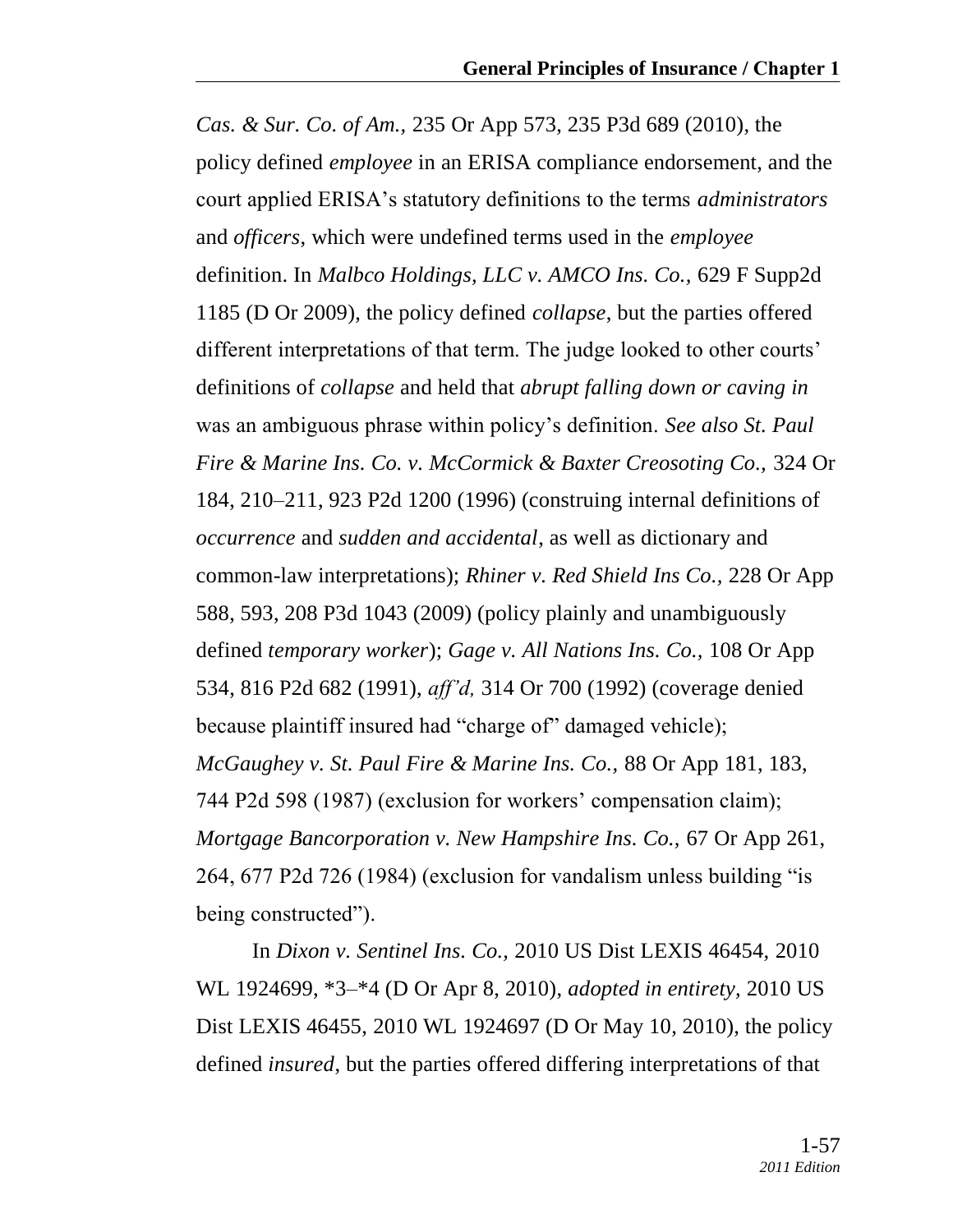*Cas. & Sur. Co. of Am.,* 235 Or App 573, 235 P3d 689 (2010), the policy defined *employee* in an ERISA compliance endorsement, and the court applied ERISA's statutory definitions to the terms *administrators* and *officers*, which were undefined terms used in the *employee* definition. In *Malbco Holdings, LLC v. AMCO Ins. Co.,* 629 F Supp2d 1185 (D Or 2009), the policy defined *collapse*, but the parties offered different interpretations of that term. The judge looked to other courts' definitions of *collapse* and held that *abrupt falling down or caving in* was an ambiguous phrase within policy's definition. *See also St. Paul Fire & Marine Ins. Co. v. McCormick & Baxter Creosoting Co.,* 324 Or 184, 210–211, 923 P2d 1200 (1996) (construing internal definitions of *occurrence* and *sudden and accidental*, as well as dictionary and common-law interpretations); *Rhiner v. Red Shield Ins Co.,* 228 Or App 588, 593, 208 P3d 1043 (2009) (policy plainly and unambiguously defined *temporary worker*); *Gage v. All Nations Ins. Co.,* 108 Or App 534, 816 P2d 682 (1991), *aff'd,* 314 Or 700 (1992) (coverage denied because plaintiff insured had "charge of" damaged vehicle); *McGaughey v. St. Paul Fire & Marine Ins. Co.,* 88 Or App 181, 183, 744 P2d 598 (1987) (exclusion for workers' compensation claim); *Mortgage Bancorporation v. New Hampshire Ins. Co.,* 67 Or App 261, 264, 677 P2d 726 (1984) (exclusion for vandalism unless building "is being constructed").

In *Dixon v. Sentinel Ins. Co.,* 2010 US Dist LEXIS 46454, 2010 WL 1924699, \*3–\*4 (D Or Apr 8, 2010), *adopted in entirety*, 2010 US Dist LEXIS 46455, 2010 WL 1924697 (D Or May 10, 2010), the policy defined *insured*, but the parties offered differing interpretations of that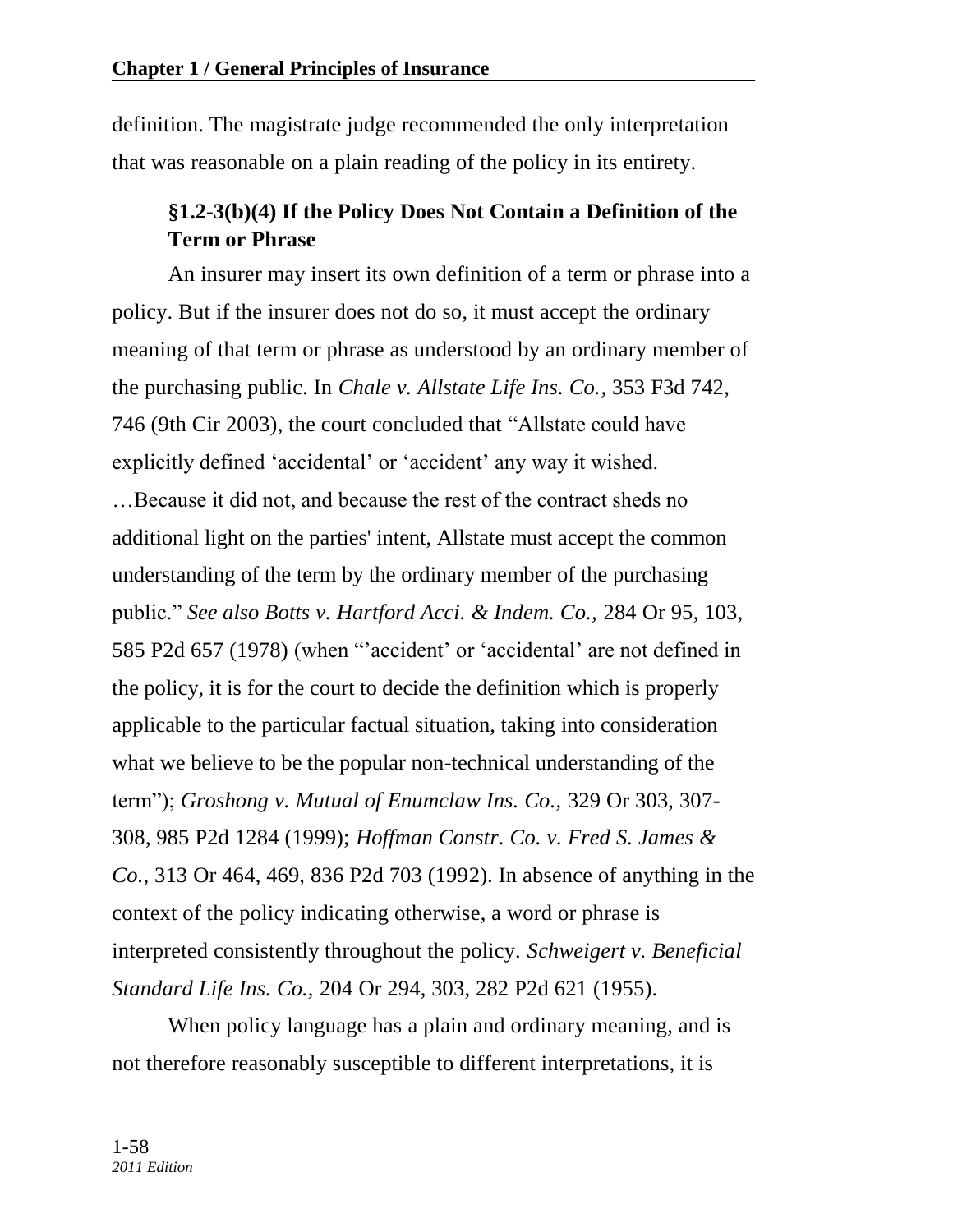definition. The magistrate judge recommended the only interpretation that was reasonable on a plain reading of the policy in its entirety.

### §1.2-3(b)(4) If the Policy Does Not Contain a Definition of the Term or Phrase

An insurer may insert its own definition of a term or phrase into a policy. But if the insurer does not do so, it must accept the ordinary meaning of that term or phrase as understood by an ordinary member of the purchasing public. In *Chale v. Allstate Life Ins. Co.,* 353 F3d 742, 746 (9th Cir 2003), the court concluded that "Allstate could have explicitly defined 'accidental' or 'accident' any way it wished. …Because it did not, and because the rest of the contract sheds no additional light on the parties' intent, Allstate must accept the common understanding of the term by the ordinary member of the purchasing public." *See also Botts v. Hartford Acci. & Indem. Co.,* 284 Or 95, 103, 585 P2d 657 (1978) (when "'accident' or 'accidental' are not defined in the policy, it is for the court to decide the definition which is properly applicable to the particular factual situation, taking into consideration what we believe to be the popular non-technical understanding of the term"); *Groshong v. Mutual of Enumclaw Ins. Co.,* 329 Or 303, 307-308, 985 P2d 1284 (1999); *Hoffman Constr. Co. v. Fred S. James & Co.,* 313 Or 464, 469, 836 P2d 703 (1992). In absence of anything in the context of the policy indicating otherwise, a word or phrase is interpreted consistently throughout the policy. *Schweigert v. Beneficial Standard Life Ins. Co.,* 204 Or 294, 303, 282 P2d 621 (1955).

When policy language has a plain and ordinary meaning, and is not therefore reasonably susceptible to different interpretations, it is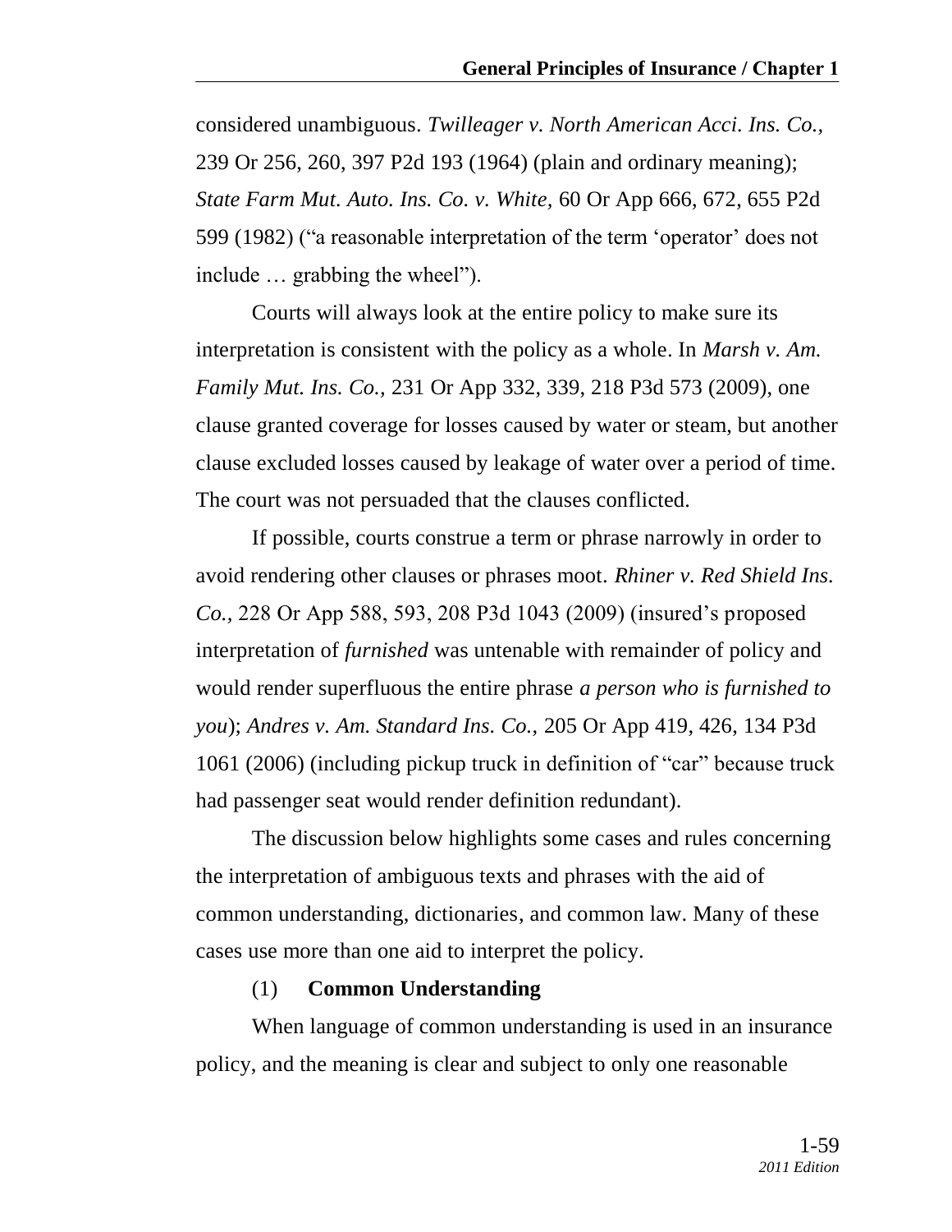considered unambiguous. *Twilleager v. North American Acci. Ins. Co.,* 239 Or 256, 260, 397 P2d 193 (1964) (plain and ordinary meaning); *State Farm Mut. Auto. Ins. Co. v. White,* 60 Or App 666, 672, 655 P2d 599 (1982) ("a reasonable interpretation of the term 'operator' does not include … grabbing the wheel").

Courts will always look at the entire policy to make sure its interpretation is consistent with the policy as a whole. In *Marsh v. Am. Family Mut. Ins. Co.,* 231 Or App 332, 339, 218 P3d 573 (2009), one clause granted coverage for losses caused by water or steam, but another clause excluded losses caused by leakage of water over a period of time. The court was not persuaded that the clauses conflicted.

If possible, courts construe a term or phrase narrowly in order to avoid rendering other clauses or phrases moot. *Rhiner v. Red Shield Ins. Co.,* 228 Or App 588, 593, 208 P3d 1043 (2009) (insured's proposed interpretation of *furnished* was untenable with remainder of policy and would render superfluous the entire phrase *a person who is furnished to you*); *Andres v. Am. Standard Ins. Co.,* 205 Or App 419, 426, 134 P3d 1061 (2006) (including pickup truck in definition of "car" because truck had passenger seat would render definition redundant).

The discussion below highlights some cases and rules concerning the interpretation of ambiguous texts and phrases with the aid of common understanding, dictionaries, and common law. Many of these cases use more than one aid to interpret the policy.

(1) **Common Understanding**

When language of common understanding is used in an insurance policy, and the meaning is clear and subject to only one reasonable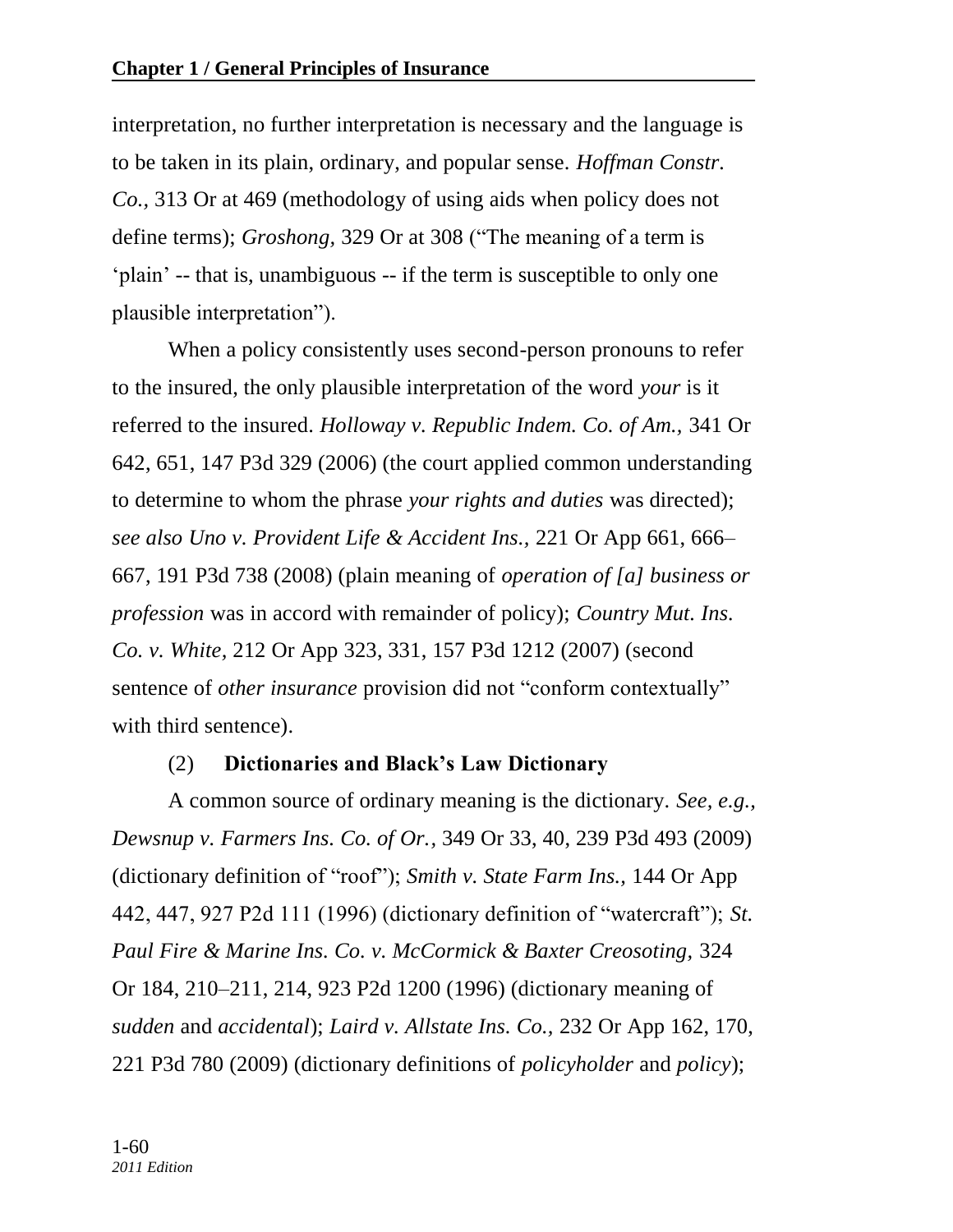interpretation, no further interpretation is necessary and the language is to be taken in its plain, ordinary, and popular sense. *Hoffman Constr. Co.,* 313 Or at 469 (methodology of using aids when policy does not define terms); *Groshong,* 329 Or at 308 ("The meaning of a term is 'plain' -- that is, unambiguous -- if the term is susceptible to only one plausible interpretation").

When a policy consistently uses second-person pronouns to refer to the insured, the only plausible interpretation of the word *your* is it referred to the insured. *Holloway v. Republic Indem. Co. of Am.,* 341 Or 642, 651, 147 P3d 329 (2006) (the court applied common understanding to determine to whom the phrase *your rights and duties* was directed); *see also Uno v. Provident Life & Accident Ins.,* 221 Or App 661, 666–667, 191 P3d 738 (2008) (plain meaning of *operation of [a] business or profession* was in accord with remainder of policy); *Country Mut. Ins. Co. v. White,* 212 Or App 323, 331, 157 P3d 1212 (2007) (second sentence of *other insurance* provision did not "conform contextually" with third sentence).

(2) **Dictionaries and Black's Law Dictionary**

A common source of ordinary meaning is the dictionary. *See, e.g., Dewsnup v. Farmers Ins. Co. of Or.,* 349 Or 33, 40, 239 P3d 493 (2009) (dictionary definition of "roof"); *Smith v. State Farm Ins.,* 144 Or App 442, 447, 927 P2d 111 (1996) (dictionary definition of "watercraft"); *St. Paul Fire & Marine Ins. Co. v. McCormick & Baxter Creosoting,* 324 Or 184, 210–211, 214, 923 P2d 1200 (1996) (dictionary meaning of *sudden* and *accidental*); *Laird v. Allstate Ins. Co.,* 232 Or App 162, 170, 221 P3d 780 (2009) (dictionary definitions of *policyholder* and *policy*);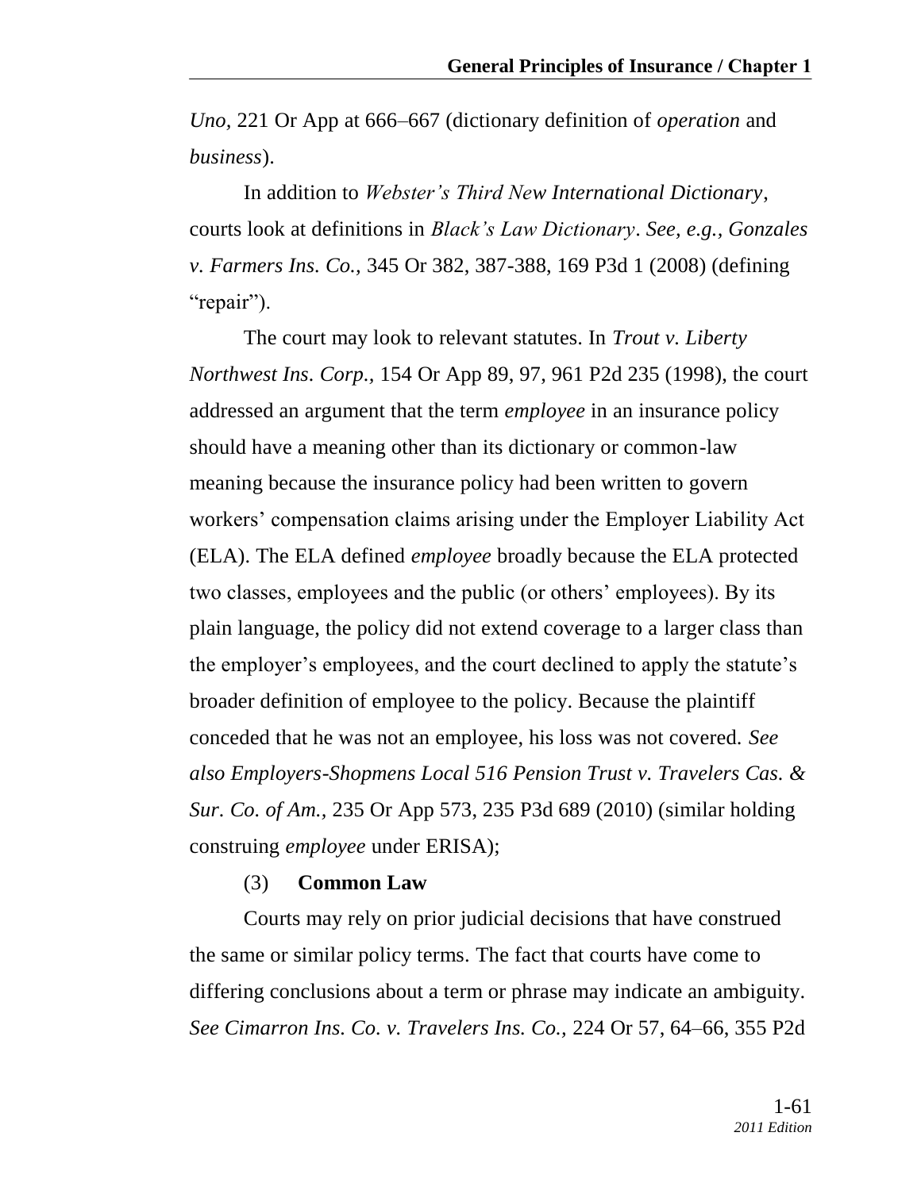*Uno,* 221 Or App at 666–667 (dictionary definition of *operation* and *business*).

In addition to *Webster's Third New International Dictionary*, courts look at definitions in *Black's Law Dictionary*. *See, e.g.*, *Gonzales v. Farmers Ins. Co.,* 345 Or 382, 387-388, 169 P3d 1 (2008) (defining "repair").

The court may look to relevant statutes. In *Trout v. Liberty Northwest Ins. Corp.,* 154 Or App 89, 97, 961 P2d 235 (1998), the court addressed an argument that the term *employee* in an insurance policy should have a meaning other than its dictionary or common-law meaning because the insurance policy had been written to govern workers' compensation claims arising under the Employer Liability Act (ELA). The ELA defined *employee* broadly because the ELA protected two classes, employees and the public (or others' employees). By its plain language, the policy did not extend coverage to a larger class than the employer's employees, and the court declined to apply the statute's broader definition of employee to the policy. Because the plaintiff conceded that he was not an employee, his loss was not covered. *See also Employers-Shopmens Local 516 Pension Trust v. Travelers Cas. & Sur. Co. of Am.,* 235 Or App 573, 235 P3d 689 (2010) (similar holding construing *employee* under ERISA);

(3) **Common Law**

Courts may rely on prior judicial decisions that have construed the same or similar policy terms. The fact that courts have come to differing conclusions about a term or phrase may indicate an ambiguity. *See Cimarron Ins. Co. v. Travelers Ins. Co.,* 224 Or 57, 64–66, 355 P2d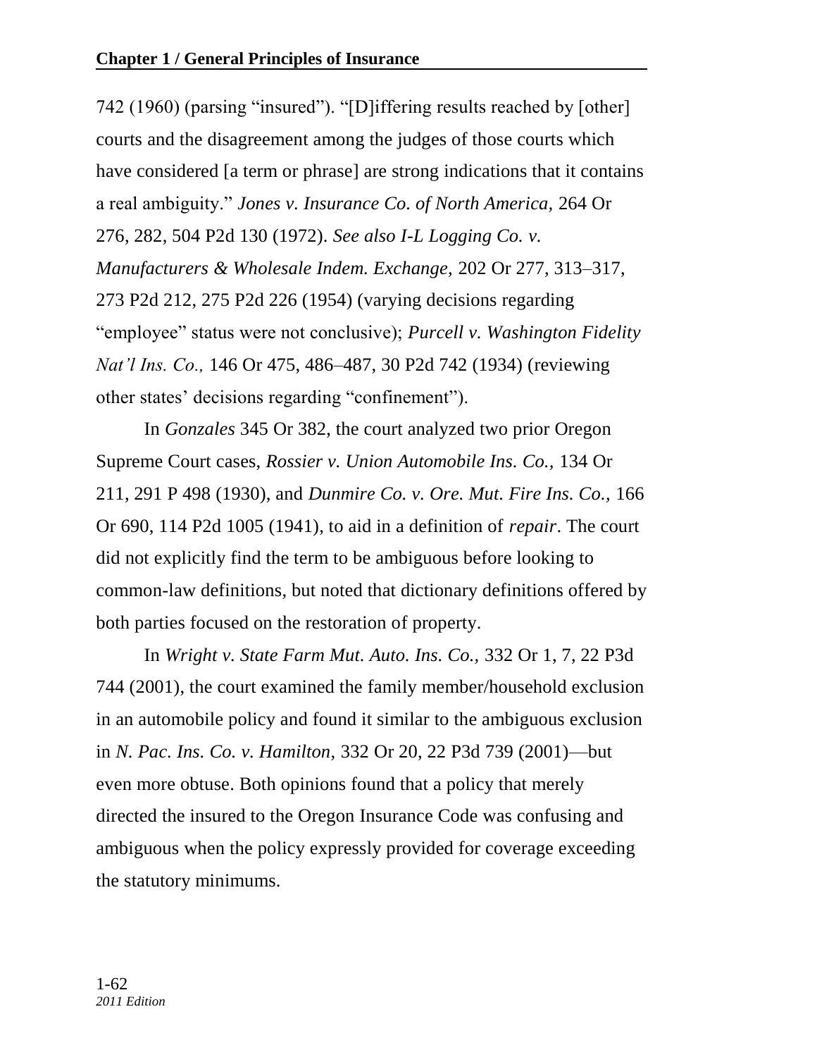742 (1960) (parsing "insured"). "[D]iffering results reached by [other] courts and the disagreement among the judges of those courts which have considered [a term or phrase] are strong indications that it contains a real ambiguity." *Jones v. Insurance Co. of North America,* 264 Or 276, 282, 504 P2d 130 (1972). *See also I-L Logging Co. v. Manufacturers & Wholesale Indem. Exchange,* 202 Or 277, 313–317, 273 P2d 212, 275 P2d 226 (1954) (varying decisions regarding "employee" status were not conclusive); *Purcell v. Washington Fidelity Nat'l Ins. Co.,* 146 Or 475, 486–487, 30 P2d 742 (1934) (reviewing other states' decisions regarding "confinement").

In *Gonzales* 345 Or 382, the court analyzed two prior Oregon Supreme Court cases, *Rossier v. Union Automobile Ins. Co.,* 134 Or 211, 291 P 498 (1930), and *Dunmire Co. v. Ore. Mut. Fire Ins. Co.,* 166 Or 690, 114 P2d 1005 (1941), to aid in a definition of *repair*. The court did not explicitly find the term to be ambiguous before looking to common-law definitions, but noted that dictionary definitions offered by both parties focused on the restoration of property.

In *Wright v. State Farm Mut. Auto. Ins. Co.,* 332 Or 1, 7, 22 P3d 744 (2001), the court examined the family member/household exclusion in an automobile policy and found it similar to the ambiguous exclusion in *N. Pac. Ins. Co. v. Hamilton,* 332 Or 20, 22 P3d 739 (2001)—but even more obtuse. Both opinions found that a policy that merely directed the insured to the Oregon Insurance Code was confusing and ambiguous when the policy expressly provided for coverage exceeding the statutory minimums.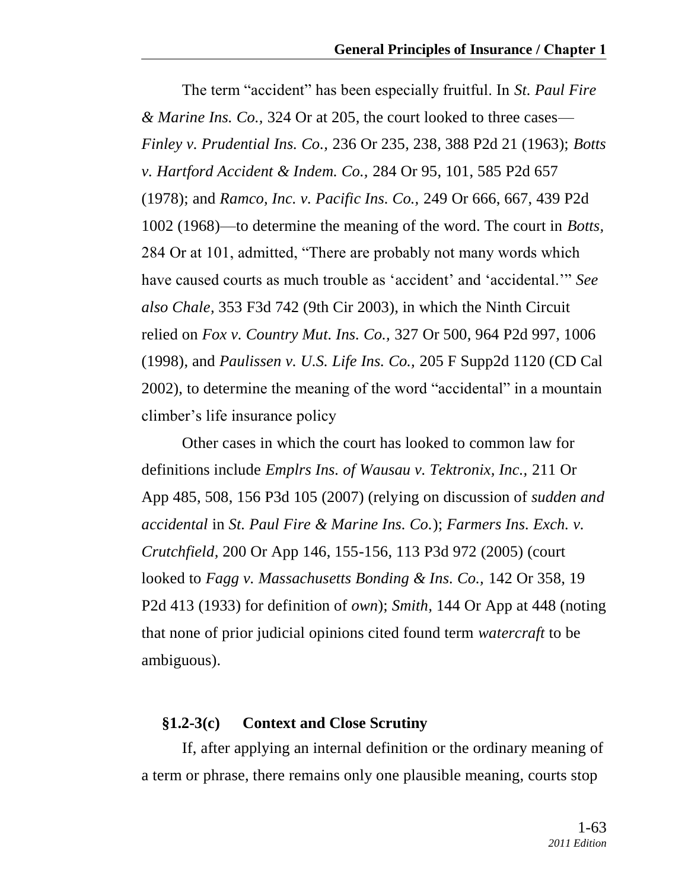The term “accident” has been especially fruitful. In *St. Paul Fire & Marine Ins. Co.,* 324 Or at 205, the court looked to three cases—*Finley v. Prudential Ins. Co.,* 236 Or 235, 238, 388 P2d 21 (1963); *Botts v. Hartford Accident & Indem. Co.,* 284 Or 95, 101, 585 P2d 657 (1978); and *Ramco, Inc. v. Pacific Ins. Co.,* 249 Or 666, 667, 439 P2d 1002 (1968)—to determine the meaning of the word. The court in *Botts,* 284 Or at 101, admitted, “There are probably not many words which have caused courts as much trouble as ‘accident’ and ‘accidental.’” *See also Chale,* 353 F3d 742 (9th Cir 2003), in which the Ninth Circuit relied on *Fox v. Country Mut. Ins. Co.,* 327 Or 500, 964 P2d 997, 1006 (1998), and *Paulissen v. U.S. Life Ins. Co.,* 205 F Supp2d 1120 (CD Cal 2002), to determine the meaning of the word “accidental” in a mountain climber’s life insurance policy

Other cases in which the court has looked to common law for definitions include *Emplrs Ins. of Wausau v. Tektronix, Inc.,* 211 Or App 485, 508, 156 P3d 105 (2007) (relying on discussion of *sudden and accidental* in *St. Paul Fire & Marine Ins. Co.*); *Farmers Ins. Exch. v. Crutchfield,* 200 Or App 146, 155-156, 113 P3d 972 (2005) (court looked to *Fagg v. Massachusetts Bonding & Ins. Co.,* 142 Or 358, 19 P2d 413 (1933) for definition of *own*); *Smith,* 144 Or App at 448 (noting that none of prior judicial opinions cited found term *watercraft* to be ambiguous).

### §1.2-3(c) Context and Close Scrutiny

If, after applying an internal definition or the ordinary meaning of a term or phrase, there remains only one plausible meaning, courts stop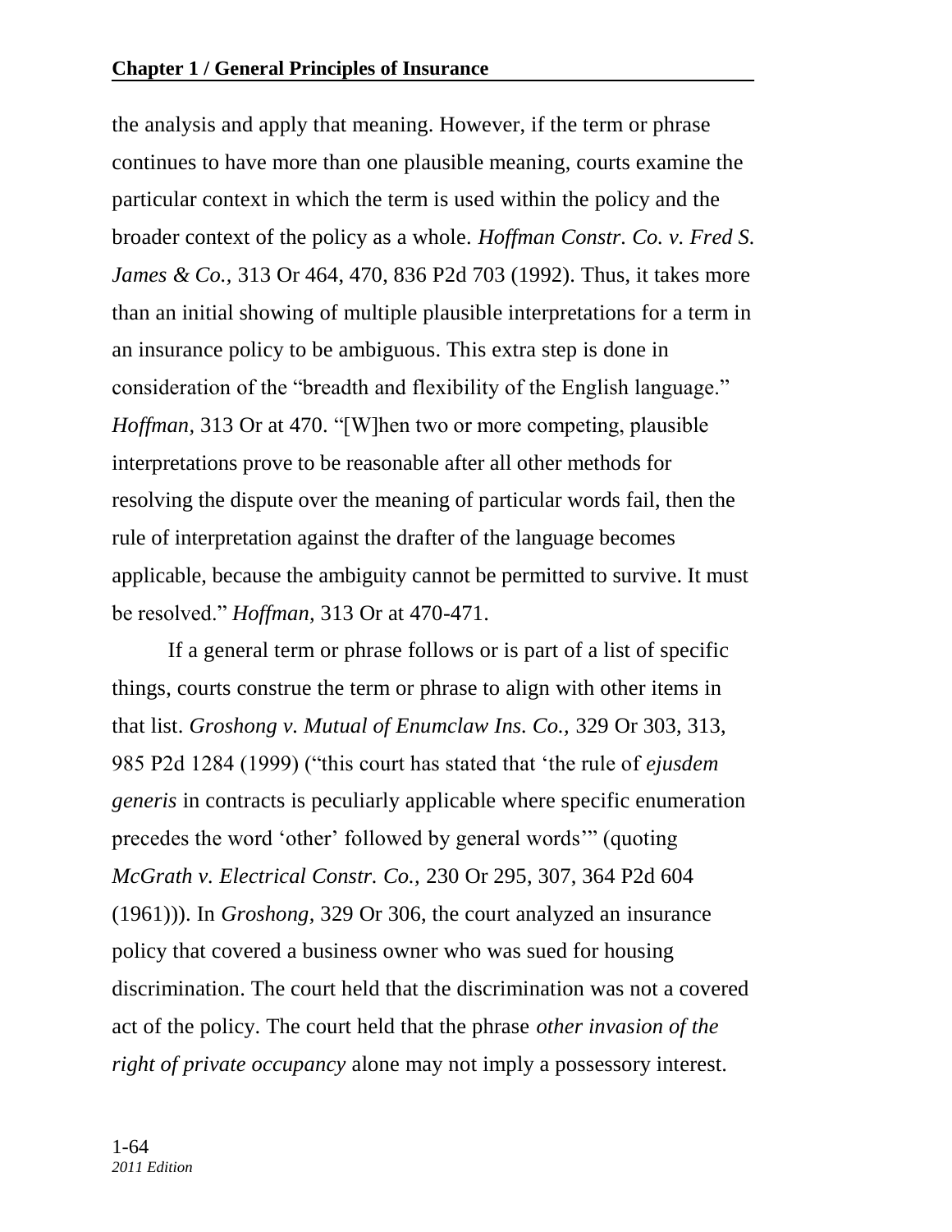the analysis and apply that meaning. However, if the term or phrase continues to have more than one plausible meaning, courts examine the particular context in which the term is used within the policy and the broader context of the policy as a whole. *Hoffman Constr. Co. v. Fred S. James & Co.,* 313 Or 464, 470, 836 P2d 703 (1992). Thus, it takes more than an initial showing of multiple plausible interpretations for a term in an insurance policy to be ambiguous. This extra step is done in consideration of the "breadth and flexibility of the English language." *Hoffman,* 313 Or at 470. "[W]hen two or more competing, plausible interpretations prove to be reasonable after all other methods for resolving the dispute over the meaning of particular words fail, then the rule of interpretation against the drafter of the language becomes applicable, because the ambiguity cannot be permitted to survive. It must be resolved." *Hoffman,* 313 Or at 470-471.

If a general term or phrase follows or is part of a list of specific things, courts construe the term or phrase to align with other items in that list. *Groshong v. Mutual of Enumclaw Ins. Co.,* 329 Or 303, 313, 985 P2d 1284 (1999) ("this court has stated that 'the rule of *ejusdem generis* in contracts is peculiarly applicable where specific enumeration precedes the word 'other' followed by general words'" (quoting *McGrath v. Electrical Constr. Co.,* 230 Or 295, 307, 364 P2d 604 (1961))). In *Groshong,* 329 Or 306, the court analyzed an insurance policy that covered a business owner who was sued for housing discrimination. The court held that the discrimination was not a covered act of the policy. The court held that the phrase *other invasion of the right of private occupancy* alone may not imply a possessory interest.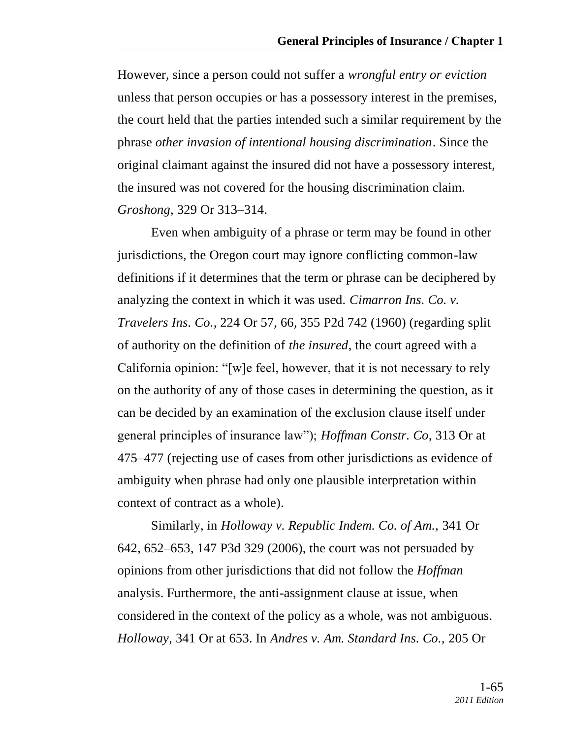However, since a person could not suffer a *wrongful entry or eviction* unless that person occupies or has a possessory interest in the premises, the court held that the parties intended such a similar requirement by the phrase *other invasion of intentional housing discrimination*. Since the original claimant against the insured did not have a possessory interest, the insured was not covered for the housing discrimination claim. *Groshong*, 329 Or 313–314.

Even when ambiguity of a phrase or term may be found in other jurisdictions, the Oregon court may ignore conflicting common-law definitions if it determines that the term or phrase can be deciphered by analyzing the context in which it was used. *Cimarron Ins. Co. v. Travelers Ins. Co.*, 224 Or 57, 66, 355 P2d 742 (1960) (regarding split of authority on the definition of *the insured*, the court agreed with a California opinion: "[w]e feel, however, that it is not necessary to rely on the authority of any of those cases in determining the question, as it can be decided by an examination of the exclusion clause itself under general principles of insurance law"); *Hoffman Constr. Co*, 313 Or at 475–477 (rejecting use of cases from other jurisdictions as evidence of ambiguity when phrase had only one plausible interpretation within context of contract as a whole).

Similarly, in *Holloway v. Republic Indem. Co. of Am.*, 341 Or 642, 652–653, 147 P3d 329 (2006), the court was not persuaded by opinions from other jurisdictions that did not follow the *Hoffman* analysis. Furthermore, the anti-assignment clause at issue, when considered in the context of the policy as a whole, was not ambiguous. *Holloway*, 341 Or at 653. In *Andres v. Am. Standard Ins. Co.*, 205 Or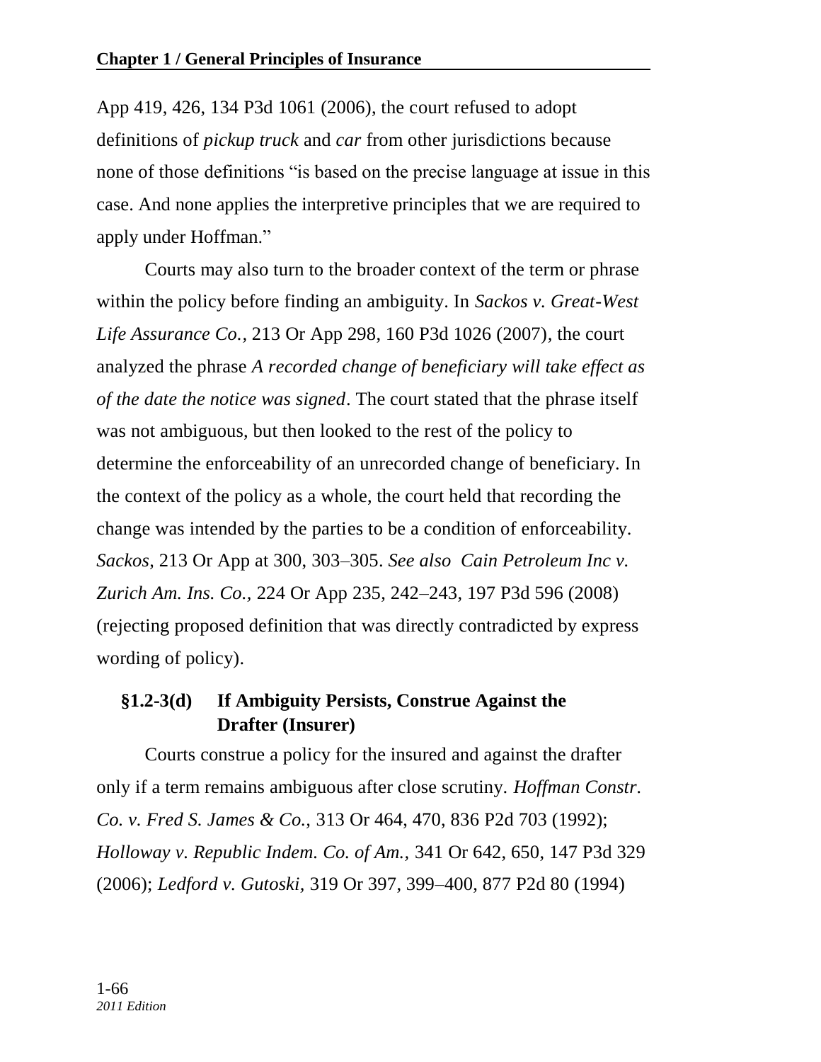App 419, 426, 134 P3d 1061 (2006), the court refused to adopt definitions of *pickup truck* and *car* from other jurisdictions because none of those definitions "is based on the precise language at issue in this case. And none applies the interpretive principles that we are required to apply under Hoffman."

Courts may also turn to the broader context of the term or phrase within the policy before finding an ambiguity. In *Sackos v. Great-West Life Assurance Co.,* 213 Or App 298, 160 P3d 1026 (2007), the court analyzed the phrase *A recorded change of beneficiary will take effect as of the date the notice was signed*. The court stated that the phrase itself was not ambiguous, but then looked to the rest of the policy to determine the enforceability of an unrecorded change of beneficiary. In the context of the policy as a whole, the court held that recording the change was intended by the parties to be a condition of enforceability. *Sackos,* 213 Or App at 300, 303–305. *See also Cain Petroleum Inc v. Zurich Am. Ins. Co.,* 224 Or App 235, 242–243, 197 P3d 596 (2008) (rejecting proposed definition that was directly contradicted by express wording of policy).

### §1.2-3(d) If Ambiguity Persists, Construe Against the Drafter (Insurer)

Courts construe a policy for the insured and against the drafter only if a term remains ambiguous after close scrutiny. *Hoffman Constr. Co. v. Fred S. James & Co.,* 313 Or 464, 470, 836 P2d 703 (1992); *Holloway v. Republic Indem. Co. of Am.,* 341 Or 642, 650, 147 P3d 329 (2006); *Ledford v. Gutoski*, 319 Or 397, 399–400, 877 P2d 80 (1994)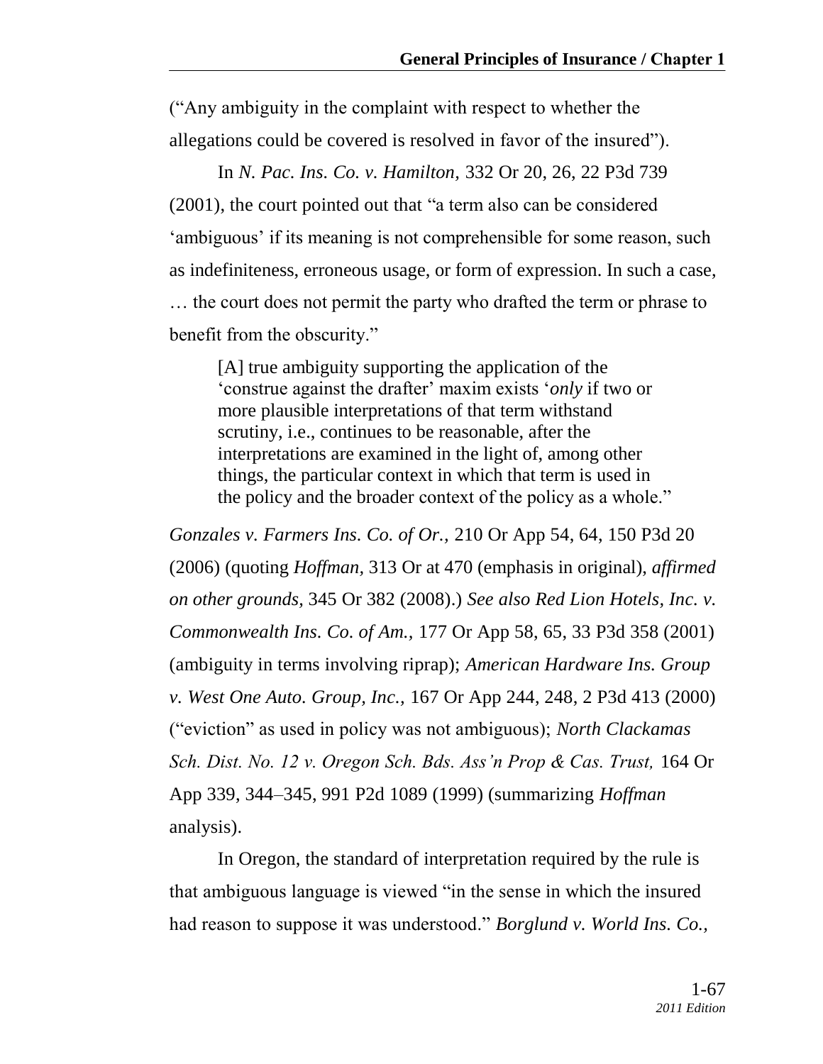("Any ambiguity in the complaint with respect to whether the allegations could be covered is resolved in favor of the insured").

In *N. Pac. Ins. Co. v. Hamilton,* 332 Or 20, 26, 22 P3d 739 (2001), the court pointed out that "a term also can be considered 'ambiguous' if its meaning is not comprehensible for some reason, such as indefiniteness, erroneous usage, or form of expression. In such a case, … the court does not permit the party who drafted the term or phrase to benefit from the obscurity."

> [A] true ambiguity supporting the application of the 'construe against the drafter' maxim exists '*only* if two or more plausible interpretations of that term withstand scrutiny, i.e., continues to be reasonable, after the interpretations are examined in the light of, among other things, the particular context in which that term is used in the policy and the broader context of the policy as a whole."

*Gonzales v. Farmers Ins. Co. of Or.,* 210 Or App 54, 64, 150 P3d 20 (2006) (quoting *Hoffman,* 313 Or at 470 (emphasis in original), *affirmed on other grounds,* 345 Or 382 (2008).) *See also Red Lion Hotels, Inc. v. Commonwealth Ins. Co. of Am.,* 177 Or App 58, 65, 33 P3d 358 (2001) (ambiguity in terms involving riprap); *American Hardware Ins. Group v. West One Auto. Group, Inc.,* 167 Or App 244, 248, 2 P3d 413 (2000) ("eviction" as used in policy was not ambiguous); *North Clackamas Sch. Dist. No. 12 v. Oregon Sch. Bds. Ass'n Prop & Cas. Trust,* 164 Or App 339, 344–345, 991 P2d 1089 (1999) (summarizing *Hoffman* analysis).

In Oregon, the standard of interpretation required by the rule is that ambiguous language is viewed "in the sense in which the insured had reason to suppose it was understood." *Borglund v. World Ins. Co.,*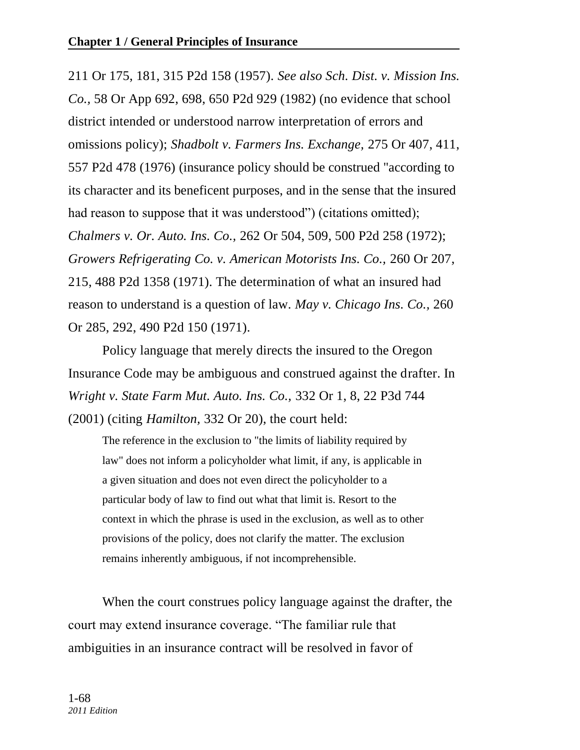211 Or 175, 181, 315 P2d 158 (1957). *See also Sch. Dist. v. Mission Ins. Co.,* 58 Or App 692, 698, 650 P2d 929 (1982) (no evidence that school district intended or understood narrow interpretation of errors and omissions policy); *Shadbolt v. Farmers Ins. Exchange,* 275 Or 407, 411, 557 P2d 478 (1976) (insurance policy should be construed "according to its character and its beneficent purposes, and in the sense that the insured had reason to suppose that it was understood") (citations omitted); *Chalmers v. Or. Auto. Ins. Co.,* 262 Or 504, 509, 500 P2d 258 (1972); *Growers Refrigerating Co. v. American Motorists Ins. Co.,* 260 Or 207, 215, 488 P2d 1358 (1971). The determination of what an insured had reason to understand is a question of law. *May v. Chicago Ins. Co.,* 260 Or 285, 292, 490 P2d 150 (1971).

Policy language that merely directs the insured to the Oregon Insurance Code may be ambiguous and construed against the drafter. In *Wright v. State Farm Mut. Auto. Ins. Co.,* 332 Or 1, 8, 22 P3d 744 (2001) (citing *Hamilton,* 332 Or 20), the court held:

> The reference in the exclusion to "the limits of liability required by law" does not inform a policyholder what limit, if any, is applicable in a given situation and does not even direct the policyholder to a particular body of law to find out what that limit is. Resort to the context in which the phrase is used in the exclusion, as well as to other provisions of the policy, does not clarify the matter. The exclusion remains inherently ambiguous, if not incomprehensible.

When the court construes policy language against the drafter, the court may extend insurance coverage. "The familiar rule that ambiguities in an insurance contract will be resolved in favor of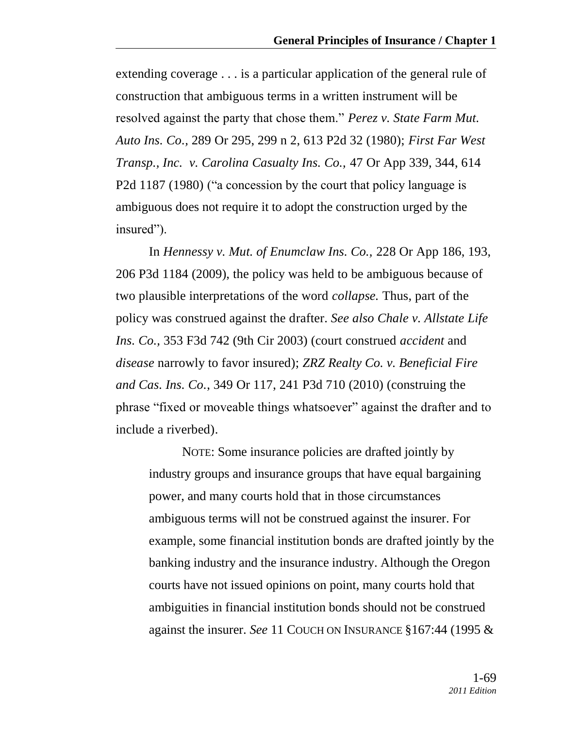extending coverage . . . is a particular application of the general rule of construction that ambiguous terms in a written instrument will be resolved against the party that chose them." *Perez v. State Farm Mut. Auto Ins. Co.,* 289 Or 295, 299 n 2, 613 P2d 32 (1980); *First Far West Transp., Inc. v. Carolina Casualty Ins. Co.,* 47 Or App 339, 344, 614 P2d 1187 (1980) ("a concession by the court that policy language is ambiguous does not require it to adopt the construction urged by the insured").

In *Hennessy v. Mut. of Enumclaw Ins. Co.,* 228 Or App 186, 193, 206 P3d 1184 (2009), the policy was held to be ambiguous because of two plausible interpretations of the word *collapse.* Thus, part of the policy was construed against the drafter. *See also Chale v. Allstate Life Ins. Co.,* 353 F3d 742 (9th Cir 2003) (court construed *accident* and *disease* narrowly to favor insured); *ZRZ Realty Co. v. Beneficial Fire and Cas. Ins. Co.,* 349 Or 117, 241 P3d 710 (2010) (construing the phrase "fixed or moveable things whatsoever" against the drafter and to include a riverbed).

> NOTE: Some insurance policies are drafted jointly by industry groups and insurance groups that have equal bargaining power, and many courts hold that in those circumstances ambiguous terms will not be construed against the insurer. For example, some financial institution bonds are drafted jointly by the banking industry and the insurance industry. Although the Oregon courts have not issued opinions on point, many courts hold that ambiguities in financial institution bonds should not be construed against the insurer. *See* 11 COUCH ON INSURANCE §167:44 (1995 &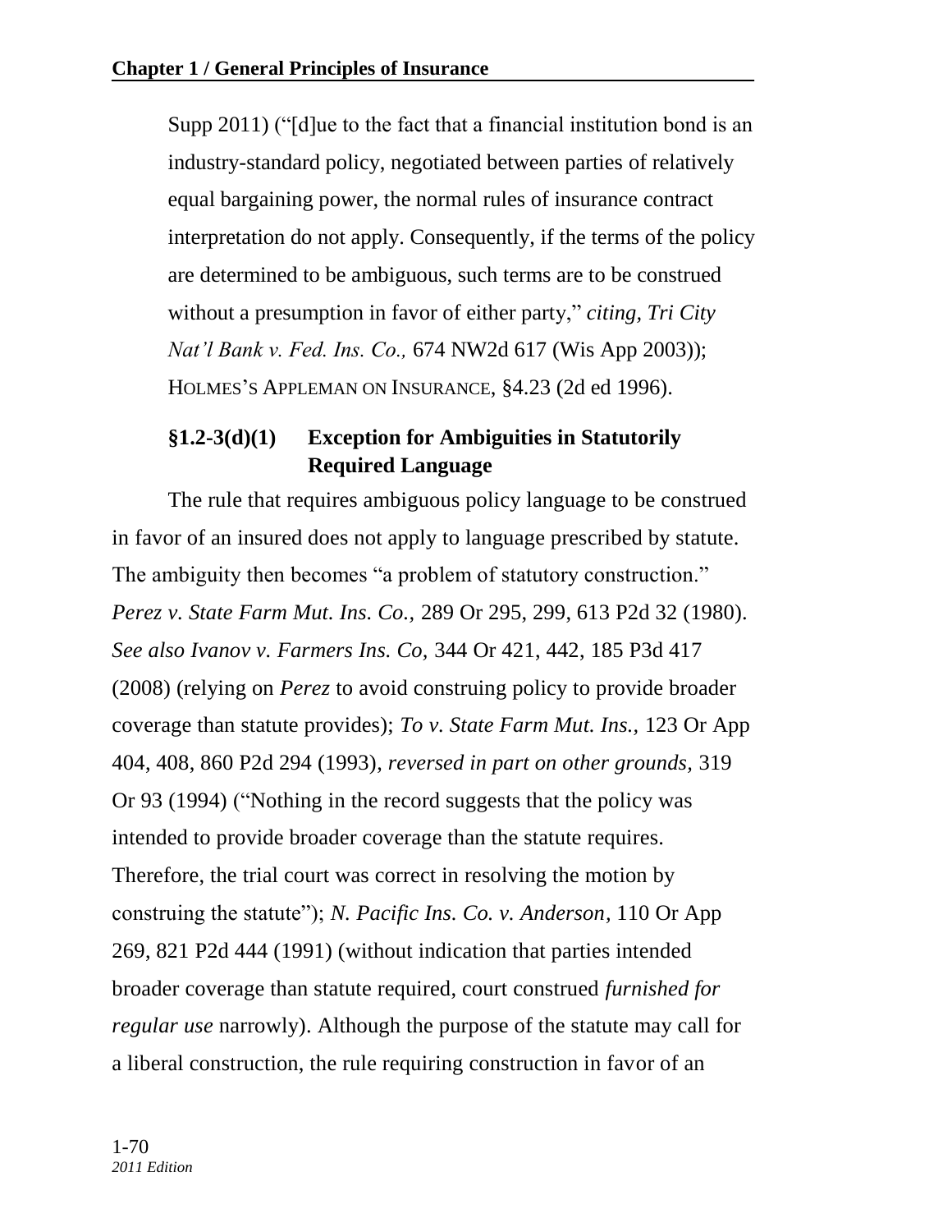Supp 2011) ("[d]ue to the fact that a financial institution bond is an industry-standard policy, negotiated between parties of relatively equal bargaining power, the normal rules of insurance contract interpretation do not apply. Consequently, if the terms of the policy are determined to be ambiguous, such terms are to be construed without a presumption in favor of either party," *citing, Tri City Nat'l Bank v. Fed. Ins. Co.,* 674 NW2d 617 (Wis App 2003)); HOLMES'S APPLEMAN ON INSURANCE, §4.23 (2d ed 1996).

#### §1.2-3(d)(1) Exception for Ambiguities in Statutorily Required Language

The rule that requires ambiguous policy language to be construed in favor of an insured does not apply to language prescribed by statute. The ambiguity then becomes "a problem of statutory construction." *Perez v. State Farm Mut. Ins. Co.,* 289 Or 295, 299, 613 P2d 32 (1980). *See also Ivanov v. Farmers Ins. Co,* 344 Or 421, 442, 185 P3d 417 (2008) (relying on *Perez* to avoid construing policy to provide broader coverage than statute provides); *To v. State Farm Mut. Ins.,* 123 Or App 404, 408, 860 P2d 294 (1993), *reversed in part on other grounds,* 319 Or 93 (1994) ("Nothing in the record suggests that the policy was intended to provide broader coverage than the statute requires. Therefore, the trial court was correct in resolving the motion by construing the statute"); *N. Pacific Ins. Co. v. Anderson,* 110 Or App 269, 821 P2d 444 (1991) (without indication that parties intended broader coverage than statute required, court construed *furnished for regular use* narrowly). Although the purpose of the statute may call for a liberal construction, the rule requiring construction in favor of an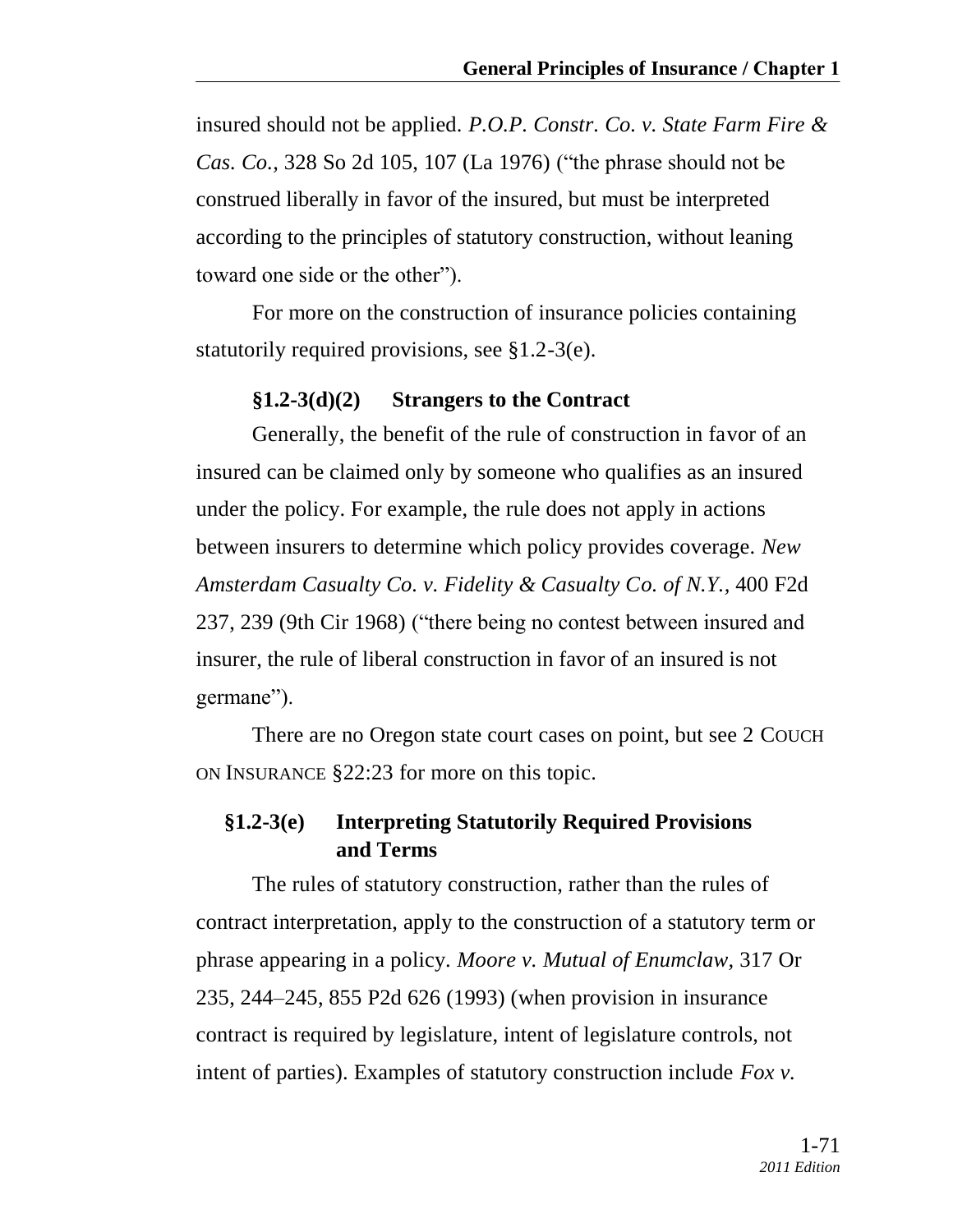insured should not be applied. *P.O.P. Constr. Co. v. State Farm Fire & Cas. Co.,* 328 So 2d 105, 107 (La 1976) ("the phrase should not be construed liberally in favor of the insured, but must be interpreted according to the principles of statutory construction, without leaning toward one side or the other").

For more on the construction of insurance policies containing statutorily required provisions, see §1.2-3(e).

#### §1.2-3(d)(2) Strangers to the Contract

Generally, the benefit of the rule of construction in favor of an insured can be claimed only by someone who qualifies as an insured under the policy. For example, the rule does not apply in actions between insurers to determine which policy provides coverage. *New Amsterdam Casualty Co. v. Fidelity & Casualty Co. of N.Y.,* 400 F2d 237, 239 (9th Cir 1968) ("there being no contest between insured and insurer, the rule of liberal construction in favor of an insured is not germane").

There are no Oregon state court cases on point, but see 2 COUCH ON INSURANCE §22:23 for more on this topic.

### §1.2-3(e) Interpreting Statutorily Required Provisions and Terms

The rules of statutory construction, rather than the rules of contract interpretation, apply to the construction of a statutory term or phrase appearing in a policy. *Moore v. Mutual of Enumclaw,* 317 Or 235, 244–245, 855 P2d 626 (1993) (when provision in insurance contract is required by legislature, intent of legislature controls, not intent of parties). Examples of statutory construction include *Fox v.*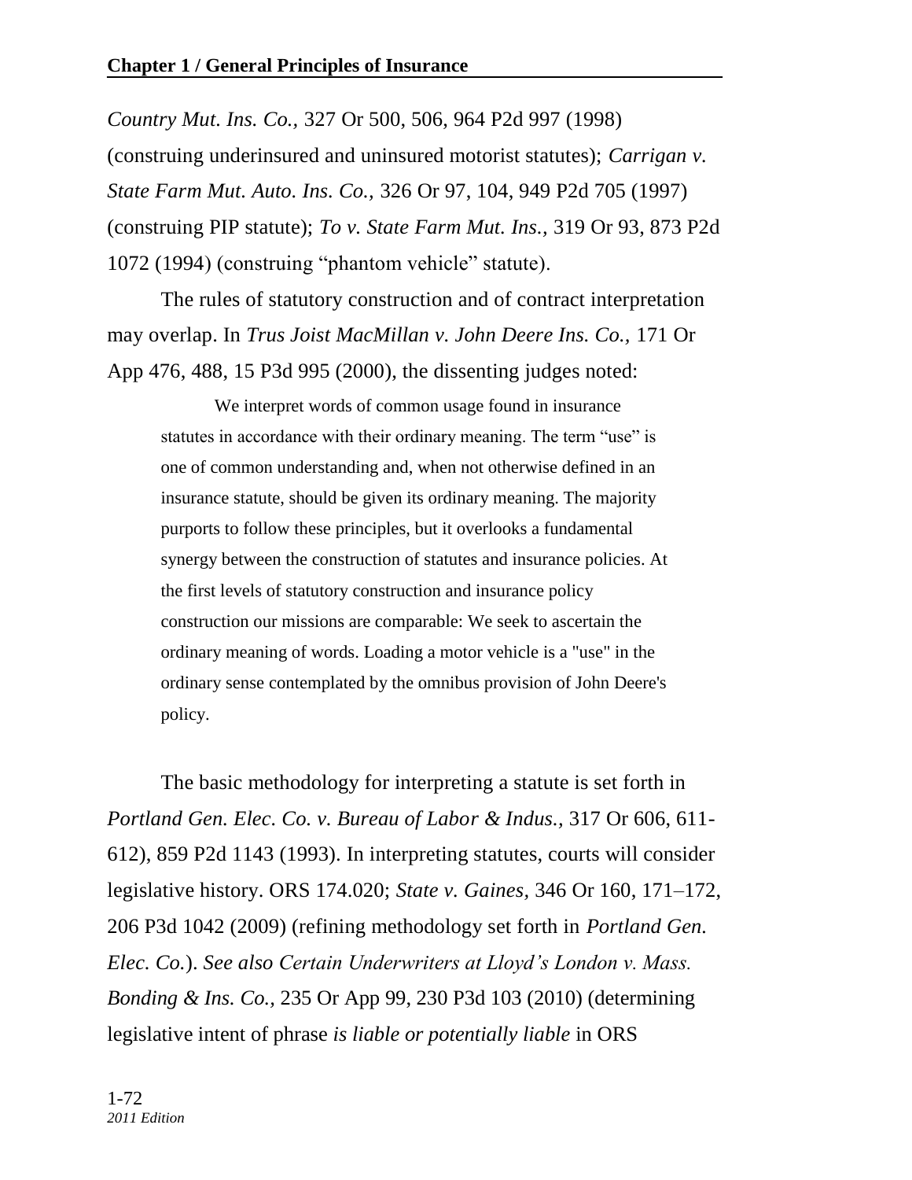*Country Mut. Ins. Co.,* 327 Or 500, 506, 964 P2d 997 (1998) (construing underinsured and uninsured motorist statutes); *Carrigan v. State Farm Mut. Auto. Ins. Co.,* 326 Or 97, 104, 949 P2d 705 (1997) (construing PIP statute); *To v. State Farm Mut. Ins.,* 319 Or 93, 873 P2d 1072 (1994) (construing "phantom vehicle" statute).

The rules of statutory construction and of contract interpretation may overlap. In *Trus Joist MacMillan v. John Deere Ins. Co.,* 171 Or App 476, 488, 15 P3d 995 (2000), the dissenting judges noted:

> We interpret words of common usage found in insurance statutes in accordance with their ordinary meaning. The term "use" is one of common understanding and, when not otherwise defined in an insurance statute, should be given its ordinary meaning. The majority purports to follow these principles, but it overlooks a fundamental synergy between the construction of statutes and insurance policies. At the first levels of statutory construction and insurance policy construction our missions are comparable: We seek to ascertain the ordinary meaning of words. Loading a motor vehicle is a "use" in the ordinary sense contemplated by the omnibus provision of John Deere's policy.

The basic methodology for interpreting a statute is set forth in *Portland Gen. Elec. Co. v. Bureau of Labor & Indus.,* 317 Or 606, 611-612), 859 P2d 1143 (1993). In interpreting statutes, courts will consider legislative history. ORS 174.020; *State v. Gaines,* 346 Or 160, 171–172, 206 P3d 1042 (2009) (refining methodology set forth in *Portland Gen. Elec. Co.*). *See also Certain Underwriters at Lloyd's London v. Mass. Bonding & Ins. Co.,* 235 Or App 99, 230 P3d 103 (2010) (determining legislative intent of phrase *is liable or potentially liable* in ORS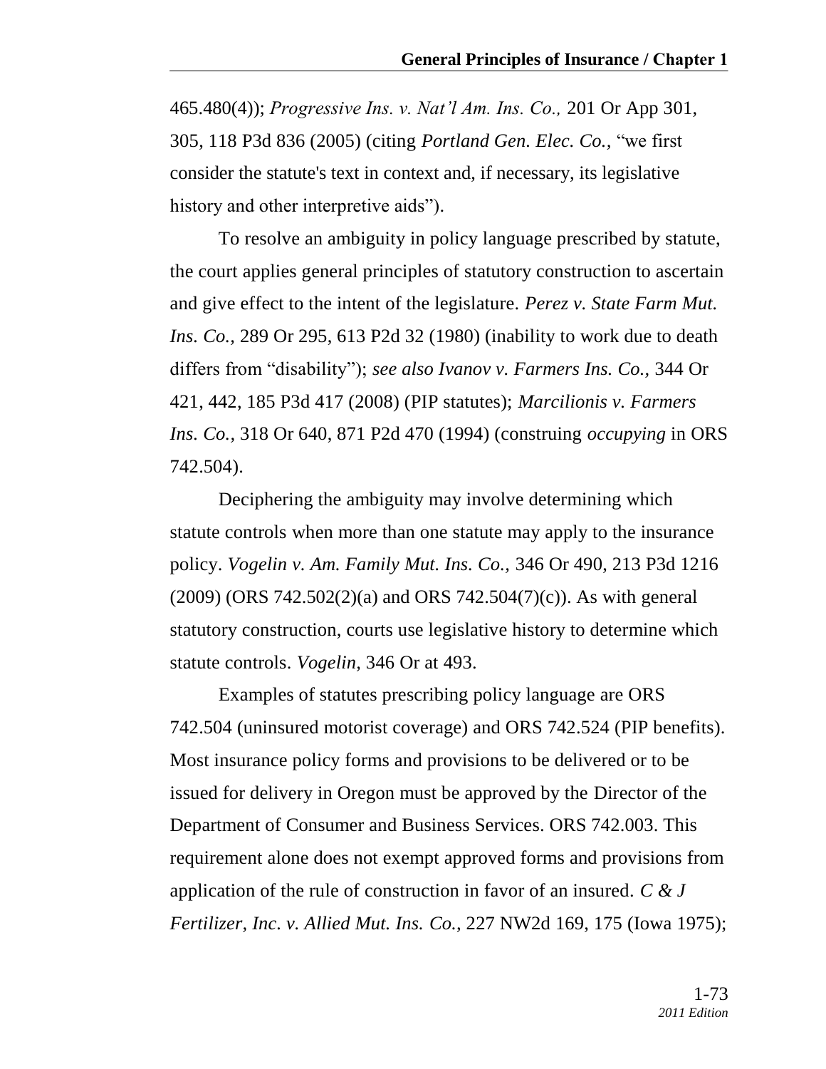465.480(4)); *Progressive Ins. v. Nat'l Am. Ins. Co.,* 201 Or App 301, 305, 118 P3d 836 (2005) (citing *Portland Gen. Elec. Co.*, "we first consider the statute's text in context and, if necessary, its legislative history and other interpretive aids").

To resolve an ambiguity in policy language prescribed by statute, the court applies general principles of statutory construction to ascertain and give effect to the intent of the legislature. *Perez v. State Farm Mut. Ins. Co.,* 289 Or 295, 613 P2d 32 (1980) (inability to work due to death differs from "disability"); *see also Ivanov v. Farmers Ins. Co.,* 344 Or 421, 442, 185 P3d 417 (2008) (PIP statutes); *Marcilionis v. Farmers Ins. Co.,* 318 Or 640, 871 P2d 470 (1994) (construing *occupying* in ORS 742.504).

Deciphering the ambiguity may involve determining which statute controls when more than one statute may apply to the insurance policy. *Vogelin v. Am. Family Mut. Ins. Co.,* 346 Or 490, 213 P3d 1216 (2009) (ORS 742.502(2)(a) and ORS 742.504(7)(c)). As with general statutory construction, courts use legislative history to determine which statute controls. *Vogelin,* 346 Or at 493.

Examples of statutes prescribing policy language are ORS 742.504 (uninsured motorist coverage) and ORS 742.524 (PIP benefits). Most insurance policy forms and provisions to be delivered or to be issued for delivery in Oregon must be approved by the Director of the Department of Consumer and Business Services. ORS 742.003. This requirement alone does not exempt approved forms and provisions from application of the rule of construction in favor of an insured. *C & J Fertilizer, Inc. v. Allied Mut. Ins. Co.,* 227 NW2d 169, 175 (Iowa 1975);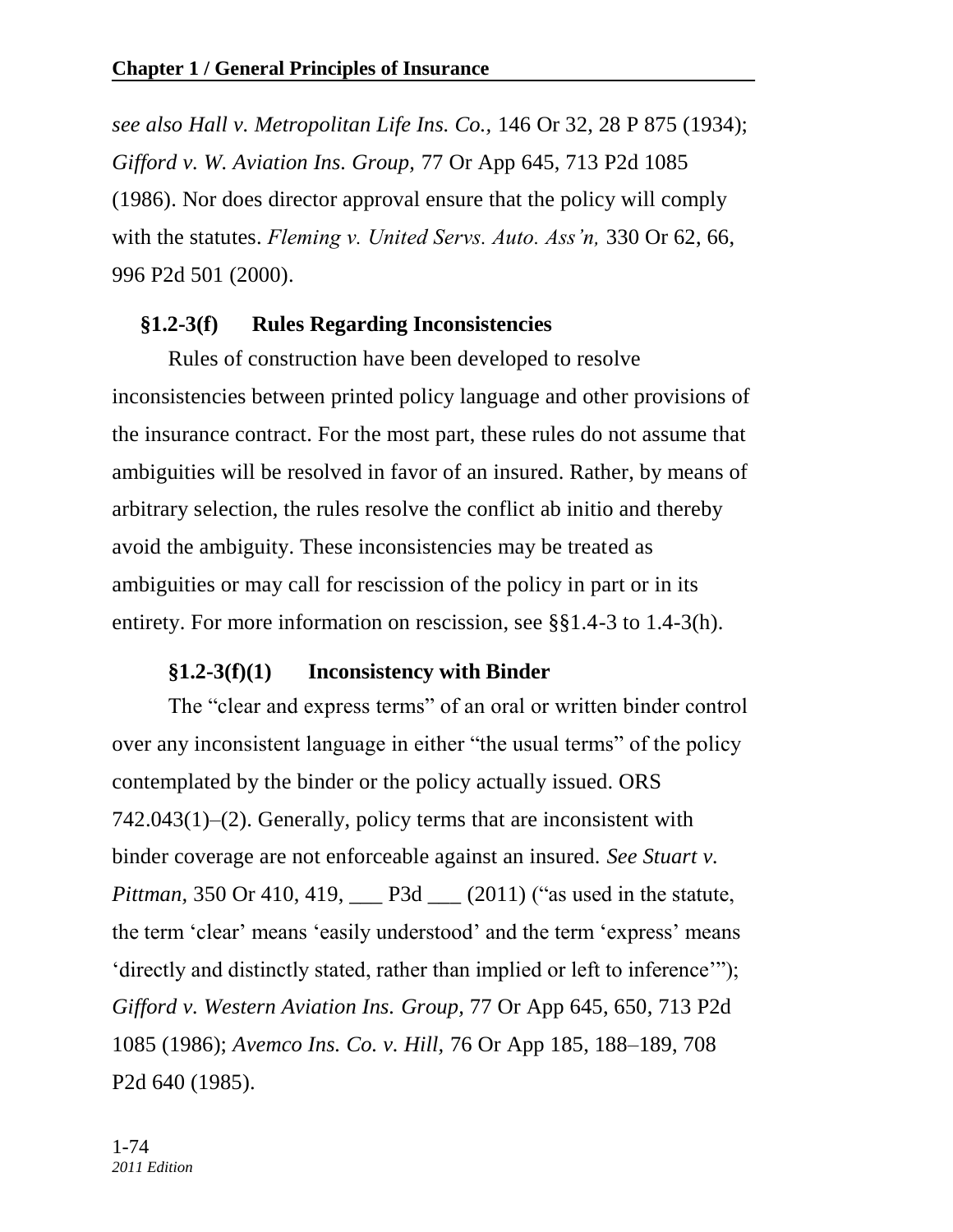*see also Hall v. Metropolitan Life Ins. Co.,* 146 Or 32, 28 P 875 (1934); *Gifford v. W. Aviation Ins. Group,* 77 Or App 645, 713 P2d 1085 (1986). Nor does director approval ensure that the policy will comply with the statutes. *Fleming v. United Servs. Auto. Ass'n,* 330 Or 62, 66, 996 P2d 501 (2000).

### §1.2-3(f) Rules Regarding Inconsistencies

Rules of construction have been developed to resolve inconsistencies between printed policy language and other provisions of the insurance contract. For the most part, these rules do not assume that ambiguities will be resolved in favor of an insured. Rather, by means of arbitrary selection, the rules resolve the conflict ab initio and thereby avoid the ambiguity. These inconsistencies may be treated as ambiguities or may call for rescission of the policy in part or in its entirety. For more information on rescission, see §§1.4-3 to 1.4-3(h).

#### §1.2-3(f)(1) Inconsistency with Binder

The "clear and express terms" of an oral or written binder control over any inconsistent language in either "the usual terms" of the policy contemplated by the binder or the policy actually issued. ORS 742.043(1)–(2). Generally, policy terms that are inconsistent with binder coverage are not enforceable against an insured. *See Stuart v. Pittman,* 350 Or 410, 419, ___ P3d ___ (2011) ("as used in the statute, the term 'clear' means 'easily understood' and the term 'express' means 'directly and distinctly stated, rather than implied or left to inference'"); *Gifford v. Western Aviation Ins. Group,* 77 Or App 645, 650, 713 P2d 1085 (1986); *Avemco Ins. Co. v. Hill,* 76 Or App 185, 188–189, 708 P2d 640 (1985).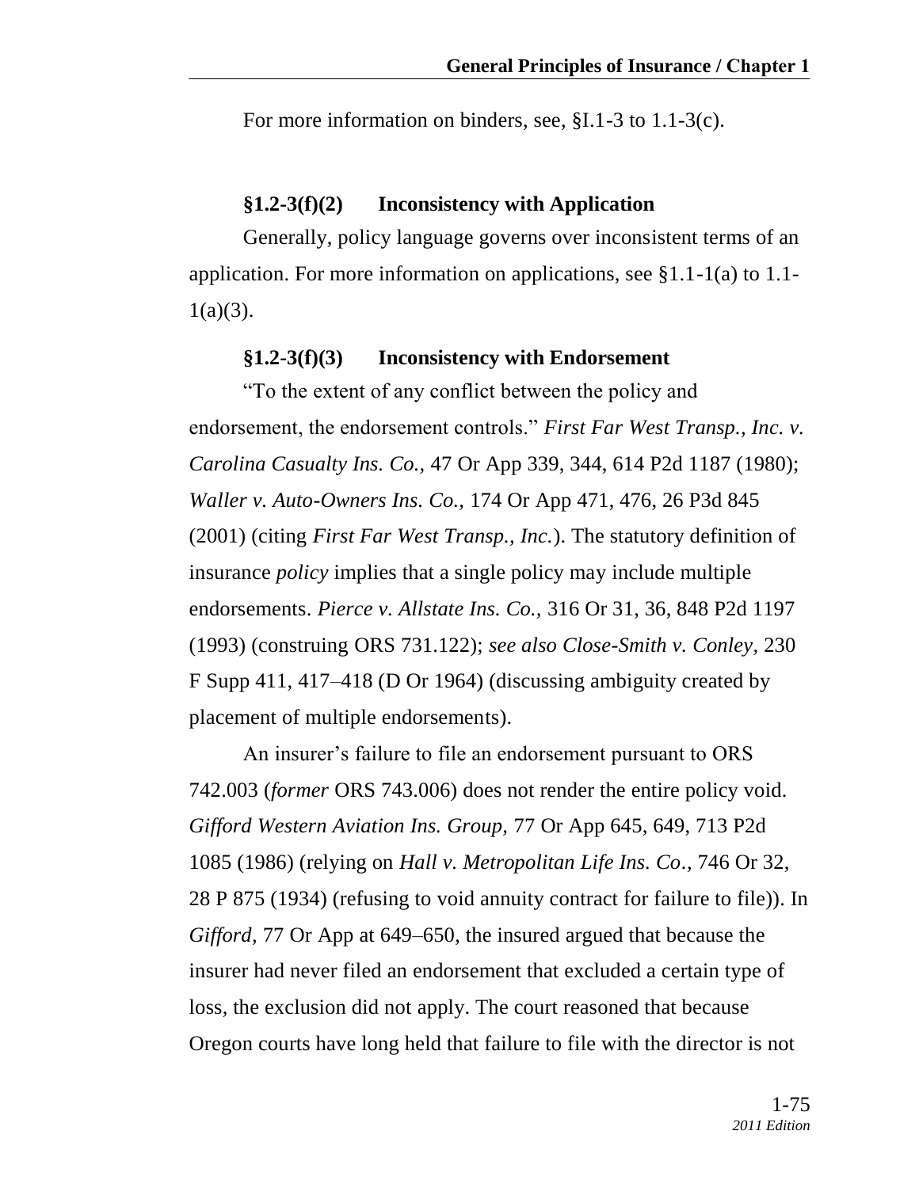For more information on binders, see, §I.1-3 to 1.1-3(c).

### §1.2-3(f)(2) Inconsistency with Application

Generally, policy language governs over inconsistent terms of an application. For more information on applications, see §1.1-1(a) to 1.1-1(a)(3).

### §1.2-3(f)(3) Inconsistency with Endorsement

"To the extent of any conflict between the policy and endorsement, the endorsement controls." *First Far West Transp., Inc. v. Carolina Casualty Ins. Co.,* 47 Or App 339, 344, 614 P2d 1187 (1980); *Waller v. Auto-Owners Ins. Co.,* 174 Or App 471, 476, 26 P3d 845 (2001) (citing *First Far West Transp., Inc.*). The statutory definition of insurance *policy* implies that a single policy may include multiple endorsements. *Pierce v. Allstate Ins. Co.*, 316 Or 31, 36, 848 P2d 1197 (1993) (construing ORS 731.122); *see also Close-Smith v. Conley*, 230 F Supp 411, 417–418 (D Or 1964) (discussing ambiguity created by placement of multiple endorsements).

An insurer's failure to file an endorsement pursuant to ORS 742.003 (*former* ORS 743.006) does not render the entire policy void. *Gifford Western Aviation Ins. Group,* 77 Or App 645, 649, 713 P2d 1085 (1986) (relying on *Hall v. Metropolitan Life Ins. Co*., 746 Or 32, 28 P 875 (1934) (refusing to void annuity contract for failure to file)). In *Gifford,* 77 Or App at 649–650, the insured argued that because the insurer had never filed an endorsement that excluded a certain type of loss, the exclusion did not apply. The court reasoned that because Oregon courts have long held that failure to file with the director is not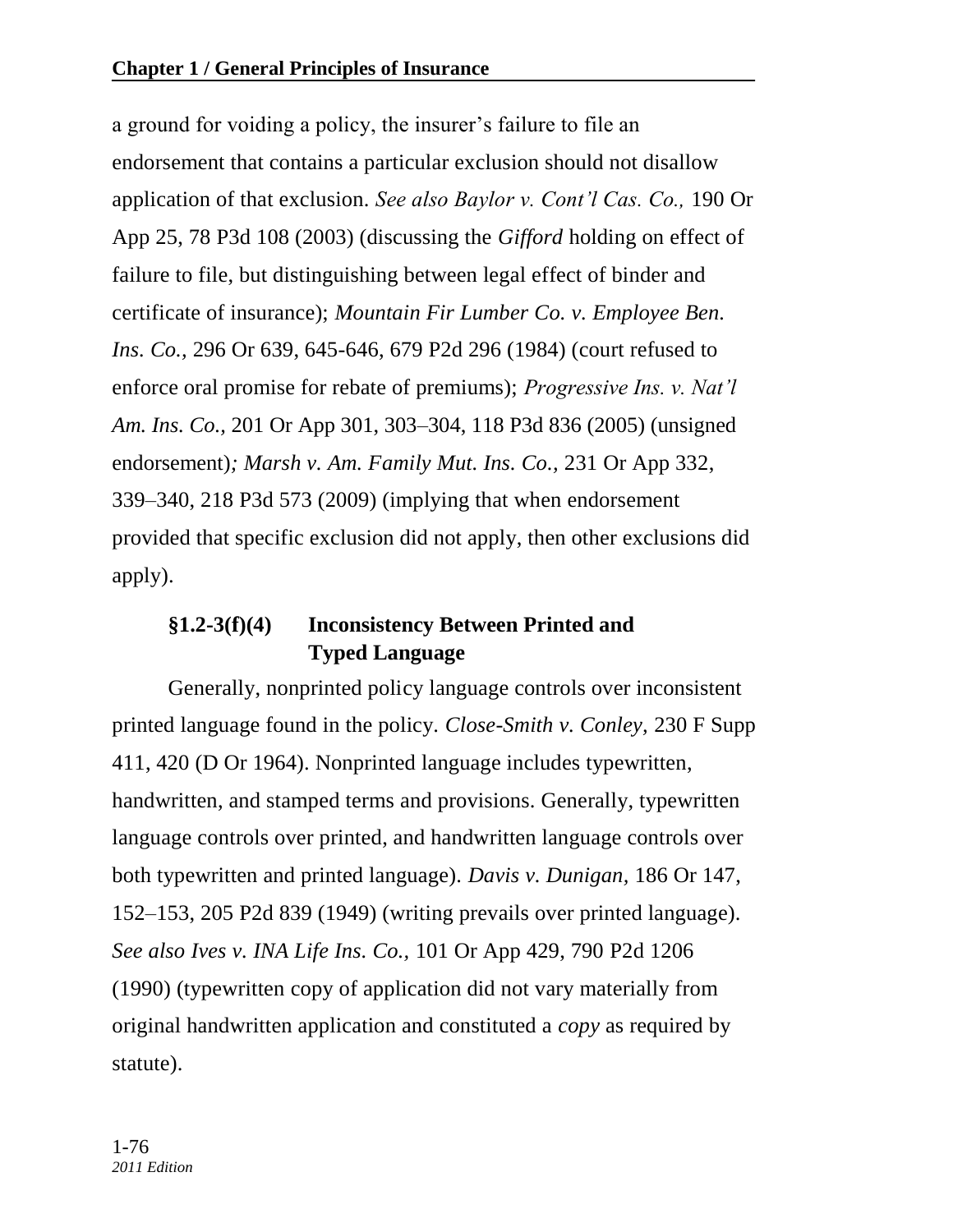a ground for voiding a policy, the insurer's failure to file an endorsement that contains a particular exclusion should not disallow application of that exclusion. *See also Baylor v. Cont'l Cas. Co.,* 190 Or App 25, 78 P3d 108 (2003) (discussing the *Gifford* holding on effect of failure to file, but distinguishing between legal effect of binder and certificate of insurance); *Mountain Fir Lumber Co. v. Employee Ben. Ins. Co.,* 296 Or 639, 645-646, 679 P2d 296 (1984) (court refused to enforce oral promise for rebate of premiums); *Progressive Ins. v. Nat'l Am. Ins. Co.,* 201 Or App 301, 303–304, 118 P3d 836 (2005) (unsigned endorsement)*; Marsh v. Am. Family Mut. Ins. Co.,* 231 Or App 332, 339–340, 218 P3d 573 (2009) (implying that when endorsement provided that specific exclusion did not apply, then other exclusions did apply).

#### §1.2-3(f)(4) Inconsistency Between Printed and Typed Language

Generally, nonprinted policy language controls over inconsistent printed language found in the policy. *Close-Smith v. Conley,* 230 F Supp 411, 420 (D Or 1964). Nonprinted language includes typewritten, handwritten, and stamped terms and provisions. Generally, typewritten language controls over printed, and handwritten language controls over both typewritten and printed language). *Davis v. Dunigan,* 186 Or 147, 152–153, 205 P2d 839 (1949) (writing prevails over printed language). *See also Ives v. INA Life Ins. Co.,* 101 Or App 429, 790 P2d 1206 (1990) (typewritten copy of application did not vary materially from original handwritten application and constituted a *copy* as required by statute).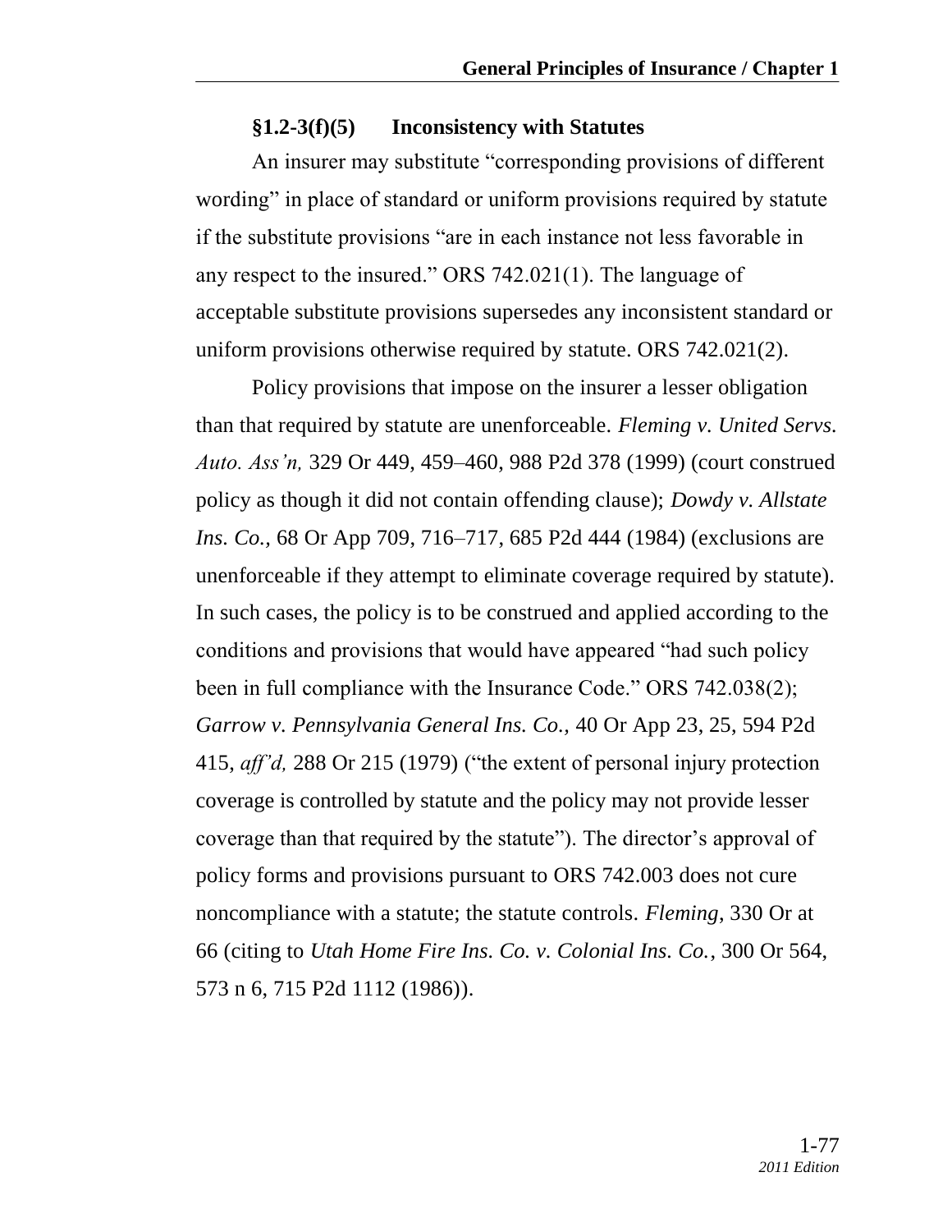### §1.2-3(f)(5) Inconsistency with Statutes

An insurer may substitute "corresponding provisions of different wording" in place of standard or uniform provisions required by statute if the substitute provisions "are in each instance not less favorable in any respect to the insured." ORS 742.021(1). The language of acceptable substitute provisions supersedes any inconsistent standard or uniform provisions otherwise required by statute. ORS 742.021(2).

Policy provisions that impose on the insurer a lesser obligation than that required by statute are unenforceable. *Fleming v. United Servs. Auto. Ass'n,* 329 Or 449, 459–460, 988 P2d 378 (1999) (court construed policy as though it did not contain offending clause); *Dowdy v. Allstate Ins. Co.*, 68 Or App 709, 716–717, 685 P2d 444 (1984) (exclusions are unenforceable if they attempt to eliminate coverage required by statute). In such cases, the policy is to be construed and applied according to the conditions and provisions that would have appeared "had such policy been in full compliance with the Insurance Code." ORS 742.038(2); *Garrow v. Pennsylvania General Ins. Co.*, 40 Or App 23, 25, 594 P2d 415, *aff'd,* 288 Or 215 (1979) ("the extent of personal injury protection coverage is controlled by statute and the policy may not provide lesser coverage than that required by the statute"). The director's approval of policy forms and provisions pursuant to ORS 742.003 does not cure noncompliance with a statute; the statute controls. *Fleming*, 330 Or at 66 (citing to *Utah Home Fire Ins. Co. v. Colonial Ins. Co.*, 300 Or 564, 573 n 6, 715 P2d 1112 (1986)).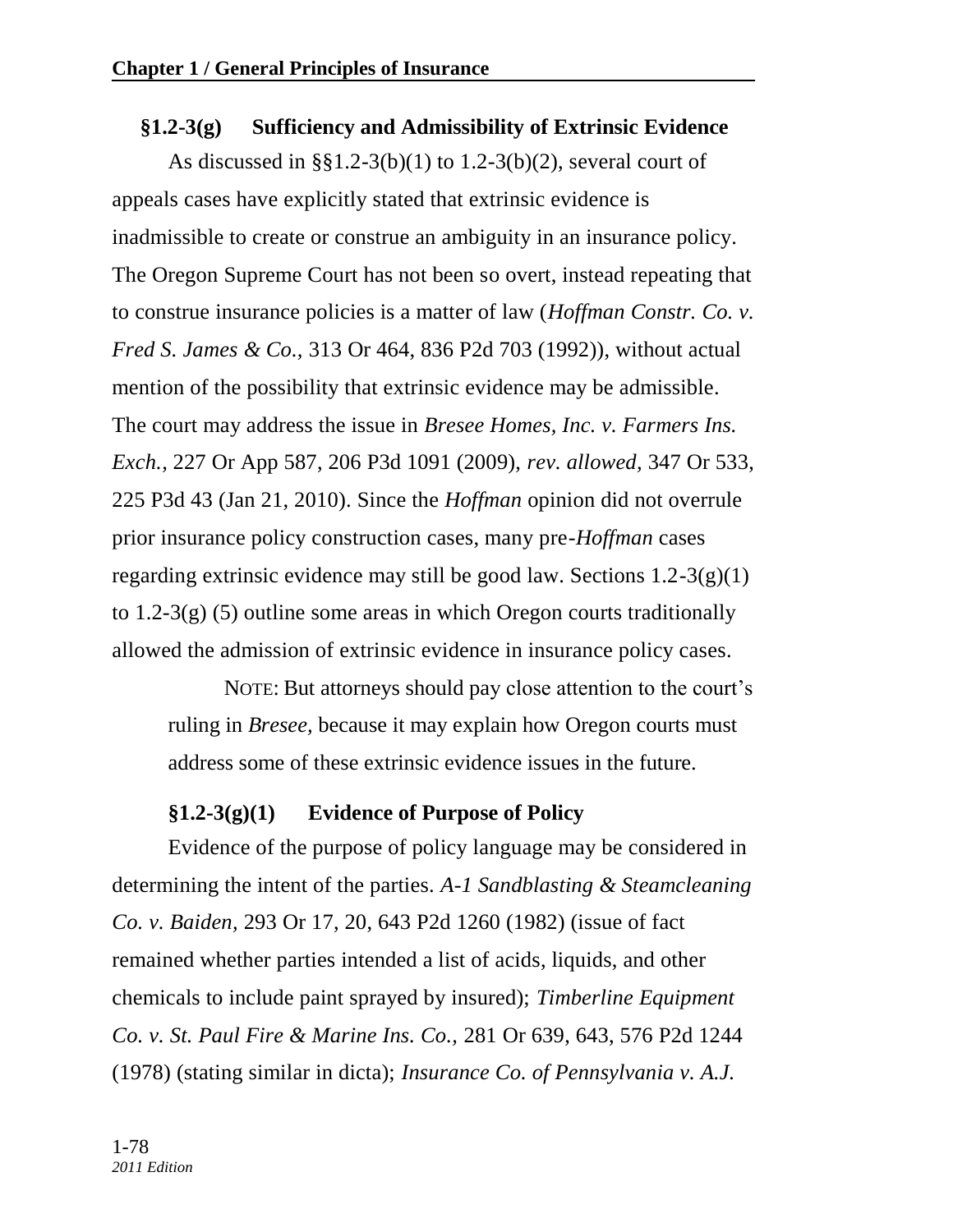### §1.2-3(g) Sufficiency and Admissibility of Extrinsic Evidence

As discussed in §§1.2-3(b)(1) to 1.2-3(b)(2), several court of appeals cases have explicitly stated that extrinsic evidence is inadmissible to create or construe an ambiguity in an insurance policy. The Oregon Supreme Court has not been so overt, instead repeating that to construe insurance policies is a matter of law (*Hoffman Constr. Co. v. Fred S. James & Co.,* 313 Or 464, 836 P2d 703 (1992)), without actual mention of the possibility that extrinsic evidence may be admissible. The court may address the issue in *Bresee Homes, Inc. v. Farmers Ins. Exch.,* 227 Or App 587, 206 P3d 1091 (2009), *rev. allowed*, 347 Or 533, 225 P3d 43 (Jan 21, 2010). Since the *Hoffman* opinion did not overrule prior insurance policy construction cases, many pre-*Hoffman* cases regarding extrinsic evidence may still be good law. Sections 1.2-3(g)(1) to 1.2-3(g) (5) outline some areas in which Oregon courts traditionally allowed the admission of extrinsic evidence in insurance policy cases.

> NOTE: But attorneys should pay close attention to the court's ruling in *Bresee,* because it may explain how Oregon courts must address some of these extrinsic evidence issues in the future.

#### §1.2-3(g)(1) Evidence of Purpose of Policy

Evidence of the purpose of policy language may be considered in determining the intent of the parties. *A-1 Sandblasting & Steamcleaning Co. v. Baiden*, 293 Or 17, 20, 643 P2d 1260 (1982) (issue of fact remained whether parties intended a list of acids, liquids, and other chemicals to include paint sprayed by insured); *Timberline Equipment Co. v. St. Paul Fire & Marine Ins. Co.,* 281 Or 639, 643, 576 P2d 1244 (1978) (stating similar in dicta); *Insurance Co. of Pennsylvania v. A.J.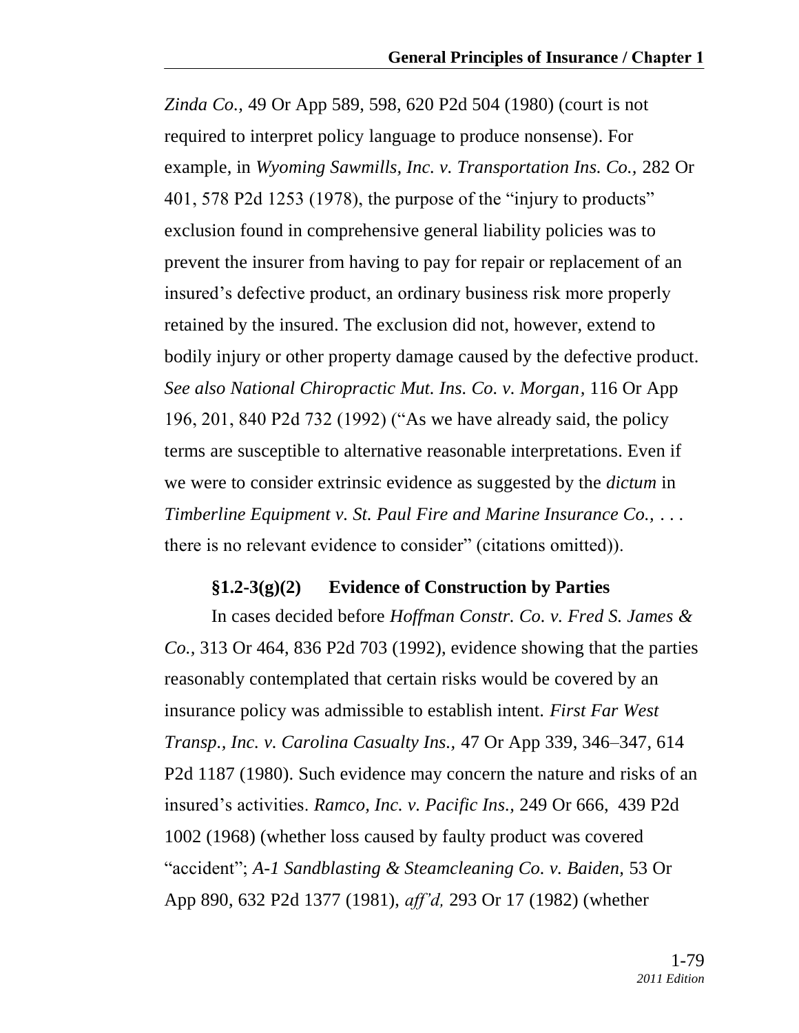*Zinda Co.,* 49 Or App 589, 598, 620 P2d 504 (1980) (court is not required to interpret policy language to produce nonsense). For example, in *Wyoming Sawmills, Inc. v. Transportation Ins. Co.,* 282 Or 401, 578 P2d 1253 (1978), the purpose of the "injury to products" exclusion found in comprehensive general liability policies was to prevent the insurer from having to pay for repair or replacement of an insured's defective product, an ordinary business risk more properly retained by the insured. The exclusion did not, however, extend to bodily injury or other property damage caused by the defective product. *See also National Chiropractic Mut. Ins. Co. v. Morgan*, 116 Or App 196, 201, 840 P2d 732 (1992) ("As we have already said, the policy terms are susceptible to alternative reasonable interpretations. Even if we were to consider extrinsic evidence as suggested by the *dictum* in *Timberline Equipment v. St. Paul Fire and Marine Insurance Co.,* . . . there is no relevant evidence to consider" (citations omitted)).

#### §1.2-3(g)(2) Evidence of Construction by Parties

In cases decided before *Hoffman Constr. Co. v. Fred S. James & Co.,* 313 Or 464, 836 P2d 703 (1992), evidence showing that the parties reasonably contemplated that certain risks would be covered by an insurance policy was admissible to establish intent. *First Far West Transp., Inc. v. Carolina Casualty Ins.,* 47 Or App 339, 346–347, 614 P2d 1187 (1980). Such evidence may concern the nature and risks of an insured's activities. *Ramco, Inc. v. Pacific Ins.,* 249 Or 666, 439 P2d 1002 (1968) (whether loss caused by faulty product was covered "accident"; *A-1 Sandblasting & Steamcleaning Co. v. Baiden,* 53 Or App 890, 632 P2d 1377 (1981), *aff'd,* 293 Or 17 (1982) (whether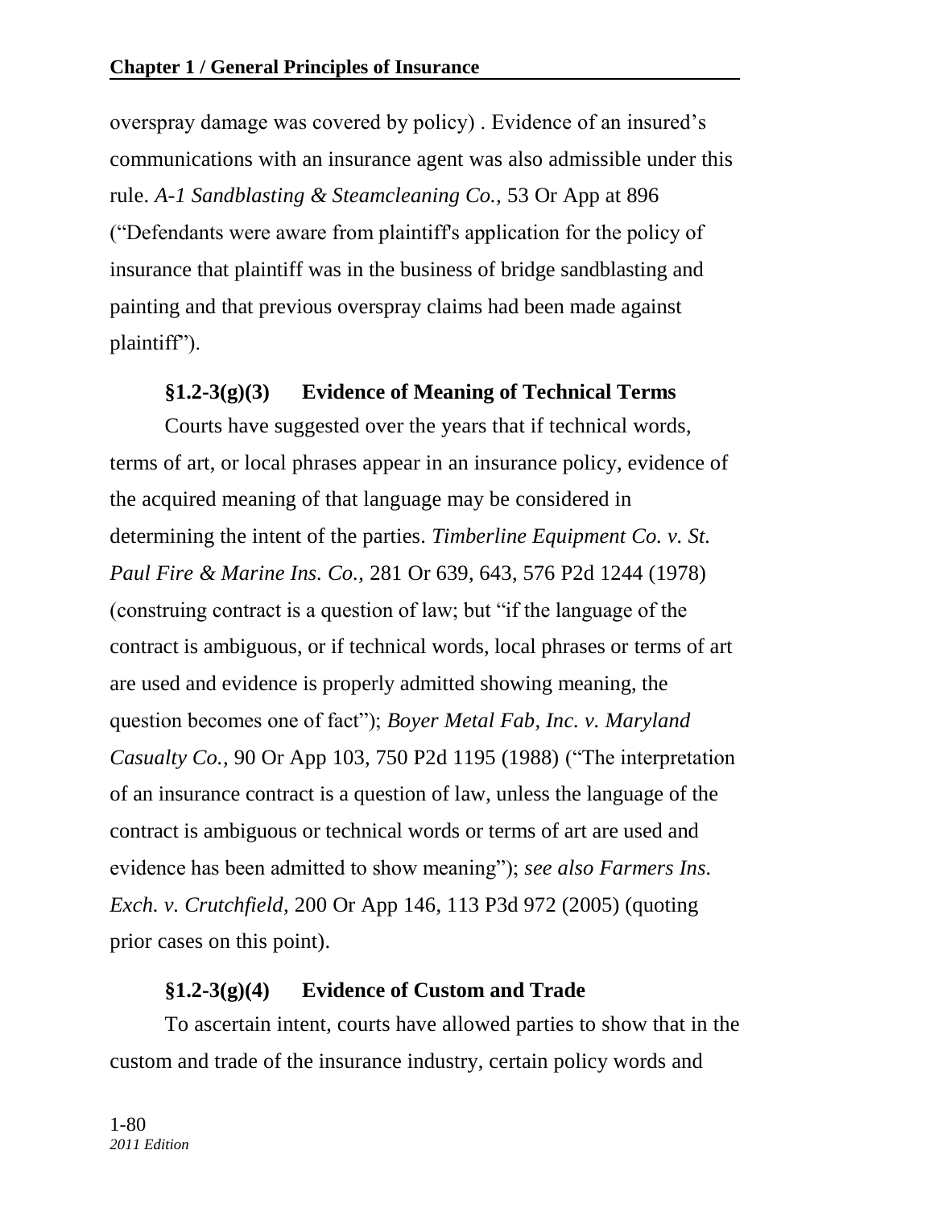overspray damage was covered by policy) . Evidence of an insured's communications with an insurance agent was also admissible under this rule. *A-1 Sandblasting & Steamcleaning Co.,* 53 Or App at 896 ("Defendants were aware from plaintiff's application for the policy of insurance that plaintiff was in the business of bridge sandblasting and painting and that previous overspray claims had been made against plaintiff").

### §1.2-3(g)(3) Evidence of Meaning of Technical Terms

Courts have suggested over the years that if technical words, terms of art, or local phrases appear in an insurance policy, evidence of the acquired meaning of that language may be considered in determining the intent of the parties. *Timberline Equipment Co. v. St. Paul Fire & Marine Ins. Co.,* 281 Or 639, 643, 576 P2d 1244 (1978) (construing contract is a question of law; but "if the language of the contract is ambiguous, or if technical words, local phrases or terms of art are used and evidence is properly admitted showing meaning, the question becomes one of fact"); *Boyer Metal Fab, Inc. v. Maryland Casualty Co.,* 90 Or App 103, 750 P2d 1195 (1988) ("The interpretation of an insurance contract is a question of law, unless the language of the contract is ambiguous or technical words or terms of art are used and evidence has been admitted to show meaning"); *see also Farmers Ins. Exch. v. Crutchfield,* 200 Or App 146, 113 P3d 972 (2005) (quoting prior cases on this point).

### §1.2-3(g)(4) Evidence of Custom and Trade

To ascertain intent, courts have allowed parties to show that in the custom and trade of the insurance industry, certain policy words and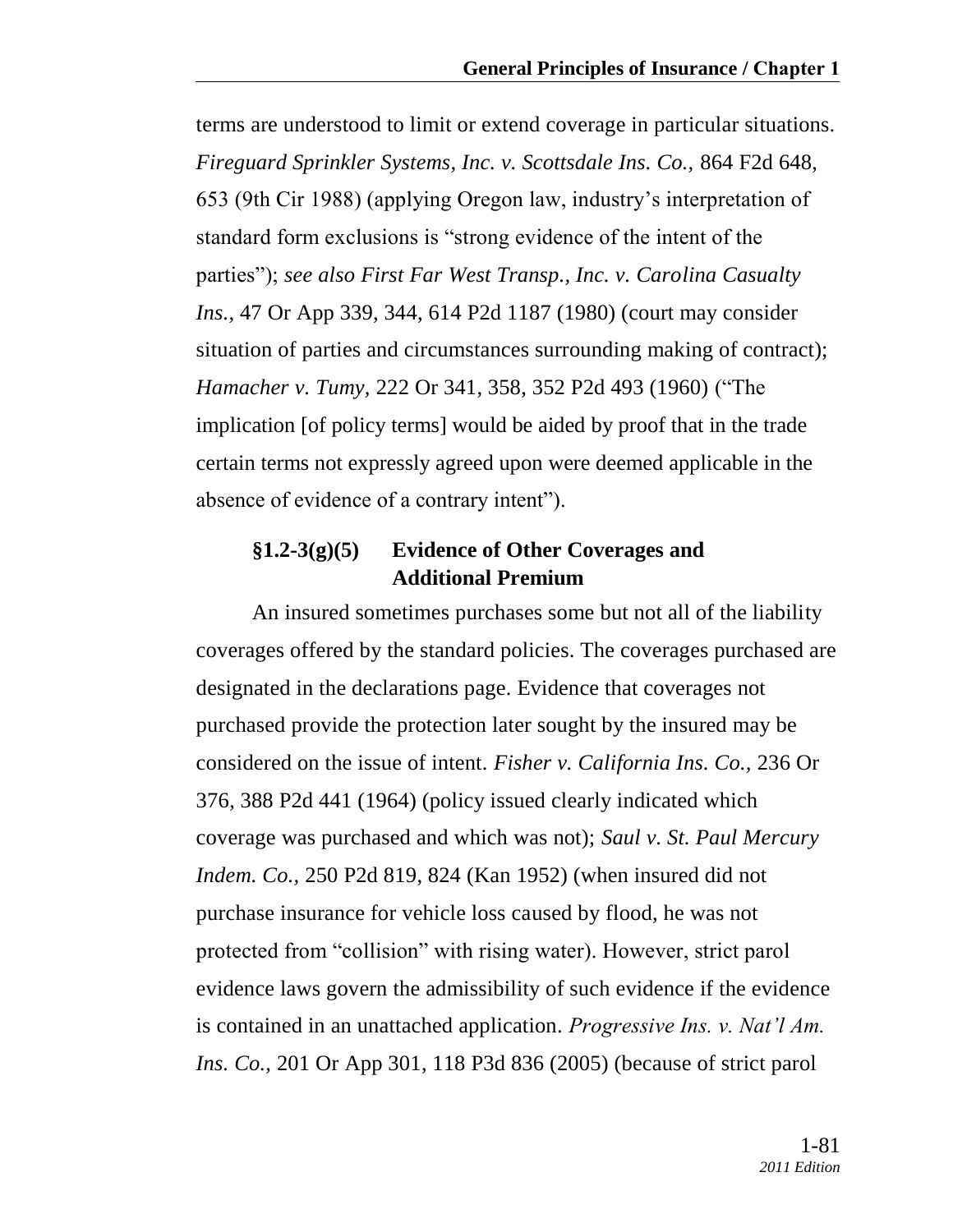terms are understood to limit or extend coverage in particular situations. *Fireguard Sprinkler Systems, Inc. v. Scottsdale Ins. Co.,* 864 F2d 648, 653 (9th Cir 1988) (applying Oregon law, industry's interpretation of standard form exclusions is "strong evidence of the intent of the parties"); *see also First Far West Transp., Inc. v. Carolina Casualty Ins.,* 47 Or App 339, 344, 614 P2d 1187 (1980) (court may consider situation of parties and circumstances surrounding making of contract); *Hamacher v. Tumy,* 222 Or 341, 358, 352 P2d 493 (1960) ("The implication [of policy terms] would be aided by proof that in the trade certain terms not expressly agreed upon were deemed applicable in the absence of evidence of a contrary intent").

#### §1.2-3(g)(5) Evidence of Other Coverages and Additional Premium

An insured sometimes purchases some but not all of the liability coverages offered by the standard policies. The coverages purchased are designated in the declarations page. Evidence that coverages not purchased provide the protection later sought by the insured may be considered on the issue of intent. *Fisher v. California Ins. Co.,* 236 Or 376, 388 P2d 441 (1964) (policy issued clearly indicated which coverage was purchased and which was not); *Saul v. St. Paul Mercury Indem. Co.,* 250 P2d 819, 824 (Kan 1952) (when insured did not purchase insurance for vehicle loss caused by flood, he was not protected from "collision" with rising water). However, strict parol evidence laws govern the admissibility of such evidence if the evidence is contained in an unattached application. *Progressive Ins. v. Nat'l Am. Ins. Co.,* 201 Or App 301, 118 P3d 836 (2005) (because of strict parol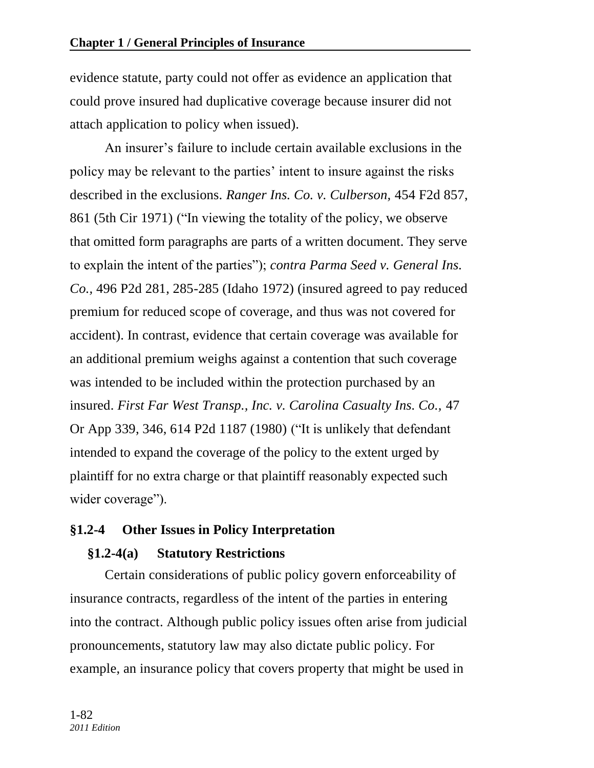evidence statute, party could not offer as evidence an application that could prove insured had duplicative coverage because insurer did not attach application to policy when issued).

An insurer's failure to include certain available exclusions in the policy may be relevant to the parties' intent to insure against the risks described in the exclusions. *Ranger Ins. Co. v. Culberson,* 454 F2d 857, 861 (5th Cir 1971) ("In viewing the totality of the policy, we observe that omitted form paragraphs are parts of a written document. They serve to explain the intent of the parties"); *contra Parma Seed v. General Ins. Co.,* 496 P2d 281, 285-285 (Idaho 1972) (insured agreed to pay reduced premium for reduced scope of coverage, and thus was not covered for accident). In contrast, evidence that certain coverage was available for an additional premium weighs against a contention that such coverage was intended to be included within the protection purchased by an insured. *First Far West Transp., Inc. v. Carolina Casualty Ins. Co.,* 47 Or App 339, 346, 614 P2d 1187 (1980) ("It is unlikely that defendant intended to expand the coverage of the policy to the extent urged by plaintiff for no extra charge or that plaintiff reasonably expected such wider coverage").

## §1.2-4 Other Issues in Policy Interpretation

### §1.2-4(a) Statutory Restrictions

Certain considerations of public policy govern enforceability of insurance contracts, regardless of the intent of the parties in entering into the contract. Although public policy issues often arise from judicial pronouncements, statutory law may also dictate public policy. For example, an insurance policy that covers property that might be used in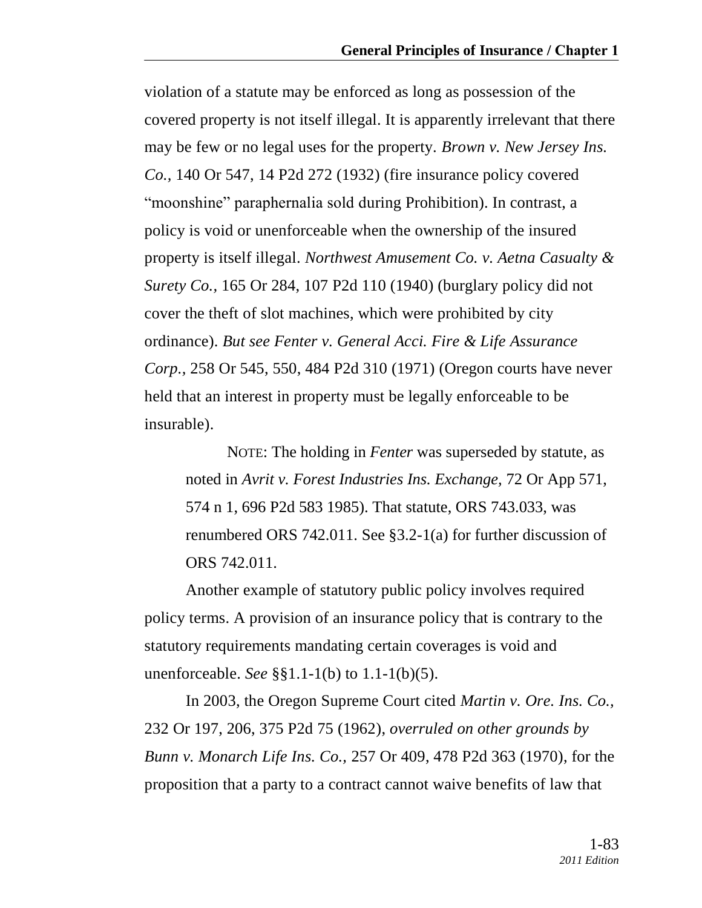violation of a statute may be enforced as long as possession of the covered property is not itself illegal. It is apparently irrelevant that there may be few or no legal uses for the property. *Brown v. New Jersey Ins. Co.,* 140 Or 547, 14 P2d 272 (1932) (fire insurance policy covered "moonshine" paraphernalia sold during Prohibition). In contrast, a policy is void or unenforceable when the ownership of the insured property is itself illegal. *Northwest Amusement Co. v. Aetna Casualty & Surety Co.,* 165 Or 284, 107 P2d 110 (1940) (burglary policy did not cover the theft of slot machines, which were prohibited by city ordinance). *But see Fenter v. General Acci. Fire & Life Assurance Corp.,* 258 Or 545, 550, 484 P2d 310 (1971) (Oregon courts have never held that an interest in property must be legally enforceable to be insurable).

> NOTE: The holding in *Fenter* was superseded by statute, as noted in *Avrit v. Forest Industries Ins. Exchange,* 72 Or App 571, 574 n 1, 696 P2d 583 1985). That statute, ORS 743.033, was renumbered ORS 742.011. See §3.2-1(a) for further discussion of ORS 742.011.

Another example of statutory public policy involves required policy terms. A provision of an insurance policy that is contrary to the statutory requirements mandating certain coverages is void and unenforceable. *See* §§1.1-1(b) to 1.1-1(b)(5).

In 2003, the Oregon Supreme Court cited *Martin v. Ore. Ins. Co.,* 232 Or 197, 206, 375 P2d 75 (1962), *overruled on other grounds by Bunn v. Monarch Life Ins. Co.,* 257 Or 409, 478 P2d 363 (1970), for the proposition that a party to a contract cannot waive benefits of law that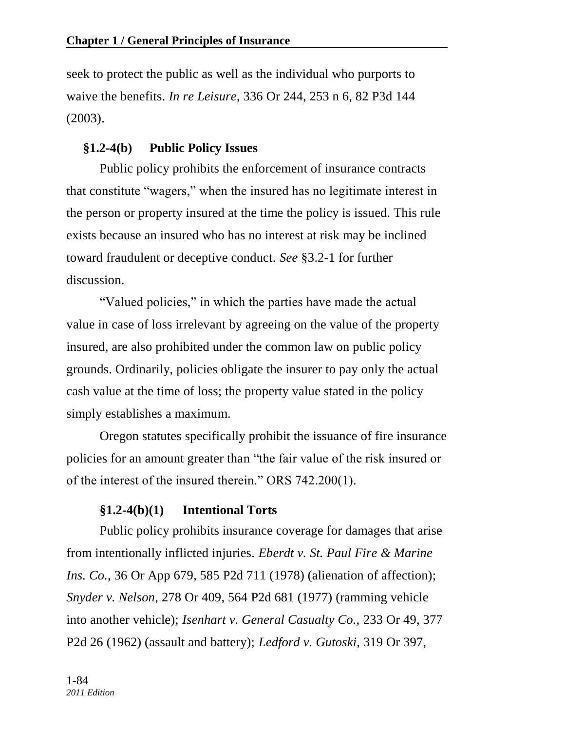seek to protect the public as well as the individual who purports to waive the benefits. *In re Leisure,* 336 Or 244, 253 n 6, 82 P3d 144 (2003).

### §1.2-4(b) Public Policy Issues

Public policy prohibits the enforcement of insurance contracts that constitute "wagers," when the insured has no legitimate interest in the person or property insured at the time the policy is issued. This rule exists because an insured who has no interest at risk may be inclined toward fraudulent or deceptive conduct. *See* §3.2-1 for further discussion.

"Valued policies," in which the parties have made the actual value in case of loss irrelevant by agreeing on the value of the property insured, are also prohibited under the common law on public policy grounds. Ordinarily, policies obligate the insurer to pay only the actual cash value at the time of loss; the property value stated in the policy simply establishes a maximum.

Oregon statutes specifically prohibit the issuance of fire insurance policies for an amount greater than "the fair value of the risk insured or of the interest of the insured therein." ORS 742.200(1).

#### §1.2-4(b)(1) Intentional Torts

Public policy prohibits insurance coverage for damages that arise from intentionally inflicted injuries. *Eberdt v. St. Paul Fire & Marine Ins. Co.,* 36 Or App 679, 585 P2d 711 (1978) (alienation of affection); *Snyder v. Nelson,* 278 Or 409, 564 P2d 681 (1977) (ramming vehicle into another vehicle); *Isenhart v. General Casualty Co.,* 233 Or 49, 377 P2d 26 (1962) (assault and battery); *Ledford v. Gutoski,* 319 Or 397,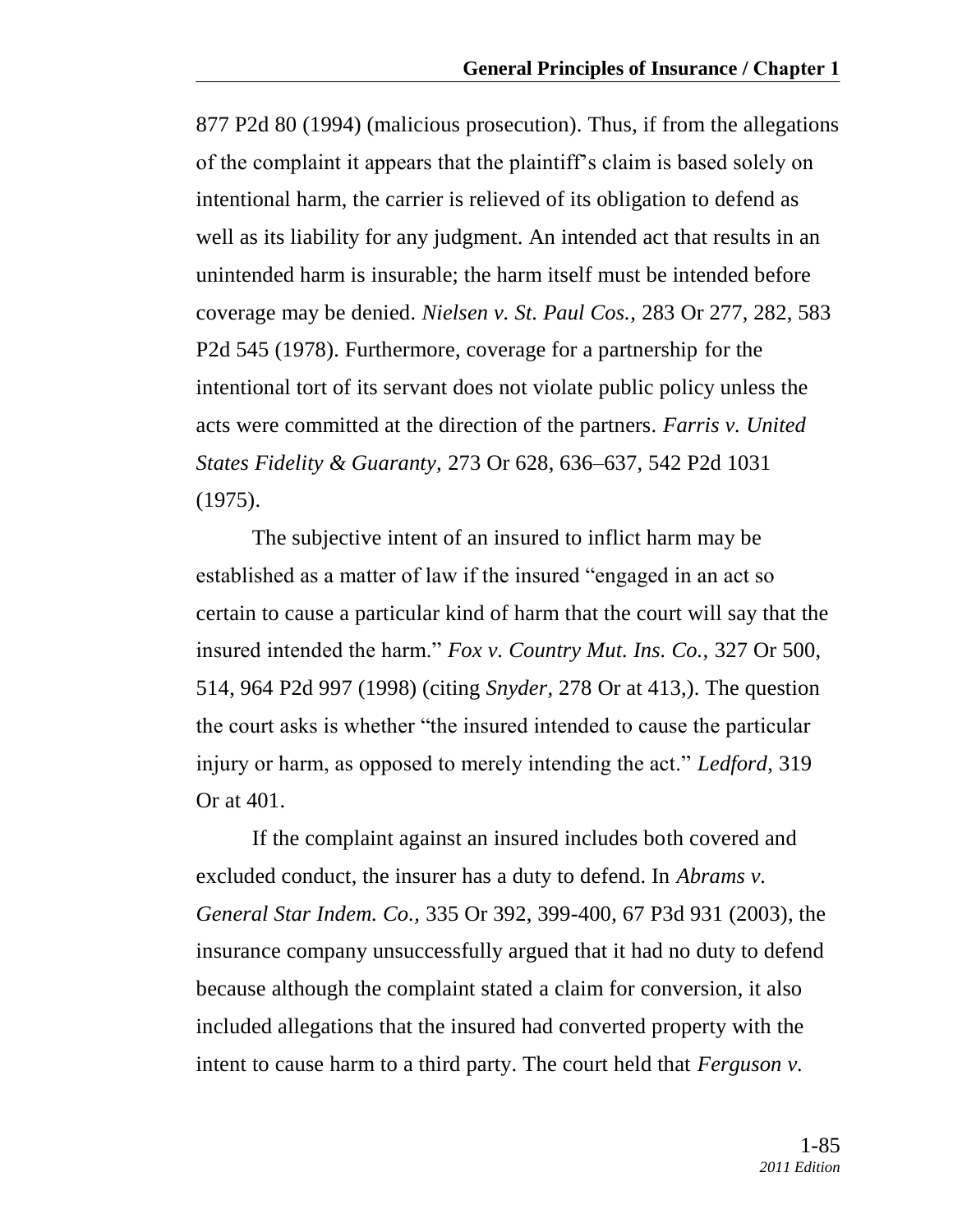877 P2d 80 (1994) (malicious prosecution). Thus, if from the allegations of the complaint it appears that the plaintiff's claim is based solely on intentional harm, the carrier is relieved of its obligation to defend as well as its liability for any judgment. An intended act that results in an unintended harm is insurable; the harm itself must be intended before coverage may be denied. *Nielsen v. St. Paul Cos.,* 283 Or 277, 282, 583 P2d 545 (1978). Furthermore, coverage for a partnership for the intentional tort of its servant does not violate public policy unless the acts were committed at the direction of the partners. *Farris v. United States Fidelity & Guaranty,* 273 Or 628, 636–637, 542 P2d 1031 (1975).

The subjective intent of an insured to inflict harm may be established as a matter of law if the insured "engaged in an act so certain to cause a particular kind of harm that the court will say that the insured intended the harm." *Fox v. Country Mut. Ins. Co.,* 327 Or 500, 514, 964 P2d 997 (1998) (citing *Snyder,* 278 Or at 413,). The question the court asks is whether "the insured intended to cause the particular injury or harm, as opposed to merely intending the act." *Ledford,* 319 Or at 401.

If the complaint against an insured includes both covered and excluded conduct, the insurer has a duty to defend. In *Abrams v. General Star Indem. Co.,* 335 Or 392, 399-400, 67 P3d 931 (2003), the insurance company unsuccessfully argued that it had no duty to defend because although the complaint stated a claim for conversion, it also included allegations that the insured had converted property with the intent to cause harm to a third party. The court held that *Ferguson v.*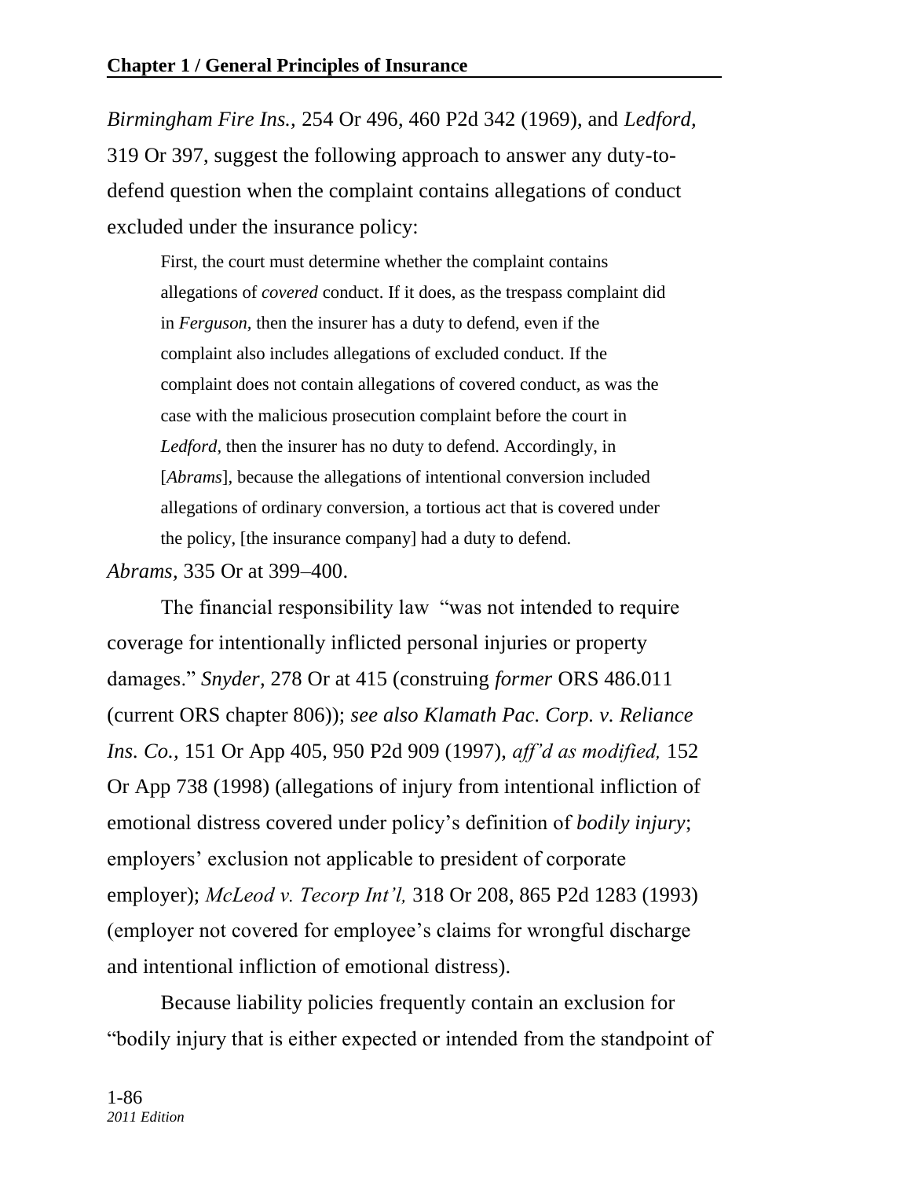*Birmingham Fire Ins.,* 254 Or 496, 460 P2d 342 (1969), and *Ledford,* 319 Or 397, suggest the following approach to answer any duty-to-defend question when the complaint contains allegations of conduct excluded under the insurance policy:

> First, the court must determine whether the complaint contains allegations of *covered* conduct. If it does, as the trespass complaint did in *Ferguson,* then the insurer has a duty to defend, even if the complaint also includes allegations of excluded conduct. If the complaint does not contain allegations of covered conduct, as was the case with the malicious prosecution complaint before the court in *Ledford,* then the insurer has no duty to defend. Accordingly, in [*Abrams*], because the allegations of intentional conversion included allegations of ordinary conversion, a tortious act that is covered under the policy, [the insurance company] had a duty to defend.

*Abrams,* 335 Or at 399–400.

The financial responsibility law "was not intended to require coverage for intentionally inflicted personal injuries or property damages." *Snyder,* 278 Or at 415 (construing *former* ORS 486.011 (current ORS chapter 806)); *see also Klamath Pac. Corp. v. Reliance Ins. Co.,* 151 Or App 405, 950 P2d 909 (1997), *aff'd as modified,* 152 Or App 738 (1998) (allegations of injury from intentional infliction of emotional distress covered under policy's definition of *bodily injury*; employers' exclusion not applicable to president of corporate employer); *McLeod v. Tecorp Int'l,* 318 Or 208, 865 P2d 1283 (1993) (employer not covered for employee's claims for wrongful discharge and intentional infliction of emotional distress).

Because liability policies frequently contain an exclusion for "bodily injury that is either expected or intended from the standpoint of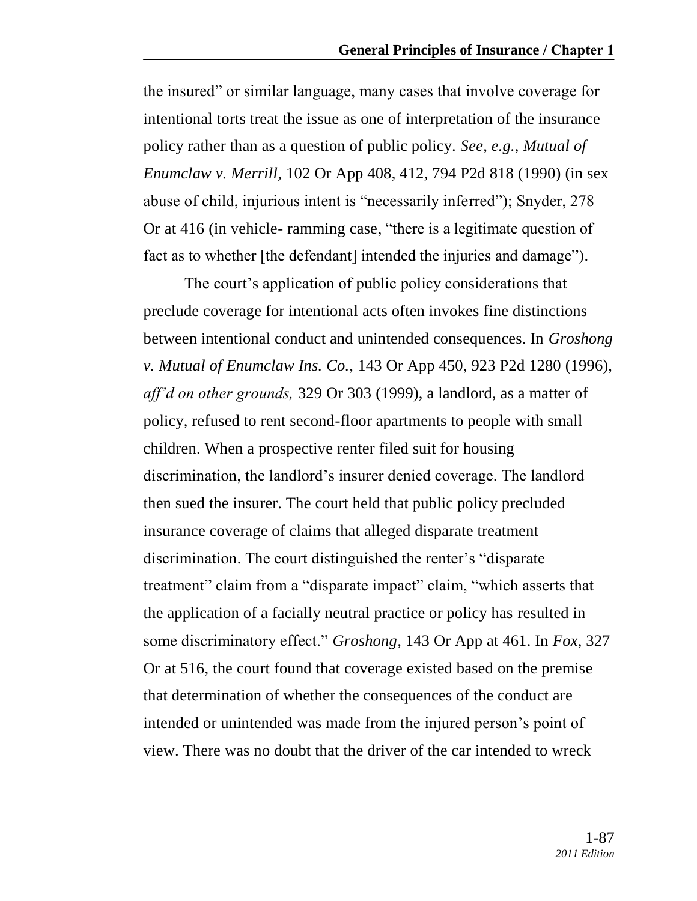the insured" or similar language, many cases that involve coverage for intentional torts treat the issue as one of interpretation of the insurance policy rather than as a question of public policy. *See, e.g., Mutual of Enumclaw v. Merrill,* 102 Or App 408, 412, 794 P2d 818 (1990) (in sex abuse of child, injurious intent is "necessarily inferred"); Snyder, 278 Or at 416 (in vehicle- ramming case, "there is a legitimate question of fact as to whether [the defendant] intended the injuries and damage").

The court's application of public policy considerations that preclude coverage for intentional acts often invokes fine distinctions between intentional conduct and unintended consequences. In *Groshong v. Mutual of Enumclaw Ins. Co.,* 143 Or App 450, 923 P2d 1280 (1996), *aff'd on other grounds,* 329 Or 303 (1999), a landlord, as a matter of policy, refused to rent second-floor apartments to people with small children. When a prospective renter filed suit for housing discrimination, the landlord's insurer denied coverage. The landlord then sued the insurer. The court held that public policy precluded insurance coverage of claims that alleged disparate treatment discrimination. The court distinguished the renter's "disparate treatment" claim from a "disparate impact" claim, "which asserts that the application of a facially neutral practice or policy has resulted in some discriminatory effect." *Groshong,* 143 Or App at 461. In *Fox,* 327 Or at 516, the court found that coverage existed based on the premise that determination of whether the consequences of the conduct are intended or unintended was made from the injured person's point of view. There was no doubt that the driver of the car intended to wreck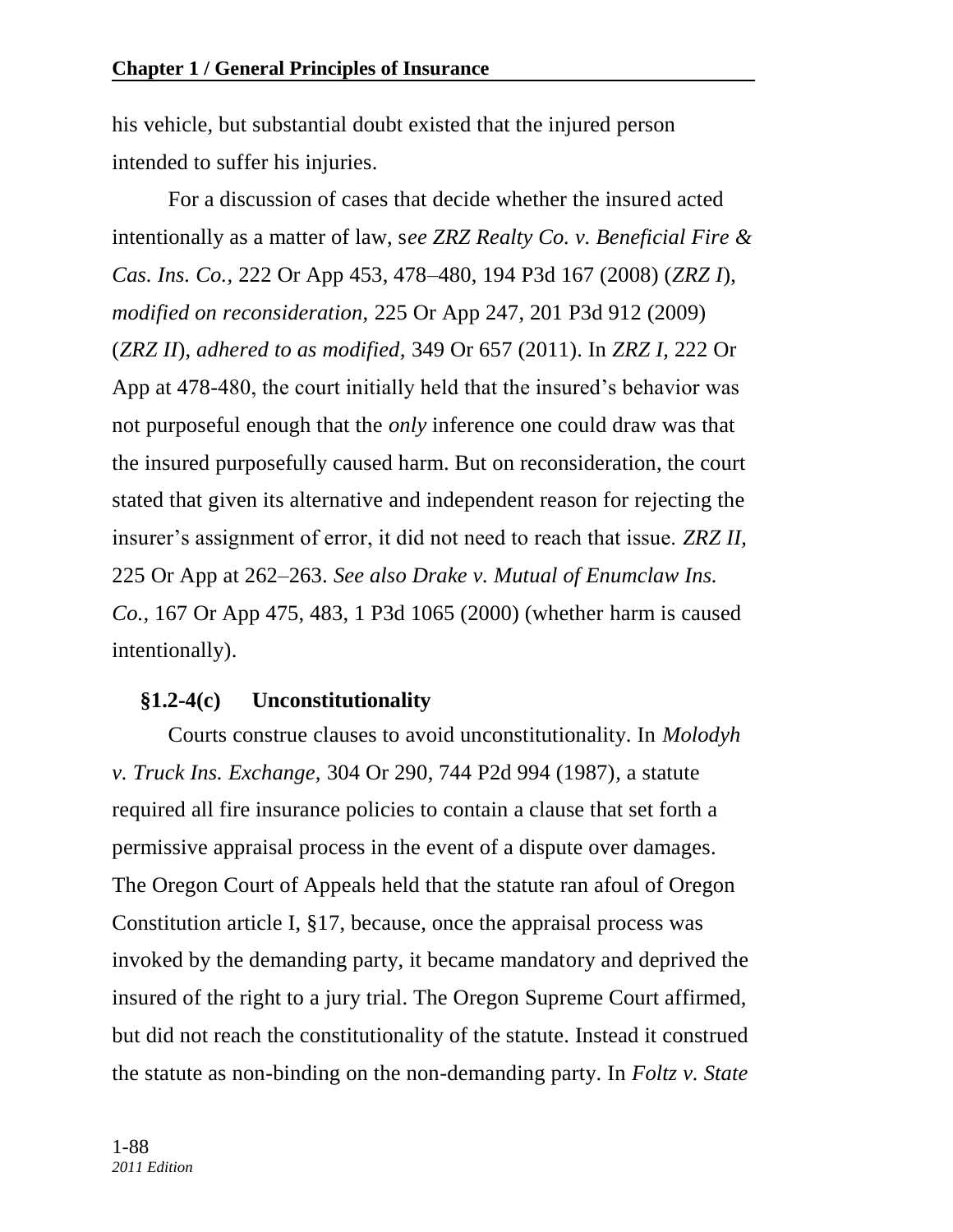his vehicle, but substantial doubt existed that the injured person intended to suffer his injuries.

For a discussion of cases that decide whether the insured acted intentionally as a matter of law, s*ee ZRZ Realty Co. v. Beneficial Fire & Cas. Ins. Co.,* 222 Or App 453, 478–480, 194 P3d 167 (2008) (*ZRZ I*), *modified on reconsideration,* 225 Or App 247, 201 P3d 912 (2009) (*ZRZ II*), *adhered to as modified,* 349 Or 657 (2011). In *ZRZ I,* 222 Or App at 478-480, the court initially held that the insured's behavior was not purposeful enough that the *only* inference one could draw was that the insured purposefully caused harm. But on reconsideration, the court stated that given its alternative and independent reason for rejecting the insurer's assignment of error, it did not need to reach that issue. *ZRZ II,* 225 Or App at 262–263. *See also Drake v. Mutual of Enumclaw Ins. Co.,* 167 Or App 475, 483, 1 P3d 1065 (2000) (whether harm is caused intentionally).

### §1.2-4(c) Unconstitutionality

Courts construe clauses to avoid unconstitutionality. In *Molodyh v. Truck Ins. Exchange,* 304 Or 290, 744 P2d 994 (1987), a statute required all fire insurance policies to contain a clause that set forth a permissive appraisal process in the event of a dispute over damages. The Oregon Court of Appeals held that the statute ran afoul of Oregon Constitution article I, §17, because, once the appraisal process was invoked by the demanding party, it became mandatory and deprived the insured of the right to a jury trial. The Oregon Supreme Court affirmed, but did not reach the constitutionality of the statute. Instead it construed the statute as non-binding on the non-demanding party. In *Foltz v. State*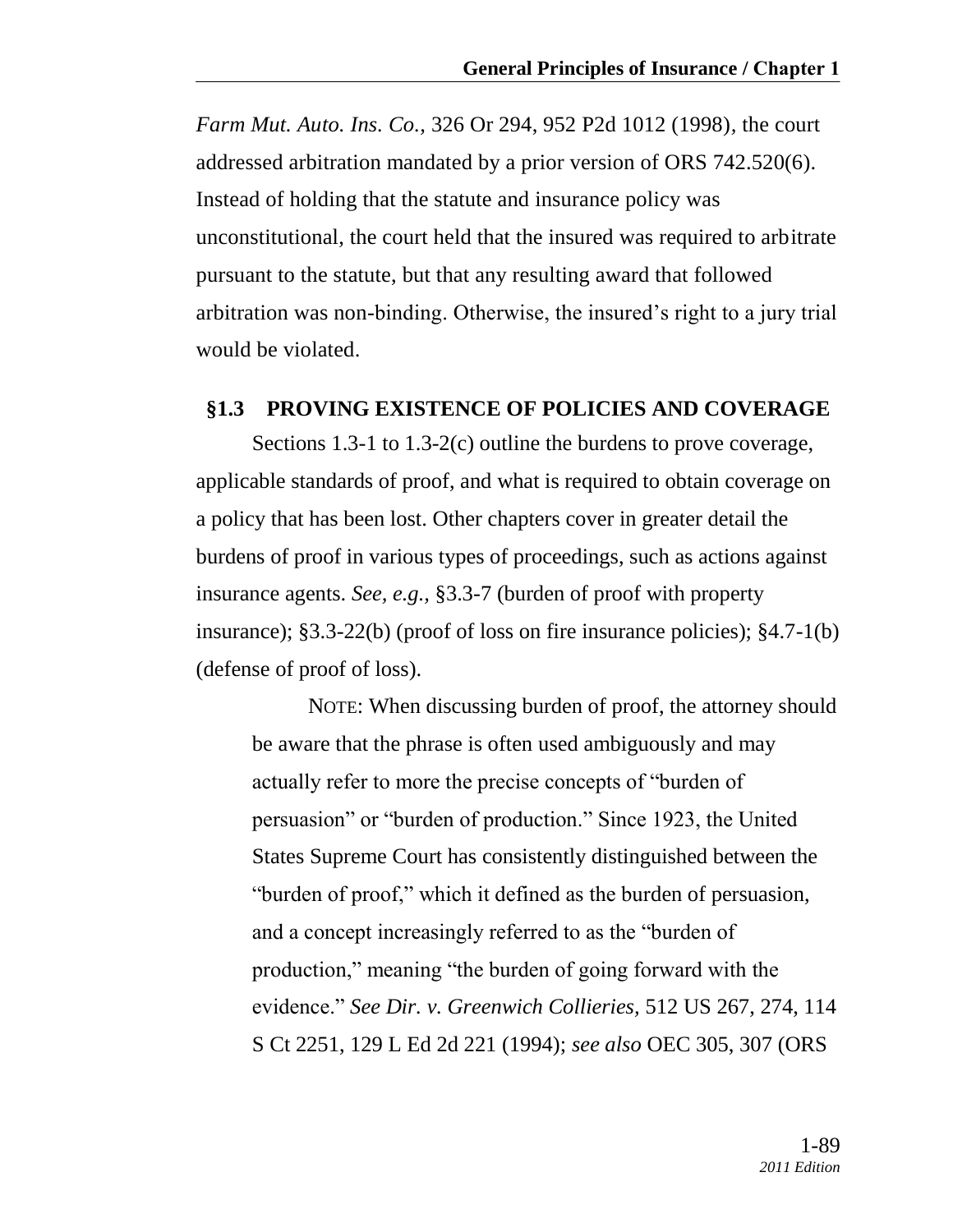*Farm Mut. Auto. Ins. Co.,* 326 Or 294, 952 P2d 1012 (1998), the court addressed arbitration mandated by a prior version of ORS 742.520(6). Instead of holding that the statute and insurance policy was unconstitutional, the court held that the insured was required to arbitrate pursuant to the statute, but that any resulting award that followed arbitration was non-binding. Otherwise, the insured's right to a jury trial would be violated.

## §1.3 PROVING EXISTENCE OF POLICIES AND COVERAGE

Sections 1.3-1 to 1.3-2(c) outline the burdens to prove coverage, applicable standards of proof, and what is required to obtain coverage on a policy that has been lost. Other chapters cover in greater detail the burdens of proof in various types of proceedings, such as actions against insurance agents. *See, e.g.,* §3.3-7 (burden of proof with property insurance); §3.3-22(b) (proof of loss on fire insurance policies); §4.7-1(b) (defense of proof of loss).

> NOTE: When discussing burden of proof, the attorney should be aware that the phrase is often used ambiguously and may actually refer to more the precise concepts of "burden of persuasion" or "burden of production." Since 1923, the United States Supreme Court has consistently distinguished between the "burden of proof," which it defined as the burden of persuasion, and a concept increasingly referred to as the "burden of production," meaning "the burden of going forward with the evidence." *See Dir. v. Greenwich Collieries,* 512 US 267, 274, 114 S Ct 2251, 129 L Ed 2d 221 (1994); *see also* OEC 305, 307 (ORS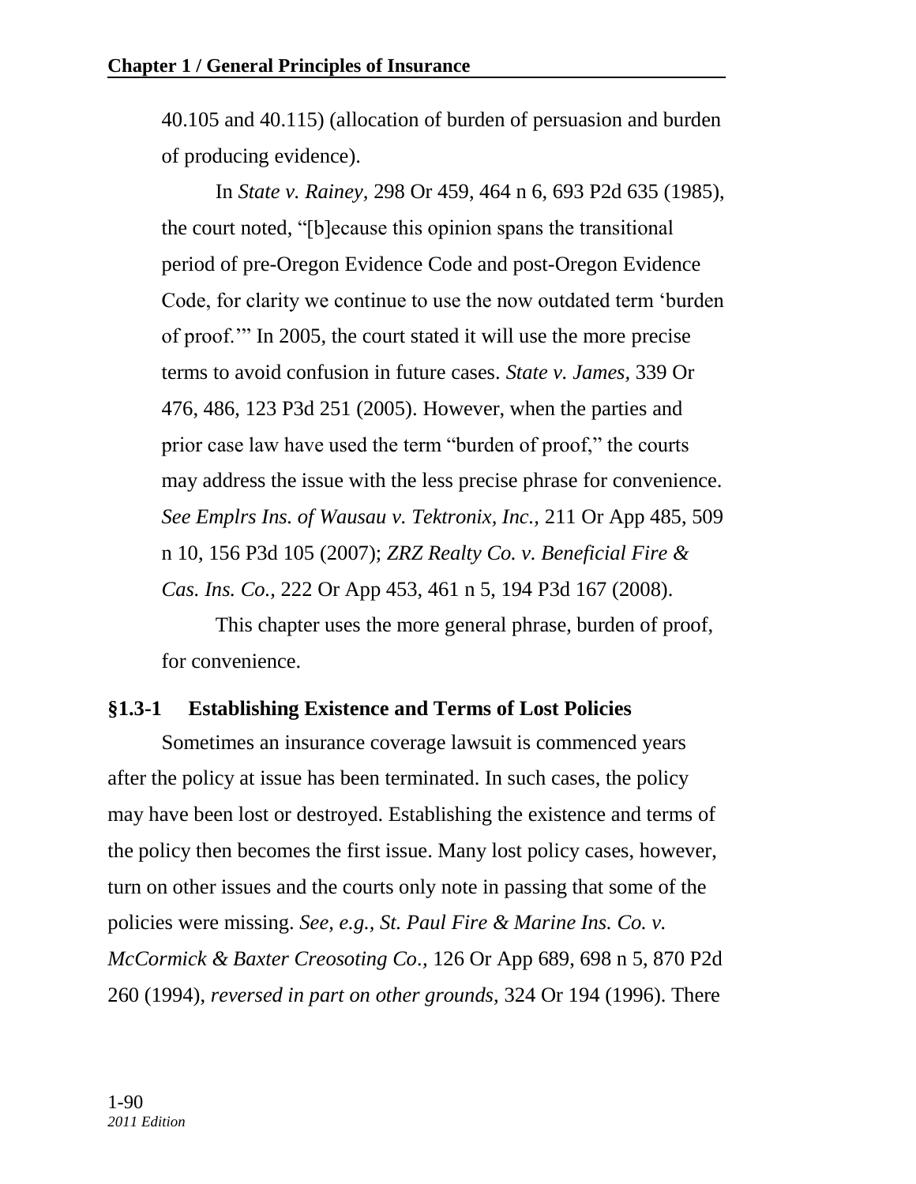40.105 and 40.115) (allocation of burden of persuasion and burden of producing evidence).

In *State v. Rainey,* 298 Or 459, 464 n 6, 693 P2d 635 (1985), the court noted, "[b]ecause this opinion spans the transitional period of pre-Oregon Evidence Code and post-Oregon Evidence Code, for clarity we continue to use the now outdated term 'burden of proof.'" In 2005, the court stated it will use the more precise terms to avoid confusion in future cases. *State v. James,* 339 Or 476, 486, 123 P3d 251 (2005). However, when the parties and prior case law have used the term "burden of proof," the courts may address the issue with the less precise phrase for convenience. *See Emplrs Ins. of Wausau v. Tektronix, Inc.,* 211 Or App 485, 509 n 10, 156 P3d 105 (2007); *ZRZ Realty Co. v. Beneficial Fire & Cas. Ins. Co.,* 222 Or App 453, 461 n 5, 194 P3d 167 (2008).

This chapter uses the more general phrase, burden of proof, for convenience.

### §1.3-1 Establishing Existence and Terms of Lost Policies

Sometimes an insurance coverage lawsuit is commenced years after the policy at issue has been terminated. In such cases, the policy may have been lost or destroyed. Establishing the existence and terms of the policy then becomes the first issue. Many lost policy cases, however, turn on other issues and the courts only note in passing that some of the policies were missing. *See, e.g., St. Paul Fire & Marine Ins. Co. v. McCormick & Baxter Creosoting Co.,* 126 Or App 689, 698 n 5, 870 P2d 260 (1994), *reversed in part on other grounds,* 324 Or 194 (1996). There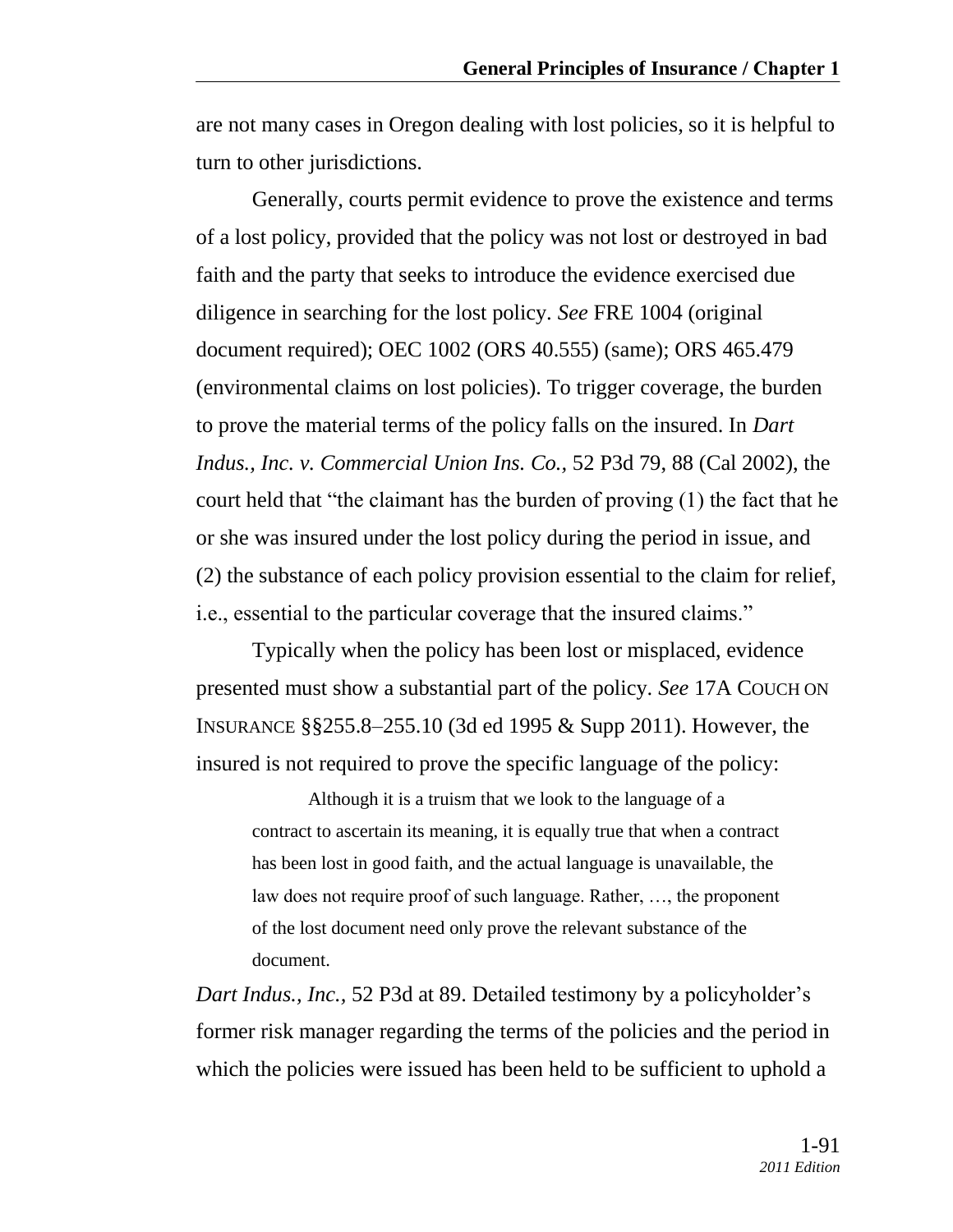are not many cases in Oregon dealing with lost policies, so it is helpful to turn to other jurisdictions.

Generally, courts permit evidence to prove the existence and terms of a lost policy, provided that the policy was not lost or destroyed in bad faith and the party that seeks to introduce the evidence exercised due diligence in searching for the lost policy. *See* FRE 1004 (original document required); OEC 1002 (ORS 40.555) (same); ORS 465.479 (environmental claims on lost policies). To trigger coverage, the burden to prove the material terms of the policy falls on the insured. In *Dart Indus., Inc. v. Commercial Union Ins. Co.*, 52 P3d 79, 88 (Cal 2002), the court held that "the claimant has the burden of proving (1) the fact that he or she was insured under the lost policy during the period in issue, and (2) the substance of each policy provision essential to the claim for relief, i.e., essential to the particular coverage that the insured claims."

Typically when the policy has been lost or misplaced, evidence presented must show a substantial part of the policy. *See* 17A COUCH ON INSURANCE §§255.8–255.10 (3d ed 1995 & Supp 2011). However, the insured is not required to prove the specific language of the policy:

> Although it is a truism that we look to the language of a contract to ascertain its meaning, it is equally true that when a contract has been lost in good faith, and the actual language is unavailable, the law does not require proof of such language. Rather, …, the proponent of the lost document need only prove the relevant substance of the document.

*Dart Indus., Inc.*, 52 P3d at 89. Detailed testimony by a policyholder's former risk manager regarding the terms of the policies and the period in which the policies were issued has been held to be sufficient to uphold a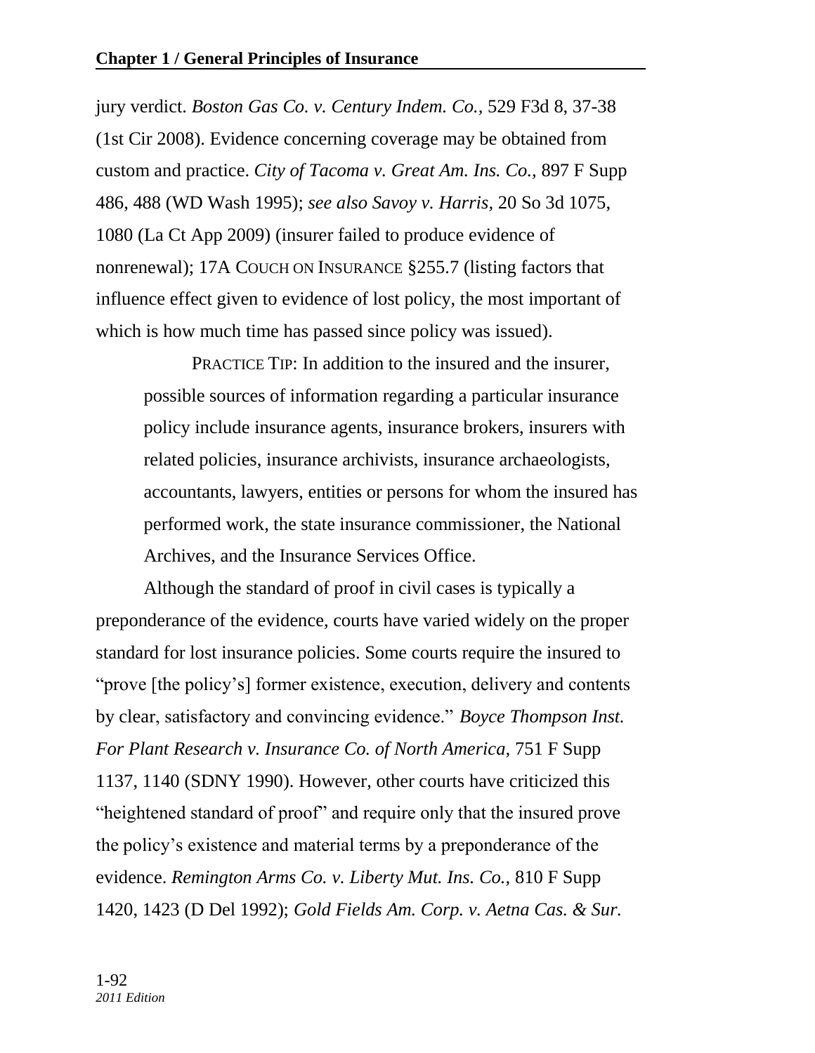jury verdict. *Boston Gas Co. v. Century Indem. Co.,* 529 F3d 8, 37-38 (1st Cir 2008). Evidence concerning coverage may be obtained from custom and practice. *City of Tacoma v. Great Am. Ins. Co.,* 897 F Supp 486, 488 (WD Wash 1995); *see also Savoy v. Harris,* 20 So 3d 1075, 1080 (La Ct App 2009) (insurer failed to produce evidence of nonrenewal); 17A COUCH ON INSURANCE §255.7 (listing factors that influence effect given to evidence of lost policy, the most important of which is how much time has passed since policy was issued).

> PRACTICE TIP: In addition to the insured and the insurer, possible sources of information regarding a particular insurance policy include insurance agents, insurance brokers, insurers with related policies, insurance archivists, insurance archaeologists, accountants, lawyers, entities or persons for whom the insured has performed work, the state insurance commissioner, the National Archives, and the Insurance Services Office.

Although the standard of proof in civil cases is typically a preponderance of the evidence, courts have varied widely on the proper standard for lost insurance policies. Some courts require the insured to "prove [the policy's] former existence, execution, delivery and contents by clear, satisfactory and convincing evidence." *Boyce Thompson Inst. For Plant Research v. Insurance Co. of North America,* 751 F Supp 1137, 1140 (SDNY 1990). However, other courts have criticized this "heightened standard of proof" and require only that the insured prove the policy's existence and material terms by a preponderance of the evidence. *Remington Arms Co. v. Liberty Mut. Ins. Co.,* 810 F Supp 1420, 1423 (D Del 1992); *Gold Fields Am. Corp. v. Aetna Cas. & Sur.*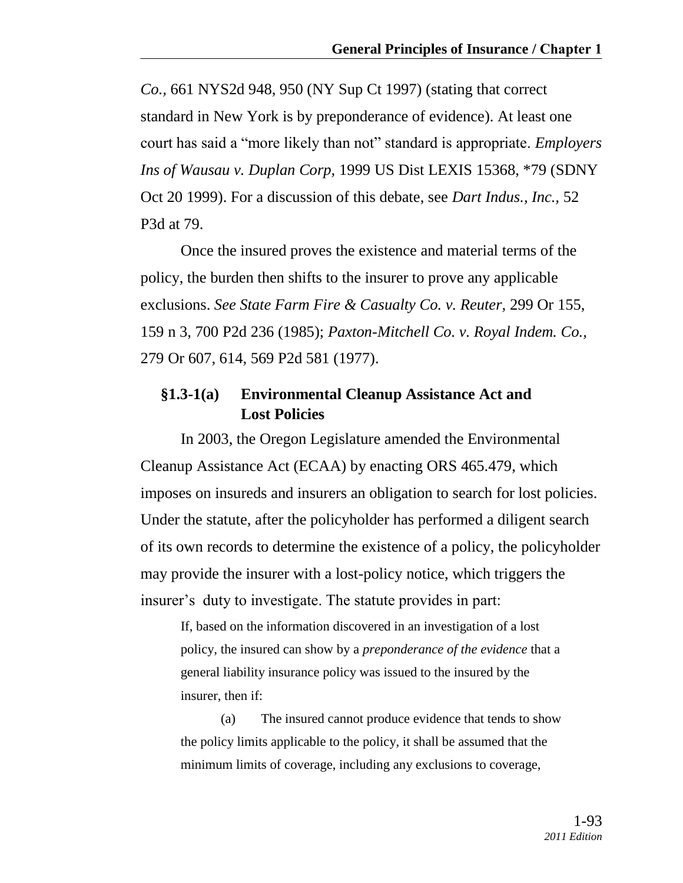*Co.,* 661 NYS2d 948, 950 (NY Sup Ct 1997) (stating that correct standard in New York is by preponderance of evidence). At least one court has said a "more likely than not" standard is appropriate. *Employers Ins of Wausau v. Duplan Corp,* 1999 US Dist LEXIS 15368, *79 (SDNY Oct 20 1999). For a discussion of this debate, see *Dart Indus., Inc.,* 52 P3d at 79.

Once the insured proves the existence and material terms of the policy, the burden then shifts to the insurer to prove any applicable exclusions. *See State Farm Fire & Casualty Co. v. Reuter,* 299 Or 155, 159 n 3, 700 P2d 236 (1985); *Paxton-Mitchell Co. v. Royal Indem. Co.,* 279 Or 607, 614, 569 P2d 581 (1977).

### §1.3-1(a) Environmental Cleanup Assistance Act and Lost Policies

In 2003, the Oregon Legislature amended the Environmental Cleanup Assistance Act (ECAA) by enacting ORS 465.479, which imposes on insureds and insurers an obligation to search for lost policies. Under the statute, after the policyholder has performed a diligent search of its own records to determine the existence of a policy, the policyholder may provide the insurer with a lost-policy notice, which triggers the insurer's duty to investigate. The statute provides in part:

> If, based on the information discovered in an investigation of a lost policy, the insured can show by a *preponderance of the evidence* that a general liability insurance policy was issued to the insured by the insurer, then if:
>
> (a) The insured cannot produce evidence that tends to show the policy limits applicable to the policy, it shall be assumed that the minimum limits of coverage, including any exclusions to coverage,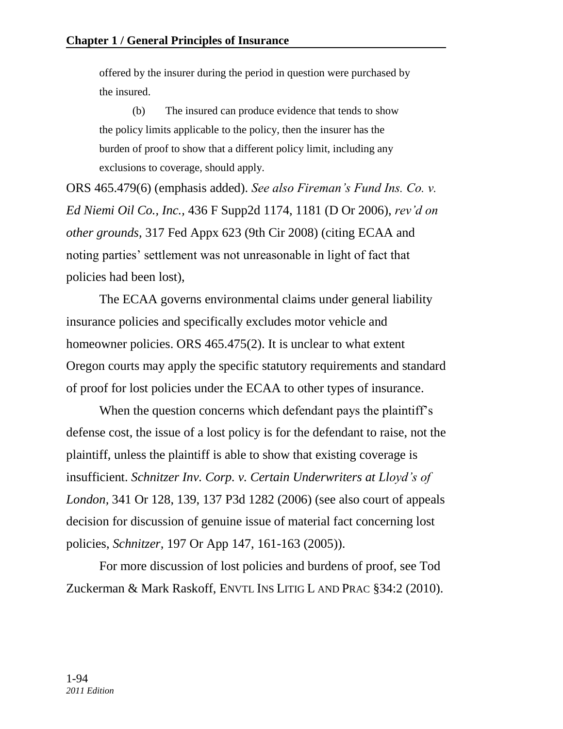offered by the insurer during the period in question were purchased by the insured.

(b) The insured can produce evidence that tends to show the policy limits applicable to the policy, then the insurer has the burden of proof to show that a different policy limit, including any exclusions to coverage, should apply.

ORS 465.479(6) (emphasis added). *See also Fireman's Fund Ins. Co. v. Ed Niemi Oil Co., Inc.,* 436 F Supp2d 1174, 1181 (D Or 2006), *rev'd on other grounds,* 317 Fed Appx 623 (9th Cir 2008) (citing ECAA and noting parties' settlement was not unreasonable in light of fact that policies had been lost),

The ECAA governs environmental claims under general liability insurance policies and specifically excludes motor vehicle and homeowner policies. ORS 465.475(2). It is unclear to what extent Oregon courts may apply the specific statutory requirements and standard of proof for lost policies under the ECAA to other types of insurance.

When the question concerns which defendant pays the plaintiff's defense cost, the issue of a lost policy is for the defendant to raise, not the plaintiff, unless the plaintiff is able to show that existing coverage is insufficient. *Schnitzer Inv. Corp. v. Certain Underwriters at Lloyd's of London,* 341 Or 128, 139, 137 P3d 1282 (2006) (see also court of appeals decision for discussion of genuine issue of material fact concerning lost policies, *Schnitzer,* 197 Or App 147, 161-163 (2005)).

For more discussion of lost policies and burdens of proof, see Tod Zuckerman & Mark Raskoff, ENVTL INS LITIG L AND PRAC §34:2 (2010).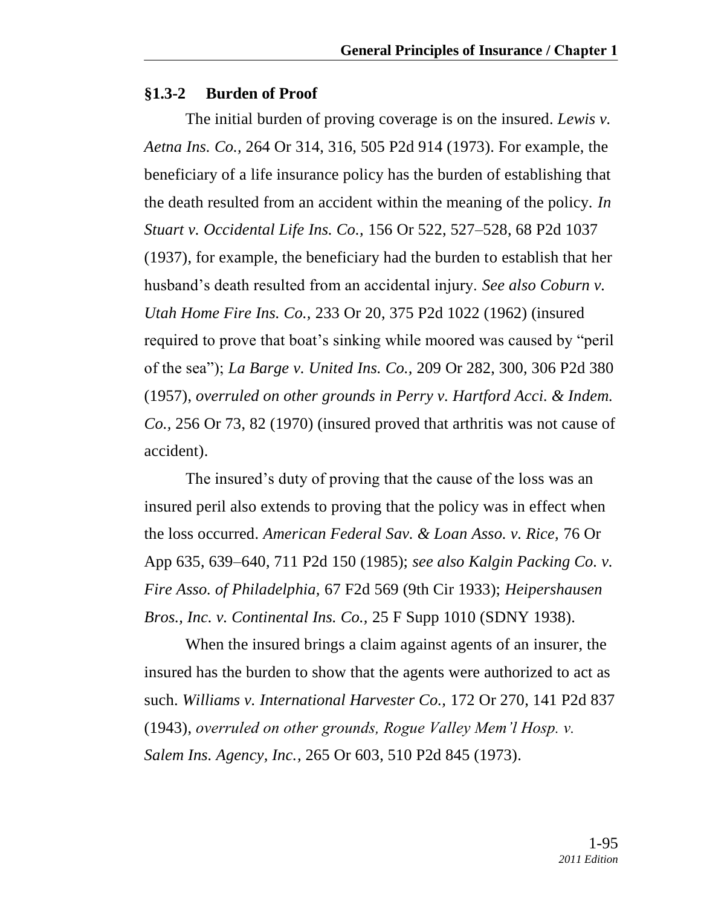### §1.3-2 Burden of Proof

The initial burden of proving coverage is on the insured. *Lewis v. Aetna Ins. Co.,* 264 Or 314, 316, 505 P2d 914 (1973). For example, the beneficiary of a life insurance policy has the burden of establishing that the death resulted from an accident within the meaning of the policy. *In Stuart v. Occidental Life Ins. Co.,* 156 Or 522, 527–528, 68 P2d 1037 (1937), for example, the beneficiary had the burden to establish that her husband's death resulted from an accidental injury. *See also Coburn v. Utah Home Fire Ins. Co.,* 233 Or 20, 375 P2d 1022 (1962) (insured required to prove that boat's sinking while moored was caused by "peril of the sea"); *La Barge v. United Ins. Co.,* 209 Or 282, 300, 306 P2d 380 (1957), *overruled on other grounds in Perry v. Hartford Acci. & Indem. Co.,* 256 Or 73, 82 (1970) (insured proved that arthritis was not cause of accident).

The insured's duty of proving that the cause of the loss was an insured peril also extends to proving that the policy was in effect when the loss occurred. *American Federal Sav. & Loan Asso. v. Rice,* 76 Or App 635, 639–640, 711 P2d 150 (1985); *see also Kalgin Packing Co. v. Fire Asso. of Philadelphia,* 67 F2d 569 (9th Cir 1933); *Heipershausen Bros., Inc. v. Continental Ins. Co.,* 25 F Supp 1010 (SDNY 1938).

When the insured brings a claim against agents of an insurer, the insured has the burden to show that the agents were authorized to act as such. *Williams v. International Harvester Co.,* 172 Or 270, 141 P2d 837 (1943), *overruled on other grounds, Rogue Valley Mem'l Hosp. v. Salem Ins. Agency, Inc.,* 265 Or 603, 510 P2d 845 (1973).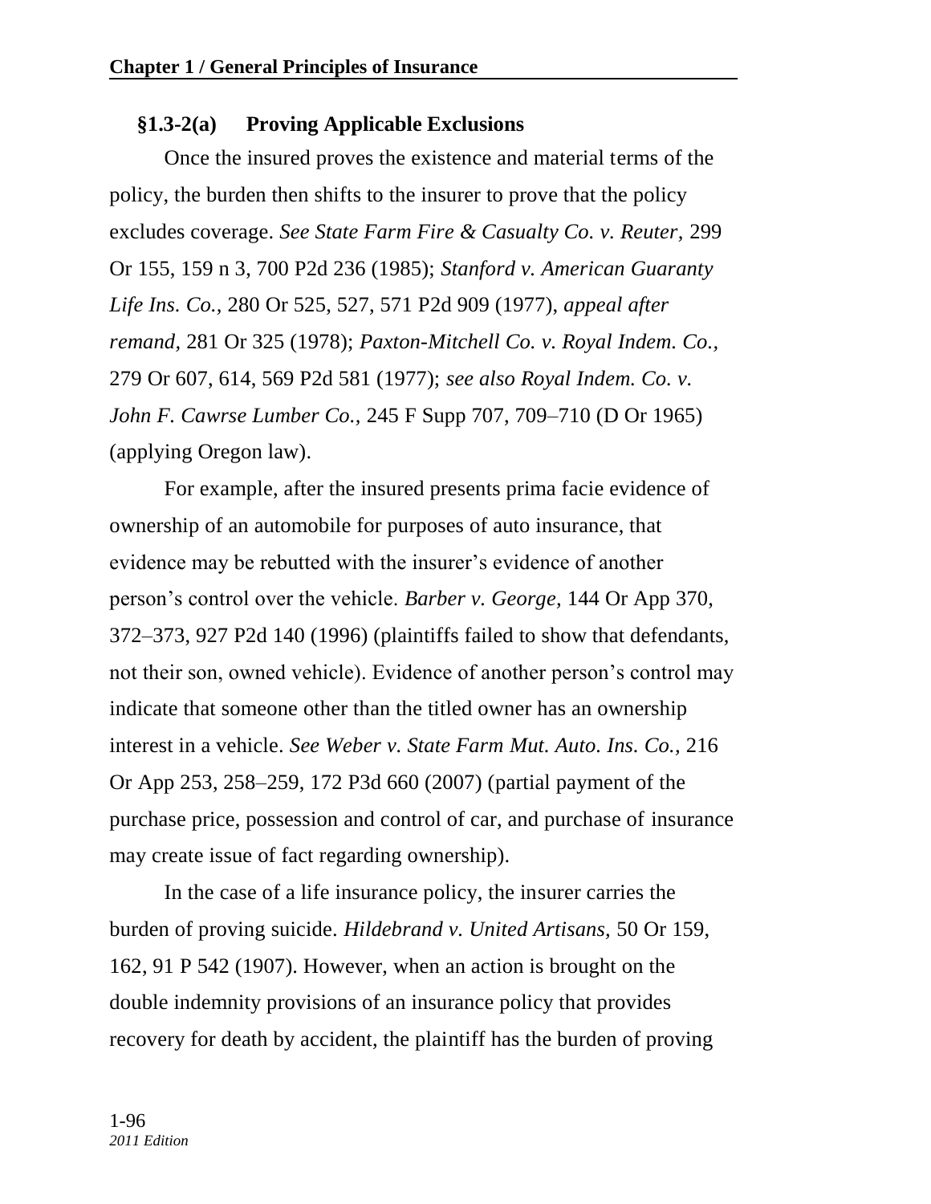### §1.3-2(a) Proving Applicable Exclusions

Once the insured proves the existence and material terms of the policy, the burden then shifts to the insurer to prove that the policy excludes coverage. *See State Farm Fire & Casualty Co. v. Reuter,* 299 Or 155, 159 n 3, 700 P2d 236 (1985); *Stanford v. American Guaranty Life Ins. Co.,* 280 Or 525, 527, 571 P2d 909 (1977), *appeal after remand,* 281 Or 325 (1978); *Paxton-Mitchell Co. v. Royal Indem. Co.,* 279 Or 607, 614, 569 P2d 581 (1977); *see also Royal Indem. Co. v. John F. Cawrse Lumber Co.,* 245 F Supp 707, 709–710 (D Or 1965) (applying Oregon law).

For example, after the insured presents prima facie evidence of ownership of an automobile for purposes of auto insurance, that evidence may be rebutted with the insurer's evidence of another person's control over the vehicle. *Barber v. George,* 144 Or App 370, 372–373, 927 P2d 140 (1996) (plaintiffs failed to show that defendants, not their son, owned vehicle). Evidence of another person's control may indicate that someone other than the titled owner has an ownership interest in a vehicle. *See Weber v. State Farm Mut. Auto. Ins. Co.,* 216 Or App 253, 258–259, 172 P3d 660 (2007) (partial payment of the purchase price, possession and control of car, and purchase of insurance may create issue of fact regarding ownership).

In the case of a life insurance policy, the insurer carries the burden of proving suicide. *Hildebrand v. United Artisans,* 50 Or 159, 162, 91 P 542 (1907). However, when an action is brought on the double indemnity provisions of an insurance policy that provides recovery for death by accident, the plaintiff has the burden of proving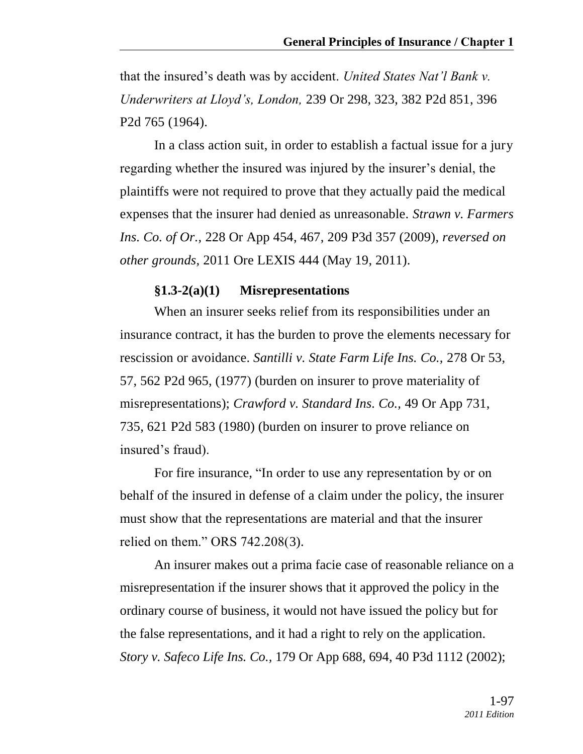that the insured's death was by accident. *United States Nat'l Bank v. Underwriters at Lloyd's, London,* 239 Or 298, 323, 382 P2d 851, 396 P2d 765 (1964).

In a class action suit, in order to establish a factual issue for a jury regarding whether the insured was injured by the insurer's denial, the plaintiffs were not required to prove that they actually paid the medical expenses that the insurer had denied as unreasonable. *Strawn v. Farmers Ins. Co. of Or.,* 228 Or App 454, 467, 209 P3d 357 (2009), *reversed on other grounds*, 2011 Ore LEXIS 444 (May 19, 2011).

#### §1.3-2(a)(1) Misrepresentations

When an insurer seeks relief from its responsibilities under an insurance contract, it has the burden to prove the elements necessary for rescission or avoidance. *Santilli v. State Farm Life Ins. Co.*, 278 Or 53, 57, 562 P2d 965, (1977) (burden on insurer to prove materiality of misrepresentations); *Crawford v. Standard Ins. Co.,* 49 Or App 731, 735, 621 P2d 583 (1980) (burden on insurer to prove reliance on insured's fraud).

For fire insurance, "In order to use any representation by or on behalf of the insured in defense of a claim under the policy, the insurer must show that the representations are material and that the insurer relied on them." ORS 742.208(3).

An insurer makes out a prima facie case of reasonable reliance on a misrepresentation if the insurer shows that it approved the policy in the ordinary course of business, it would not have issued the policy but for the false representations, and it had a right to rely on the application. *Story v. Safeco Life Ins. Co.,* 179 Or App 688, 694, 40 P3d 1112 (2002);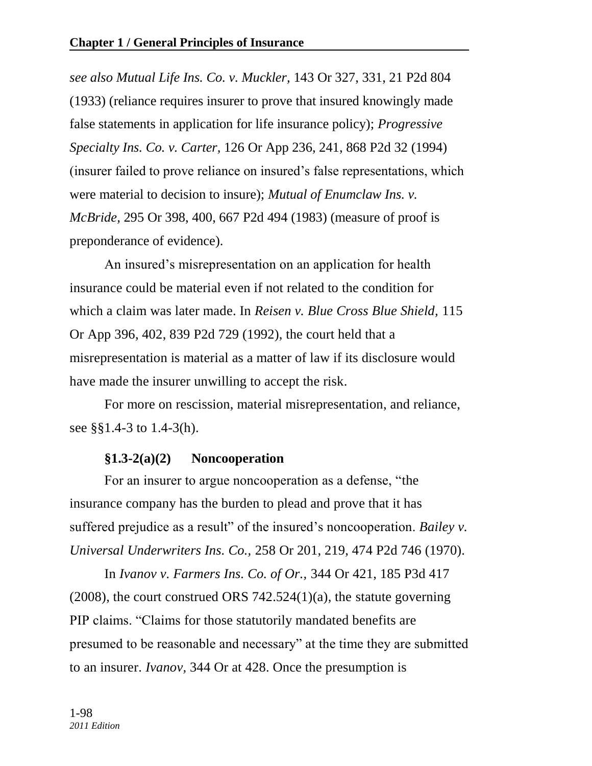*see also Mutual Life Ins. Co. v. Muckler,* 143 Or 327, 331, 21 P2d 804 (1933) (reliance requires insurer to prove that insured knowingly made false statements in application for life insurance policy); *Progressive Specialty Ins. Co. v. Carter,* 126 Or App 236, 241, 868 P2d 32 (1994) (insurer failed to prove reliance on insured's false representations, which were material to decision to insure); *Mutual of Enumclaw Ins. v. McBride,* 295 Or 398, 400, 667 P2d 494 (1983) (measure of proof is preponderance of evidence).

An insured's misrepresentation on an application for health insurance could be material even if not related to the condition for which a claim was later made. In *Reisen v. Blue Cross Blue Shield,* 115 Or App 396, 402, 839 P2d 729 (1992), the court held that a misrepresentation is material as a matter of law if its disclosure would have made the insurer unwilling to accept the risk.

For more on rescission, material misrepresentation, and reliance, see §§1.4-3 to 1.4-3(h).

#### §1.3-2(a)(2) Noncooperation

For an insurer to argue noncooperation as a defense, "the insurance company has the burden to plead and prove that it has suffered prejudice as a result" of the insured's noncooperation. *Bailey v. Universal Underwriters Ins. Co.,* 258 Or 201, 219, 474 P2d 746 (1970).

In *Ivanov v. Farmers Ins. Co. of Or.,* 344 Or 421, 185 P3d 417 (2008), the court construed ORS 742.524(1)(a), the statute governing PIP claims. "Claims for those statutorily mandated benefits are presumed to be reasonable and necessary" at the time they are submitted to an insurer. *Ivanov,* 344 Or at 428. Once the presumption is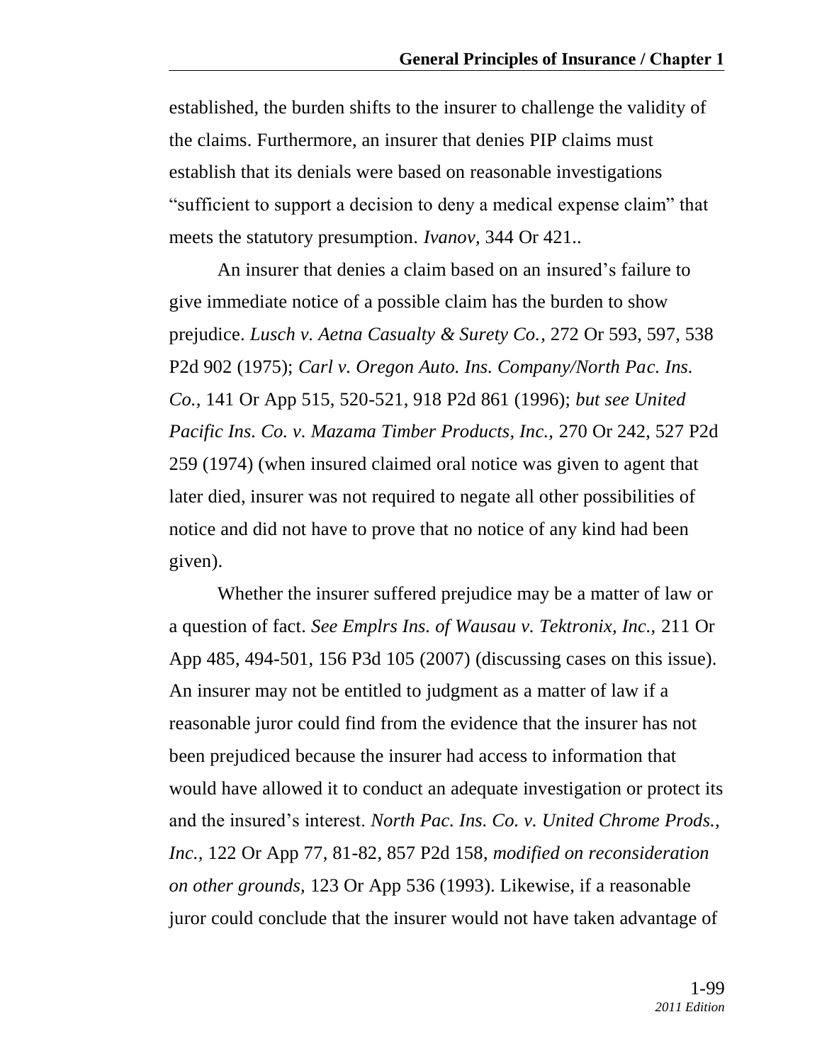established, the burden shifts to the insurer to challenge the validity of the claims. Furthermore, an insurer that denies PIP claims must establish that its denials were based on reasonable investigations "sufficient to support a decision to deny a medical expense claim" that meets the statutory presumption. *Ivanov*, 344 Or 421..

An insurer that denies a claim based on an insured's failure to give immediate notice of a possible claim has the burden to show prejudice. *Lusch v. Aetna Casualty & Surety Co.,* 272 Or 593, 597, 538 P2d 902 (1975); *Carl v. Oregon Auto. Ins. Company/North Pac. Ins. Co.*, 141 Or App 515, 520-521, 918 P2d 861 (1996); *but see United Pacific Ins. Co. v. Mazama Timber Products, Inc.,* 270 Or 242, 527 P2d 259 (1974) (when insured claimed oral notice was given to agent that later died, insurer was not required to negate all other possibilities of notice and did not have to prove that no notice of any kind had been given).

Whether the insurer suffered prejudice may be a matter of law or a question of fact. *See Emplrs Ins. of Wausau v. Tektronix, Inc.,* 211 Or App 485, 494-501, 156 P3d 105 (2007) (discussing cases on this issue). An insurer may not be entitled to judgment as a matter of law if a reasonable juror could find from the evidence that the insurer has not been prejudiced because the insurer had access to information that would have allowed it to conduct an adequate investigation or protect its and the insured's interest. *North Pac. Ins. Co. v. United Chrome Prods., Inc.*, 122 Or App 77, 81-82, 857 P2d 158, *modified on reconsideration on other grounds*, 123 Or App 536 (1993). Likewise, if a reasonable juror could conclude that the insurer would not have taken advantage of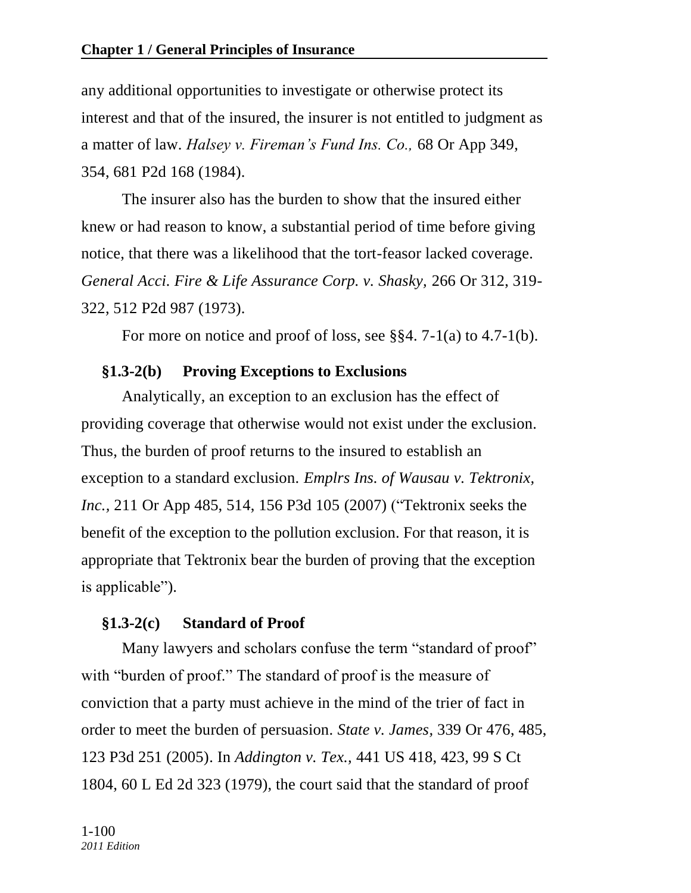any additional opportunities to investigate or otherwise protect its interest and that of the insured, the insurer is not entitled to judgment as a matter of law. *Halsey v. Fireman's Fund Ins. Co.,* 68 Or App 349, 354, 681 P2d 168 (1984).

The insurer also has the burden to show that the insured either knew or had reason to know, a substantial period of time before giving notice, that there was a likelihood that the tort-feasor lacked coverage. *General Acci. Fire & Life Assurance Corp. v. Shasky,* 266 Or 312, 319-322, 512 P2d 987 (1973).

For more on notice and proof of loss, see §§4. 7-1(a) to 4.7-1(b).

### §1.3-2(b) Proving Exceptions to Exclusions

Analytically, an exception to an exclusion has the effect of providing coverage that otherwise would not exist under the exclusion. Thus, the burden of proof returns to the insured to establish an exception to a standard exclusion. *Emplrs Ins. of Wausau v. Tektronix, Inc.,* 211 Or App 485, 514, 156 P3d 105 (2007) ("Tektronix seeks the benefit of the exception to the pollution exclusion. For that reason, it is appropriate that Tektronix bear the burden of proving that the exception is applicable").

### §1.3-2(c) Standard of Proof

Many lawyers and scholars confuse the term "standard of proof" with "burden of proof." The standard of proof is the measure of conviction that a party must achieve in the mind of the trier of fact in order to meet the burden of persuasion. *State v. James,* 339 Or 476, 485, 123 P3d 251 (2005). In *Addington v. Tex.,* 441 US 418, 423, 99 S Ct 1804, 60 L Ed 2d 323 (1979), the court said that the standard of proof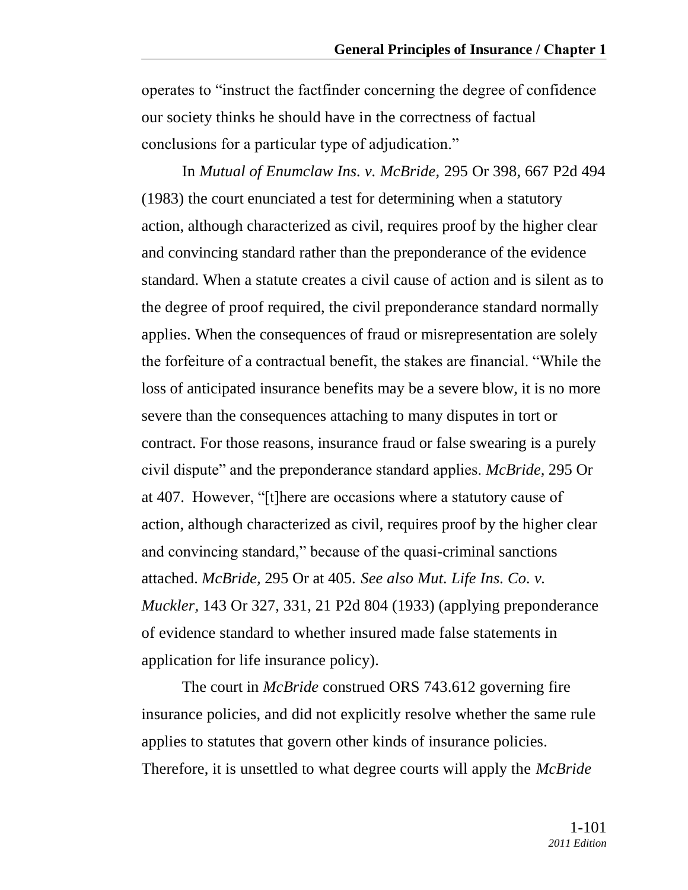operates to "instruct the factfinder concerning the degree of confidence our society thinks he should have in the correctness of factual conclusions for a particular type of adjudication."

In *Mutual of Enumclaw Ins. v. McBride,* 295 Or 398, 667 P2d 494 (1983) the court enunciated a test for determining when a statutory action, although characterized as civil, requires proof by the higher clear and convincing standard rather than the preponderance of the evidence standard. When a statute creates a civil cause of action and is silent as to the degree of proof required, the civil preponderance standard normally applies. When the consequences of fraud or misrepresentation are solely the forfeiture of a contractual benefit, the stakes are financial. "While the loss of anticipated insurance benefits may be a severe blow, it is no more severe than the consequences attaching to many disputes in tort or contract. For those reasons, insurance fraud or false swearing is a purely civil dispute" and the preponderance standard applies. *McBride,* 295 Or at 407. However, "[t]here are occasions where a statutory cause of action, although characterized as civil, requires proof by the higher clear and convincing standard," because of the quasi-criminal sanctions attached. *McBride,* 295 Or at 405. *See also Mut. Life Ins. Co. v. Muckler,* 143 Or 327, 331, 21 P2d 804 (1933) (applying preponderance of evidence standard to whether insured made false statements in application for life insurance policy).

The court in *McBride* construed ORS 743.612 governing fire insurance policies, and did not explicitly resolve whether the same rule applies to statutes that govern other kinds of insurance policies. Therefore, it is unsettled to what degree courts will apply the *McBride*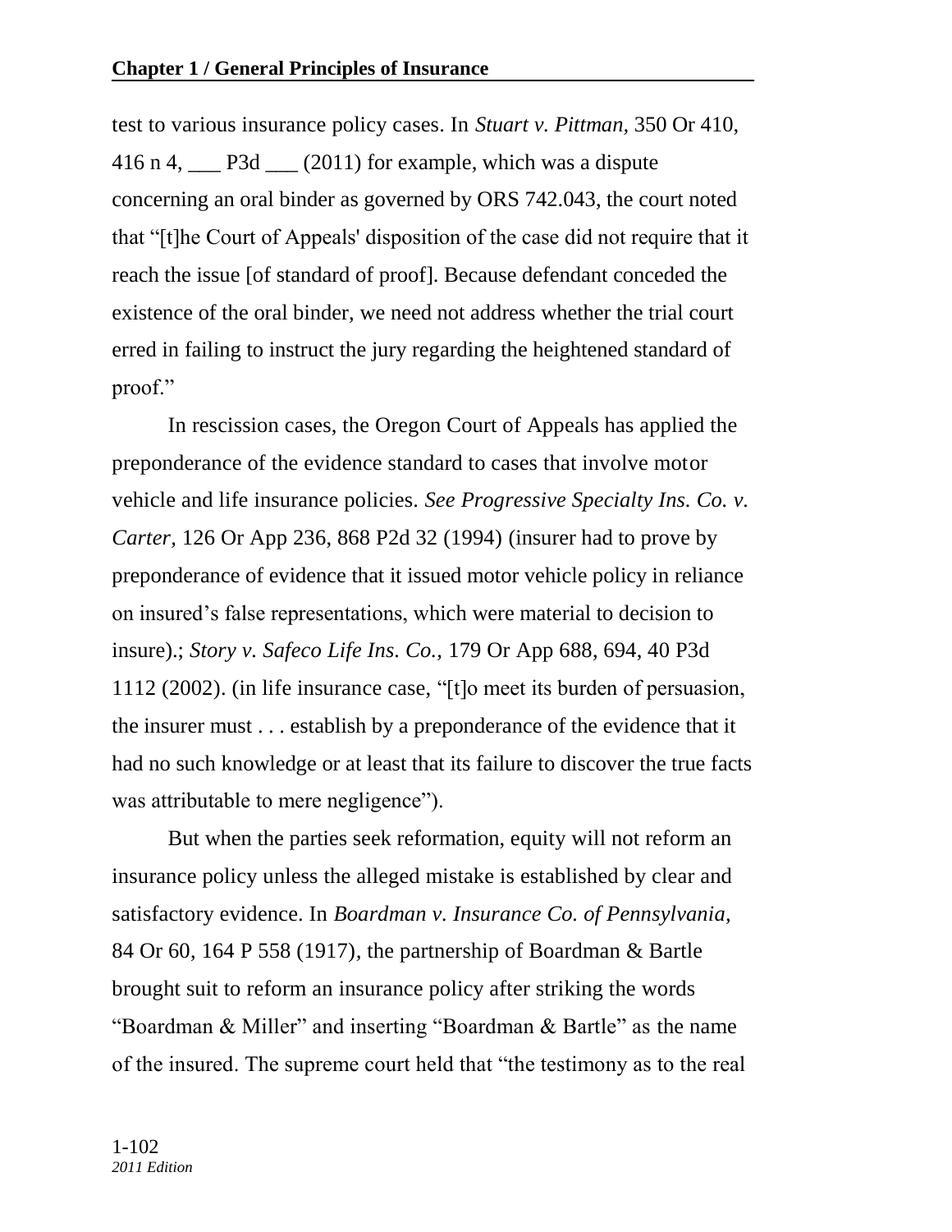test to various insurance policy cases. In *Stuart v. Pittman,* 350 Or 410, 416 n 4, ___ P3d ___ (2011) for example, which was a dispute concerning an oral binder as governed by ORS 742.043, the court noted that "[t]he Court of Appeals' disposition of the case did not require that it reach the issue [of standard of proof]. Because defendant conceded the existence of the oral binder, we need not address whether the trial court erred in failing to instruct the jury regarding the heightened standard of proof."

In rescission cases, the Oregon Court of Appeals has applied the preponderance of the evidence standard to cases that involve motor vehicle and life insurance policies. *See Progressive Specialty Ins. Co. v. Carter,* 126 Or App 236, 868 P2d 32 (1994) (insurer had to prove by preponderance of evidence that it issued motor vehicle policy in reliance on insured's false representations, which were material to decision to insure).; *Story v. Safeco Life Ins. Co.,* 179 Or App 688, 694, 40 P3d 1112 (2002). (in life insurance case, "[t]o meet its burden of persuasion, the insurer must . . . establish by a preponderance of the evidence that it had no such knowledge or at least that its failure to discover the true facts was attributable to mere negligence").

But when the parties seek reformation, equity will not reform an insurance policy unless the alleged mistake is established by clear and satisfactory evidence. In *Boardman v. Insurance Co. of Pennsylvania,* 84 Or 60, 164 P 558 (1917), the partnership of Boardman & Bartle brought suit to reform an insurance policy after striking the words "Boardman & Miller" and inserting "Boardman & Bartle" as the name of the insured. The supreme court held that "the testimony as to the real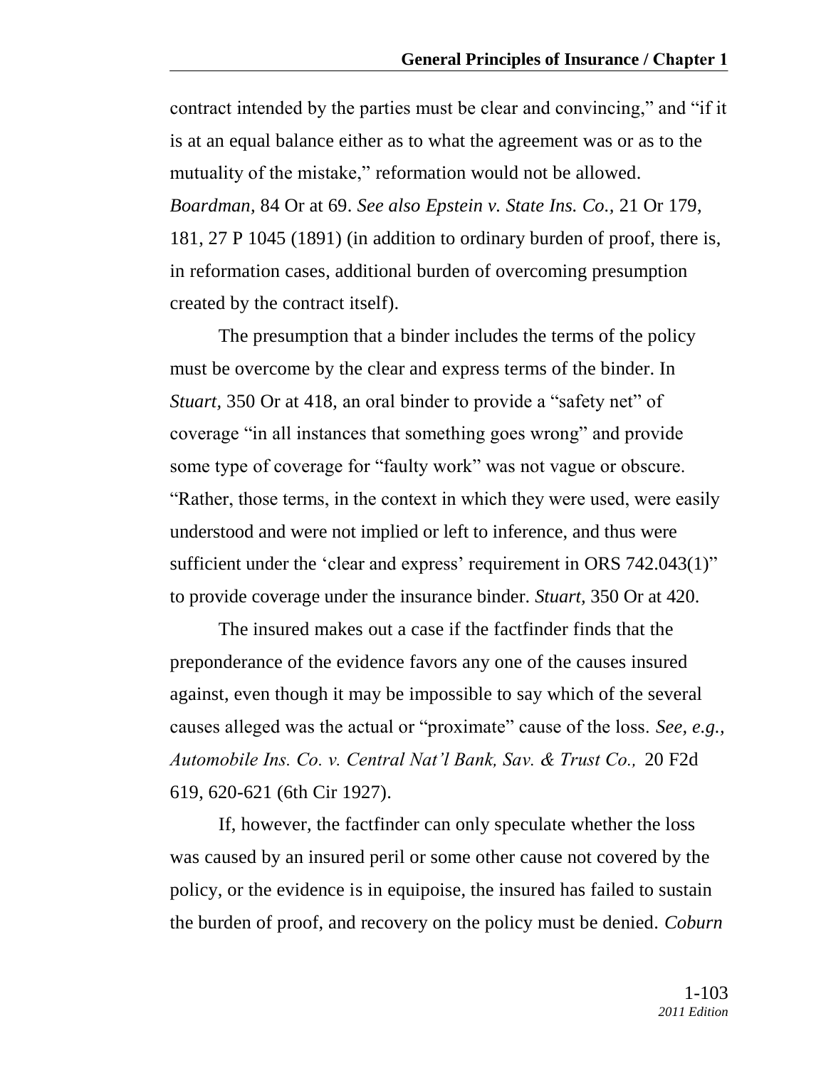contract intended by the parties must be clear and convincing," and "if it is at an equal balance either as to what the agreement was or as to the mutuality of the mistake," reformation would not be allowed. *Boardman*, 84 Or at 69. *See also Epstein v. State Ins. Co.,* 21 Or 179, 181, 27 P 1045 (1891) (in addition to ordinary burden of proof, there is, in reformation cases, additional burden of overcoming presumption created by the contract itself).

The presumption that a binder includes the terms of the policy must be overcome by the clear and express terms of the binder. In *Stuart,* 350 Or at 418, an oral binder to provide a "safety net" of coverage "in all instances that something goes wrong" and provide some type of coverage for "faulty work" was not vague or obscure. "Rather, those terms, in the context in which they were used, were easily understood and were not implied or left to inference, and thus were sufficient under the 'clear and express' requirement in ORS 742.043(1)" to provide coverage under the insurance binder. *Stuart,* 350 Or at 420.

The insured makes out a case if the factfinder finds that the preponderance of the evidence favors any one of the causes insured against, even though it may be impossible to say which of the several causes alleged was the actual or "proximate" cause of the loss. *See, e.g., Automobile Ins. Co. v. Central Nat'l Bank, Sav. & Trust Co.,* 20 F2d 619, 620-621 (6th Cir 1927).

If, however, the factfinder can only speculate whether the loss was caused by an insured peril or some other cause not covered by the policy, or the evidence is in equipoise, the insured has failed to sustain the burden of proof, and recovery on the policy must be denied. *Coburn*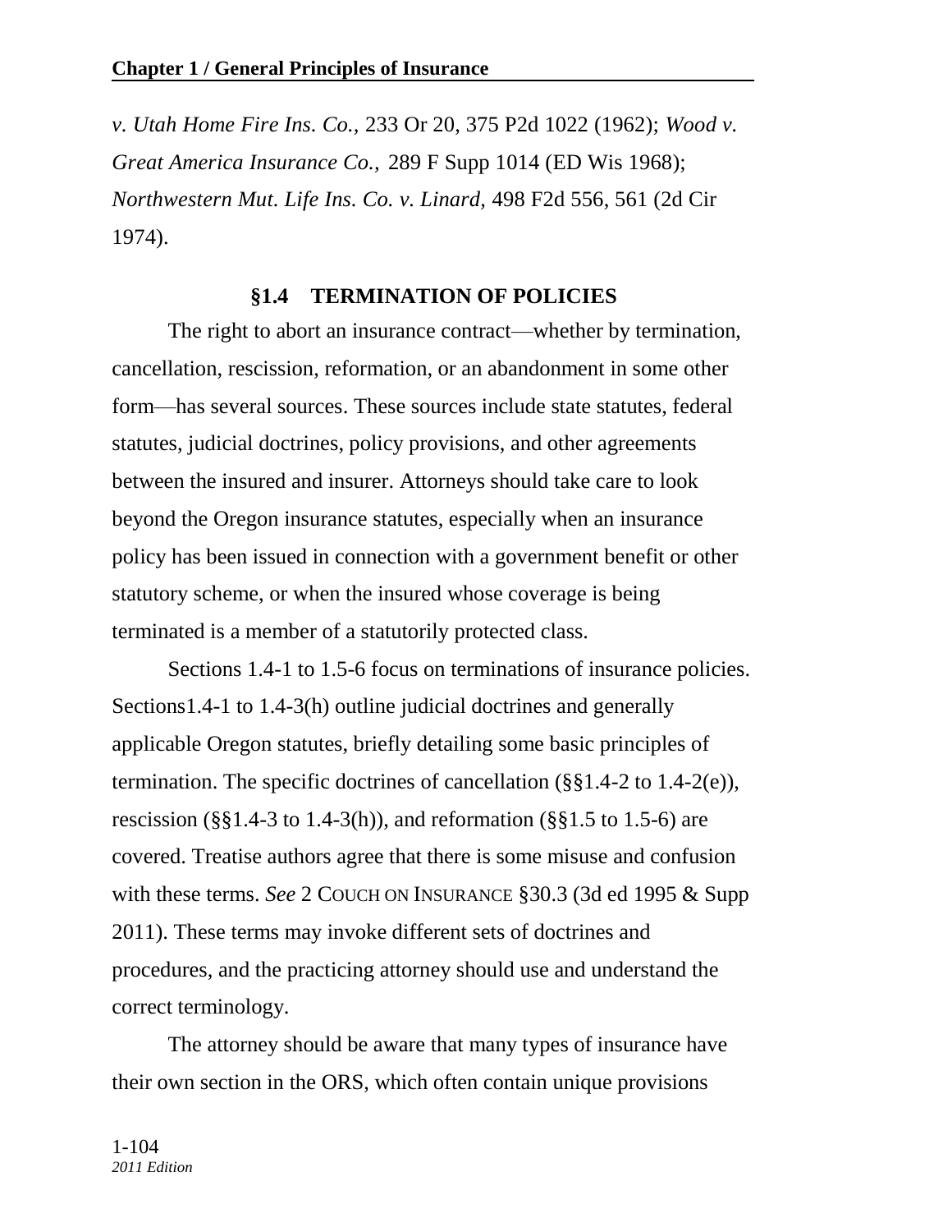*v. Utah Home Fire Ins. Co.,* 233 Or 20, 375 P2d 1022 (1962); *Wood v. Great America Insurance Co.,* 289 F Supp 1014 (ED Wis 1968); *Northwestern Mut. Life Ins. Co. v. Linard,* 498 F2d 556, 561 (2d Cir 1974).

## §1.4 TERMINATION OF POLICIES

The right to abort an insurance contract—whether by termination, cancellation, rescission, reformation, or an abandonment in some other form—has several sources. These sources include state statutes, federal statutes, judicial doctrines, policy provisions, and other agreements between the insured and insurer. Attorneys should take care to look beyond the Oregon insurance statutes, especially when an insurance policy has been issued in connection with a government benefit or other statutory scheme, or when the insured whose coverage is being terminated is a member of a statutorily protected class.

Sections 1.4-1 to 1.5-6 focus on terminations of insurance policies. Sections1.4-1 to 1.4-3(h) outline judicial doctrines and generally applicable Oregon statutes, briefly detailing some basic principles of termination. The specific doctrines of cancellation (§§1.4-2 to 1.4-2(e)), rescission (§§1.4-3 to 1.4-3(h)), and reformation (§§1.5 to 1.5-6) are covered. Treatise authors agree that there is some misuse and confusion with these terms. *See* 2 COUCH ON INSURANCE §30.3 (3d ed 1995 & Supp 2011). These terms may invoke different sets of doctrines and procedures, and the practicing attorney should use and understand the correct terminology.

The attorney should be aware that many types of insurance have their own section in the ORS, which often contain unique provisions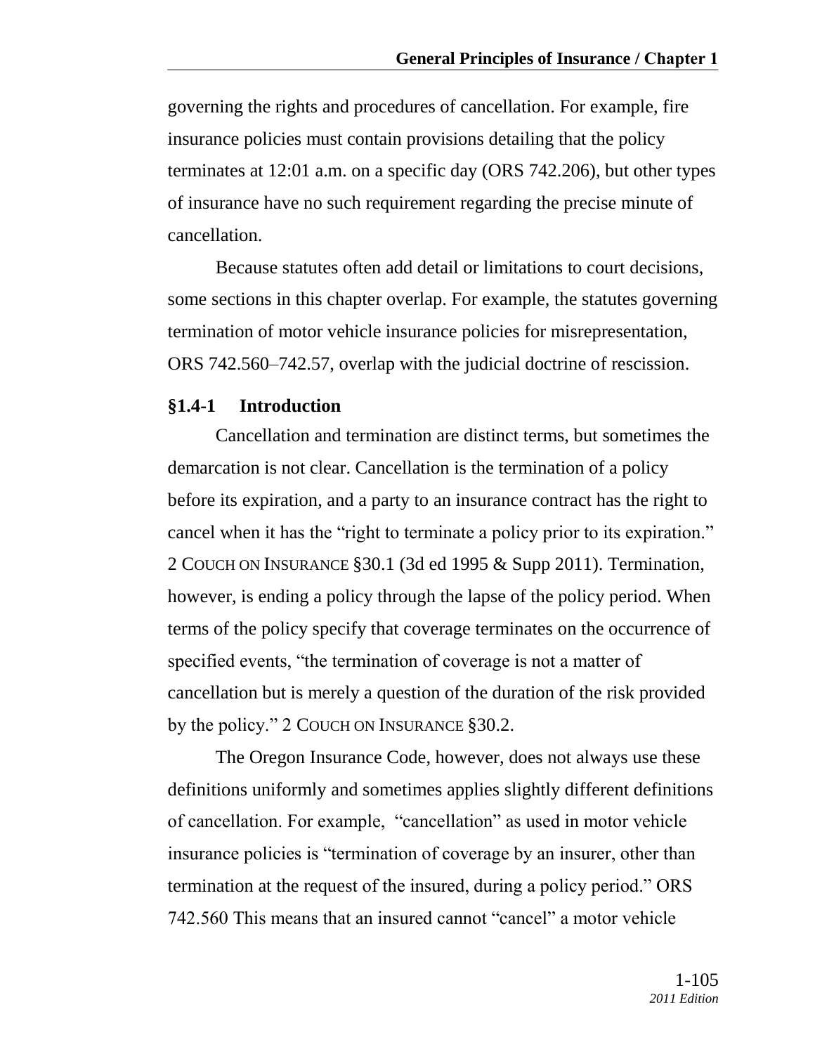governing the rights and procedures of cancellation. For example, fire insurance policies must contain provisions detailing that the policy terminates at 12:01 a.m. on a specific day (ORS 742.206), but other types of insurance have no such requirement regarding the precise minute of cancellation.

Because statutes often add detail or limitations to court decisions, some sections in this chapter overlap. For example, the statutes governing termination of motor vehicle insurance policies for misrepresentation, ORS 742.560–742.57, overlap with the judicial doctrine of rescission.

### §1.4-1 Introduction

Cancellation and termination are distinct terms, but sometimes the demarcation is not clear. Cancellation is the termination of a policy before its expiration, and a party to an insurance contract has the right to cancel when it has the "right to terminate a policy prior to its expiration." 2 COUCH ON INSURANCE §30.1 (3d ed 1995 & Supp 2011). Termination, however, is ending a policy through the lapse of the policy period. When terms of the policy specify that coverage terminates on the occurrence of specified events, "the termination of coverage is not a matter of cancellation but is merely a question of the duration of the risk provided by the policy." 2 COUCH ON INSURANCE §30.2.

The Oregon Insurance Code, however, does not always use these definitions uniformly and sometimes applies slightly different definitions of cancellation. For example, "cancellation" as used in motor vehicle insurance policies is "termination of coverage by an insurer, other than termination at the request of the insured, during a policy period." ORS 742.560 This means that an insured cannot "cancel" a motor vehicle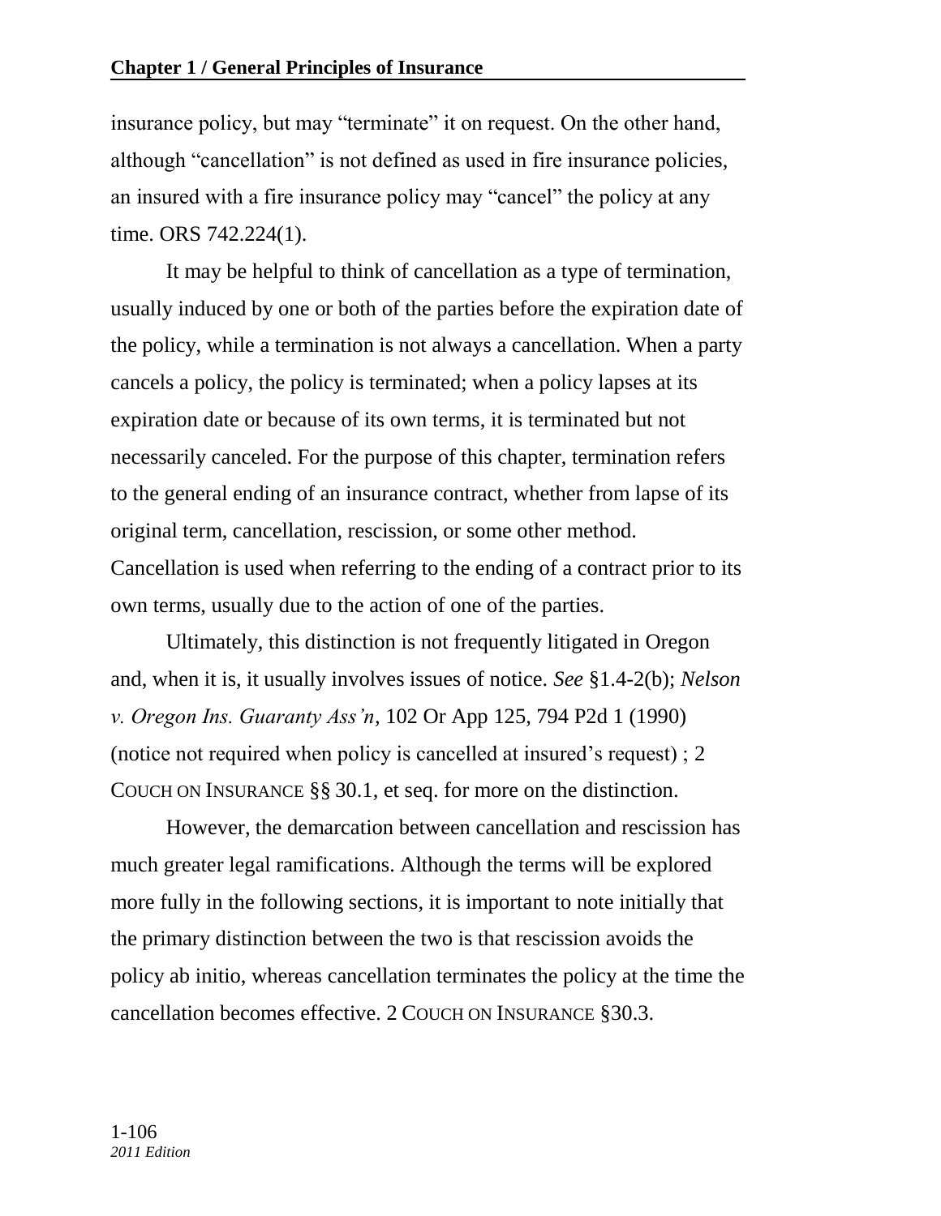insurance policy, but may "terminate" it on request. On the other hand, although "cancellation" is not defined as used in fire insurance policies, an insured with a fire insurance policy may "cancel" the policy at any time. ORS 742.224(1).

It may be helpful to think of cancellation as a type of termination, usually induced by one or both of the parties before the expiration date of the policy, while a termination is not always a cancellation. When a party cancels a policy, the policy is terminated; when a policy lapses at its expiration date or because of its own terms, it is terminated but not necessarily canceled. For the purpose of this chapter, termination refers to the general ending of an insurance contract, whether from lapse of its original term, cancellation, rescission, or some other method. Cancellation is used when referring to the ending of a contract prior to its own terms, usually due to the action of one of the parties.

Ultimately, this distinction is not frequently litigated in Oregon and, when it is, it usually involves issues of notice. *See* §1.4-2(b); *Nelson v. Oregon Ins. Guaranty Ass'n*, 102 Or App 125, 794 P2d 1 (1990) (notice not required when policy is cancelled at insured's request) ; 2 COUCH ON INSURANCE §§ 30.1, et seq. for more on the distinction.

However, the demarcation between cancellation and rescission has much greater legal ramifications. Although the terms will be explored more fully in the following sections, it is important to note initially that the primary distinction between the two is that rescission avoids the policy ab initio, whereas cancellation terminates the policy at the time the cancellation becomes effective. 2 COUCH ON INSURANCE §30.3.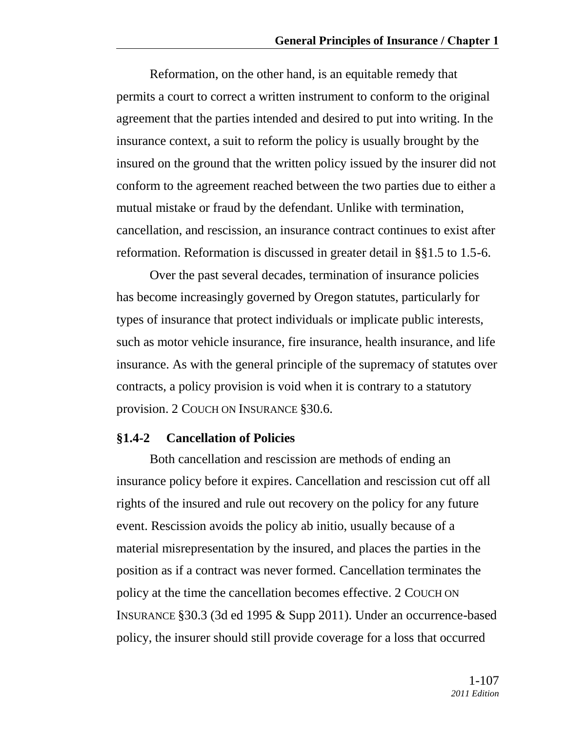Reformation, on the other hand, is an equitable remedy that permits a court to correct a written instrument to conform to the original agreement that the parties intended and desired to put into writing. In the insurance context, a suit to reform the policy is usually brought by the insured on the ground that the written policy issued by the insurer did not conform to the agreement reached between the two parties due to either a mutual mistake or fraud by the defendant. Unlike with termination, cancellation, and rescission, an insurance contract continues to exist after reformation. Reformation is discussed in greater detail in §§1.5 to 1.5-6.

Over the past several decades, termination of insurance policies has become increasingly governed by Oregon statutes, particularly for types of insurance that protect individuals or implicate public interests, such as motor vehicle insurance, fire insurance, health insurance, and life insurance. As with the general principle of the supremacy of statutes over contracts, a policy provision is void when it is contrary to a statutory provision. 2 COUCH ON INSURANCE §30.6.

### §1.4-2 Cancellation of Policies

Both cancellation and rescission are methods of ending an insurance policy before it expires. Cancellation and rescission cut off all rights of the insured and rule out recovery on the policy for any future event. Rescission avoids the policy ab initio, usually because of a material misrepresentation by the insured, and places the parties in the position as if a contract was never formed. Cancellation terminates the policy at the time the cancellation becomes effective. 2 COUCH ON INSURANCE §30.3 (3d ed 1995 & Supp 2011). Under an occurrence-based policy, the insurer should still provide coverage for a loss that occurred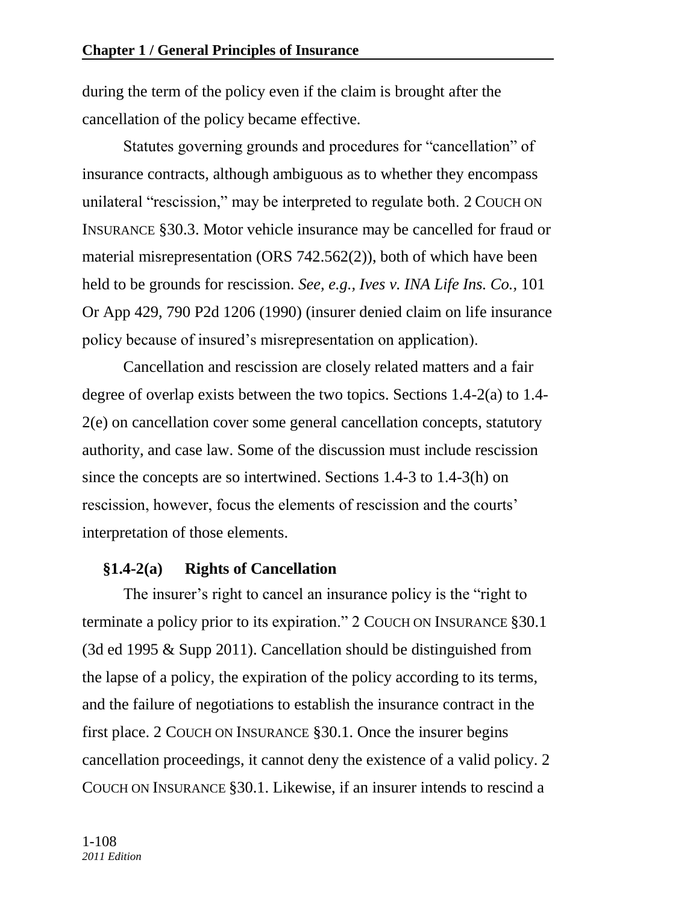during the term of the policy even if the claim is brought after the cancellation of the policy became effective.

Statutes governing grounds and procedures for "cancellation" of insurance contracts, although ambiguous as to whether they encompass unilateral "rescission," may be interpreted to regulate both. 2 COUCH ON INSURANCE §30.3. Motor vehicle insurance may be cancelled for fraud or material misrepresentation (ORS 742.562(2)), both of which have been held to be grounds for rescission. *See, e.g., Ives v. INA Life Ins. Co.*, 101 Or App 429, 790 P2d 1206 (1990) (insurer denied claim on life insurance policy because of insured's misrepresentation on application).

Cancellation and rescission are closely related matters and a fair degree of overlap exists between the two topics. Sections 1.4-2(a) to 1.4-2(e) on cancellation cover some general cancellation concepts, statutory authority, and case law. Some of the discussion must include rescission since the concepts are so intertwined. Sections 1.4-3 to 1.4-3(h) on rescission, however, focus the elements of rescission and the courts' interpretation of those elements.

### §1.4-2(a) Rights of Cancellation

The insurer's right to cancel an insurance policy is the "right to terminate a policy prior to its expiration." 2 COUCH ON INSURANCE §30.1 (3d ed 1995 & Supp 2011). Cancellation should be distinguished from the lapse of a policy, the expiration of the policy according to its terms, and the failure of negotiations to establish the insurance contract in the first place. 2 COUCH ON INSURANCE §30.1. Once the insurer begins cancellation proceedings, it cannot deny the existence of a valid policy. 2 COUCH ON INSURANCE §30.1. Likewise, if an insurer intends to rescind a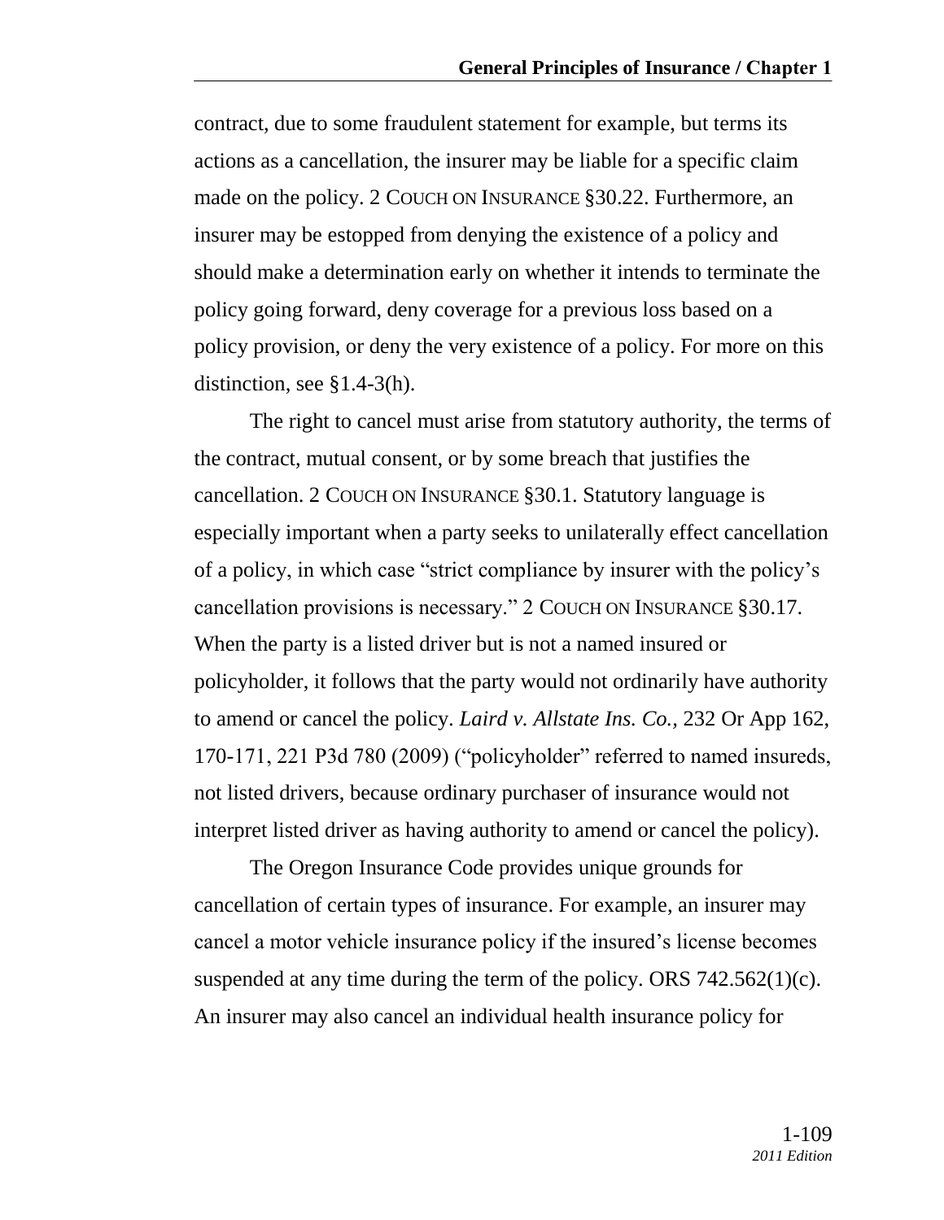contract, due to some fraudulent statement for example, but terms its actions as a cancellation, the insurer may be liable for a specific claim made on the policy. 2 COUCH ON INSURANCE §30.22. Furthermore, an insurer may be estopped from denying the existence of a policy and should make a determination early on whether it intends to terminate the policy going forward, deny coverage for a previous loss based on a policy provision, or deny the very existence of a policy. For more on this distinction, see §1.4-3(h).

The right to cancel must arise from statutory authority, the terms of the contract, mutual consent, or by some breach that justifies the cancellation. 2 COUCH ON INSURANCE §30.1. Statutory language is especially important when a party seeks to unilaterally effect cancellation of a policy, in which case "strict compliance by insurer with the policy's cancellation provisions is necessary." 2 COUCH ON INSURANCE §30.17. When the party is a listed driver but is not a named insured or policyholder, it follows that the party would not ordinarily have authority to amend or cancel the policy. *Laird v. Allstate Ins. Co.*, 232 Or App 162, 170-171, 221 P3d 780 (2009) ("policyholder" referred to named insureds, not listed drivers, because ordinary purchaser of insurance would not interpret listed driver as having authority to amend or cancel the policy).

The Oregon Insurance Code provides unique grounds for cancellation of certain types of insurance. For example, an insurer may cancel a motor vehicle insurance policy if the insured's license becomes suspended at any time during the term of the policy. ORS 742.562(1)(c). An insurer may also cancel an individual health insurance policy for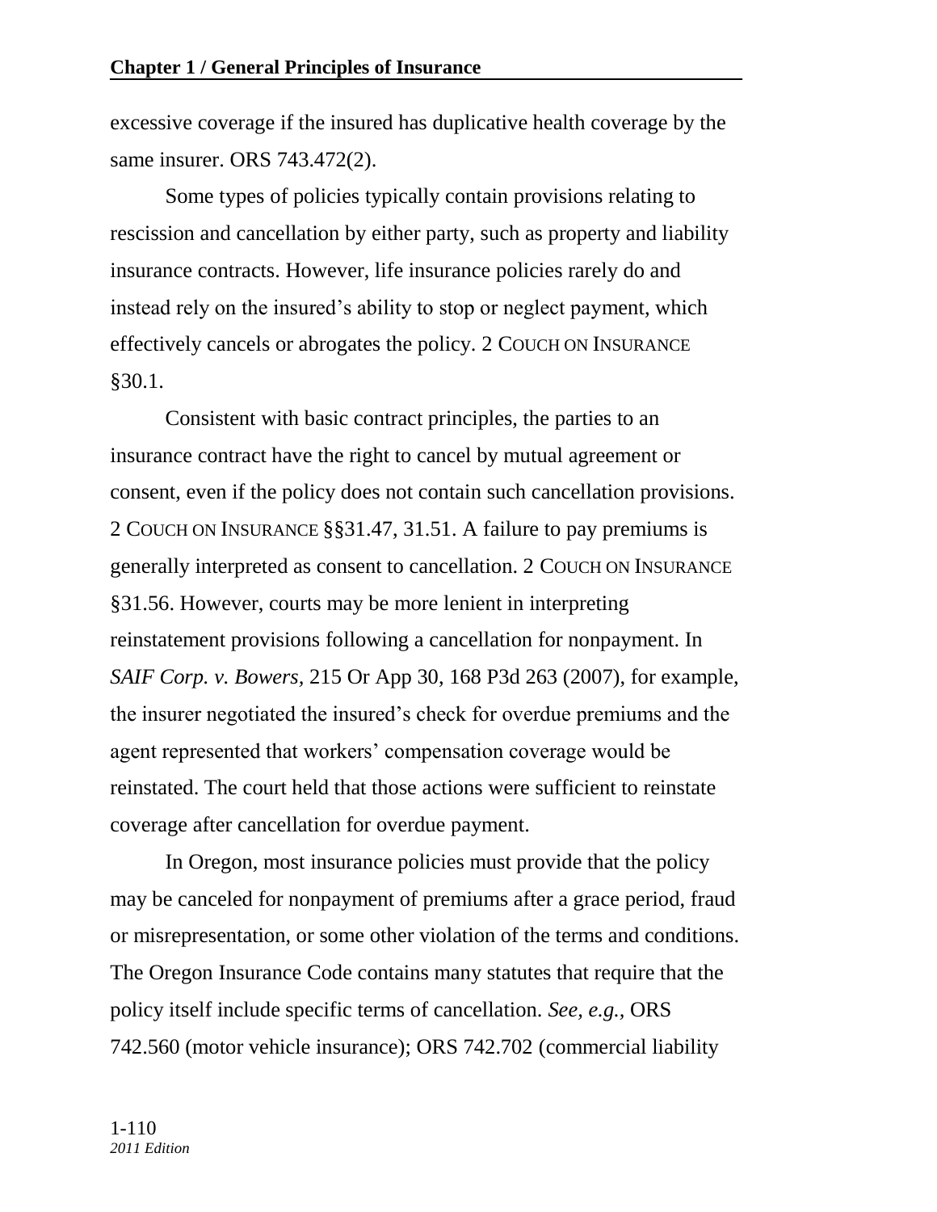excessive coverage if the insured has duplicative health coverage by the same insurer. ORS 743.472(2).

Some types of policies typically contain provisions relating to rescission and cancellation by either party, such as property and liability insurance contracts. However, life insurance policies rarely do and instead rely on the insured's ability to stop or neglect payment, which effectively cancels or abrogates the policy. 2 COUCH ON INSURANCE §30.1.

Consistent with basic contract principles, the parties to an insurance contract have the right to cancel by mutual agreement or consent, even if the policy does not contain such cancellation provisions. 2 COUCH ON INSURANCE §§31.47, 31.51. A failure to pay premiums is generally interpreted as consent to cancellation. 2 COUCH ON INSURANCE §31.56. However, courts may be more lenient in interpreting reinstatement provisions following a cancellation for nonpayment. In *SAIF Corp. v. Bowers,* 215 Or App 30, 168 P3d 263 (2007), for example, the insurer negotiated the insured's check for overdue premiums and the agent represented that workers' compensation coverage would be reinstated. The court held that those actions were sufficient to reinstate coverage after cancellation for overdue payment.

In Oregon, most insurance policies must provide that the policy may be canceled for nonpayment of premiums after a grace period, fraud or misrepresentation, or some other violation of the terms and conditions. The Oregon Insurance Code contains many statutes that require that the policy itself include specific terms of cancellation. *See, e.g.,* ORS 742.560 (motor vehicle insurance); ORS 742.702 (commercial liability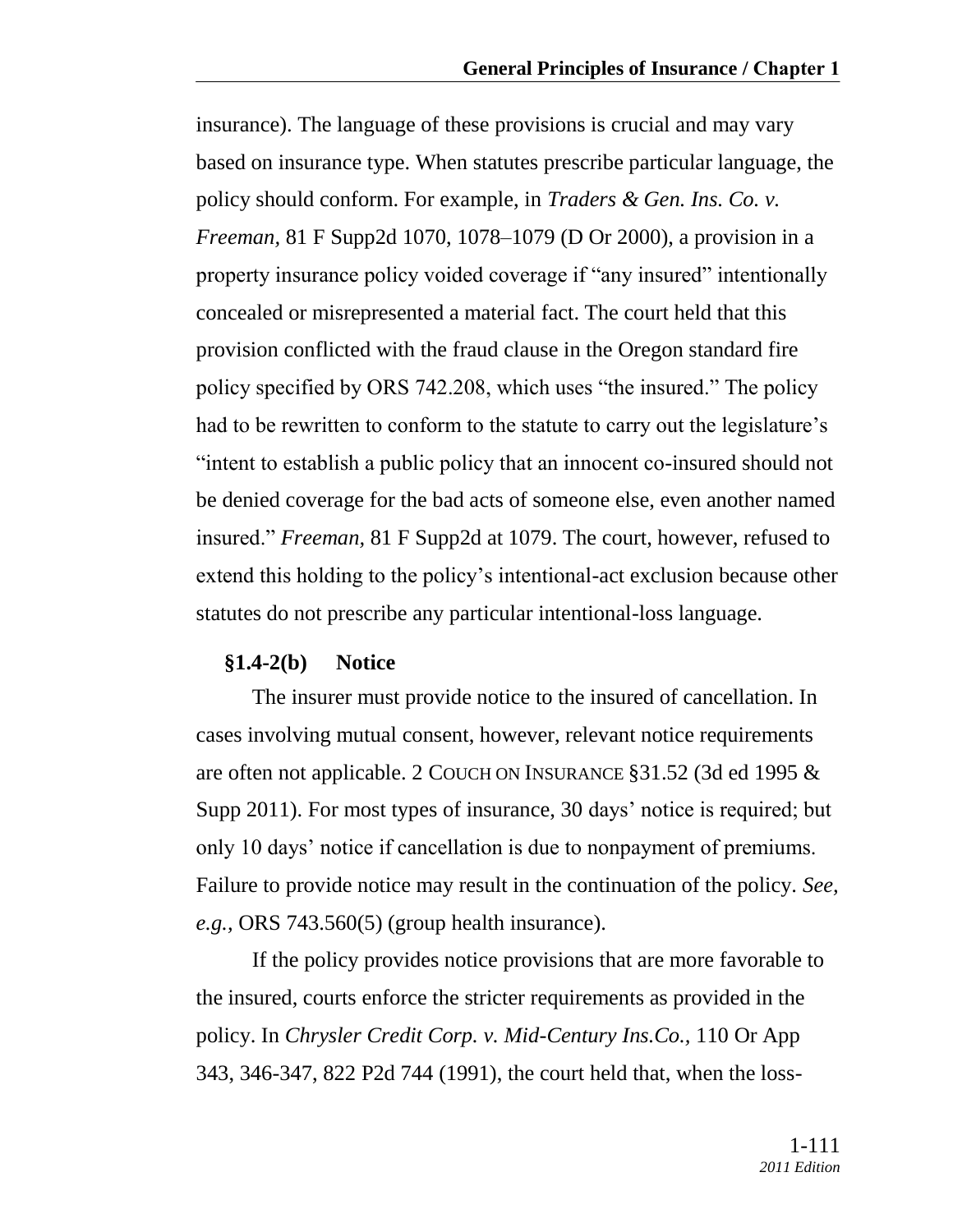insurance). The language of these provisions is crucial and may vary based on insurance type. When statutes prescribe particular language, the policy should conform. For example, in *Traders & Gen. Ins. Co. v. Freeman,* 81 F Supp2d 1070, 1078–1079 (D Or 2000), a provision in a property insurance policy voided coverage if "any insured" intentionally concealed or misrepresented a material fact. The court held that this provision conflicted with the fraud clause in the Oregon standard fire policy specified by ORS 742.208, which uses "the insured." The policy had to be rewritten to conform to the statute to carry out the legislature's "intent to establish a public policy that an innocent co-insured should not be denied coverage for the bad acts of someone else, even another named insured." *Freeman,* 81 F Supp2d at 1079. The court, however, refused to extend this holding to the policy's intentional-act exclusion because other statutes do not prescribe any particular intentional-loss language.

### §1.4-2(b) Notice

The insurer must provide notice to the insured of cancellation. In cases involving mutual consent, however, relevant notice requirements are often not applicable. 2 COUCH ON INSURANCE §31.52 (3d ed 1995 & Supp 2011). For most types of insurance, 30 days' notice is required; but only 10 days' notice if cancellation is due to nonpayment of premiums. Failure to provide notice may result in the continuation of the policy. *See, e.g.,* ORS 743.560(5) (group health insurance).

If the policy provides notice provisions that are more favorable to the insured, courts enforce the stricter requirements as provided in the policy. In *Chrysler Credit Corp. v. Mid-Century Ins.Co.,* 110 Or App 343, 346-347, 822 P2d 744 (1991), the court held that, when the loss-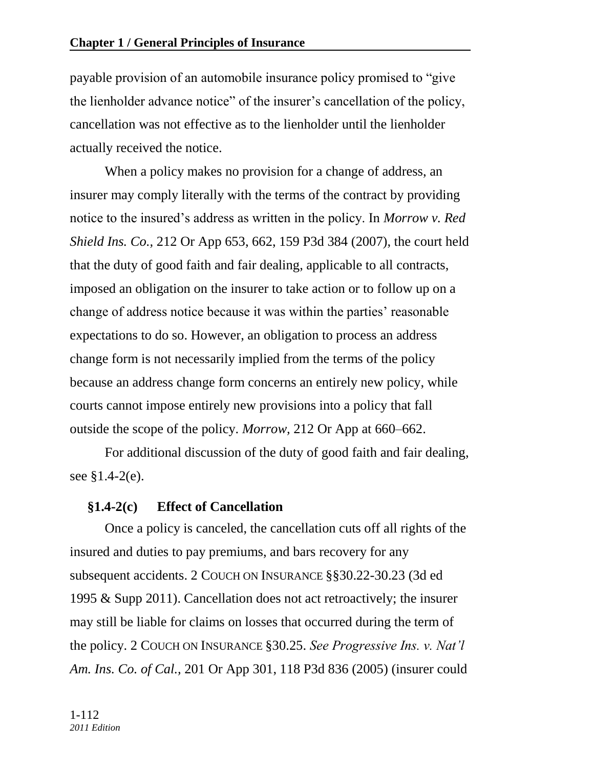payable provision of an automobile insurance policy promised to "give the lienholder advance notice" of the insurer's cancellation of the policy, cancellation was not effective as to the lienholder until the lienholder actually received the notice.

When a policy makes no provision for a change of address, an insurer may comply literally with the terms of the contract by providing notice to the insured's address as written in the policy. In *Morrow v. Red Shield Ins. Co.*, 212 Or App 653, 662, 159 P3d 384 (2007), the court held that the duty of good faith and fair dealing, applicable to all contracts, imposed an obligation on the insurer to take action or to follow up on a change of address notice because it was within the parties' reasonable expectations to do so. However, an obligation to process an address change form is not necessarily implied from the terms of the policy because an address change form concerns an entirely new policy, while courts cannot impose entirely new provisions into a policy that fall outside the scope of the policy. *Morrow*, 212 Or App at 660–662.

For additional discussion of the duty of good faith and fair dealing, see §1.4-2(e).

### §1.4-2(c) Effect of Cancellation

Once a policy is canceled, the cancellation cuts off all rights of the insured and duties to pay premiums, and bars recovery for any subsequent accidents. 2 COUCH ON INSURANCE §§30.22-30.23 (3d ed 1995 & Supp 2011). Cancellation does not act retroactively; the insurer may still be liable for claims on losses that occurred during the term of the policy. 2 COUCH ON INSURANCE §30.25. *See Progressive Ins. v. Nat'l Am. Ins. Co. of Cal.*, 201 Or App 301, 118 P3d 836 (2005) (insurer could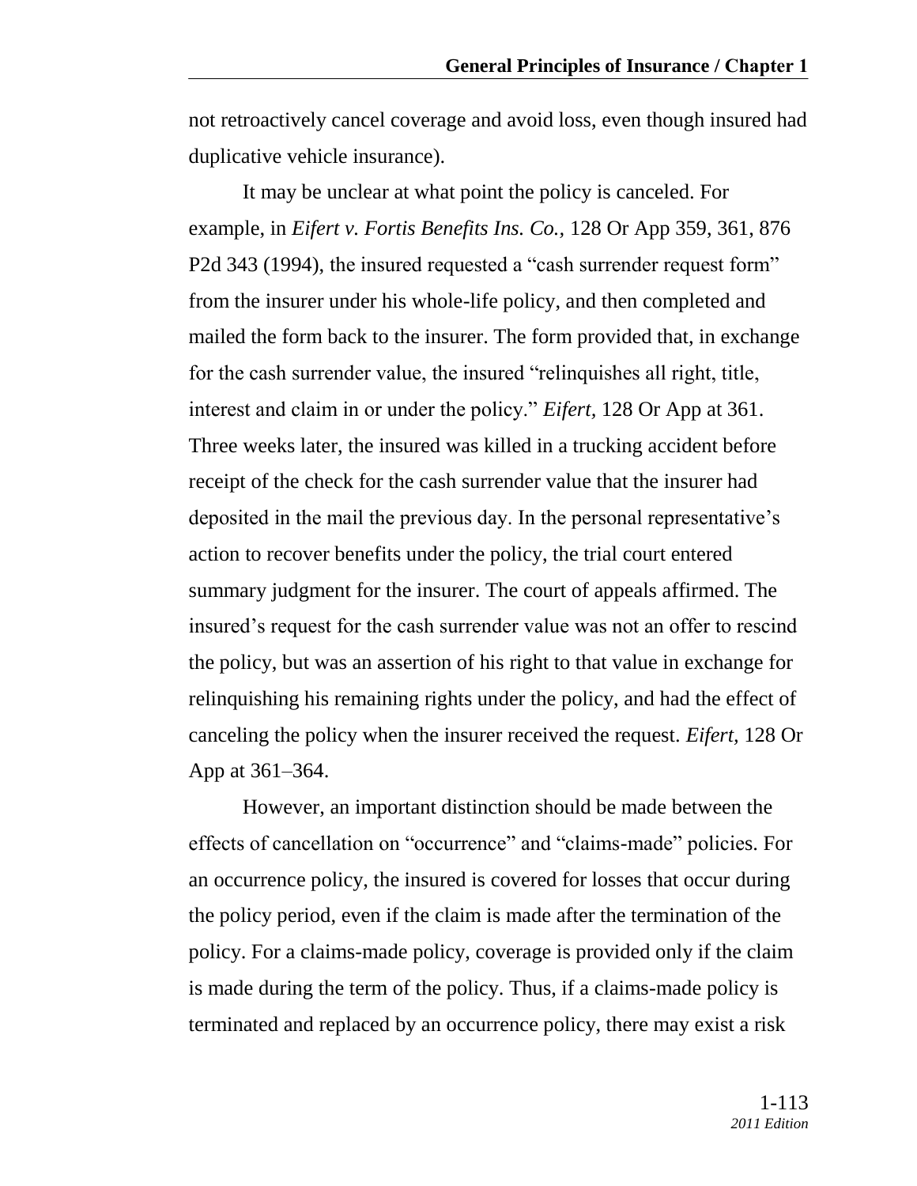not retroactively cancel coverage and avoid loss, even though insured had duplicative vehicle insurance).

It may be unclear at what point the policy is canceled. For example, in *Eifert v. Fortis Benefits Ins. Co.*, 128 Or App 359, 361, 876 P2d 343 (1994), the insured requested a "cash surrender request form" from the insurer under his whole-life policy, and then completed and mailed the form back to the insurer. The form provided that, in exchange for the cash surrender value, the insured "relinquishes all right, title, interest and claim in or under the policy." *Eifert*, 128 Or App at 361. Three weeks later, the insured was killed in a trucking accident before receipt of the check for the cash surrender value that the insurer had deposited in the mail the previous day. In the personal representative's action to recover benefits under the policy, the trial court entered summary judgment for the insurer. The court of appeals affirmed. The insured's request for the cash surrender value was not an offer to rescind the policy, but was an assertion of his right to that value in exchange for relinquishing his remaining rights under the policy, and had the effect of canceling the policy when the insurer received the request. *Eifert*, 128 Or App at 361–364.

However, an important distinction should be made between the effects of cancellation on "occurrence" and "claims-made" policies. For an occurrence policy, the insured is covered for losses that occur during the policy period, even if the claim is made after the termination of the policy. For a claims-made policy, coverage is provided only if the claim is made during the term of the policy. Thus, if a claims-made policy is terminated and replaced by an occurrence policy, there may exist a risk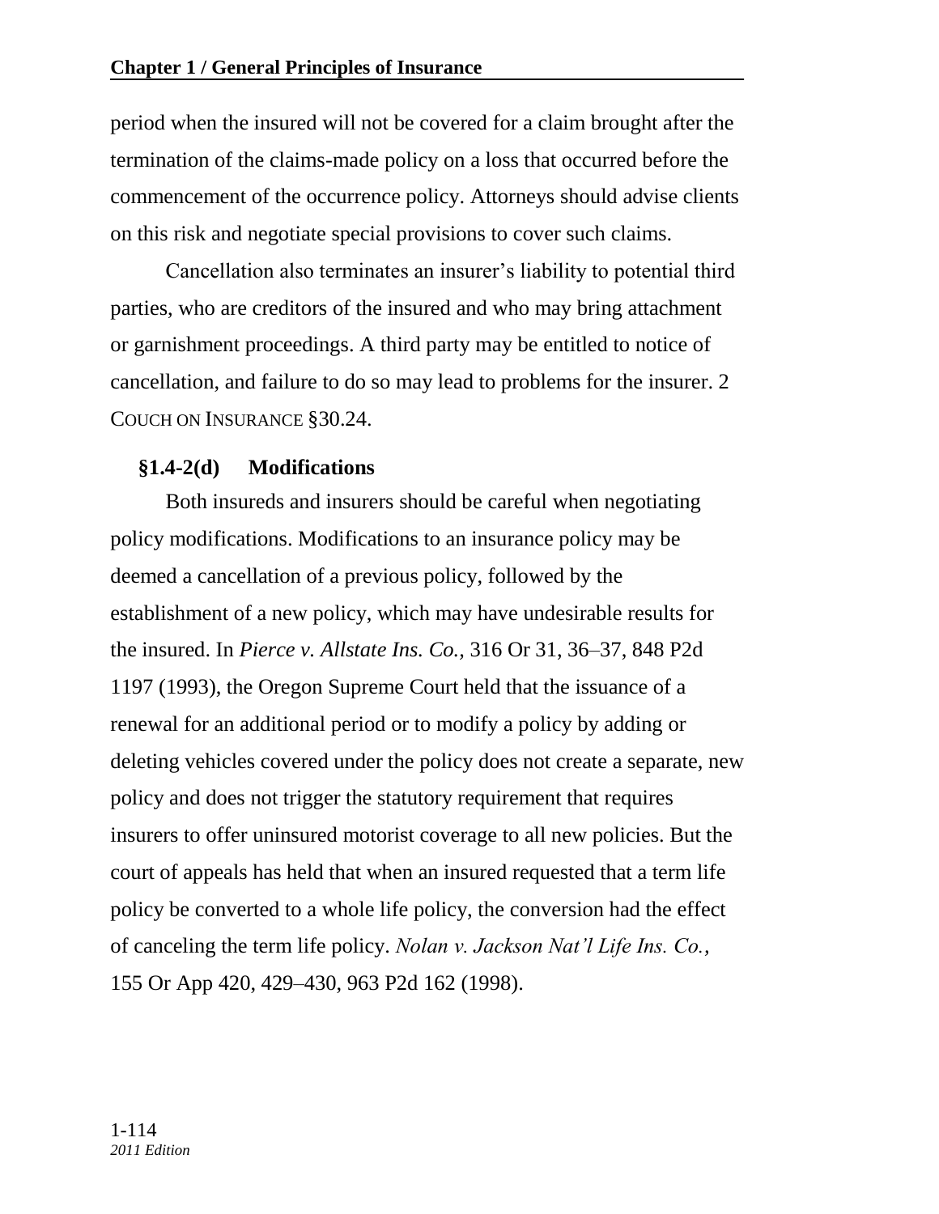period when the insured will not be covered for a claim brought after the termination of the claims-made policy on a loss that occurred before the commencement of the occurrence policy. Attorneys should advise clients on this risk and negotiate special provisions to cover such claims.

Cancellation also terminates an insurer's liability to potential third parties, who are creditors of the insured and who may bring attachment or garnishment proceedings. A third party may be entitled to notice of cancellation, and failure to do so may lead to problems for the insurer. 2 COUCH ON INSURANCE §30.24.

### §1.4-2(d) Modifications

Both insureds and insurers should be careful when negotiating policy modifications. Modifications to an insurance policy may be deemed a cancellation of a previous policy, followed by the establishment of a new policy, which may have undesirable results for the insured. In *Pierce v. Allstate Ins. Co.,* 316 Or 31, 36–37, 848 P2d 1197 (1993), the Oregon Supreme Court held that the issuance of a renewal for an additional period or to modify a policy by adding or deleting vehicles covered under the policy does not create a separate, new policy and does not trigger the statutory requirement that requires insurers to offer uninsured motorist coverage to all new policies. But the court of appeals has held that when an insured requested that a term life policy be converted to a whole life policy, the conversion had the effect of canceling the term life policy. *Nolan v. Jackson Nat'l Life Ins. Co.,* 155 Or App 420, 429–430, 963 P2d 162 (1998).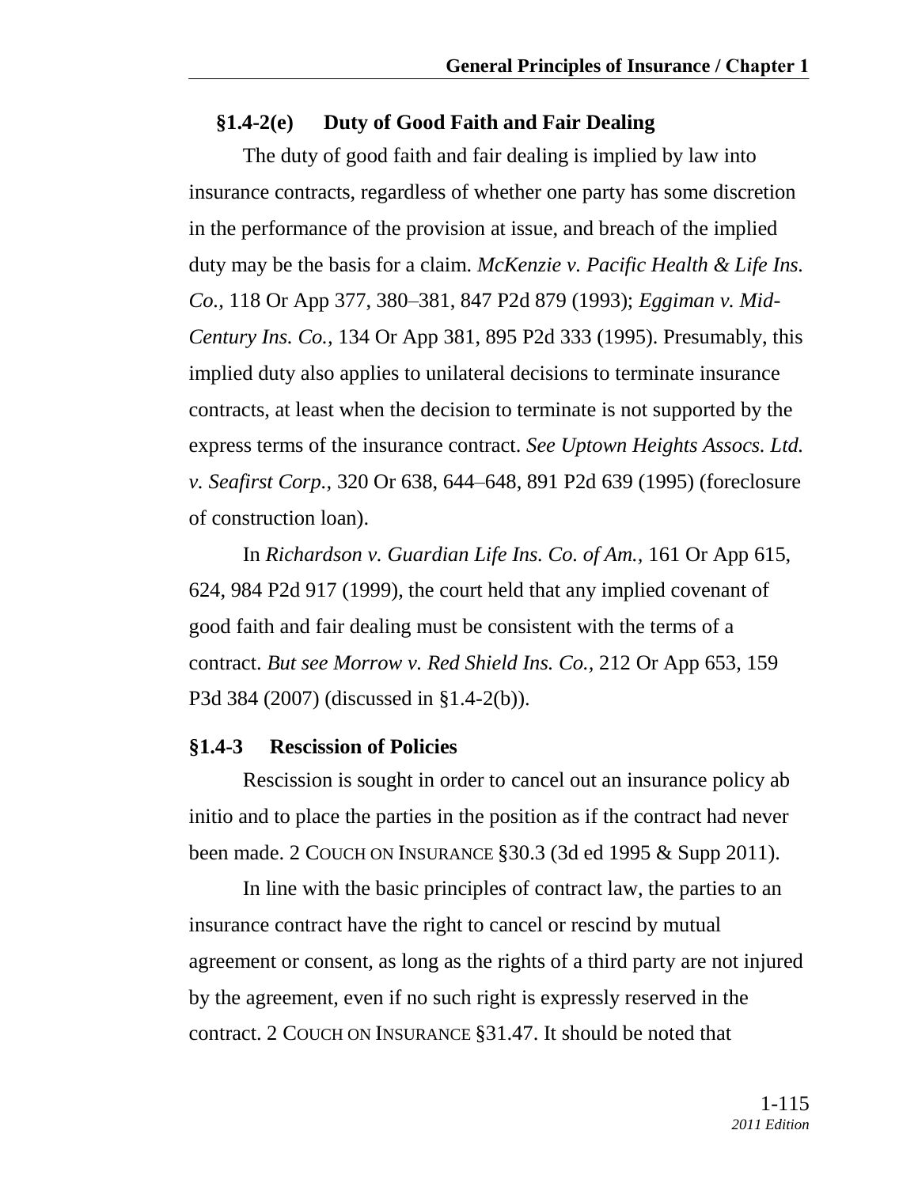### §1.4-2(e) Duty of Good Faith and Fair Dealing

The duty of good faith and fair dealing is implied by law into insurance contracts, regardless of whether one party has some discretion in the performance of the provision at issue, and breach of the implied duty may be the basis for a claim. *McKenzie v. Pacific Health & Life Ins. Co.,* 118 Or App 377, 380–381, 847 P2d 879 (1993); *Eggiman v. Mid-Century Ins. Co.,* 134 Or App 381, 895 P2d 333 (1995). Presumably, this implied duty also applies to unilateral decisions to terminate insurance contracts, at least when the decision to terminate is not supported by the express terms of the insurance contract. *See Uptown Heights Assocs. Ltd. v. Seafirst Corp.,* 320 Or 638, 644–648, 891 P2d 639 (1995) (foreclosure of construction loan).

In *Richardson v. Guardian Life Ins. Co. of Am.,* 161 Or App 615, 624, 984 P2d 917 (1999), the court held that any implied covenant of good faith and fair dealing must be consistent with the terms of a contract. *But see Morrow v. Red Shield Ins. Co.,* 212 Or App 653, 159 P3d 384 (2007) (discussed in §1.4-2(b)).

### §1.4-3 Rescission of Policies

Rescission is sought in order to cancel out an insurance policy ab initio and to place the parties in the position as if the contract had never been made. 2 COUCH ON INSURANCE §30.3 (3d ed 1995 & Supp 2011).

In line with the basic principles of contract law, the parties to an insurance contract have the right to cancel or rescind by mutual agreement or consent, as long as the rights of a third party are not injured by the agreement, even if no such right is expressly reserved in the contract. 2 COUCH ON INSURANCE §31.47. It should be noted that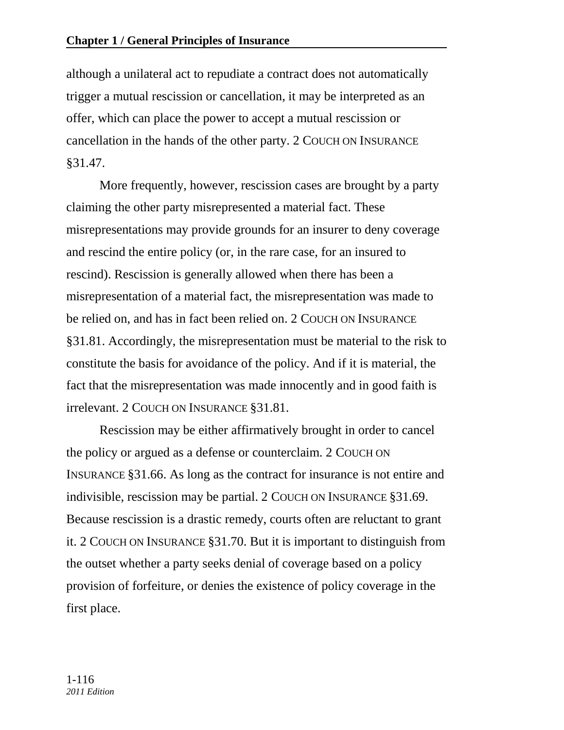although a unilateral act to repudiate a contract does not automatically trigger a mutual rescission or cancellation, it may be interpreted as an offer, which can place the power to accept a mutual rescission or cancellation in the hands of the other party. 2 COUCH ON INSURANCE §31.47.

More frequently, however, rescission cases are brought by a party claiming the other party misrepresented a material fact. These misrepresentations may provide grounds for an insurer to deny coverage and rescind the entire policy (or, in the rare case, for an insured to rescind). Rescission is generally allowed when there has been a misrepresentation of a material fact, the misrepresentation was made to be relied on, and has in fact been relied on. 2 COUCH ON INSURANCE §31.81. Accordingly, the misrepresentation must be material to the risk to constitute the basis for avoidance of the policy. And if it is material, the fact that the misrepresentation was made innocently and in good faith is irrelevant. 2 COUCH ON INSURANCE §31.81.

Rescission may be either affirmatively brought in order to cancel the policy or argued as a defense or counterclaim. 2 COUCH ON INSURANCE §31.66. As long as the contract for insurance is not entire and indivisible, rescission may be partial. 2 COUCH ON INSURANCE §31.69. Because rescission is a drastic remedy, courts often are reluctant to grant it. 2 COUCH ON INSURANCE §31.70. But it is important to distinguish from the outset whether a party seeks denial of coverage based on a policy provision of forfeiture, or denies the existence of policy coverage in the first place.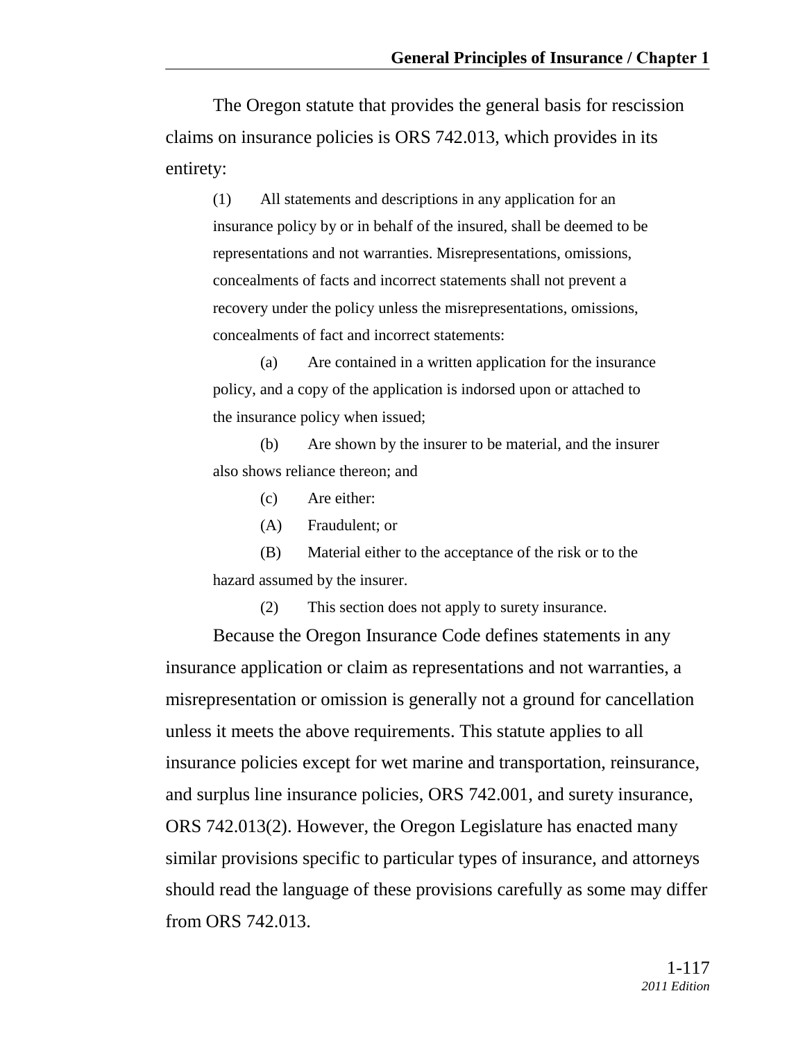The Oregon statute that provides the general basis for rescission claims on insurance policies is ORS 742.013, which provides in its entirety:

> (1) All statements and descriptions in any application for an insurance policy by or in behalf of the insured, shall be deemed to be representations and not warranties. Misrepresentations, omissions, concealments of facts and incorrect statements shall not prevent a recovery under the policy unless the misrepresentations, omissions, concealments of fact and incorrect statements:
>
> (a) Are contained in a written application for the insurance policy, and a copy of the application is indorsed upon or attached to the insurance policy when issued;
>
> (b) Are shown by the insurer to be material, and the insurer also shows reliance thereon; and
>
> (c) Are either:
>
> (A) Fraudulent; or
>
> (B) Material either to the acceptance of the risk or to the hazard assumed by the insurer.
>
> (2) This section does not apply to surety insurance.

Because the Oregon Insurance Code defines statements in any insurance application or claim as representations and not warranties, a misrepresentation or omission is generally not a ground for cancellation unless it meets the above requirements. This statute applies to all insurance policies except for wet marine and transportation, reinsurance, and surplus line insurance policies, ORS 742.001, and surety insurance, ORS 742.013(2). However, the Oregon Legislature has enacted many similar provisions specific to particular types of insurance, and attorneys should read the language of these provisions carefully as some may differ from ORS 742.013.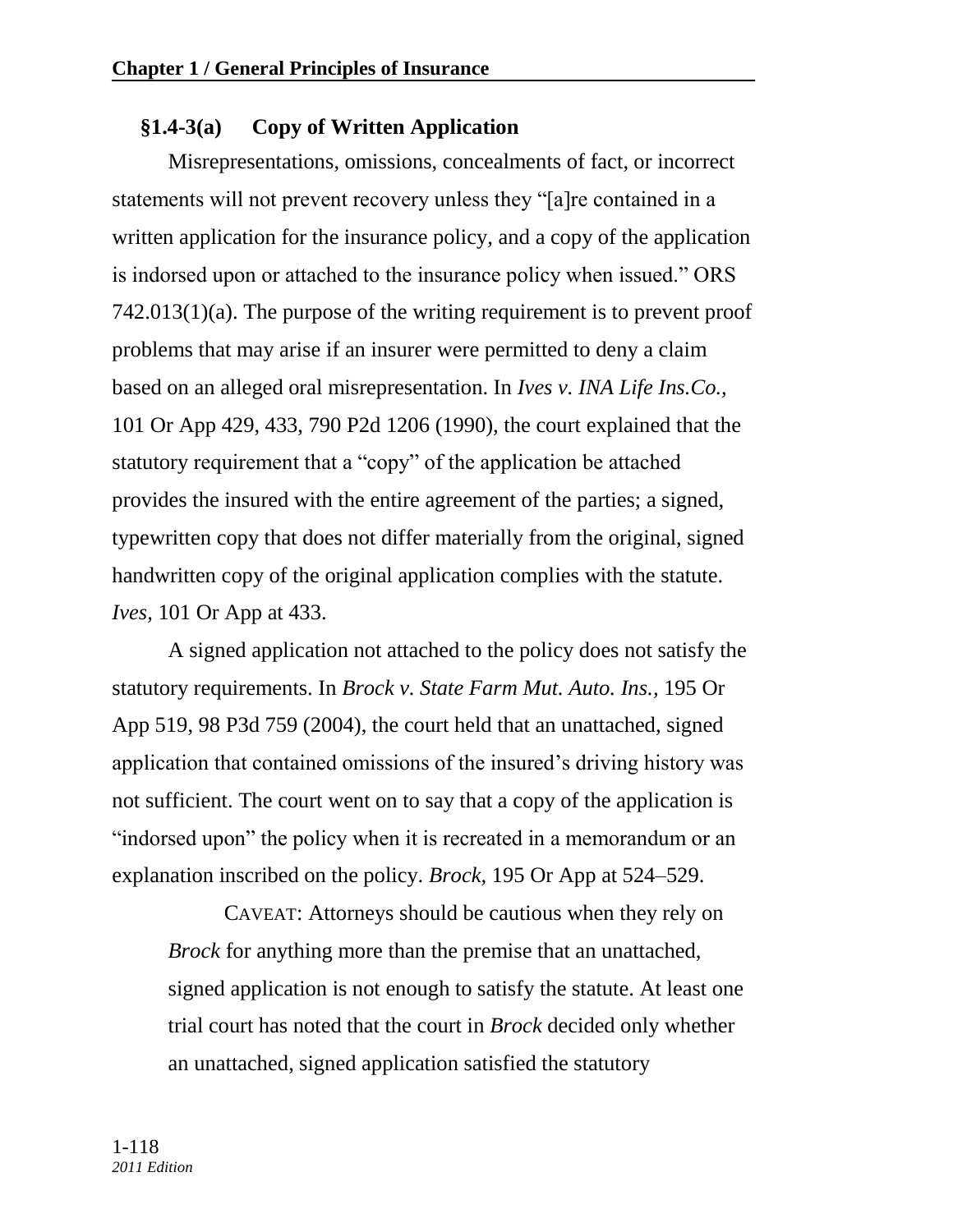### §1.4-3(a) Copy of Written Application

Misrepresentations, omissions, concealments of fact, or incorrect statements will not prevent recovery unless they "[a]re contained in a written application for the insurance policy, and a copy of the application is indorsed upon or attached to the insurance policy when issued." ORS 742.013(1)(a). The purpose of the writing requirement is to prevent proof problems that may arise if an insurer were permitted to deny a claim based on an alleged oral misrepresentation. In *Ives v. INA Life Ins.Co.*, 101 Or App 429, 433, 790 P2d 1206 (1990), the court explained that the statutory requirement that a "copy" of the application be attached provides the insured with the entire agreement of the parties; a signed, typewritten copy that does not differ materially from the original, signed handwritten copy of the original application complies with the statute. *Ives*, 101 Or App at 433.

A signed application not attached to the policy does not satisfy the statutory requirements. In *Brock v. State Farm Mut. Auto. Ins.*, 195 Or App 519, 98 P3d 759 (2004), the court held that an unattached, signed application that contained omissions of the insured's driving history was not sufficient. The court went on to say that a copy of the application is "indorsed upon" the policy when it is recreated in a memorandum or an explanation inscribed on the policy. *Brock*, 195 Or App at 524–529.

> CAVEAT: Attorneys should be cautious when they rely on *Brock* for anything more than the premise that an unattached, signed application is not enough to satisfy the statute. At least one trial court has noted that the court in *Brock* decided only whether an unattached, signed application satisfied the statutory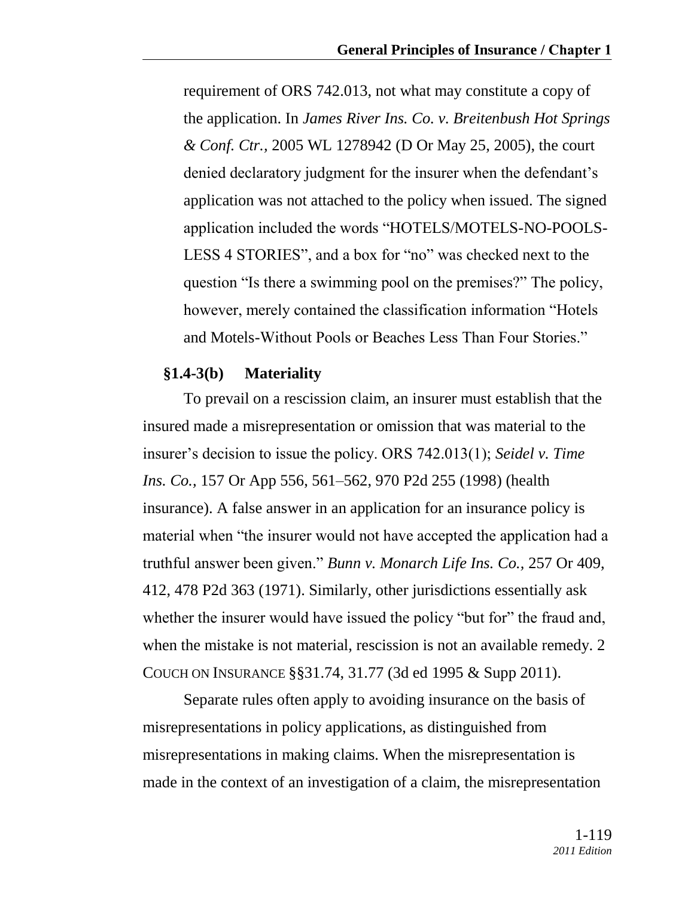requirement of ORS 742.013, not what may constitute a copy of the application. In *James River Ins. Co. v. Breitenbush Hot Springs & Conf. Ctr.*, 2005 WL 1278942 (D Or May 25, 2005), the court denied declaratory judgment for the insurer when the defendant's application was not attached to the policy when issued. The signed application included the words "HOTELS/MOTELS-NO-POOLS-LESS 4 STORIES", and a box for "no" was checked next to the question "Is there a swimming pool on the premises?" The policy, however, merely contained the classification information "Hotels and Motels-Without Pools or Beaches Less Than Four Stories."

### §1.4-3(b) Materiality

To prevail on a rescission claim, an insurer must establish that the insured made a misrepresentation or omission that was material to the insurer's decision to issue the policy. ORS 742.013(1); *Seidel v. Time Ins. Co.*, 157 Or App 556, 561–562, 970 P2d 255 (1998) (health insurance). A false answer in an application for an insurance policy is material when "the insurer would not have accepted the application had a truthful answer been given." *Bunn v. Monarch Life Ins. Co.*, 257 Or 409, 412, 478 P2d 363 (1971). Similarly, other jurisdictions essentially ask whether the insurer would have issued the policy "but for" the fraud and, when the mistake is not material, rescission is not an available remedy. 2 COUCH ON INSURANCE §§31.74, 31.77 (3d ed 1995 & Supp 2011).

Separate rules often apply to avoiding insurance on the basis of misrepresentations in policy applications, as distinguished from misrepresentations in making claims. When the misrepresentation is made in the context of an investigation of a claim, the misrepresentation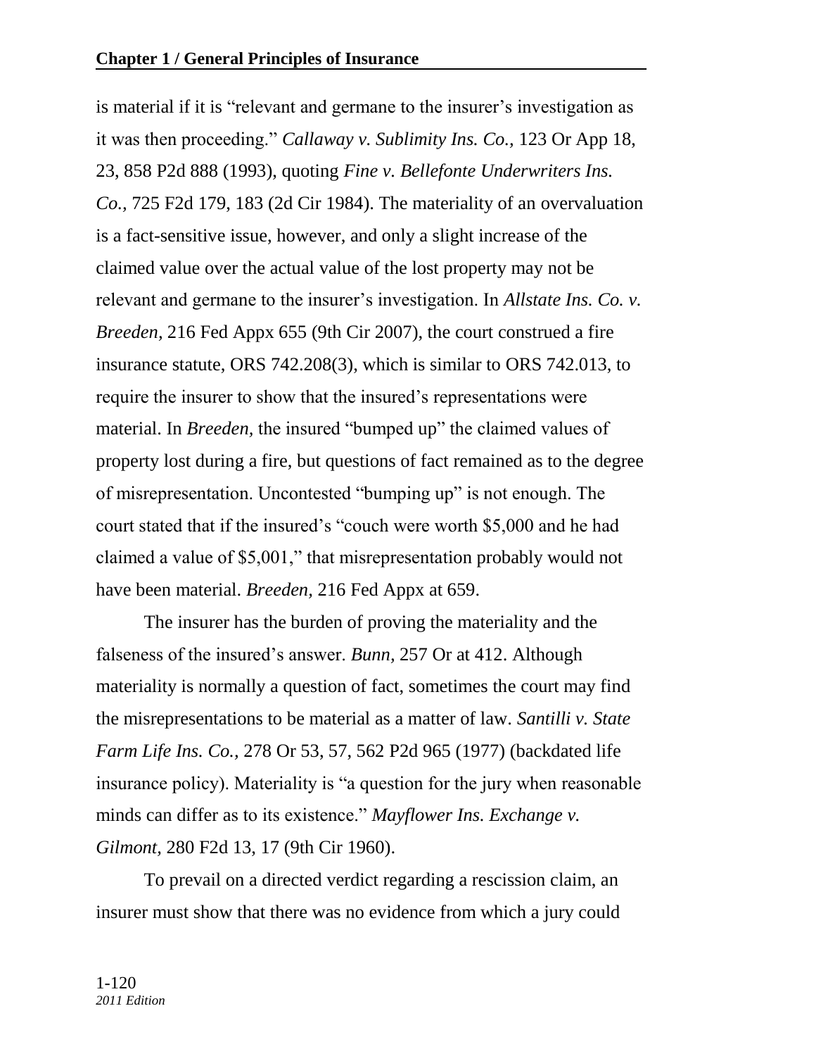is material if it is "relevant and germane to the insurer's investigation as it was then proceeding." *Callaway v. Sublimity Ins. Co.,* 123 Or App 18, 23, 858 P2d 888 (1993), quoting *Fine v. Bellefonte Underwriters Ins. Co.,* 725 F2d 179, 183 (2d Cir 1984). The materiality of an overvaluation is a fact-sensitive issue, however, and only a slight increase of the claimed value over the actual value of the lost property may not be relevant and germane to the insurer's investigation. In *Allstate Ins. Co. v. Breeden*, 216 Fed Appx 655 (9th Cir 2007), the court construed a fire insurance statute, ORS 742.208(3), which is similar to ORS 742.013, to require the insurer to show that the insured's representations were material. In *Breeden,* the insured "bumped up" the claimed values of property lost during a fire, but questions of fact remained as to the degree of misrepresentation. Uncontested "bumping up" is not enough. The court stated that if the insured's "couch were worth $5,000 and he had claimed a value of $5,001," that misrepresentation probably would not have been material. *Breeden,* 216 Fed Appx at 659.

The insurer has the burden of proving the materiality and the falseness of the insured's answer. *Bunn,* 257 Or at 412. Although materiality is normally a question of fact, sometimes the court may find the misrepresentations to be material as a matter of law. *Santilli v. State Farm Life Ins. Co.,* 278 Or 53, 57, 562 P2d 965 (1977) (backdated life insurance policy). Materiality is "a question for the jury when reasonable minds can differ as to its existence." *Mayflower Ins. Exchange v. Gilmont,* 280 F2d 13, 17 (9th Cir 1960).

To prevail on a directed verdict regarding a rescission claim, an insurer must show that there was no evidence from which a jury could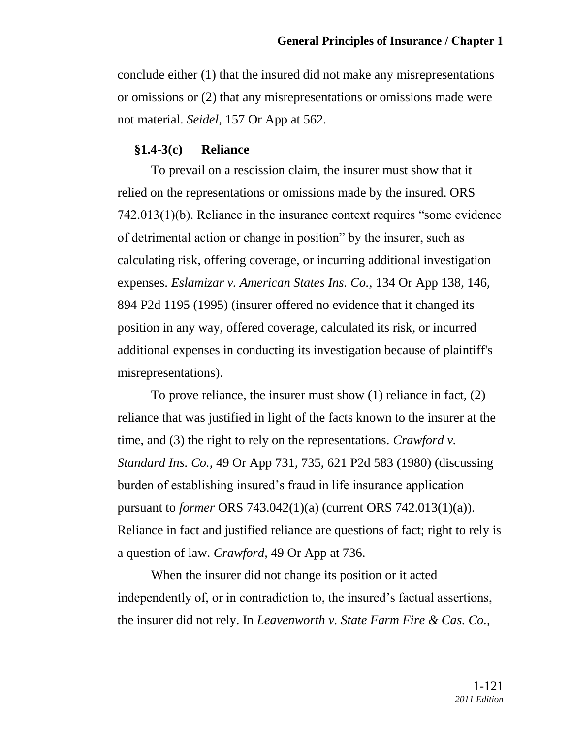conclude either (1) that the insured did not make any misrepresentations or omissions or (2) that any misrepresentations or omissions made were not material. *Seidel*, 157 Or App at 562.

### §1.4-3(c) Reliance

To prevail on a rescission claim, the insurer must show that it relied on the representations or omissions made by the insured. ORS 742.013(1)(b). Reliance in the insurance context requires "some evidence of detrimental action or change in position" by the insurer, such as calculating risk, offering coverage, or incurring additional investigation expenses. *Eslamizar v. American States Ins. Co.*, 134 Or App 138, 146, 894 P2d 1195 (1995) (insurer offered no evidence that it changed its position in any way, offered coverage, calculated its risk, or incurred additional expenses in conducting its investigation because of plaintiff's misrepresentations).

To prove reliance, the insurer must show (1) reliance in fact, (2) reliance that was justified in light of the facts known to the insurer at the time, and (3) the right to rely on the representations. *Crawford v. Standard Ins. Co.*, 49 Or App 731, 735, 621 P2d 583 (1980) (discussing burden of establishing insured's fraud in life insurance application pursuant to *former* ORS 743.042(1)(a) (current ORS 742.013(1)(a)). Reliance in fact and justified reliance are questions of fact; right to rely is a question of law. *Crawford*, 49 Or App at 736.

When the insurer did not change its position or it acted independently of, or in contradiction to, the insured's factual assertions, the insurer did not rely. In *Leavenworth v. State Farm Fire & Cas. Co.*,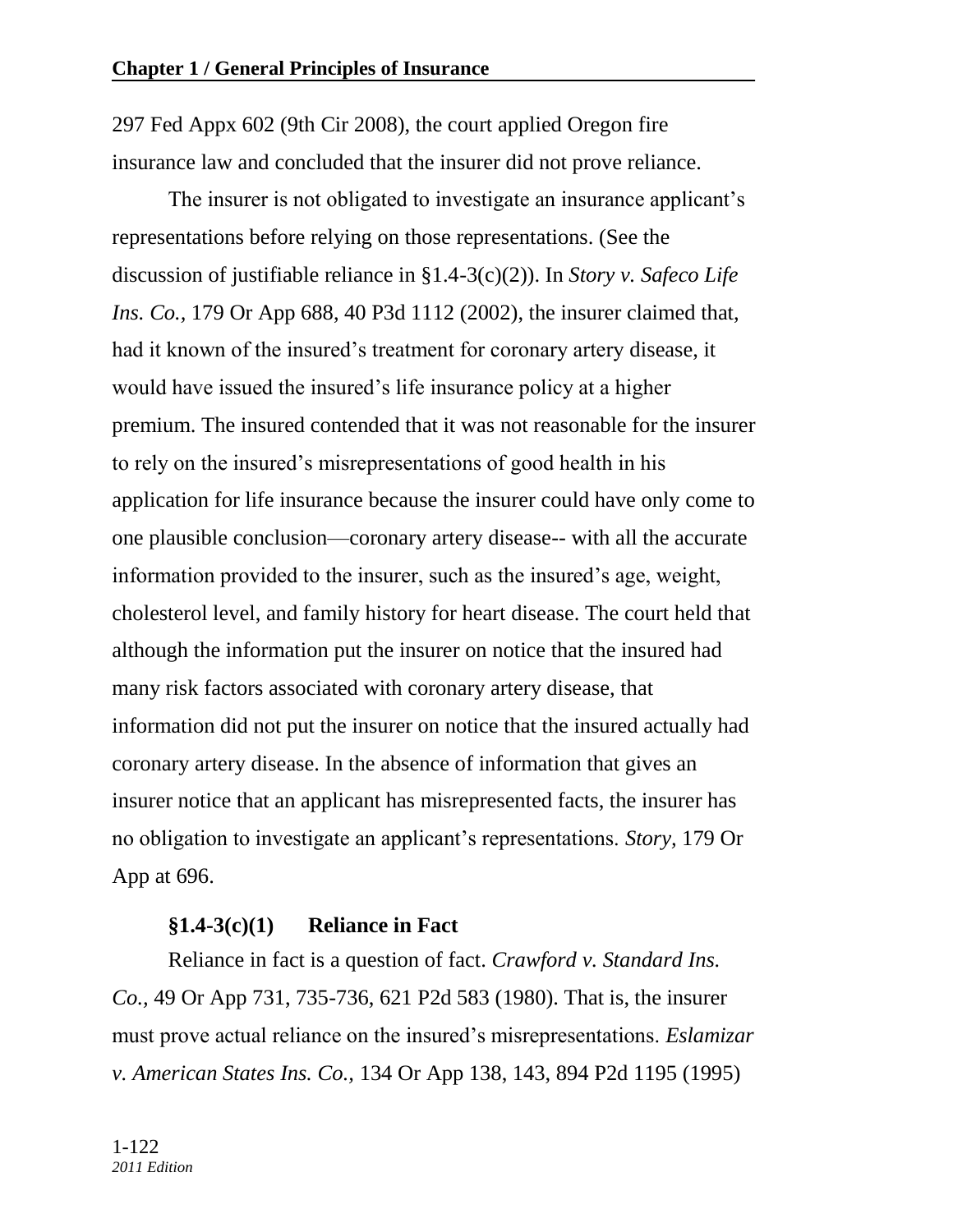297 Fed Appx 602 (9th Cir 2008), the court applied Oregon fire insurance law and concluded that the insurer did not prove reliance.

The insurer is not obligated to investigate an insurance applicant's representations before relying on those representations. (See the discussion of justifiable reliance in §1.4-3(c)(2)). In *Story v. Safeco Life Ins. Co.,* 179 Or App 688, 40 P3d 1112 (2002), the insurer claimed that, had it known of the insured's treatment for coronary artery disease, it would have issued the insured's life insurance policy at a higher premium. The insured contended that it was not reasonable for the insurer to rely on the insured's misrepresentations of good health in his application for life insurance because the insurer could have only come to one plausible conclusion—coronary artery disease-- with all the accurate information provided to the insurer, such as the insured's age, weight, cholesterol level, and family history for heart disease. The court held that although the information put the insurer on notice that the insured had many risk factors associated with coronary artery disease, that information did not put the insurer on notice that the insured actually had coronary artery disease. In the absence of information that gives an insurer notice that an applicant has misrepresented facts, the insurer has no obligation to investigate an applicant's representations. *Story,* 179 Or App at 696.

### §1.4-3(c)(1) Reliance in Fact

Reliance in fact is a question of fact. *Crawford v. Standard Ins. Co.,* 49 Or App 731, 735-736, 621 P2d 583 (1980). That is, the insurer must prove actual reliance on the insured's misrepresentations. *Eslamizar v. American States Ins. Co.,* 134 Or App 138, 143, 894 P2d 1195 (1995)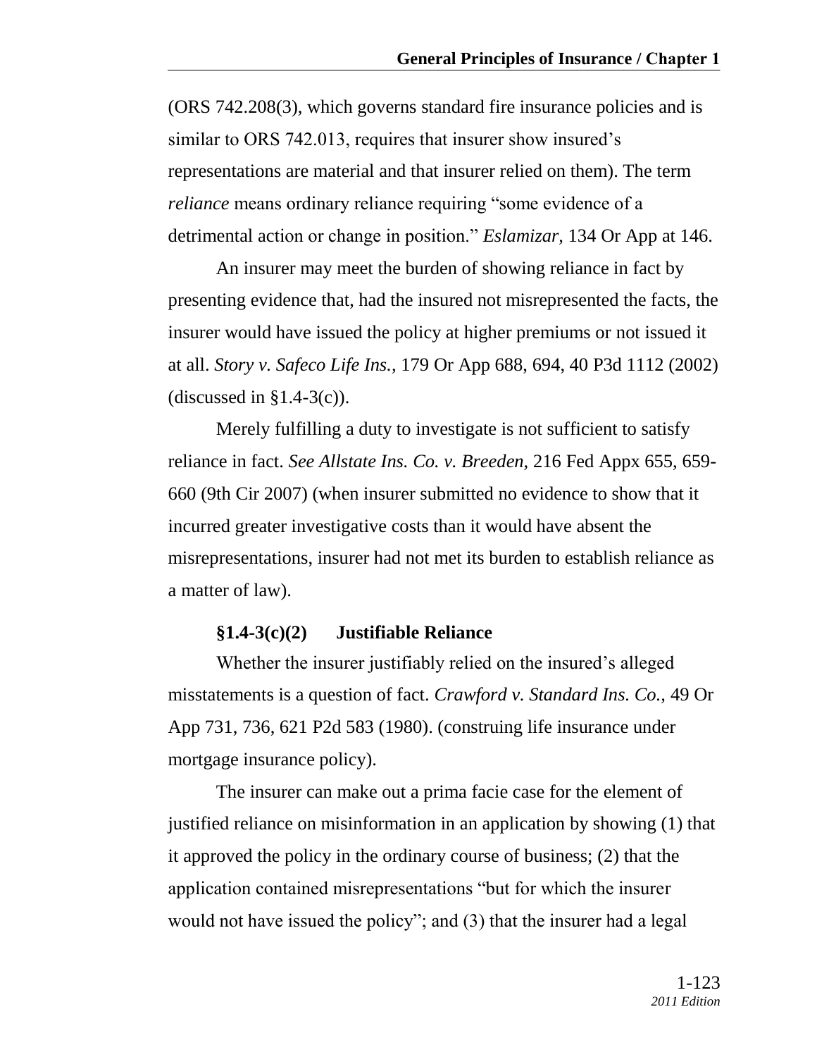(ORS 742.208(3), which governs standard fire insurance policies and is similar to ORS 742.013, requires that insurer show insured's representations are material and that insurer relied on them). The term *reliance* means ordinary reliance requiring "some evidence of a detrimental action or change in position." *Eslamizar,* 134 Or App at 146.

An insurer may meet the burden of showing reliance in fact by presenting evidence that, had the insured not misrepresented the facts, the insurer would have issued the policy at higher premiums or not issued it at all. *Story v. Safeco Life Ins.,* 179 Or App 688, 694, 40 P3d 1112 (2002) (discussed in §1.4-3(c)).

Merely fulfilling a duty to investigate is not sufficient to satisfy reliance in fact. *See Allstate Ins. Co. v. Breeden,* 216 Fed Appx 655, 659-660 (9th Cir 2007) (when insurer submitted no evidence to show that it incurred greater investigative costs than it would have absent the misrepresentations, insurer had not met its burden to establish reliance as a matter of law).

#### §1.4-3(c)(2) Justifiable Reliance

Whether the insurer justifiably relied on the insured's alleged misstatements is a question of fact. *Crawford v. Standard Ins. Co.,* 49 Or App 731, 736, 621 P2d 583 (1980). (construing life insurance under mortgage insurance policy).

The insurer can make out a prima facie case for the element of justified reliance on misinformation in an application by showing (1) that it approved the policy in the ordinary course of business; (2) that the application contained misrepresentations "but for which the insurer would not have issued the policy"; and (3) that the insurer had a legal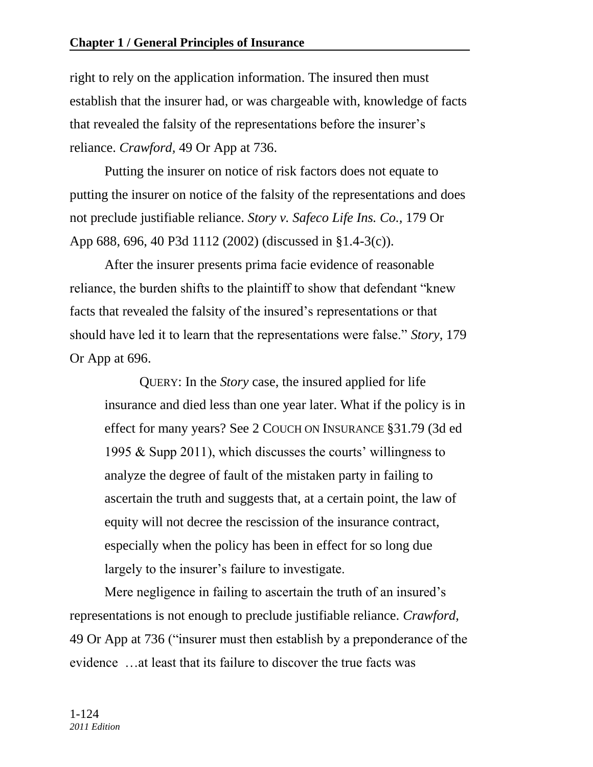right to rely on the application information. The insured then must establish that the insurer had, or was chargeable with, knowledge of facts that revealed the falsity of the representations before the insurer's reliance. *Crawford*, 49 Or App at 736.

Putting the insurer on notice of risk factors does not equate to putting the insurer on notice of the falsity of the representations and does not preclude justifiable reliance. *Story v. Safeco Life Ins. Co.*, 179 Or App 688, 696, 40 P3d 1112 (2002) (discussed in §1.4-3(c)).

After the insurer presents prima facie evidence of reasonable reliance, the burden shifts to the plaintiff to show that defendant "knew facts that revealed the falsity of the insured's representations or that should have led it to learn that the representations were false." *Story,* 179 Or App at 696.

> QUERY: In the *Story* case, the insured applied for life insurance and died less than one year later. What if the policy is in effect for many years? See 2 COUCH ON INSURANCE §31.79 (3d ed 1995 & Supp 2011), which discusses the courts' willingness to analyze the degree of fault of the mistaken party in failing to ascertain the truth and suggests that, at a certain point, the law of equity will not decree the rescission of the insurance contract, especially when the policy has been in effect for so long due largely to the insurer's failure to investigate.

Mere negligence in failing to ascertain the truth of an insured's representations is not enough to preclude justifiable reliance. *Crawford,* 49 Or App at 736 ("insurer must then establish by a preponderance of the evidence …at least that its failure to discover the true facts was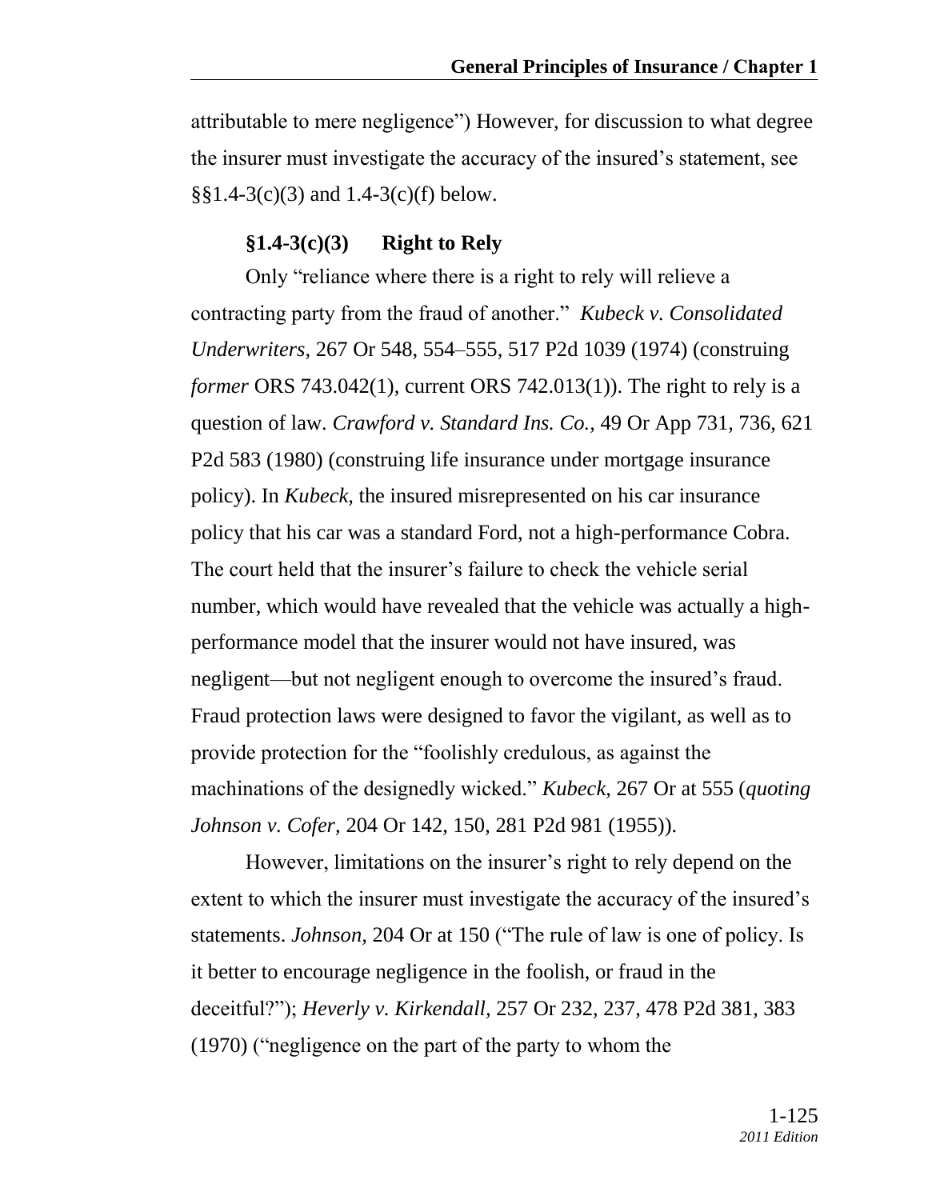attributable to mere negligence") However, for discussion to what degree the insurer must investigate the accuracy of the insured's statement, see §§1.4-3(c)(3) and 1.4-3(c)(f) below.

### §1.4-3(c)(3) Right to Rely

Only "reliance where there is a right to rely will relieve a contracting party from the fraud of another." *Kubeck v. Consolidated Underwriters,* 267 Or 548, 554–555, 517 P2d 1039 (1974) (construing *former* ORS 743.042(1), current ORS 742.013(1)). The right to rely is a question of law. *Crawford v. Standard Ins. Co.,* 49 Or App 731, 736, 621 P2d 583 (1980) (construing life insurance under mortgage insurance policy). In *Kubeck,* the insured misrepresented on his car insurance policy that his car was a standard Ford, not a high-performance Cobra. The court held that the insurer's failure to check the vehicle serial number, which would have revealed that the vehicle was actually a high-performance model that the insurer would not have insured, was negligent—but not negligent enough to overcome the insured's fraud. Fraud protection laws were designed to favor the vigilant, as well as to provide protection for the "foolishly credulous, as against the machinations of the designedly wicked." *Kubeck,* 267 Or at 555 (*quoting Johnson v. Cofer,* 204 Or 142, 150, 281 P2d 981 (1955)).

However, limitations on the insurer's right to rely depend on the extent to which the insurer must investigate the accuracy of the insured's statements. *Johnson,* 204 Or at 150 ("The rule of law is one of policy. Is it better to encourage negligence in the foolish, or fraud in the deceitful?"); *Heverly v. Kirkendall,* 257 Or 232, 237, 478 P2d 381, 383 (1970) ("negligence on the part of the party to whom the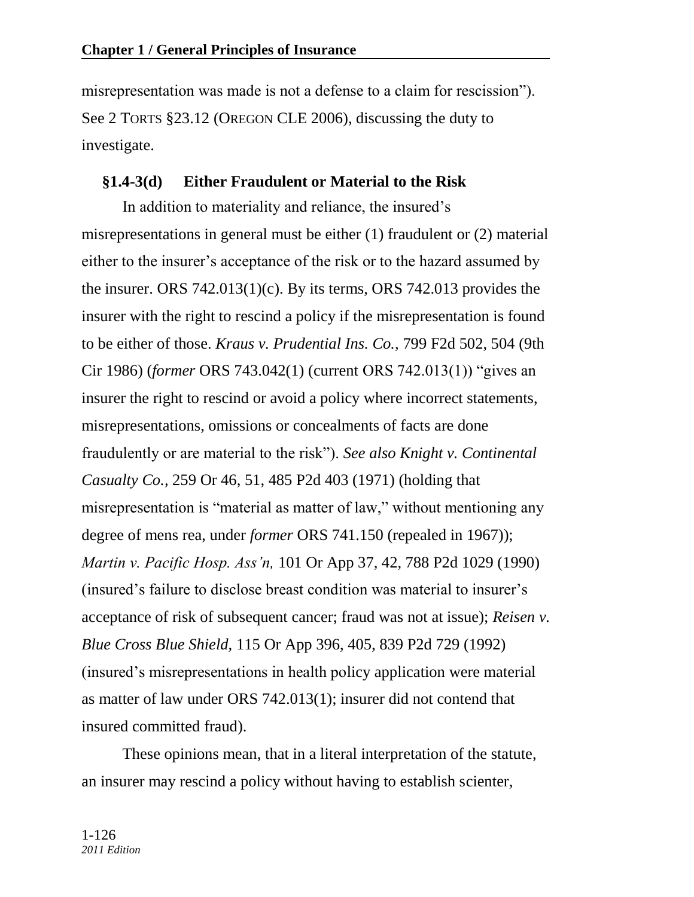misrepresentation was made is not a defense to a claim for rescission"). See 2 TORTS §23.12 (OREGON CLE 2006), discussing the duty to investigate.

### §1.4-3(d) Either Fraudulent or Material to the Risk

In addition to materiality and reliance, the insured's misrepresentations in general must be either (1) fraudulent or (2) material either to the insurer's acceptance of the risk or to the hazard assumed by the insurer. ORS 742.013(1)(c). By its terms, ORS 742.013 provides the insurer with the right to rescind a policy if the misrepresentation is found to be either of those. *Kraus v. Prudential Ins. Co.,* 799 F2d 502, 504 (9th Cir 1986) (*former* ORS 743.042(1) (current ORS 742.013(1)) "gives an insurer the right to rescind or avoid a policy where incorrect statements, misrepresentations, omissions or concealments of facts are done fraudulently or are material to the risk"). *See also Knight v. Continental Casualty Co.,* 259 Or 46, 51, 485 P2d 403 (1971) (holding that misrepresentation is "material as matter of law," without mentioning any degree of mens rea, under *former* ORS 741.150 (repealed in 1967)); *Martin v. Pacific Hosp. Ass'n,* 101 Or App 37, 42, 788 P2d 1029 (1990) (insured's failure to disclose breast condition was material to insurer's acceptance of risk of subsequent cancer; fraud was not at issue); *Reisen v. Blue Cross Blue Shield,* 115 Or App 396, 405, 839 P2d 729 (1992) (insured's misrepresentations in health policy application were material as matter of law under ORS 742.013(1); insurer did not contend that insured committed fraud).

These opinions mean, that in a literal interpretation of the statute, an insurer may rescind a policy without having to establish scienter,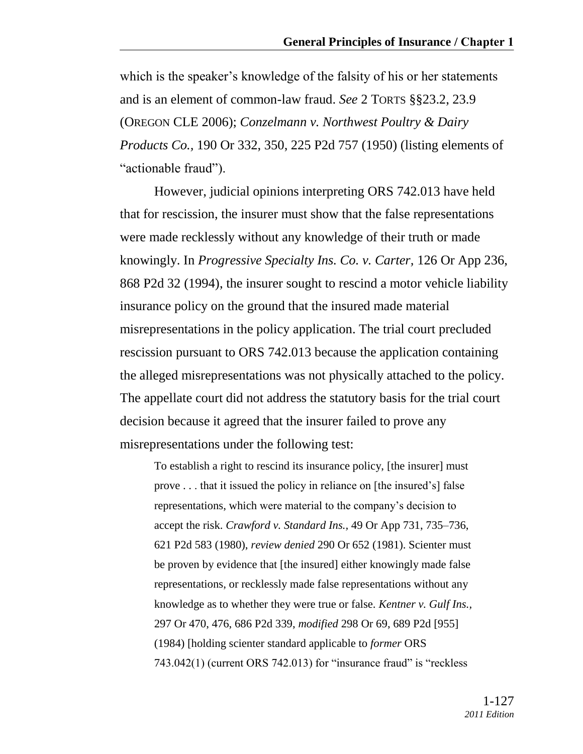which is the speaker's knowledge of the falsity of his or her statements and is an element of common-law fraud. *See* 2 TORTS §§23.2, 23.9 (OREGON CLE 2006); *Conzelmann v. Northwest Poultry & Dairy Products Co.*, 190 Or 332, 350, 225 P2d 757 (1950) (listing elements of "actionable fraud").

However, judicial opinions interpreting ORS 742.013 have held that for rescission, the insurer must show that the false representations were made recklessly without any knowledge of their truth or made knowingly. In *Progressive Specialty Ins. Co. v. Carter*, 126 Or App 236, 868 P2d 32 (1994), the insurer sought to rescind a motor vehicle liability insurance policy on the ground that the insured made material misrepresentations in the policy application. The trial court precluded rescission pursuant to ORS 742.013 because the application containing the alleged misrepresentations was not physically attached to the policy. The appellate court did not address the statutory basis for the trial court decision because it agreed that the insurer failed to prove any misrepresentations under the following test:

> To establish a right to rescind its insurance policy, [the insurer] must prove . . . that it issued the policy in reliance on [the insured's] false representations, which were material to the company's decision to accept the risk. *Crawford v. Standard Ins.*, 49 Or App 731, 735–736, 621 P2d 583 (1980), *review denied* 290 Or 652 (1981). Scienter must be proven by evidence that [the insured] either knowingly made false representations, or recklessly made false representations without any knowledge as to whether they were true or false. *Kentner v. Gulf Ins.*, 297 Or 470, 476, 686 P2d 339, *modified* 298 Or 69, 689 P2d [955] (1984) [holding scienter standard applicable to *former* ORS 743.042(1) (current ORS 742.013) for "insurance fraud" is "reckless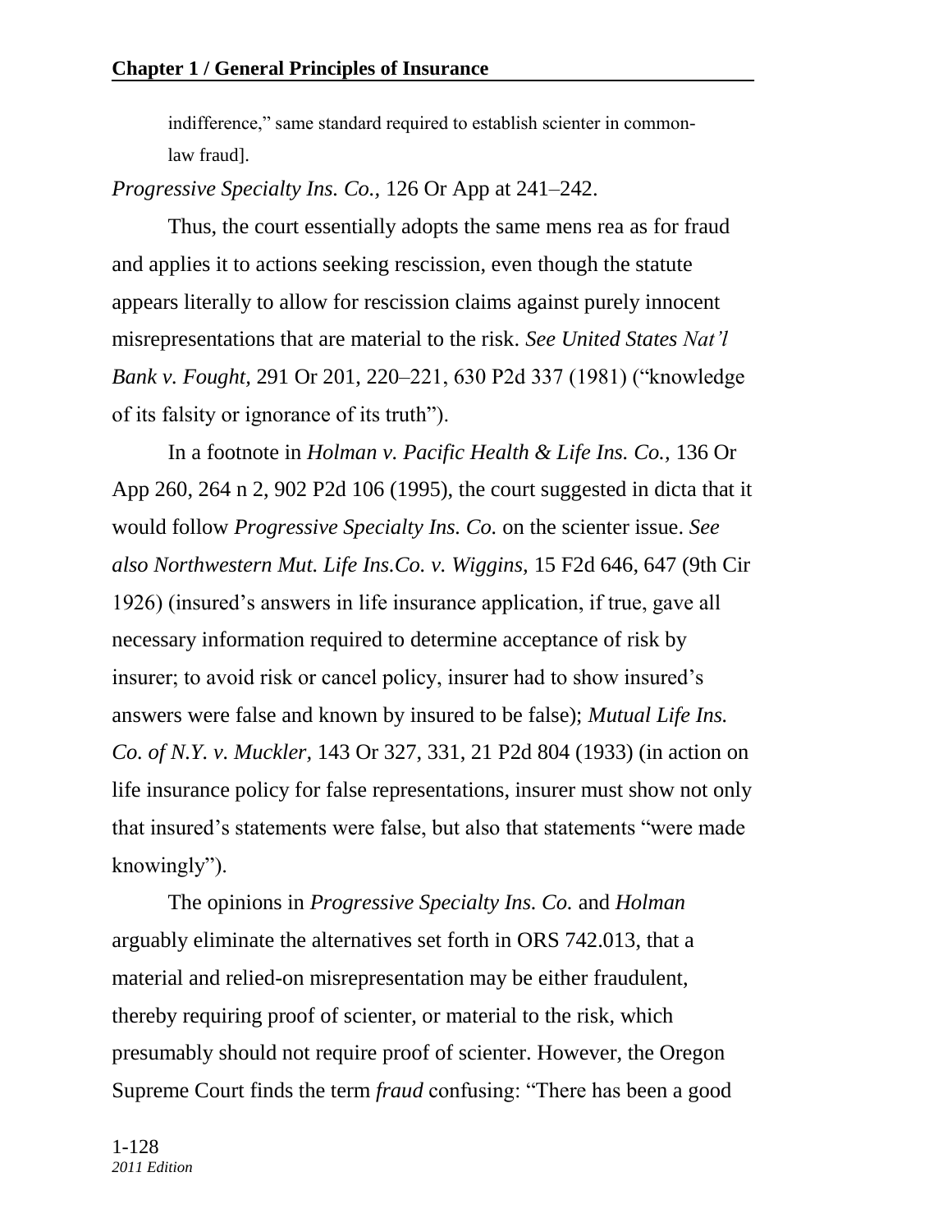indifference," same standard required to establish scienter in common-law fraud].

*Progressive Specialty Ins. Co.,* 126 Or App at 241–242.

Thus, the court essentially adopts the same mens rea as for fraud and applies it to actions seeking rescission, even though the statute appears literally to allow for rescission claims against purely innocent misrepresentations that are material to the risk. *See United States Nat'l Bank v. Fought,* 291 Or 201, 220–221, 630 P2d 337 (1981) ("knowledge of its falsity or ignorance of its truth").

In a footnote in *Holman v. Pacific Health & Life Ins. Co.,* 136 Or App 260, 264 n 2, 902 P2d 106 (1995), the court suggested in dicta that it would follow *Progressive Specialty Ins. Co.* on the scienter issue. *See also Northwestern Mut. Life Ins.Co. v. Wiggins,* 15 F2d 646, 647 (9th Cir 1926) (insured's answers in life insurance application, if true, gave all necessary information required to determine acceptance of risk by insurer; to avoid risk or cancel policy, insurer had to show insured's answers were false and known by insured to be false); *Mutual Life Ins. Co. of N.Y. v. Muckler,* 143 Or 327, 331, 21 P2d 804 (1933) (in action on life insurance policy for false representations, insurer must show not only that insured's statements were false, but also that statements "were made knowingly").

The opinions in *Progressive Specialty Ins. Co.* and *Holman* arguably eliminate the alternatives set forth in ORS 742.013, that a material and relied-on misrepresentation may be either fraudulent, thereby requiring proof of scienter, or material to the risk, which presumably should not require proof of scienter. However, the Oregon Supreme Court finds the term *fraud* confusing: "There has been a good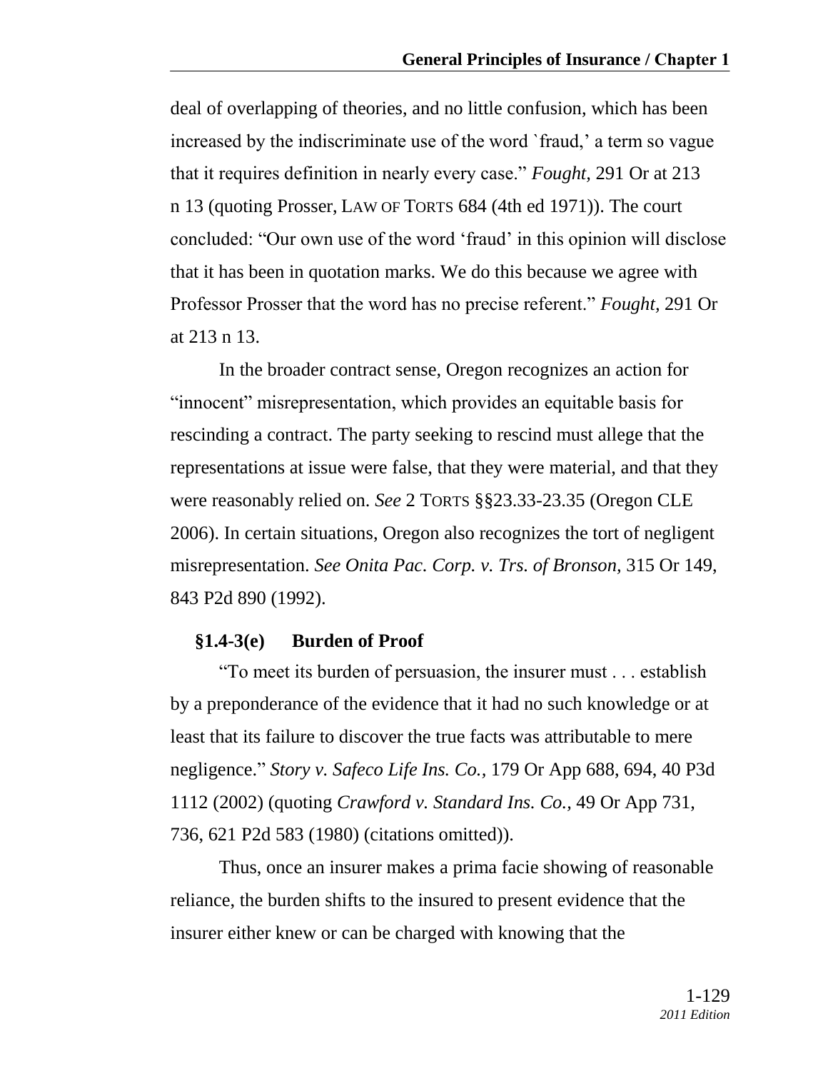deal of overlapping of theories, and no little confusion, which has been increased by the indiscriminate use of the word `fraud,' a term so vague that it requires definition in nearly every case." *Fought,* 291 Or at 213 n 13 (quoting Prosser, LAW OF TORTS 684 (4th ed 1971)). The court concluded: "Our own use of the word 'fraud' in this opinion will disclose that it has been in quotation marks. We do this because we agree with Professor Prosser that the word has no precise referent." *Fought,* 291 Or at 213 n 13.

In the broader contract sense, Oregon recognizes an action for "innocent" misrepresentation, which provides an equitable basis for rescinding a contract. The party seeking to rescind must allege that the representations at issue were false, that they were material, and that they were reasonably relied on. *See* 2 TORTS §§23.33-23.35 (Oregon CLE 2006). In certain situations, Oregon also recognizes the tort of negligent misrepresentation. *See Onita Pac. Corp. v. Trs. of Bronson,* 315 Or 149, 843 P2d 890 (1992).

### §1.4-3(e) Burden of Proof

"To meet its burden of persuasion, the insurer must . . . establish by a preponderance of the evidence that it had no such knowledge or at least that its failure to discover the true facts was attributable to mere negligence." *Story v. Safeco Life Ins. Co.,* 179 Or App 688, 694, 40 P3d 1112 (2002) (quoting *Crawford v. Standard Ins. Co.,* 49 Or App 731, 736, 621 P2d 583 (1980) (citations omitted)).

Thus, once an insurer makes a prima facie showing of reasonable reliance, the burden shifts to the insured to present evidence that the insurer either knew or can be charged with knowing that the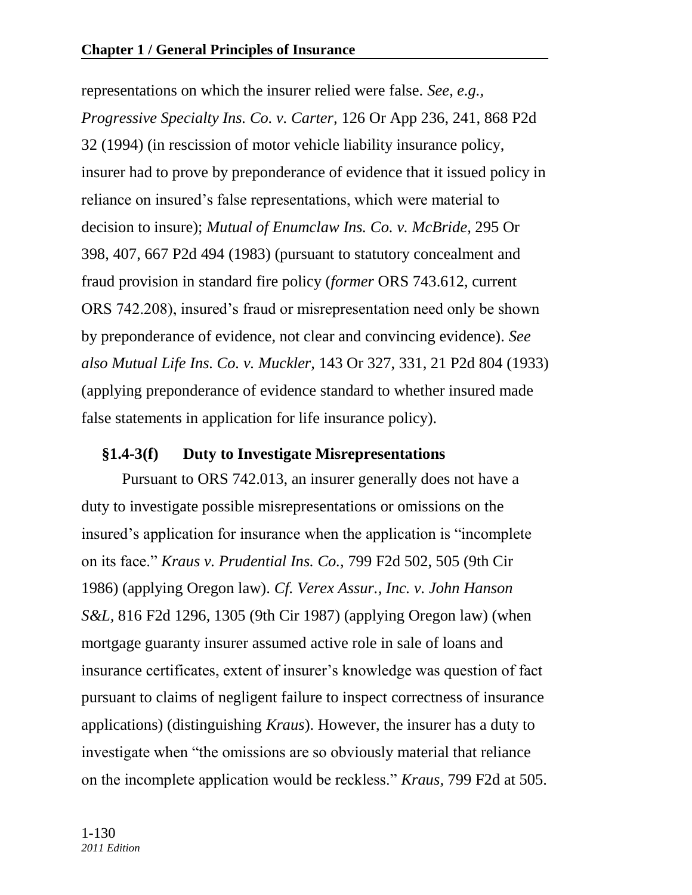representations on which the insurer relied were false. *See, e.g., Progressive Specialty Ins. Co. v. Carter*, 126 Or App 236, 241, 868 P2d 32 (1994) (in rescission of motor vehicle liability insurance policy, insurer had to prove by preponderance of evidence that it issued policy in reliance on insured's false representations, which were material to decision to insure); *Mutual of Enumclaw Ins. Co. v. McBride,* 295 Or 398, 407, 667 P2d 494 (1983) (pursuant to statutory concealment and fraud provision in standard fire policy (*former* ORS 743.612, current ORS 742.208), insured's fraud or misrepresentation need only be shown by preponderance of evidence, not clear and convincing evidence). *See also Mutual Life Ins. Co. v. Muckler,* 143 Or 327, 331, 21 P2d 804 (1933) (applying preponderance of evidence standard to whether insured made false statements in application for life insurance policy).

### §1.4-3(f) Duty to Investigate Misrepresentations

Pursuant to ORS 742.013, an insurer generally does not have a duty to investigate possible misrepresentations or omissions on the insured's application for insurance when the application is "incomplete on its face." *Kraus v. Prudential Ins. Co.,* 799 F2d 502, 505 (9th Cir 1986) (applying Oregon law). *Cf. Verex Assur., Inc. v. John Hanson S&L,* 816 F2d 1296, 1305 (9th Cir 1987) (applying Oregon law) (when mortgage guaranty insurer assumed active role in sale of loans and insurance certificates, extent of insurer's knowledge was question of fact pursuant to claims of negligent failure to inspect correctness of insurance applications) (distinguishing *Kraus*). However, the insurer has a duty to investigate when "the omissions are so obviously material that reliance on the incomplete application would be reckless." *Kraus,* 799 F2d at 505.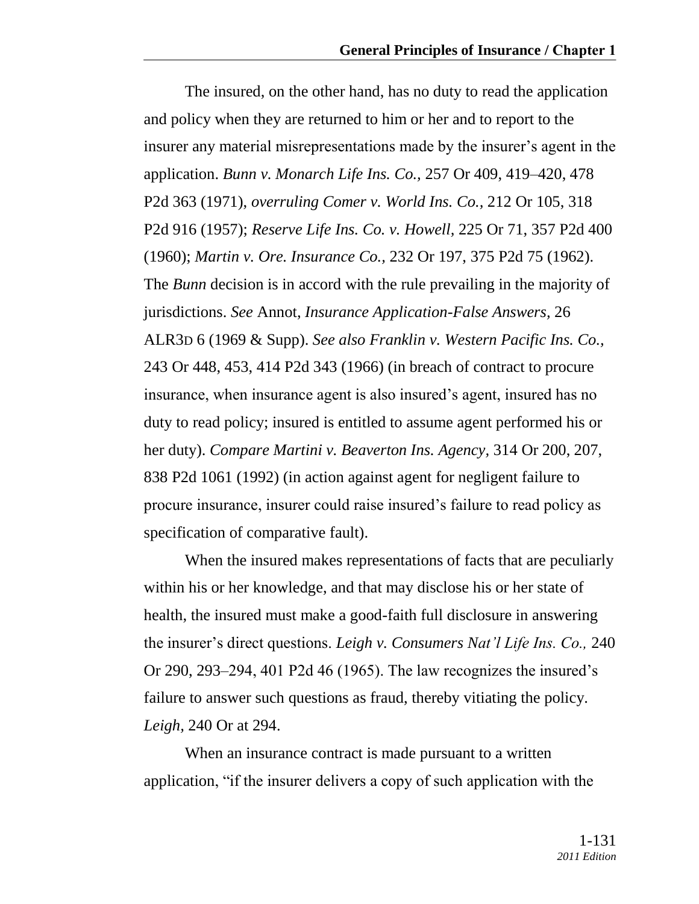The insured, on the other hand, has no duty to read the application and policy when they are returned to him or her and to report to the insurer any material misrepresentations made by the insurer's agent in the application. *Bunn v. Monarch Life Ins. Co.,* 257 Or 409, 419–420, 478 P2d 363 (1971), *overruling Comer v. World Ins. Co.,* 212 Or 105, 318 P2d 916 (1957); *Reserve Life Ins. Co. v. Howell,* 225 Or 71, 357 P2d 400 (1960); *Martin v. Ore. Insurance Co.,* 232 Or 197, 375 P2d 75 (1962). The *Bunn* decision is in accord with the rule prevailing in the majority of jurisdictions. *See* Annot, *Insurance Application-False Answers,* 26 ALR3D 6 (1969 & Supp). *See also Franklin v. Western Pacific Ins. Co.,* 243 Or 448, 453, 414 P2d 343 (1966) (in breach of contract to procure insurance, when insurance agent is also insured's agent, insured has no duty to read policy; insured is entitled to assume agent performed his or her duty). *Compare Martini v. Beaverton Ins. Agency,* 314 Or 200, 207, 838 P2d 1061 (1992) (in action against agent for negligent failure to procure insurance, insurer could raise insured's failure to read policy as specification of comparative fault).

When the insured makes representations of facts that are peculiarly within his or her knowledge, and that may disclose his or her state of health, the insured must make a good-faith full disclosure in answering the insurer's direct questions. *Leigh v. Consumers Nat'l Life Ins. Co.,* 240 Or 290, 293–294, 401 P2d 46 (1965). The law recognizes the insured's failure to answer such questions as fraud, thereby vitiating the policy. *Leigh,* 240 Or at 294.

When an insurance contract is made pursuant to a written application, "if the insurer delivers a copy of such application with the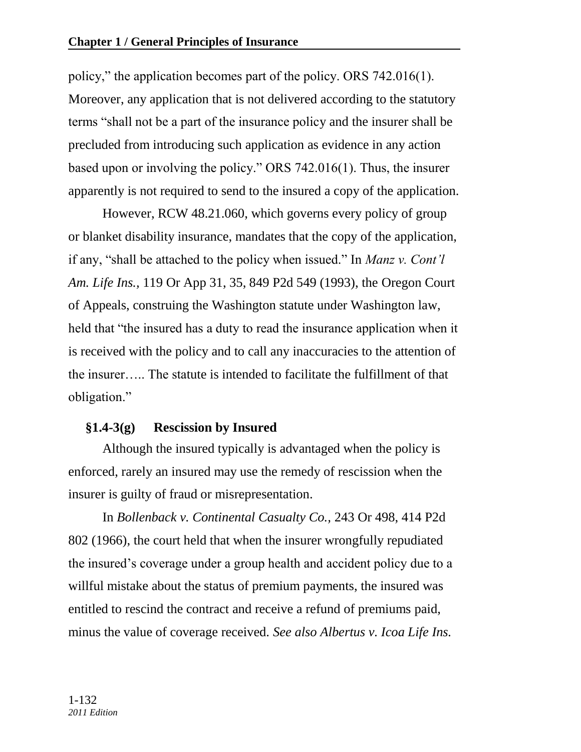policy," the application becomes part of the policy. ORS 742.016(1). Moreover, any application that is not delivered according to the statutory terms "shall not be a part of the insurance policy and the insurer shall be precluded from introducing such application as evidence in any action based upon or involving the policy." ORS 742.016(1). Thus, the insurer apparently is not required to send to the insured a copy of the application.

However, RCW 48.21.060, which governs every policy of group or blanket disability insurance, mandates that the copy of the application, if any, "shall be attached to the policy when issued." In *Manz v. Cont'l Am. Life Ins.*, 119 Or App 31, 35, 849 P2d 549 (1993), the Oregon Court of Appeals, construing the Washington statute under Washington law, held that "the insured has a duty to read the insurance application when it is received with the policy and to call any inaccuracies to the attention of the insurer….. The statute is intended to facilitate the fulfillment of that obligation."

### §1.4-3(g) Rescission by Insured

Although the insured typically is advantaged when the policy is enforced, rarely an insured may use the remedy of rescission when the insurer is guilty of fraud or misrepresentation.

In *Bollenback v. Continental Casualty Co.*, 243 Or 498, 414 P2d 802 (1966), the court held that when the insurer wrongfully repudiated the insured's coverage under a group health and accident policy due to a willful mistake about the status of premium payments, the insured was entitled to rescind the contract and receive a refund of premiums paid, minus the value of coverage received. *See also Albertus v. Icoa Life Ins.*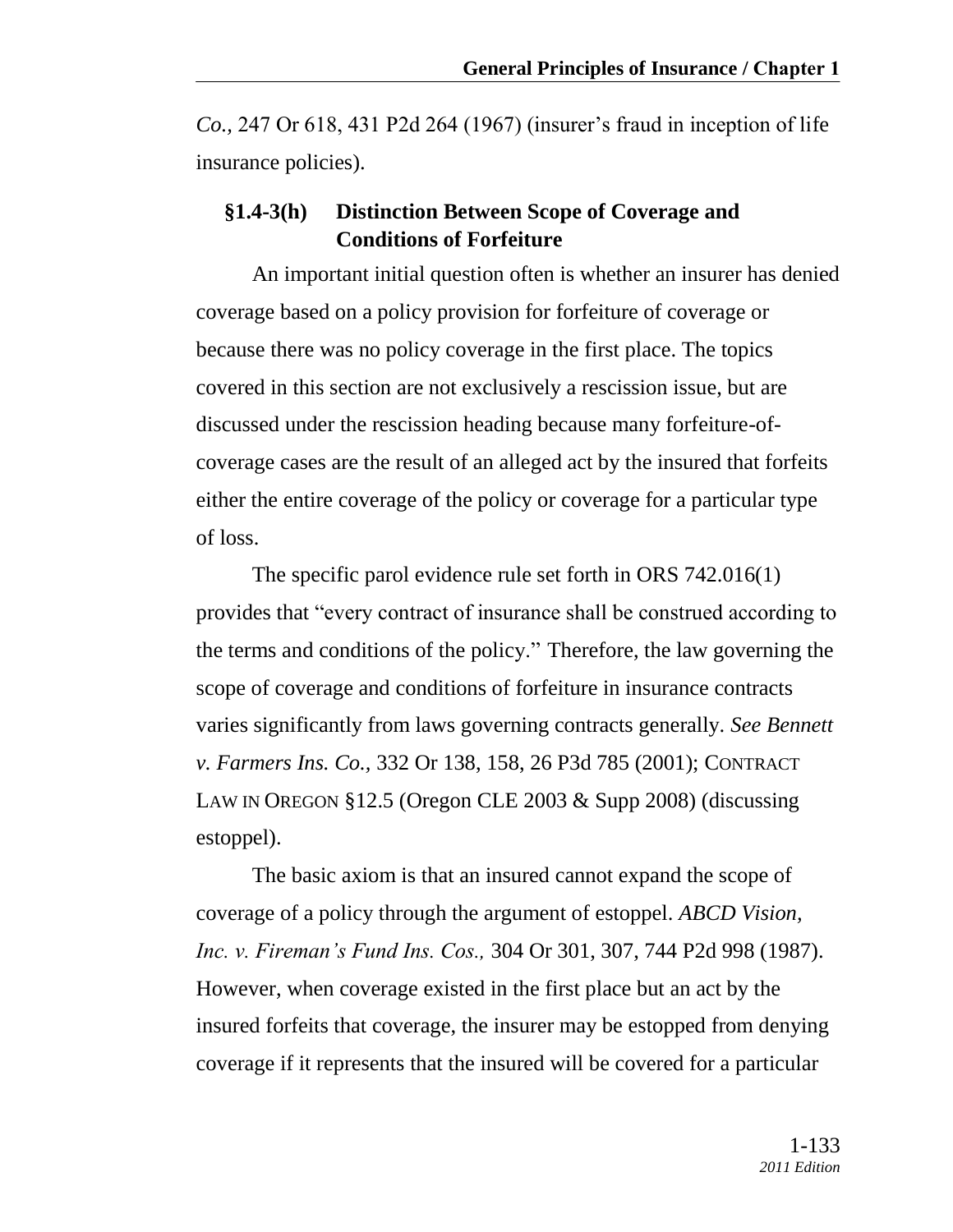*Co.,* 247 Or 618, 431 P2d 264 (1967) (insurer's fraud in inception of life insurance policies).

### §1.4-3(h) Distinction Between Scope of Coverage and Conditions of Forfeiture

An important initial question often is whether an insurer has denied coverage based on a policy provision for forfeiture of coverage or because there was no policy coverage in the first place. The topics covered in this section are not exclusively a rescission issue, but are discussed under the rescission heading because many forfeiture-of-coverage cases are the result of an alleged act by the insured that forfeits either the entire coverage of the policy or coverage for a particular type of loss.

The specific parol evidence rule set forth in ORS 742.016(1) provides that "every contract of insurance shall be construed according to the terms and conditions of the policy." Therefore, the law governing the scope of coverage and conditions of forfeiture in insurance contracts varies significantly from laws governing contracts generally. *See Bennett v. Farmers Ins. Co.,* 332 Or 138, 158, 26 P3d 785 (2001); CONTRACT LAW IN OREGON §12.5 (Oregon CLE 2003 & Supp 2008) (discussing estoppel).

The basic axiom is that an insured cannot expand the scope of coverage of a policy through the argument of estoppel. *ABCD Vision, Inc. v. Fireman's Fund Ins. Cos.,* 304 Or 301, 307, 744 P2d 998 (1987). However, when coverage existed in the first place but an act by the insured forfeits that coverage, the insurer may be estopped from denying coverage if it represents that the insured will be covered for a particular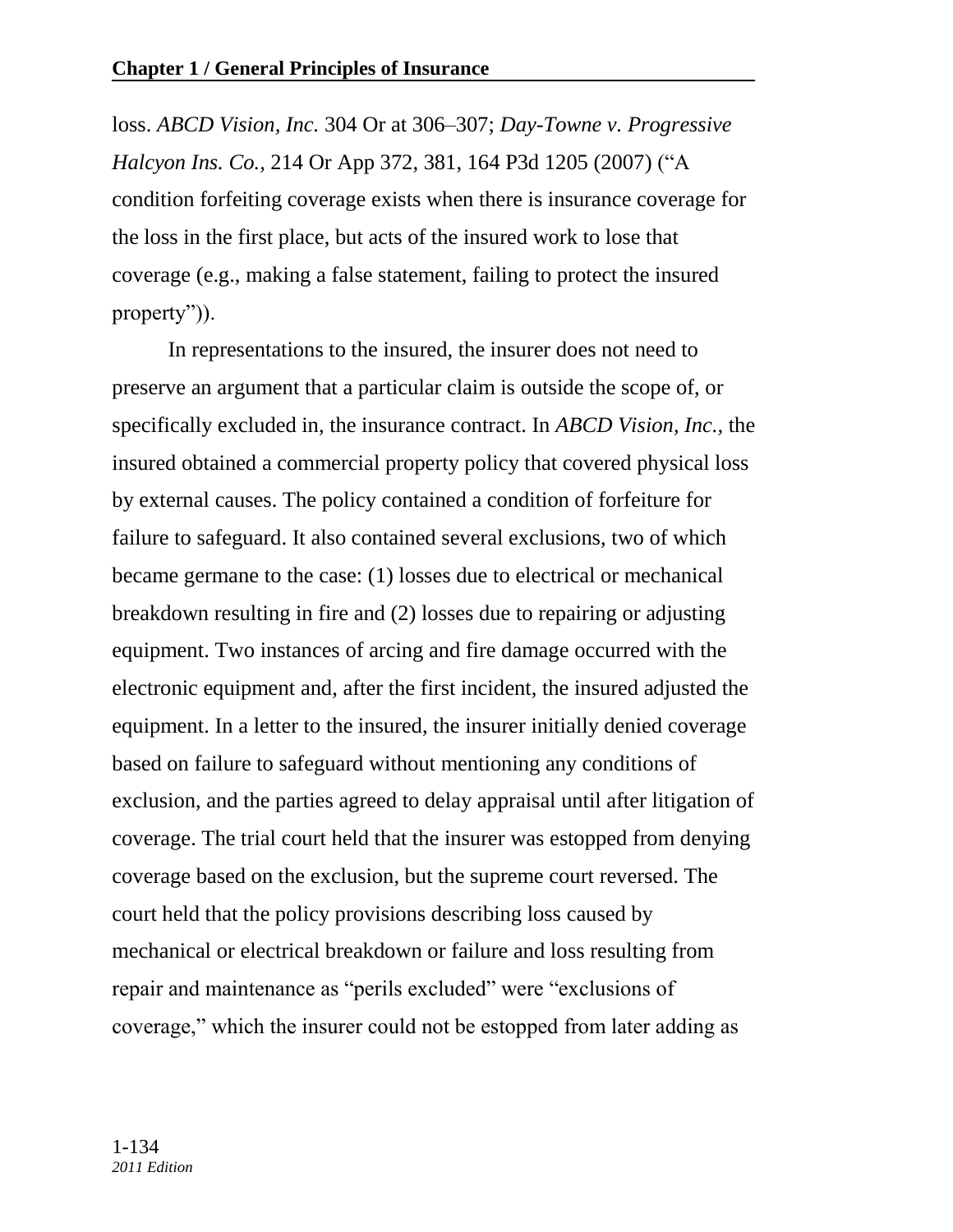loss. *ABCD Vision, Inc.* 304 Or at 306–307; *Day-Towne v. Progressive Halcyon Ins. Co.,* 214 Or App 372, 381, 164 P3d 1205 (2007) ("A condition forfeiting coverage exists when there is insurance coverage for the loss in the first place, but acts of the insured work to lose that coverage (e.g., making a false statement, failing to protect the insured property")).

In representations to the insured, the insurer does not need to preserve an argument that a particular claim is outside the scope of, or specifically excluded in, the insurance contract. In *ABCD Vision, Inc.,* the insured obtained a commercial property policy that covered physical loss by external causes. The policy contained a condition of forfeiture for failure to safeguard. It also contained several exclusions, two of which became germane to the case: (1) losses due to electrical or mechanical breakdown resulting in fire and (2) losses due to repairing or adjusting equipment. Two instances of arcing and fire damage occurred with the electronic equipment and, after the first incident, the insured adjusted the equipment. In a letter to the insured, the insurer initially denied coverage based on failure to safeguard without mentioning any conditions of exclusion, and the parties agreed to delay appraisal until after litigation of coverage. The trial court held that the insurer was estopped from denying coverage based on the exclusion, but the supreme court reversed. The court held that the policy provisions describing loss caused by mechanical or electrical breakdown or failure and loss resulting from repair and maintenance as "perils excluded" were "exclusions of coverage," which the insurer could not be estopped from later adding as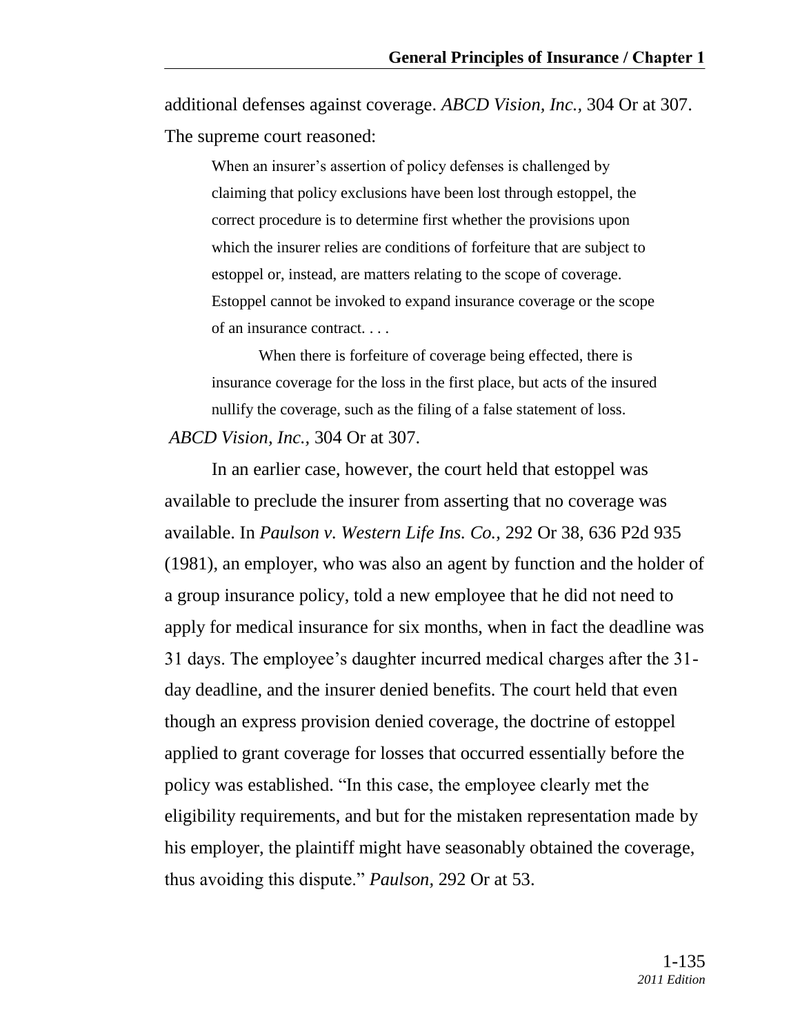additional defenses against coverage. *ABCD Vision, Inc.,* 304 Or at 307. The supreme court reasoned:

> When an insurer's assertion of policy defenses is challenged by claiming that policy exclusions have been lost through estoppel, the correct procedure is to determine first whether the provisions upon which the insurer relies are conditions of forfeiture that are subject to estoppel or, instead, are matters relating to the scope of coverage. Estoppel cannot be invoked to expand insurance coverage or the scope of an insurance contract. . . .
>
> When there is forfeiture of coverage being effected, there is insurance coverage for the loss in the first place, but acts of the insured nullify the coverage, such as the filing of a false statement of loss.

*ABCD Vision, Inc.,* 304 Or at 307.

In an earlier case, however, the court held that estoppel was available to preclude the insurer from asserting that no coverage was available. In *Paulson v. Western Life Ins. Co.,* 292 Or 38, 636 P2d 935 (1981), an employer, who was also an agent by function and the holder of a group insurance policy, told a new employee that he did not need to apply for medical insurance for six months, when in fact the deadline was 31 days. The employee's daughter incurred medical charges after the 31-day deadline, and the insurer denied benefits. The court held that even though an express provision denied coverage, the doctrine of estoppel applied to grant coverage for losses that occurred essentially before the policy was established. "In this case, the employee clearly met the eligibility requirements, and but for the mistaken representation made by his employer, the plaintiff might have seasonably obtained the coverage, thus avoiding this dispute." *Paulson,* 292 Or at 53.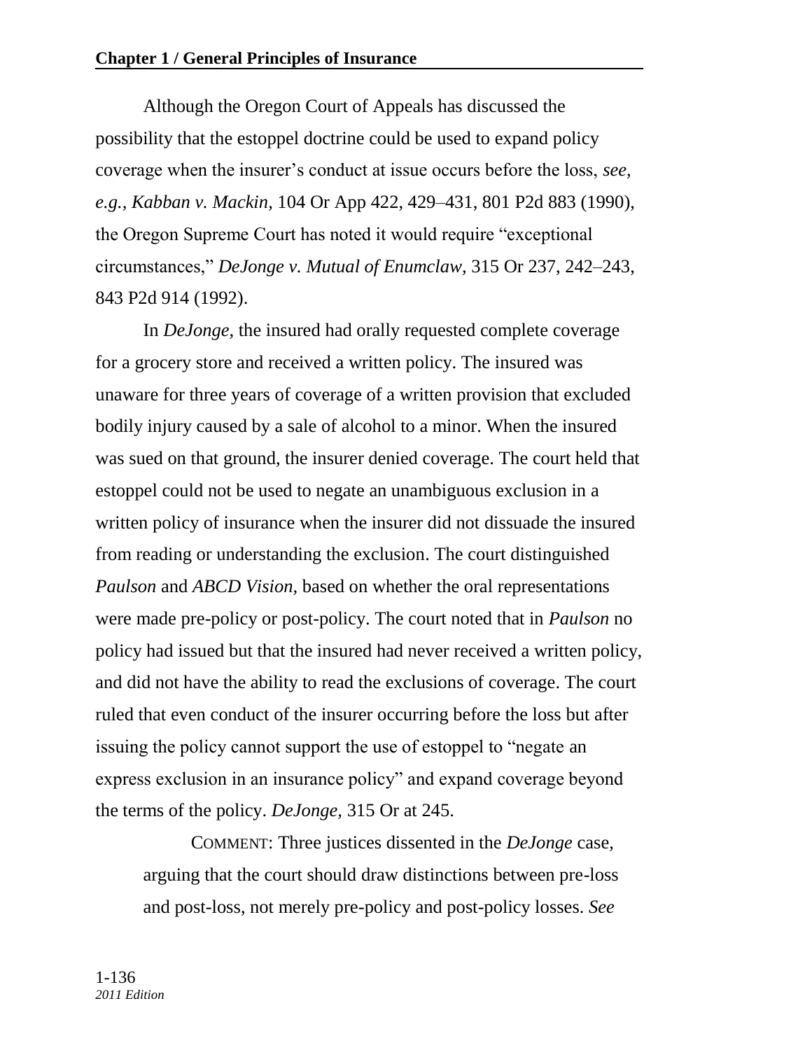Although the Oregon Court of Appeals has discussed the possibility that the estoppel doctrine could be used to expand policy coverage when the insurer's conduct at issue occurs before the loss, *see, e.g., Kabban v. Mackin,* 104 Or App 422, 429–431, 801 P2d 883 (1990), the Oregon Supreme Court has noted it would require "exceptional circumstances," *DeJonge v. Mutual of Enumclaw,* 315 Or 237, 242–243, 843 P2d 914 (1992).

In *DeJonge,* the insured had orally requested complete coverage for a grocery store and received a written policy. The insured was unaware for three years of coverage of a written provision that excluded bodily injury caused by a sale of alcohol to a minor. When the insured was sued on that ground, the insurer denied coverage. The court held that estoppel could not be used to negate an unambiguous exclusion in a written policy of insurance when the insurer did not dissuade the insured from reading or understanding the exclusion. The court distinguished *Paulson* and *ABCD Vision,* based on whether the oral representations were made pre-policy or post-policy. The court noted that in *Paulson* no policy had issued but that the insured had never received a written policy, and did not have the ability to read the exclusions of coverage. The court ruled that even conduct of the insurer occurring before the loss but after issuing the policy cannot support the use of estoppel to "negate an express exclusion in an insurance policy" and expand coverage beyond the terms of the policy. *DeJonge,* 315 Or at 245.

> COMMENT: Three justices dissented in the *DeJonge* case, arguing that the court should draw distinctions between pre-loss and post-loss, not merely pre-policy and post-policy losses. *See*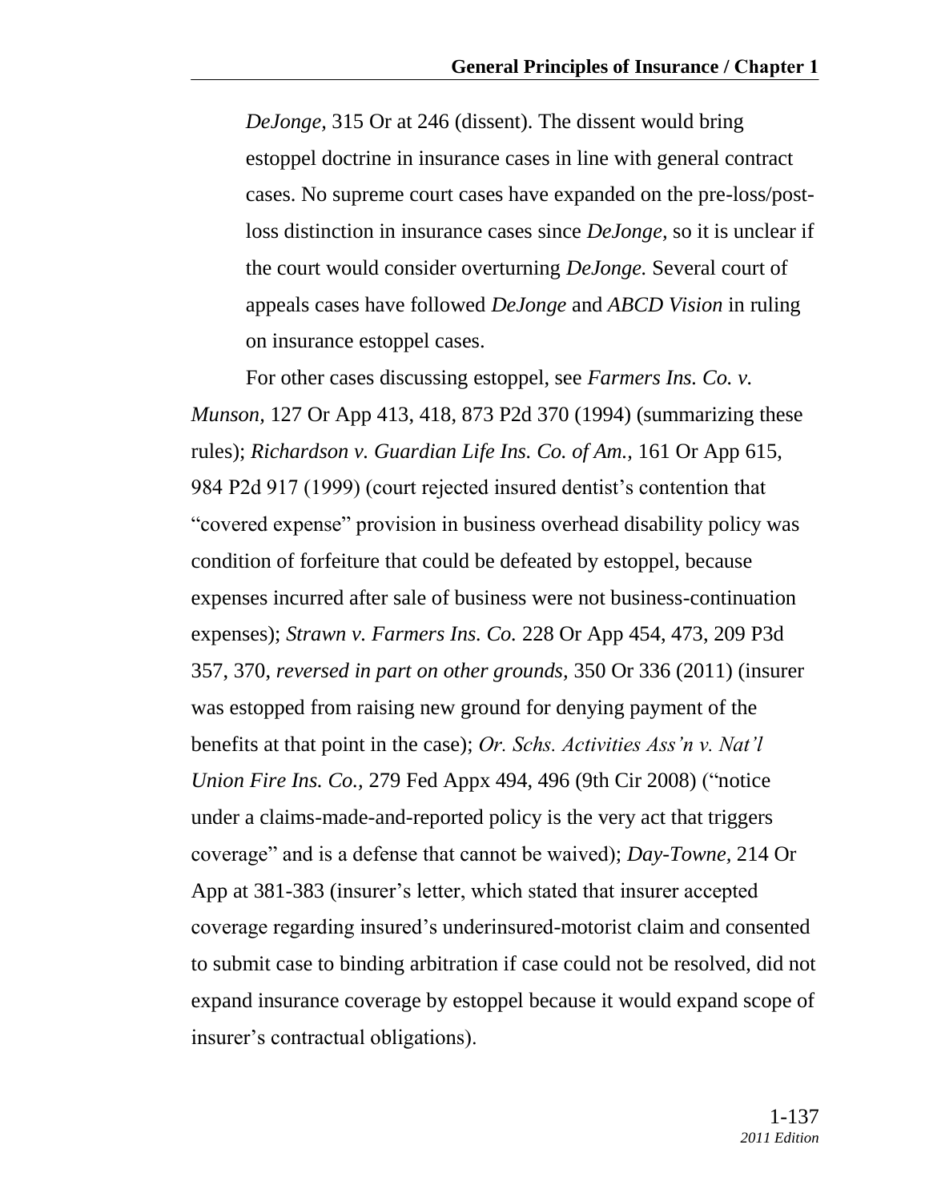*DeJonge,* 315 Or at 246 (dissent). The dissent would bring estoppel doctrine in insurance cases in line with general contract cases. No supreme court cases have expanded on the pre-loss/post-loss distinction in insurance cases since *DeJonge,* so it is unclear if the court would consider overturning *DeJonge.* Several court of appeals cases have followed *DeJonge* and *ABCD Vision* in ruling on insurance estoppel cases.

For other cases discussing estoppel, see *Farmers Ins. Co. v. Munson,* 127 Or App 413, 418, 873 P2d 370 (1994) (summarizing these rules); *Richardson v. Guardian Life Ins. Co. of Am.,* 161 Or App 615, 984 P2d 917 (1999) (court rejected insured dentist's contention that "covered expense" provision in business overhead disability policy was condition of forfeiture that could be defeated by estoppel, because expenses incurred after sale of business were not business-continuation expenses); *Strawn v. Farmers Ins. Co.* 228 Or App 454, 473, 209 P3d 357, 370, *reversed in part on other grounds,* 350 Or 336 (2011) (insurer was estopped from raising new ground for denying payment of the benefits at that point in the case); *Or. Schs. Activities Ass'n v. Nat'l Union Fire Ins. Co.,* 279 Fed Appx 494, 496 (9th Cir 2008) ("notice under a claims-made-and-reported policy is the very act that triggers coverage" and is a defense that cannot be waived); *Day-Towne,* 214 Or App at 381-383 (insurer's letter, which stated that insurer accepted coverage regarding insured's underinsured-motorist claim and consented to submit case to binding arbitration if case could not be resolved, did not expand insurance coverage by estoppel because it would expand scope of insurer's contractual obligations).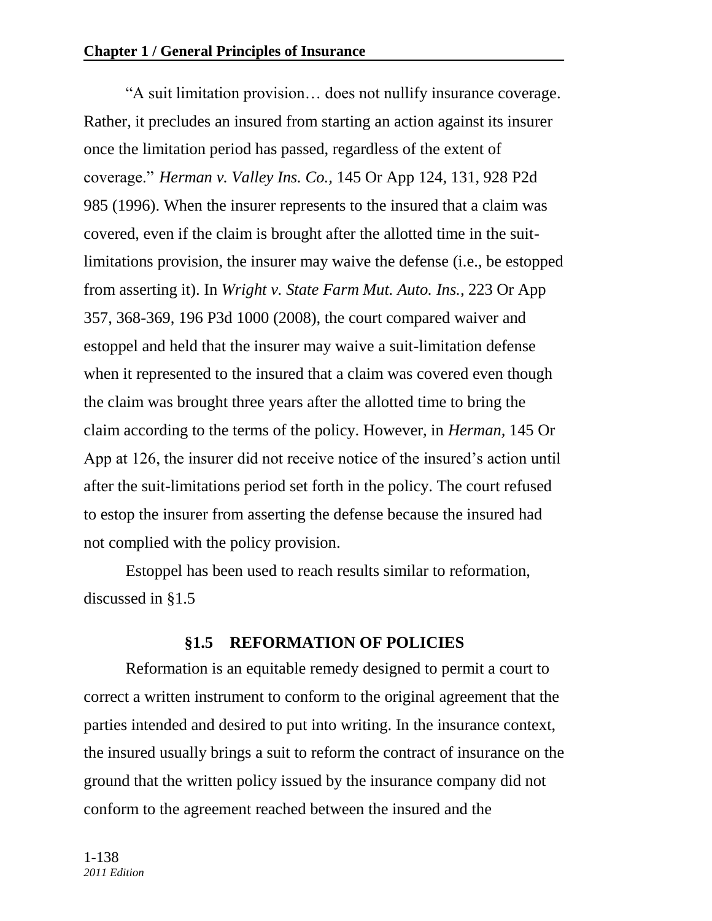"A suit limitation provision… does not nullify insurance coverage. Rather, it precludes an insured from starting an action against its insurer once the limitation period has passed, regardless of the extent of coverage." *Herman v. Valley Ins. Co.*, 145 Or App 124, 131, 928 P2d 985 (1996). When the insurer represents to the insured that a claim was covered, even if the claim is brought after the allotted time in the suit-limitations provision, the insurer may waive the defense (i.e., be estopped from asserting it). In *Wright v. State Farm Mut. Auto. Ins.*, 223 Or App 357, 368-369, 196 P3d 1000 (2008), the court compared waiver and estoppel and held that the insurer may waive a suit-limitation defense when it represented to the insured that a claim was covered even though the claim was brought three years after the allotted time to bring the claim according to the terms of the policy. However, in *Herman*, 145 Or App at 126, the insurer did not receive notice of the insured's action until after the suit-limitations period set forth in the policy. The court refused to estop the insurer from asserting the defense because the insured had not complied with the policy provision.

Estoppel has been used to reach results similar to reformation, discussed in §1.5

## §1.5 REFORMATION OF POLICIES

Reformation is an equitable remedy designed to permit a court to correct a written instrument to conform to the original agreement that the parties intended and desired to put into writing. In the insurance context, the insured usually brings a suit to reform the contract of insurance on the ground that the written policy issued by the insurance company did not conform to the agreement reached between the insured and the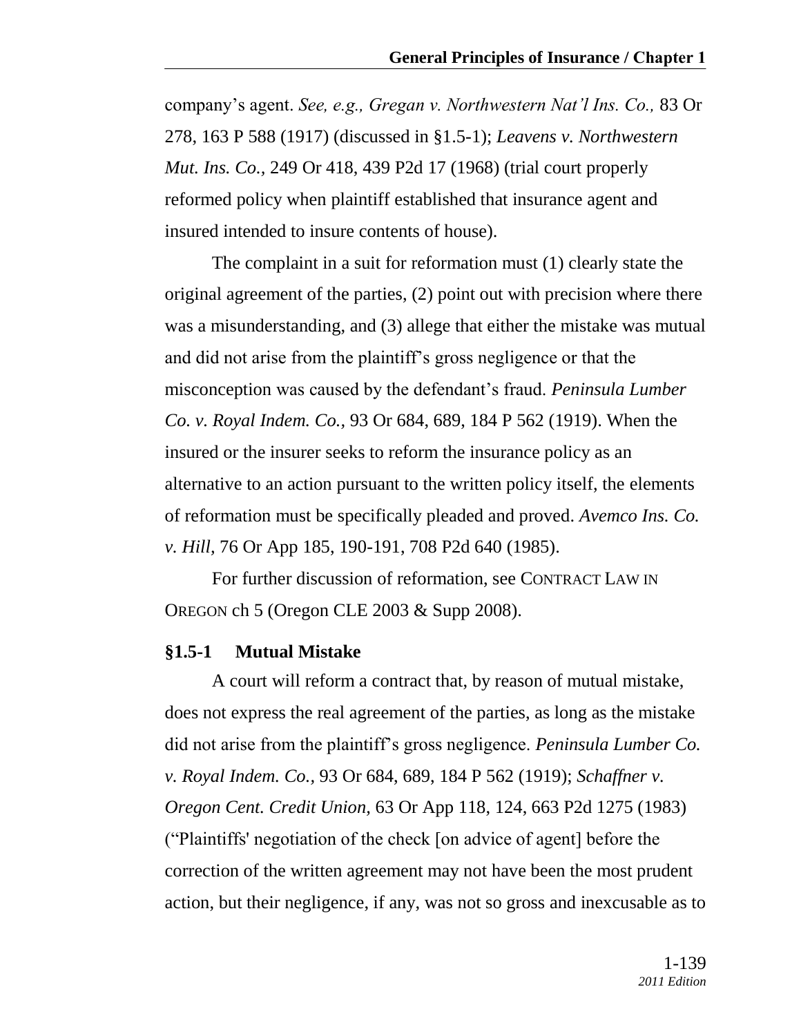company's agent. *See, e.g., Gregan v. Northwestern Nat'l Ins. Co.,* 83 Or 278, 163 P 588 (1917) (discussed in §1.5-1); *Leavens v. Northwestern Mut. Ins. Co.,* 249 Or 418, 439 P2d 17 (1968) (trial court properly reformed policy when plaintiff established that insurance agent and insured intended to insure contents of house).

The complaint in a suit for reformation must (1) clearly state the original agreement of the parties, (2) point out with precision where there was a misunderstanding, and (3) allege that either the mistake was mutual and did not arise from the plaintiff's gross negligence or that the misconception was caused by the defendant's fraud. *Peninsula Lumber Co. v. Royal Indem. Co.,* 93 Or 684, 689, 184 P 562 (1919). When the insured or the insurer seeks to reform the insurance policy as an alternative to an action pursuant to the written policy itself, the elements of reformation must be specifically pleaded and proved. *Avemco Ins. Co. v. Hill,* 76 Or App 185, 190-191, 708 P2d 640 (1985).

For further discussion of reformation, see CONTRACT LAW IN OREGON ch 5 (Oregon CLE 2003 & Supp 2008).

### §1.5-1 Mutual Mistake

A court will reform a contract that, by reason of mutual mistake, does not express the real agreement of the parties, as long as the mistake did not arise from the plaintiff's gross negligence. *Peninsula Lumber Co. v. Royal Indem. Co.,* 93 Or 684, 689, 184 P 562 (1919); *Schaffner v. Oregon Cent. Credit Union,* 63 Or App 118, 124, 663 P2d 1275 (1983) ("Plaintiffs' negotiation of the check [on advice of agent] before the correction of the written agreement may not have been the most prudent action, but their negligence, if any, was not so gross and inexcusable as to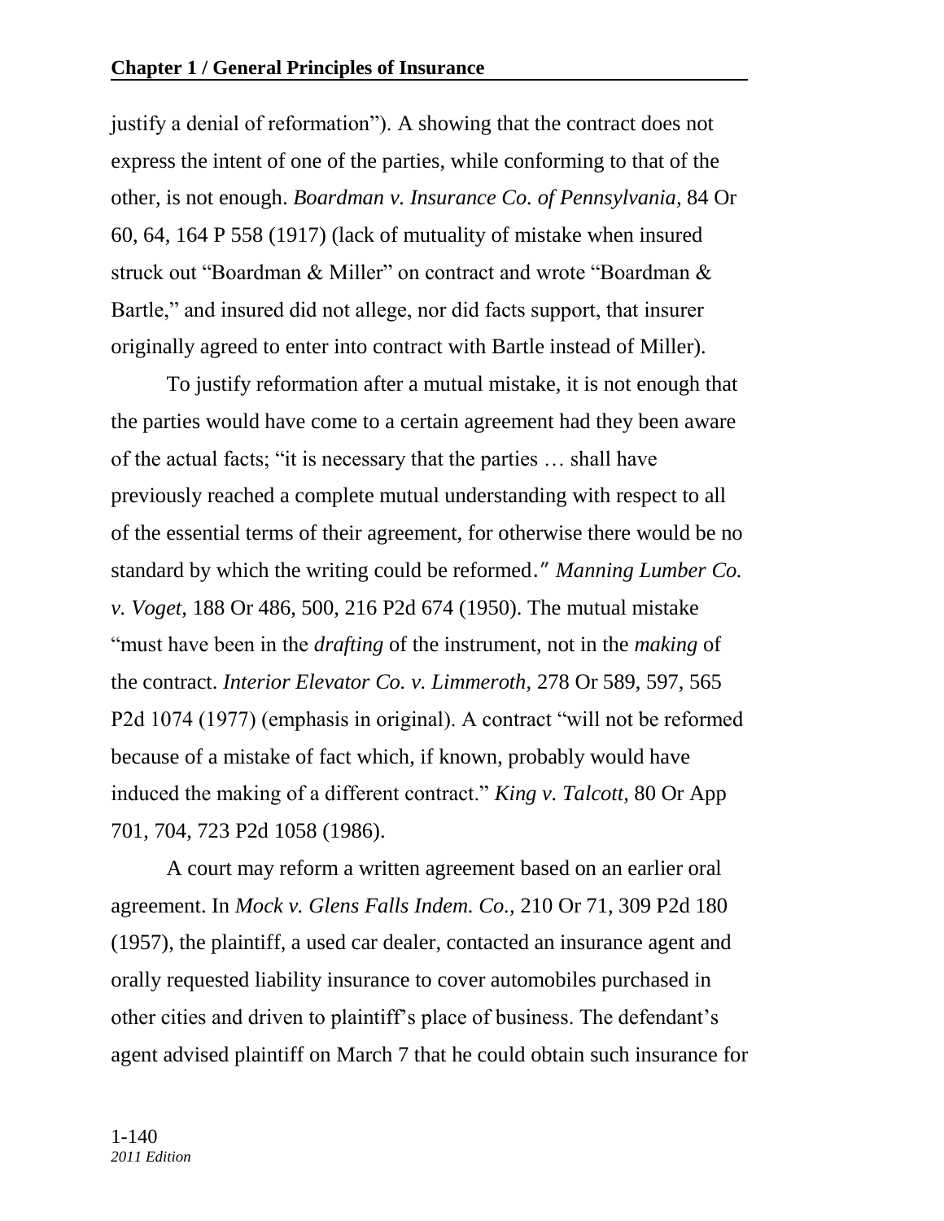justify a denial of reformation"). A showing that the contract does not express the intent of one of the parties, while conforming to that of the other, is not enough. *Boardman v. Insurance Co. of Pennsylvania,* 84 Or 60, 64, 164 P 558 (1917) (lack of mutuality of mistake when insured struck out "Boardman & Miller" on contract and wrote "Boardman & Bartle," and insured did not allege, nor did facts support, that insurer originally agreed to enter into contract with Bartle instead of Miller).

To justify reformation after a mutual mistake, it is not enough that the parties would have come to a certain agreement had they been aware of the actual facts; "it is necessary that the parties … shall have previously reached a complete mutual understanding with respect to all of the essential terms of their agreement, for otherwise there would be no standard by which the writing could be reformed." *Manning Lumber Co. v. Voget,* 188 Or 486, 500, 216 P2d 674 (1950). The mutual mistake "must have been in the *drafting* of the instrument, not in the *making* of the contract. *Interior Elevator Co. v. Limmeroth,* 278 Or 589, 597, 565 P2d 1074 (1977) (emphasis in original). A contract "will not be reformed because of a mistake of fact which, if known, probably would have induced the making of a different contract." *King v. Talcott,* 80 Or App 701, 704, 723 P2d 1058 (1986).

A court may reform a written agreement based on an earlier oral agreement. In *Mock v. Glens Falls Indem. Co.,* 210 Or 71, 309 P2d 180 (1957), the plaintiff, a used car dealer, contacted an insurance agent and orally requested liability insurance to cover automobiles purchased in other cities and driven to plaintiff's place of business. The defendant's agent advised plaintiff on March 7 that he could obtain such insurance for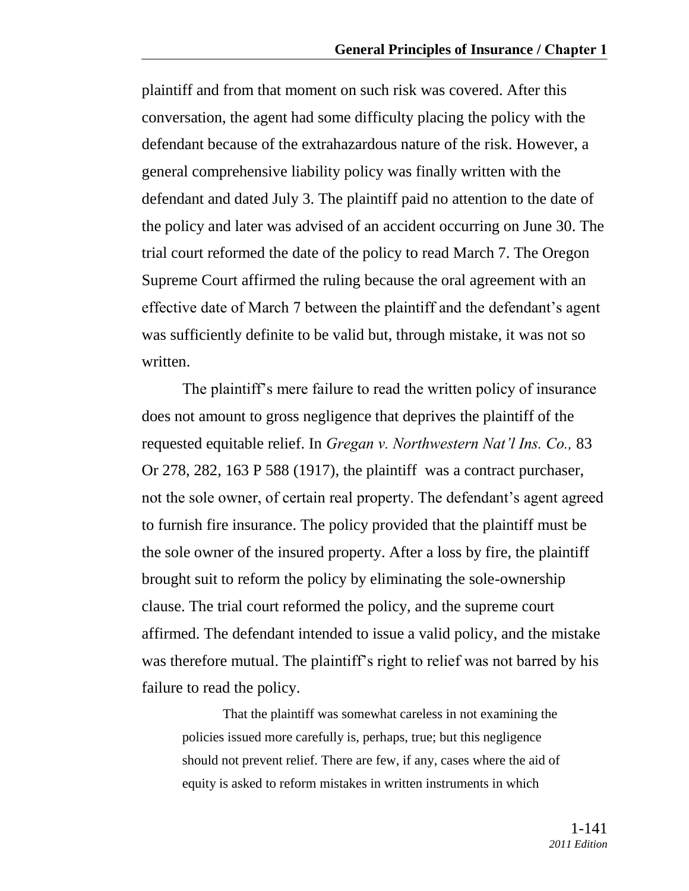plaintiff and from that moment on such risk was covered. After this conversation, the agent had some difficulty placing the policy with the defendant because of the extrahazardous nature of the risk. However, a general comprehensive liability policy was finally written with the defendant and dated July 3. The plaintiff paid no attention to the date of the policy and later was advised of an accident occurring on June 30. The trial court reformed the date of the policy to read March 7. The Oregon Supreme Court affirmed the ruling because the oral agreement with an effective date of March 7 between the plaintiff and the defendant's agent was sufficiently definite to be valid but, through mistake, it was not so written.

The plaintiff's mere failure to read the written policy of insurance does not amount to gross negligence that deprives the plaintiff of the requested equitable relief. In *Gregan v. Northwestern Nat'l Ins. Co.,* 83 Or 278, 282, 163 P 588 (1917), the plaintiff was a contract purchaser, not the sole owner, of certain real property. The defendant's agent agreed to furnish fire insurance. The policy provided that the plaintiff must be the sole owner of the insured property. After a loss by fire, the plaintiff brought suit to reform the policy by eliminating the sole-ownership clause. The trial court reformed the policy, and the supreme court affirmed. The defendant intended to issue a valid policy, and the mistake was therefore mutual. The plaintiff's right to relief was not barred by his failure to read the policy.

> That the plaintiff was somewhat careless in not examining the policies issued more carefully is, perhaps, true; but this negligence should not prevent relief. There are few, if any, cases where the aid of equity is asked to reform mistakes in written instruments in which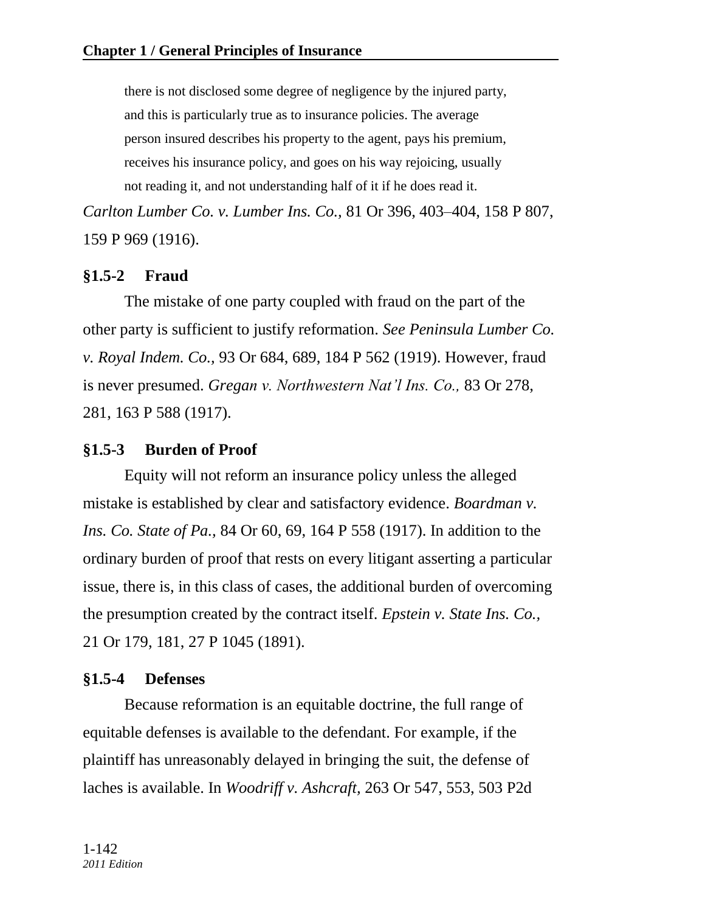> there is not disclosed some degree of negligence by the injured party, and this is particularly true as to insurance policies. The average person insured describes his property to the agent, pays his premium, receives his insurance policy, and goes on his way rejoicing, usually not reading it, and not understanding half of it if he does read it.

*Carlton Lumber Co. v. Lumber Ins. Co.,* 81 Or 396, 403–404, 158 P 807, 159 P 969 (1916).

### §1.5-2 Fraud

The mistake of one party coupled with fraud on the part of the other party is sufficient to justify reformation. *See Peninsula Lumber Co. v. Royal Indem. Co.,* 93 Or 684, 689, 184 P 562 (1919). However, fraud is never presumed. *Gregan v. Northwestern Nat'l Ins. Co.,* 83 Or 278, 281, 163 P 588 (1917).

### §1.5-3 Burden of Proof

Equity will not reform an insurance policy unless the alleged mistake is established by clear and satisfactory evidence. *Boardman v. Ins. Co. State of Pa.,* 84 Or 60, 69, 164 P 558 (1917). In addition to the ordinary burden of proof that rests on every litigant asserting a particular issue, there is, in this class of cases, the additional burden of overcoming the presumption created by the contract itself. *Epstein v. State Ins. Co.,* 21 Or 179, 181, 27 P 1045 (1891).

### §1.5-4 Defenses

Because reformation is an equitable doctrine, the full range of equitable defenses is available to the defendant. For example, if the plaintiff has unreasonably delayed in bringing the suit, the defense of laches is available. In *Woodriff v. Ashcraft,* 263 Or 547, 553, 503 P2d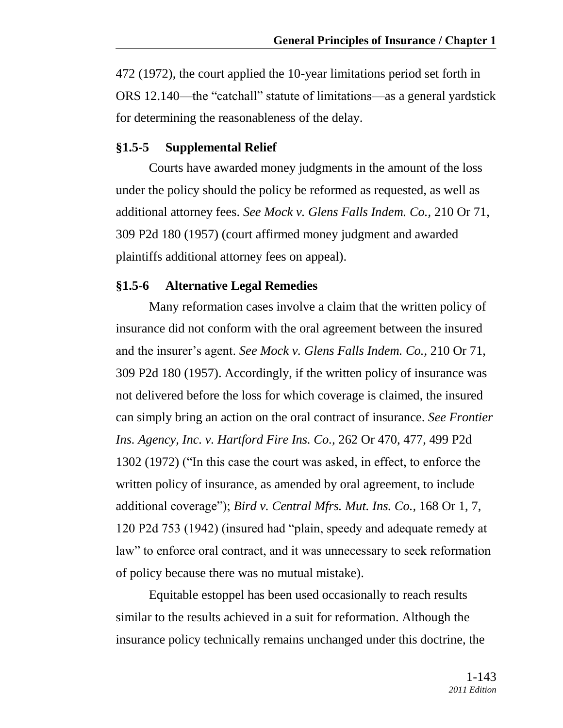472 (1972), the court applied the 10-year limitations period set forth in ORS 12.140—the "catchall" statute of limitations—as a general yardstick for determining the reasonableness of the delay.

### §1.5-5 Supplemental Relief

Courts have awarded money judgments in the amount of the loss under the policy should the policy be reformed as requested, as well as additional attorney fees. *See Mock v. Glens Falls Indem. Co.,* 210 Or 71, 309 P2d 180 (1957) (court affirmed money judgment and awarded plaintiffs additional attorney fees on appeal).

### §1.5-6 Alternative Legal Remedies

Many reformation cases involve a claim that the written policy of insurance did not conform with the oral agreement between the insured and the insurer's agent. *See Mock v. Glens Falls Indem. Co.,* 210 Or 71, 309 P2d 180 (1957). Accordingly, if the written policy of insurance was not delivered before the loss for which coverage is claimed, the insured can simply bring an action on the oral contract of insurance. *See Frontier Ins. Agency, Inc. v. Hartford Fire Ins. Co.,* 262 Or 470, 477, 499 P2d 1302 (1972) ("In this case the court was asked, in effect, to enforce the written policy of insurance, as amended by oral agreement, to include additional coverage"); *Bird v. Central Mfrs. Mut. Ins. Co.,* 168 Or 1, 7, 120 P2d 753 (1942) (insured had "plain, speedy and adequate remedy at law" to enforce oral contract, and it was unnecessary to seek reformation of policy because there was no mutual mistake).

Equitable estoppel has been used occasionally to reach results similar to the results achieved in a suit for reformation. Although the insurance policy technically remains unchanged under this doctrine, the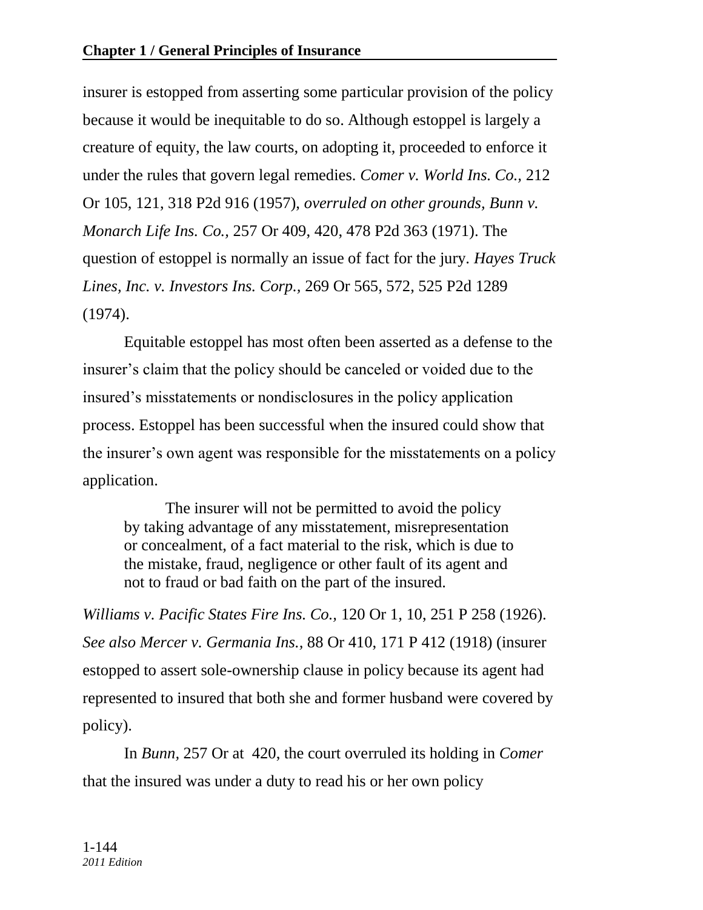insurer is estopped from asserting some particular provision of the policy because it would be inequitable to do so. Although estoppel is largely a creature of equity, the law courts, on adopting it, proceeded to enforce it under the rules that govern legal remedies. *Comer v. World Ins. Co.,* 212 Or 105, 121, 318 P2d 916 (1957), *overruled on other grounds, Bunn v. Monarch Life Ins. Co.,* 257 Or 409, 420, 478 P2d 363 (1971). The question of estoppel is normally an issue of fact for the jury. *Hayes Truck Lines, Inc. v. Investors Ins. Corp.,* 269 Or 565, 572, 525 P2d 1289 (1974).

Equitable estoppel has most often been asserted as a defense to the insurer's claim that the policy should be canceled or voided due to the insured's misstatements or nondisclosures in the policy application process. Estoppel has been successful when the insured could show that the insurer's own agent was responsible for the misstatements on a policy application.

> The insurer will not be permitted to avoid the policy by taking advantage of any misstatement, misrepresentation or concealment, of a fact material to the risk, which is due to the mistake, fraud, negligence or other fault of its agent and not to fraud or bad faith on the part of the insured.

*Williams v. Pacific States Fire Ins. Co.,* 120 Or 1, 10, 251 P 258 (1926). *See also Mercer v. Germania Ins.,* 88 Or 410, 171 P 412 (1918) (insurer estopped to assert sole-ownership clause in policy because its agent had represented to insured that both she and former husband were covered by policy).

In *Bunn,* 257 Or at 420, the court overruled its holding in *Comer* that the insured was under a duty to read his or her own policy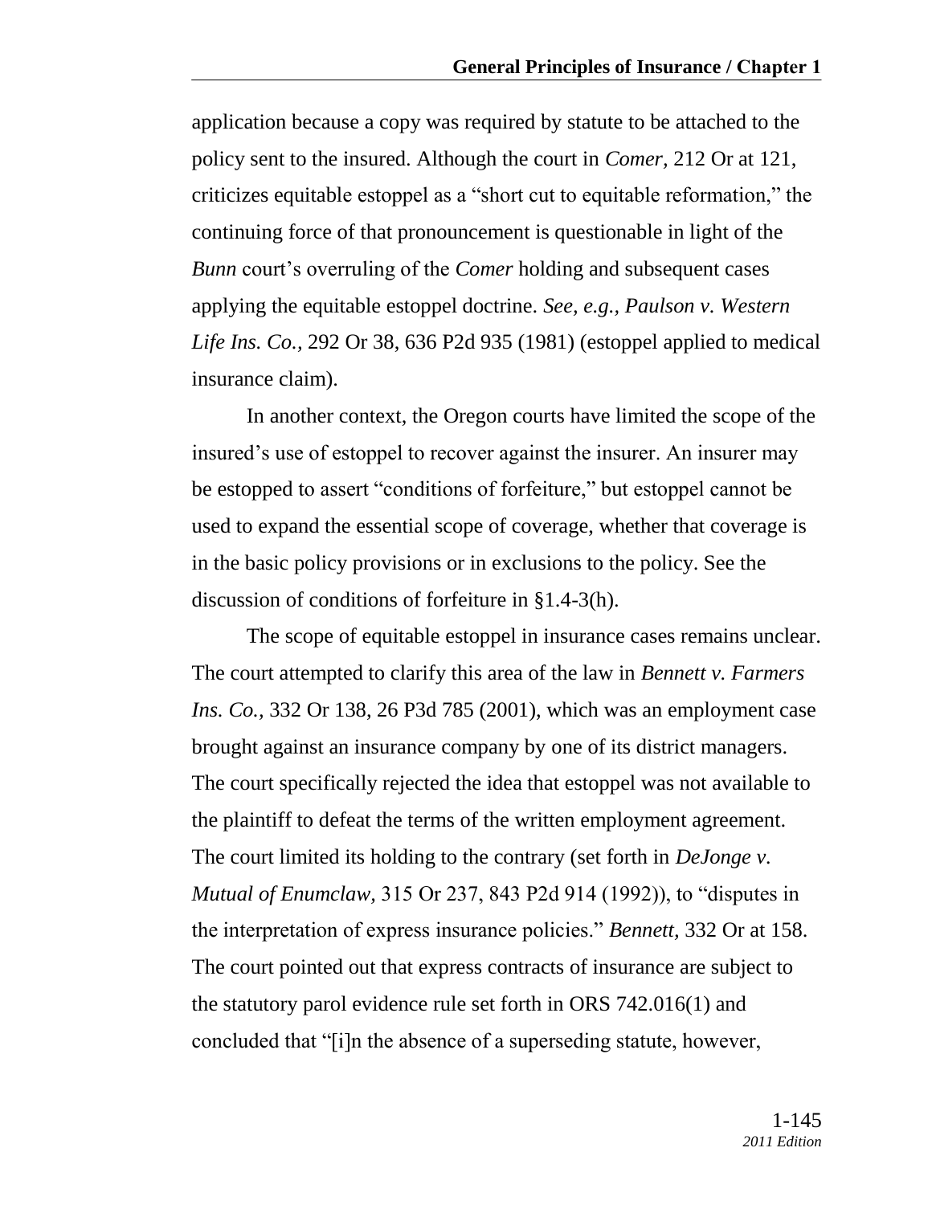application because a copy was required by statute to be attached to the policy sent to the insured. Although the court in *Comer*, 212 Or at 121, criticizes equitable estoppel as a "short cut to equitable reformation," the continuing force of that pronouncement is questionable in light of the *Bunn* court's overruling of the *Comer* holding and subsequent cases applying the equitable estoppel doctrine. *See, e.g., Paulson v. Western Life Ins. Co.,* 292 Or 38, 636 P2d 935 (1981) (estoppel applied to medical insurance claim).

In another context, the Oregon courts have limited the scope of the insured's use of estoppel to recover against the insurer. An insurer may be estopped to assert "conditions of forfeiture," but estoppel cannot be used to expand the essential scope of coverage, whether that coverage is in the basic policy provisions or in exclusions to the policy. See the discussion of conditions of forfeiture in §1.4-3(h).

The scope of equitable estoppel in insurance cases remains unclear. The court attempted to clarify this area of the law in *Bennett v. Farmers Ins. Co.,* 332 Or 138, 26 P3d 785 (2001), which was an employment case brought against an insurance company by one of its district managers. The court specifically rejected the idea that estoppel was not available to the plaintiff to defeat the terms of the written employment agreement. The court limited its holding to the contrary (set forth in *DeJonge v. Mutual of Enumclaw,* 315 Or 237, 843 P2d 914 (1992)), to "disputes in the interpretation of express insurance policies." *Bennett*, 332 Or at 158. The court pointed out that express contracts of insurance are subject to the statutory parol evidence rule set forth in ORS 742.016(1) and concluded that "[i]n the absence of a superseding statute, however,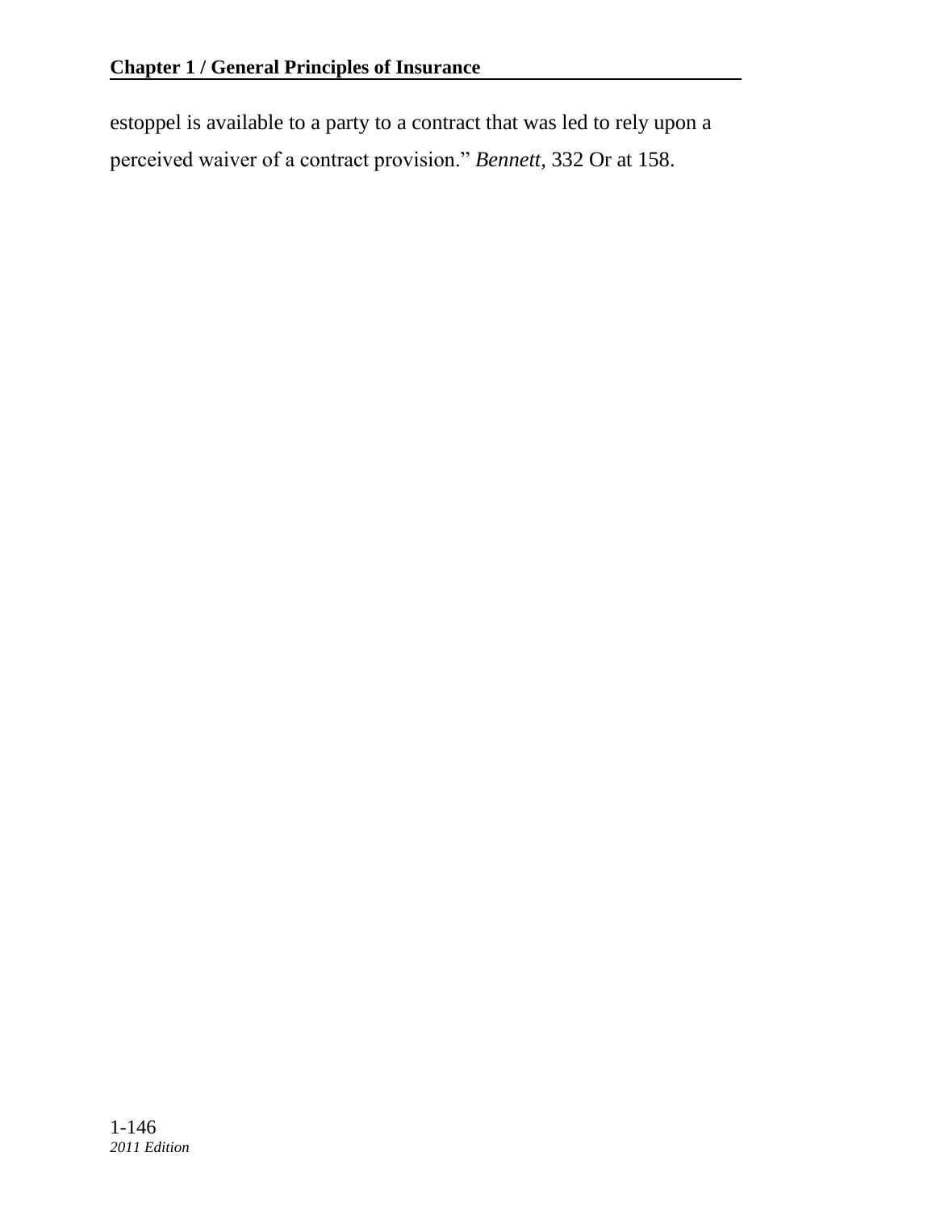estoppel is available to a party to a contract that was led to rely upon a perceived waiver of a contract provision." *Bennett*, 332 Or at 158.